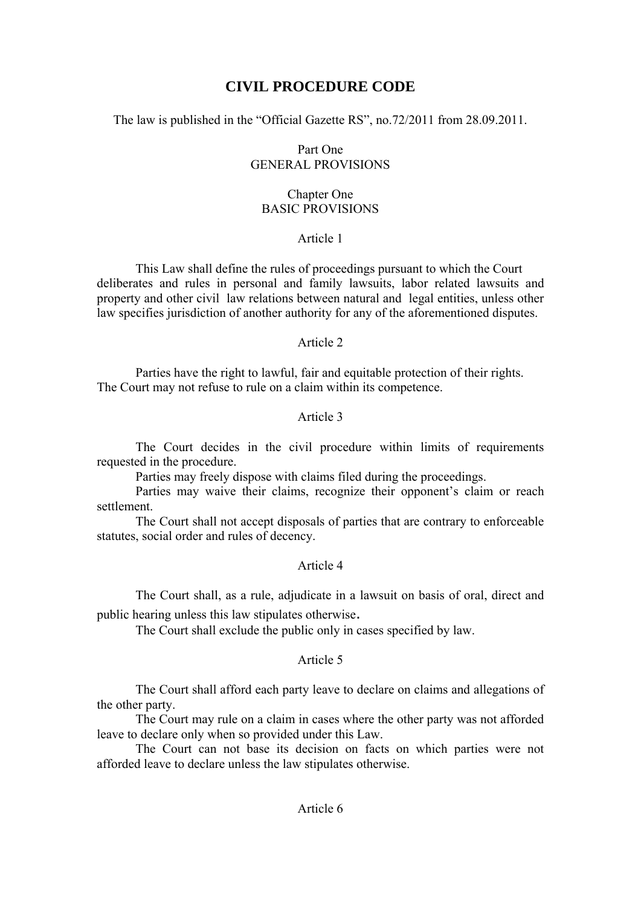# CIVIL PROCEDURE CODE

The law is published in the “Official Gazette RS”, no.72/2011 from 28.09.2011.

## Part One
## GENERAL PROVISIONS

### Chapter One
### BASIC PROVISIONS

#### Article 1

This Law shall define the rules of proceedings pursuant to which the Court deliberates and rules in personal and family lawsuits, labor related lawsuits and property and other civil law relations between natural and legal entities, unless other law specifies jurisdiction of another authority for any of the aforementioned disputes.

#### Article 2

Parties have the right to lawful, fair and equitable protection of their rights.
The Court may not refuse to rule on a claim within its competence.

#### Article 3

The Court decides in the civil procedure within limits of requirements requested in the procedure.

Parties may freely dispose with claims filed during the proceedings.

Parties may waive their claims, recognize their opponent’s claim or reach settlement.

The Court shall not accept disposals of parties that are contrary to enforceable statutes, social order and rules of decency.

#### Article 4

The Court shall, as a rule, adjudicate in a lawsuit on basis of oral, direct and public hearing unless this law stipulates otherwise.

The Court shall exclude the public only in cases specified by law.

#### Article 5

The Court shall afford each party leave to declare on claims and allegations of the other party.

The Court may rule on a claim in cases where the other party was not afforded leave to declare only when so provided under this Law.

The Court can not base its decision on facts on which parties were not afforded leave to declare unless the law stipulates otherwise.

#### Article 6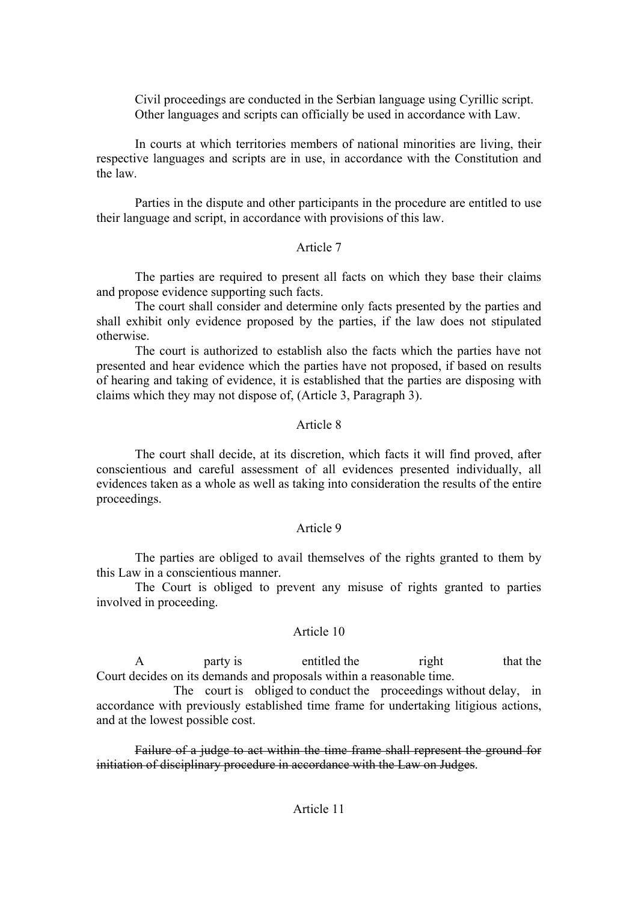Civil proceedings are conducted in the Serbian language using Cyrillic script. Other languages and scripts can officially be used in accordance with Law.

In courts at which territories members of national minorities are living, their respective languages and scripts are in use, in accordance with the Constitution and the law.

Parties in the dispute and other participants in the procedure are entitled to use their language and script, in accordance with provisions of this law.

Article 7

The parties are required to present all facts on which they base their claims and propose evidence supporting such facts.

The court shall consider and determine only facts presented by the parties and shall exhibit only evidence proposed by the parties, if the law does not stipulated otherwise.

The court is authorized to establish also the facts which the parties have not presented and hear evidence which the parties have not proposed, if based on results of hearing and taking of evidence, it is established that the parties are disposing with claims which they may not dispose of, (Article 3, Paragraph 3).

Article 8

The court shall decide, at its discretion, which facts it will find proved, after conscientious and careful assessment of all evidences presented individually, all evidences taken as a whole as well as taking into consideration the results of the entire proceedings.

Article 9

The parties are obliged to avail themselves of the rights granted to them by this Law in a conscientious manner.

The Court is obliged to prevent any misuse of rights granted to parties involved in proceeding.

Article 10

A party is entitled the right that the Court decides on its demands and proposals within a reasonable time.

The court is obliged to conduct the proceedings without delay, in accordance with previously established time frame for undertaking litigious actions, and at the lowest possible cost.

~~Failure of a judge to act within the time frame shall represent the ground for initiation of disciplinary procedure in accordance with the Law on Judges~~.

Article 11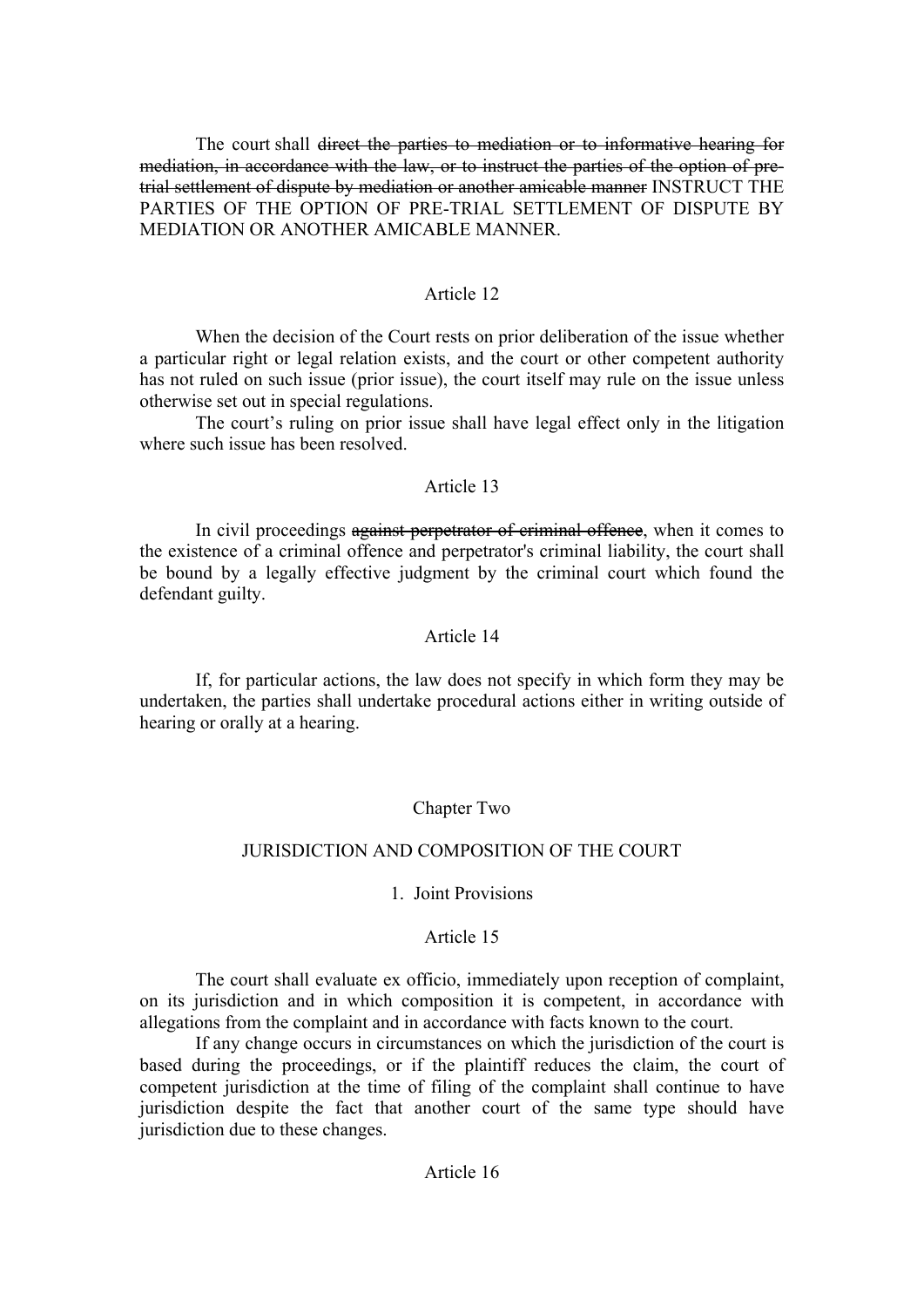The court shall ~~direct the parties to mediation or to informative hearing for mediation, in accordance with the law, or to instruct the parties of the option of pre-trial settlement of dispute by mediation or another amicable manner~~ INSTRUCT THE PARTIES OF THE OPTION OF PRE-TRIAL SETTLEMENT OF DISPUTE BY MEDIATION OR ANOTHER AMICABLE MANNER.

Article 12

When the decision of the Court rests on prior deliberation of the issue whether a particular right or legal relation exists, and the court or other competent authority has not ruled on such issue (prior issue), the court itself may rule on the issue unless otherwise set out in special regulations.

The court's ruling on prior issue shall have legal effect only in the litigation where such issue has been resolved.

Article 13

In civil proceedings ~~against perpetrator of criminal offence~~, when it comes to the existence of a criminal offence and perpetrator's criminal liability, the court shall be bound by a legally effective judgment by the criminal court which found the defendant guilty.

Article 14

If, for particular actions, the law does not specify in which form they may be undertaken, the parties shall undertake procedural actions either in writing outside of hearing or orally at a hearing.

## Chapter Two

## JURISDICTION AND COMPOSITION OF THE COURT

### 1. Joint Provisions

Article 15

The court shall evaluate ex officio, immediately upon reception of complaint, on its jurisdiction and in which composition it is competent, in accordance with allegations from the complaint and in accordance with facts known to the court.

If any change occurs in circumstances on which the jurisdiction of the court is based during the proceedings, or if the plaintiff reduces the claim, the court of competent jurisdiction at the time of filing of the complaint shall continue to have jurisdiction despite the fact that another court of the same type should have jurisdiction due to these changes.

Article 16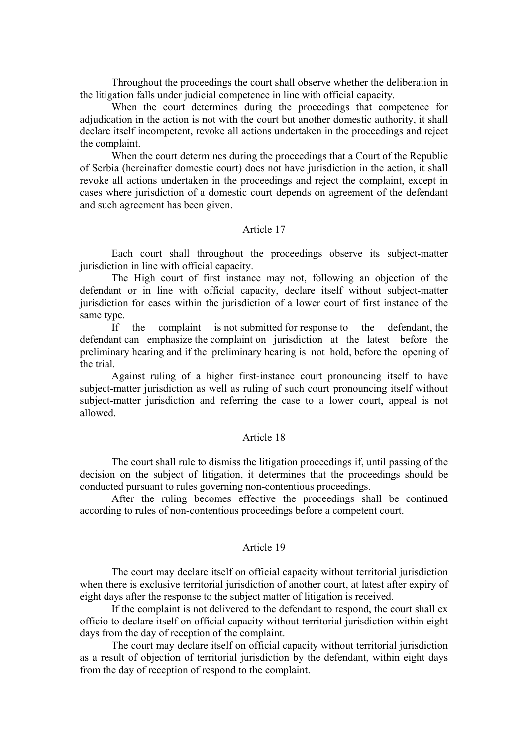Throughout the proceedings the court shall observe whether the deliberation in the litigation falls under judicial competence in line with official capacity.

When the court determines during the proceedings that competence for adjudication in the action is not with the court but another domestic authority, it shall declare itself incompetent, revoke all actions undertaken in the proceedings and reject the complaint.

When the court determines during the proceedings that a Court of the Republic of Serbia (hereinafter domestic court) does not have jurisdiction in the action, it shall revoke all actions undertaken in the proceedings and reject the complaint, except in cases where jurisdiction of a domestic court depends on agreement of the defendant and such agreement has been given.

Article 17

Each court shall throughout the proceedings observe its subject-matter jurisdiction in line with official capacity.

The High court of first instance may not, following an objection of the defendant or in line with official capacity, declare itself without subject-matter jurisdiction for cases within the jurisdiction of a lower court of first instance of the same type.

If the complaint is not submitted for response to the defendant, the defendant can emphasize the complaint on jurisdiction at the latest before the preliminary hearing and if the preliminary hearing is not hold, before the opening of the trial.

Against ruling of a higher first-instance court pronouncing itself to have subject-matter jurisdiction as well as ruling of such court pronouncing itself without subject-matter jurisdiction and referring the case to a lower court, appeal is not allowed.

Article 18

The court shall rule to dismiss the litigation proceedings if, until passing of the decision on the subject of litigation, it determines that the proceedings should be conducted pursuant to rules governing non-contentious proceedings.

After the ruling becomes effective the proceedings shall be continued according to rules of non-contentious proceedings before a competent court.

Article 19

The court may declare itself on official capacity without territorial jurisdiction when there is exclusive territorial jurisdiction of another court, at latest after expiry of eight days after the response to the subject matter of litigation is received.

If the complaint is not delivered to the defendant to respond, the court shall ex officio to declare itself on official capacity without territorial jurisdiction within eight days from the day of reception of the complaint.

The court may declare itself on official capacity without territorial jurisdiction as a result of objection of territorial jurisdiction by the defendant, within eight days from the day of reception of respond to the complaint.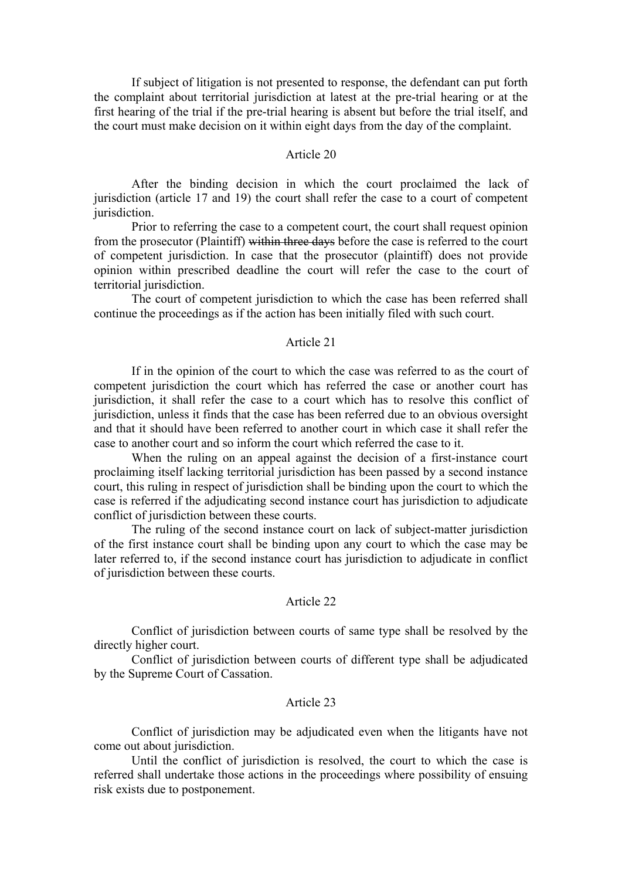If subject of litigation is not presented to response, the defendant can put forth the complaint about territorial jurisdiction at latest at the pre-trial hearing or at the first hearing of the trial if the pre-trial hearing is absent but before the trial itself, and the court must make decision on it within eight days from the day of the complaint.

### Article 20

After the binding decision in which the court proclaimed the lack of jurisdiction (article 17 and 19) the court shall refer the case to a court of competent jurisdiction.

Prior to referring the case to a competent court, the court shall request opinion from the prosecutor (Plaintiff) ~~within three days~~ before the case is referred to the court of competent jurisdiction. In case that the prosecutor (plaintiff) does not provide opinion within prescribed deadline the court will refer the case to the court of territorial jurisdiction.

The court of competent jurisdiction to which the case has been referred shall continue the proceedings as if the action has been initially filed with such court.

### Article 21

If in the opinion of the court to which the case was referred to as the court of competent jurisdiction the court which has referred the case or another court has jurisdiction, it shall refer the case to a court which has to resolve this conflict of jurisdiction, unless it finds that the case has been referred due to an obvious oversight and that it should have been referred to another court in which case it shall refer the case to another court and so inform the court which referred the case to it.

When the ruling on an appeal against the decision of a first-instance court proclaiming itself lacking territorial jurisdiction has been passed by a second instance court, this ruling in respect of jurisdiction shall be binding upon the court to which the case is referred if the adjudicating second instance court has jurisdiction to adjudicate conflict of jurisdiction between these courts.

The ruling of the second instance court on lack of subject-matter jurisdiction of the first instance court shall be binding upon any court to which the case may be later referred to, if the second instance court has jurisdiction to adjudicate in conflict of jurisdiction between these courts.

### Article 22

Conflict of jurisdiction between courts of same type shall be resolved by the directly higher court.

Conflict of jurisdiction between courts of different type shall be adjudicated by the Supreme Court of Cassation.

### Article 23

Conflict of jurisdiction may be adjudicated even when the litigants have not come out about jurisdiction.

Until the conflict of jurisdiction is resolved, the court to which the case is referred shall undertake those actions in the proceedings where possibility of ensuing risk exists due to postponement.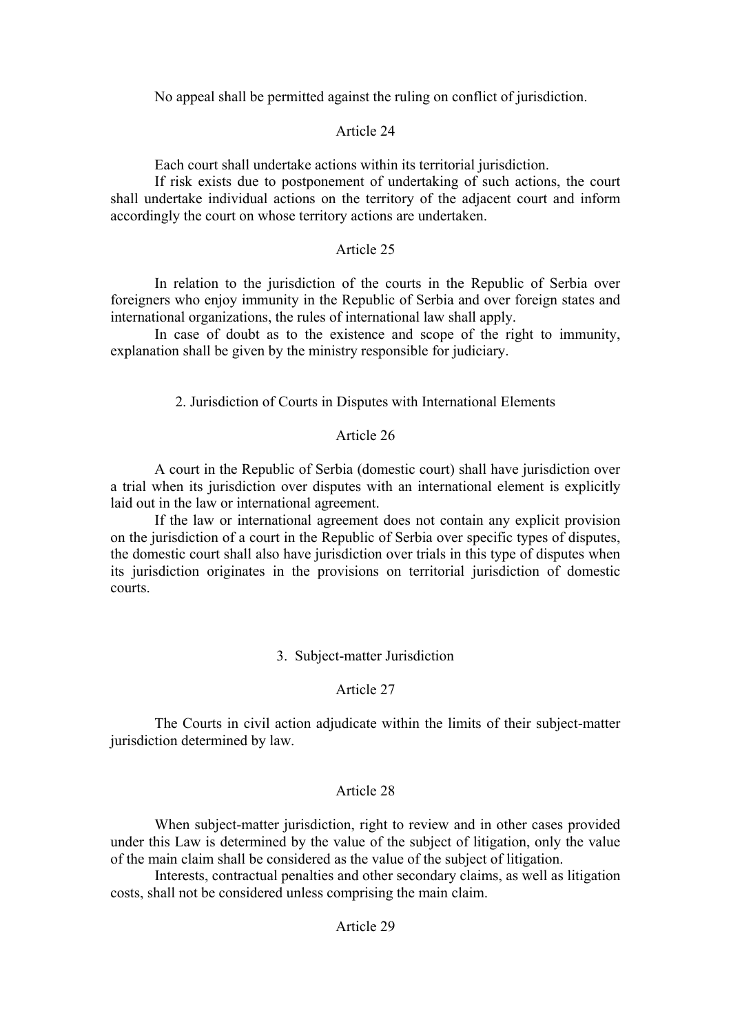No appeal shall be permitted against the ruling on conflict of jurisdiction.

### Article 24

Each court shall undertake actions within its territorial jurisdiction.

If risk exists due to postponement of undertaking of such actions, the court shall undertake individual actions on the territory of the adjacent court and inform accordingly the court on whose territory actions are undertaken.

### Article 25

In relation to the jurisdiction of the courts in the Republic of Serbia over foreigners who enjoy immunity in the Republic of Serbia and over foreign states and international organizations, the rules of international law shall apply.

In case of doubt as to the existence and scope of the right to immunity, explanation shall be given by the ministry responsible for judiciary.

## 2. Jurisdiction of Courts in Disputes with International Elements

### Article 26

A court in the Republic of Serbia (domestic court) shall have jurisdiction over a trial when its jurisdiction over disputes with an international element is explicitly laid out in the law or international agreement.

If the law or international agreement does not contain any explicit provision on the jurisdiction of a court in the Republic of Serbia over specific types of disputes, the domestic court shall also have jurisdiction over trials in this type of disputes when its jurisdiction originates in the provisions on territorial jurisdiction of domestic courts.

## 3. Subject-matter Jurisdiction

### Article 27

The Courts in civil action adjudicate within the limits of their subject-matter jurisdiction determined by law.

### Article 28

When subject-matter jurisdiction, right to review and in other cases provided under this Law is determined by the value of the subject of litigation, only the value of the main claim shall be considered as the value of the subject of litigation.

Interests, contractual penalties and other secondary claims, as well as litigation costs, shall not be considered unless comprising the main claim.

### Article 29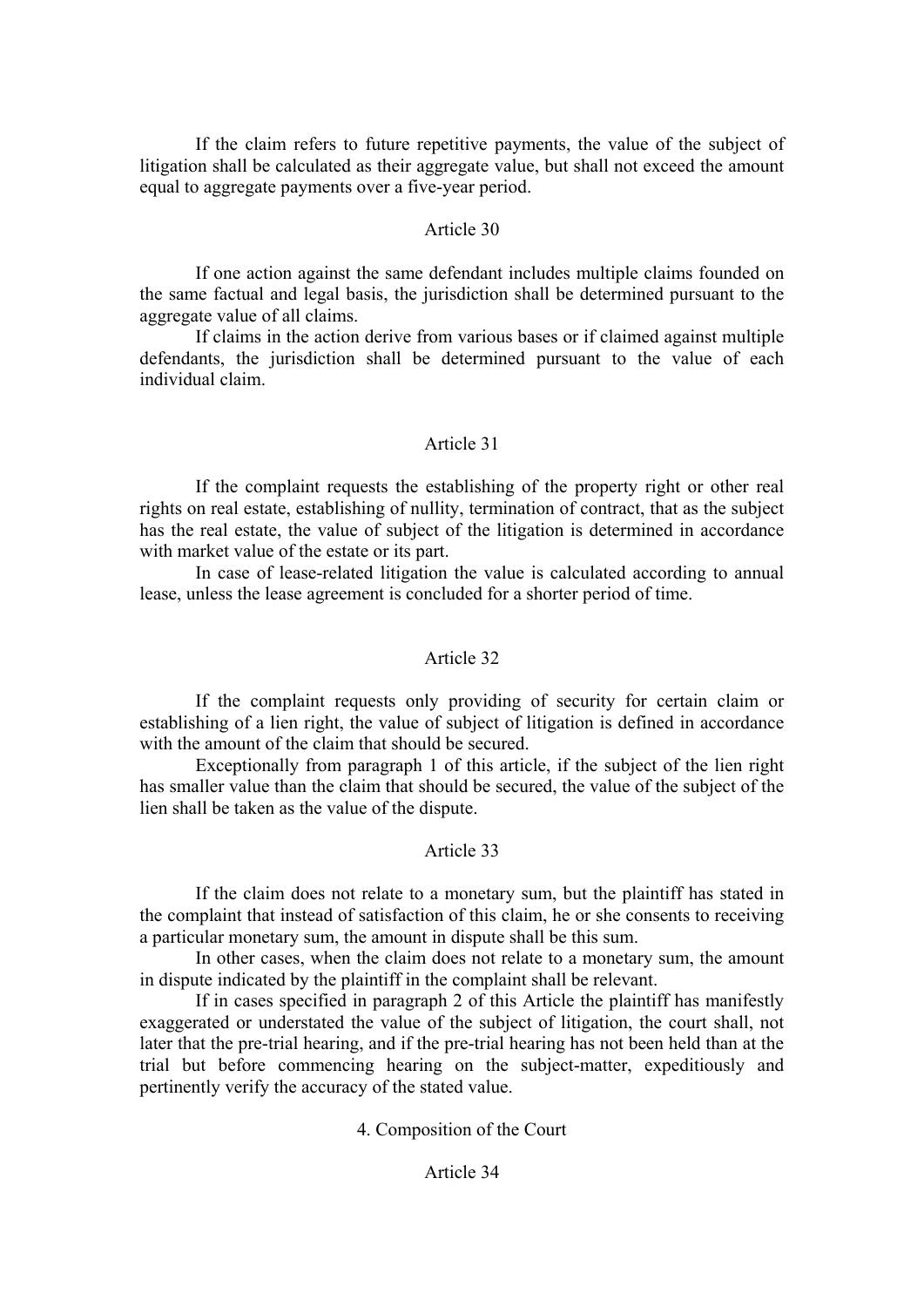If the claim refers to future repetitive payments, the value of the subject of litigation shall be calculated as their aggregate value, but shall not exceed the amount equal to aggregate payments over a five-year period.

### Article 30

If one action against the same defendant includes multiple claims founded on the same factual and legal basis, the jurisdiction shall be determined pursuant to the aggregate value of all claims.

If claims in the action derive from various bases or if claimed against multiple defendants, the jurisdiction shall be determined pursuant to the value of each individual claim.

### Article 31

If the complaint requests the establishing of the property right or other real rights on real estate, establishing of nullity, termination of contract, that as the subject has the real estate, the value of subject of the litigation is determined in accordance with market value of the estate or its part.

In case of lease-related litigation the value is calculated according to annual lease, unless the lease agreement is concluded for a shorter period of time.

### Article 32

If the complaint requests only providing of security for certain claim or establishing of a lien right, the value of subject of litigation is defined in accordance with the amount of the claim that should be secured.

Exceptionally from paragraph 1 of this article, if the subject of the lien right has smaller value than the claim that should be secured, the value of the subject of the lien shall be taken as the value of the dispute.

### Article 33

If the claim does not relate to a monetary sum, but the plaintiff has stated in the complaint that instead of satisfaction of this claim, he or she consents to receiving a particular monetary sum, the amount in dispute shall be this sum.

In other cases, when the claim does not relate to a monetary sum, the amount in dispute indicated by the plaintiff in the complaint shall be relevant.

If in cases specified in paragraph 2 of this Article the plaintiff has manifestly exaggerated or understated the value of the subject of litigation, the court shall, not later that the pre-trial hearing, and if the pre-trial hearing has not been held than at the trial but before commencing hearing on the subject-matter, expeditiously and pertinently verify the accuracy of the stated value.

## 4. Composition of the Court

### Article 34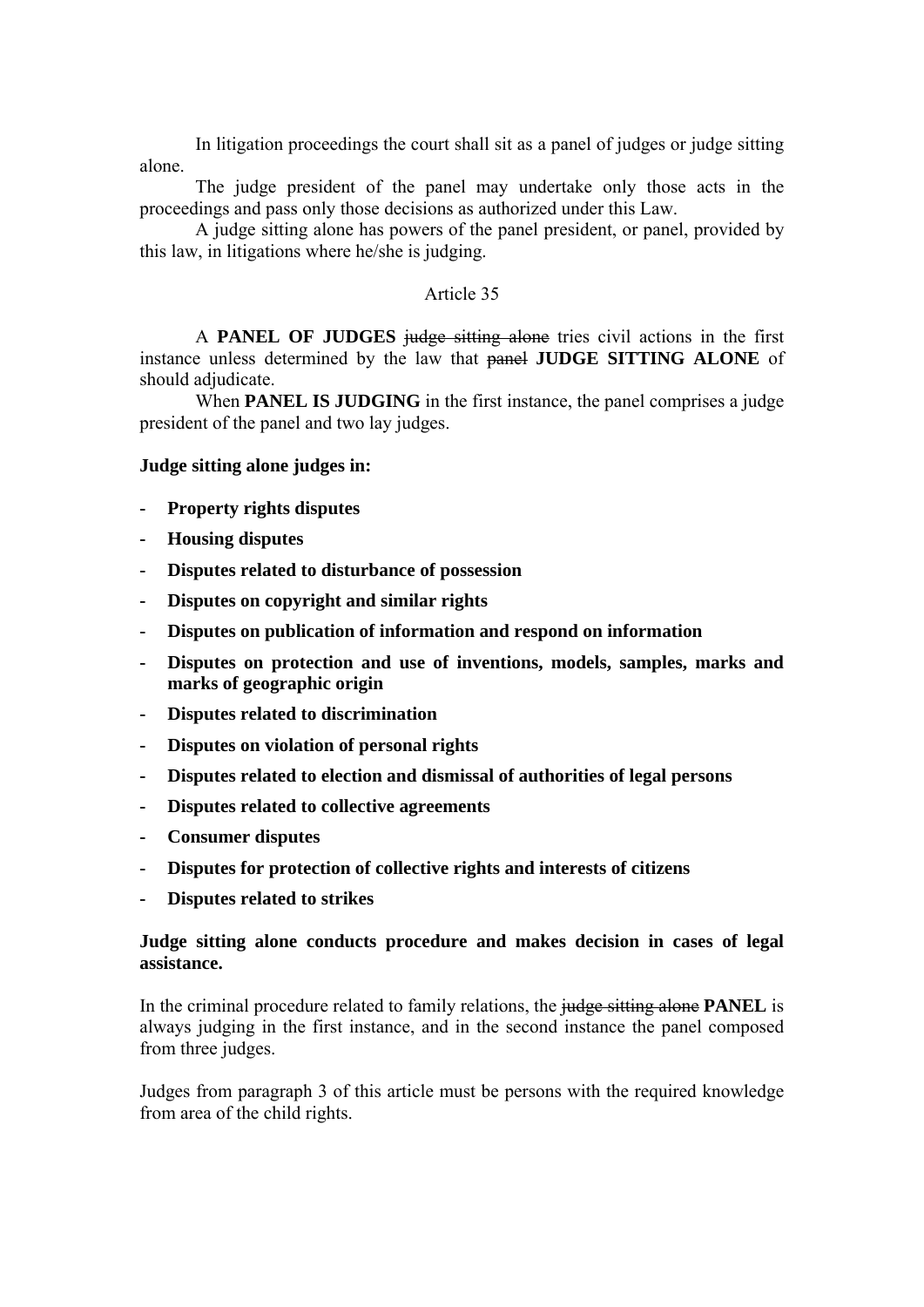In litigation proceedings the court shall sit as a panel of judges or judge sitting alone.

The judge president of the panel may undertake only those acts in the proceedings and pass only those decisions as authorized under this Law.

A judge sitting alone has powers of the panel president, or panel, provided by this law, in litigations where he/she is judging.

Article 35

A **PANEL OF JUDGES** ~~judge sitting alone~~ tries civil actions in the first instance unless determined by the law that ~~panel~~ **JUDGE SITTING ALONE** of should adjudicate.

When **PANEL IS JUDGING** in the first instance, the panel comprises a judge president of the panel and two lay judges.

**Judge sitting alone judges in:**

- **Property rights disputes**
- **Housing disputes**
- **Disputes related to disturbance of possession**
- **Disputes on copyright and similar rights**
- **Disputes on publication of information and respond on information**
- **Disputes on protection and use of inventions, models, samples, marks and marks of geographic origin**
- **Disputes related to discrimination**
- **Disputes on violation of personal rights**
- **Disputes related to election and dismissal of authorities of legal persons**
- **Disputes related to collective agreements**
- **Consumer disputes**
- **Disputes for protection of collective rights and interests of citizens**
- **Disputes related to strikes**

**Judge sitting alone conducts procedure and makes decision in cases of legal assistance.**

In the criminal procedure related to family relations, the ~~judge sitting alone~~ **PANEL** is always judging in the first instance, and in the second instance the panel composed from three judges.

Judges from paragraph 3 of this article must be persons with the required knowledge from area of the child rights.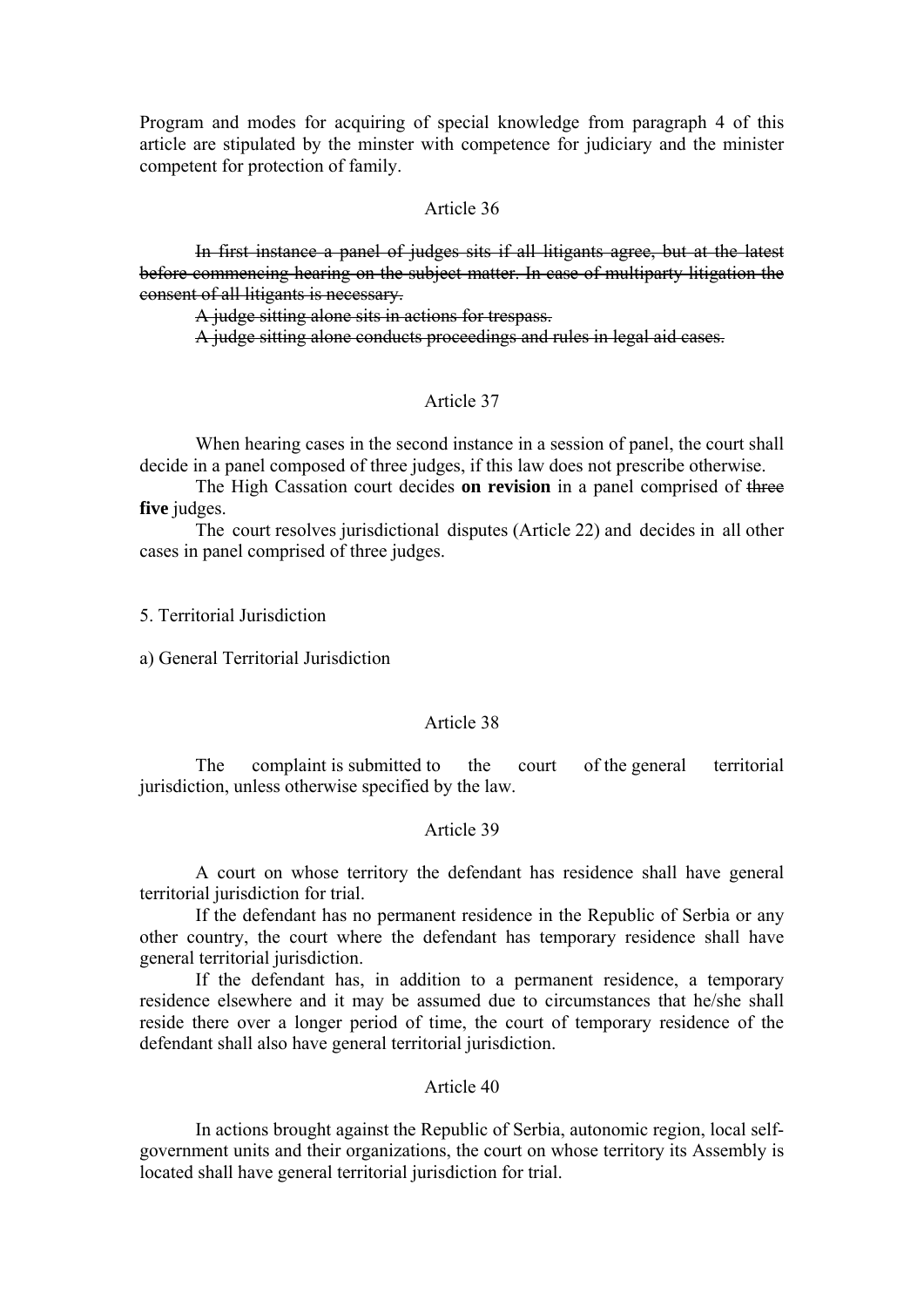Program and modes for acquiring of special knowledge from paragraph 4 of this article are stipulated by the minster with competence for judiciary and the minister competent for protection of family.

Article 36

~~In first instance a panel of judges sits if all litigants agree, but at the latest before commencing hearing on the subject matter. In case of multiparty litigation the consent of all litigants is necessary.~~

~~A judge sitting alone sits in actions for trespass.~~

~~A judge sitting alone conducts proceedings and rules in legal aid cases.~~

Article 37

When hearing cases in the second instance in a session of panel, the court shall decide in a panel composed of three judges, if this law does not prescribe otherwise.

The High Cassation court decides **on revision** in a panel comprised of ~~three~~ **five** judges.

The court resolves jurisdictional disputes (Article 22) and decides in all other cases in panel comprised of three judges.

5. Territorial Jurisdiction

a) General Territorial Jurisdiction

Article 38

The complaint is submitted to the court of the general territorial jurisdiction, unless otherwise specified by the law.

Article 39

A court on whose territory the defendant has residence shall have general territorial jurisdiction for trial.

If the defendant has no permanent residence in the Republic of Serbia or any other country, the court where the defendant has temporary residence shall have general territorial jurisdiction.

If the defendant has, in addition to a permanent residence, a temporary residence elsewhere and it may be assumed due to circumstances that he/she shall reside there over a longer period of time, the court of temporary residence of the defendant shall also have general territorial jurisdiction.

Article 40

In actions brought against the Republic of Serbia, autonomic region, local self-government units and their organizations, the court on whose territory its Assembly is located shall have general territorial jurisdiction for trial.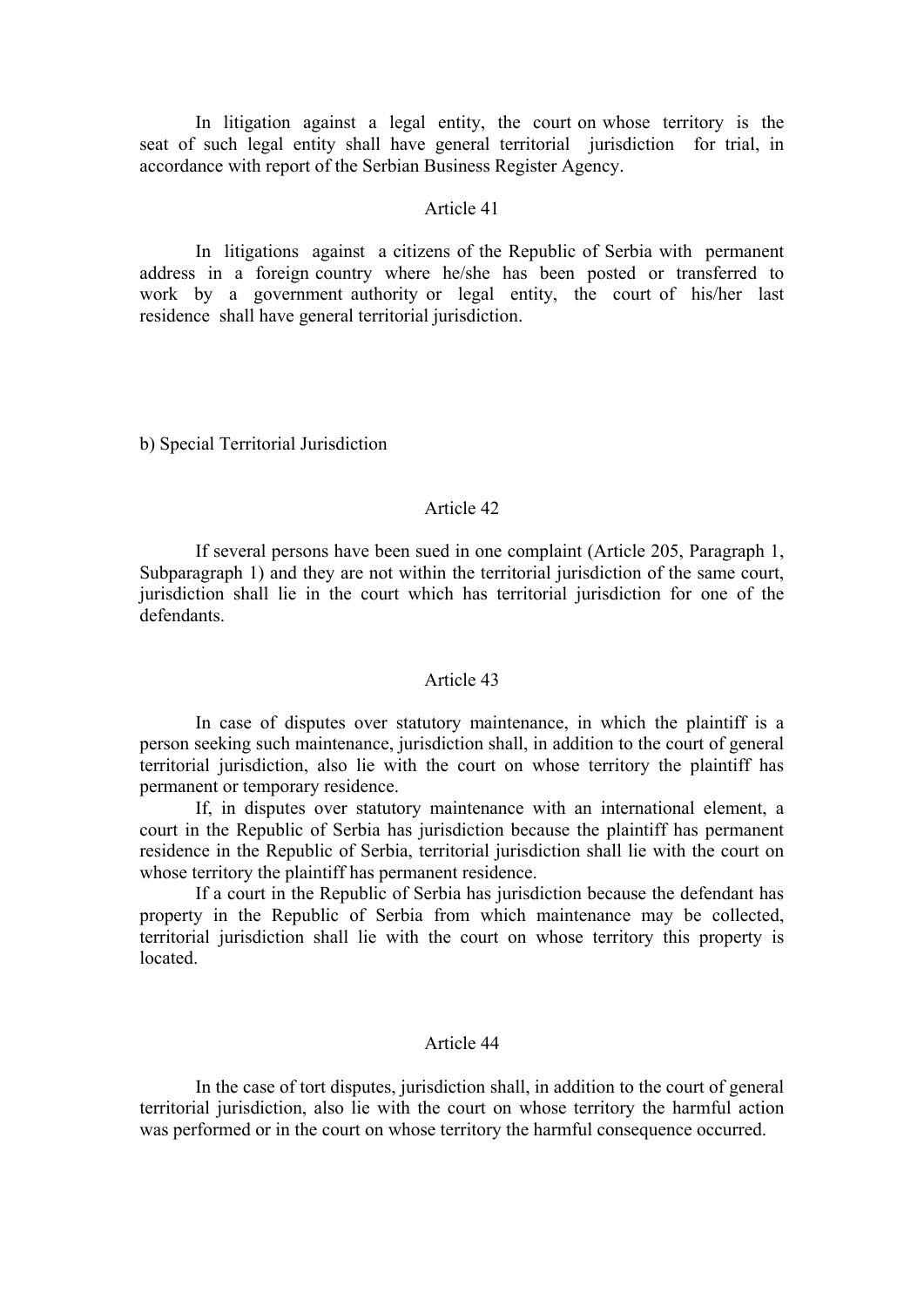In litigation against a legal entity, the court on whose territory is the seat of such legal entity shall have general territorial jurisdiction for trial, in accordance with report of the Serbian Business Register Agency.

### Article 41

In litigations against a citizens of the Republic of Serbia with permanent address in a foreign country where he/she has been posted or transferred to work by a government authority or legal entity, the court of his/her last residence shall have general territorial jurisdiction.

## b) Special Territorial Jurisdiction

### Article 42

If several persons have been sued in one complaint (Article 205, Paragraph 1, Subparagraph 1) and they are not within the territorial jurisdiction of the same court, jurisdiction shall lie in the court which has territorial jurisdiction for one of the defendants.

### Article 43

In case of disputes over statutory maintenance, in which the plaintiff is a person seeking such maintenance, jurisdiction shall, in addition to the court of general territorial jurisdiction, also lie with the court on whose territory the plaintiff has permanent or temporary residence.

If, in disputes over statutory maintenance with an international element, a court in the Republic of Serbia has jurisdiction because the plaintiff has permanent residence in the Republic of Serbia, territorial jurisdiction shall lie with the court on whose territory the plaintiff has permanent residence.

If a court in the Republic of Serbia has jurisdiction because the defendant has property in the Republic of Serbia from which maintenance may be collected, territorial jurisdiction shall lie with the court on whose territory this property is located.

### Article 44

In the case of tort disputes, jurisdiction shall, in addition to the court of general territorial jurisdiction, also lie with the court on whose territory the harmful action was performed or in the court on whose territory the harmful consequence occurred.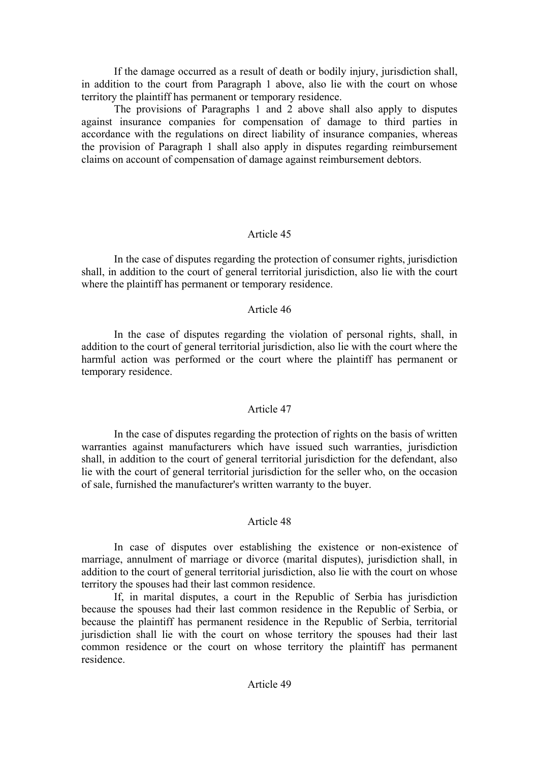If the damage occurred as a result of death or bodily injury, jurisdiction shall, in addition to the court from Paragraph 1 above, also lie with the court on whose territory the plaintiff has permanent or temporary residence.

The provisions of Paragraphs 1 and 2 above shall also apply to disputes against insurance companies for compensation of damage to third parties in accordance with the regulations on direct liability of insurance companies, whereas the provision of Paragraph 1 shall also apply in disputes regarding reimbursement claims on account of compensation of damage against reimbursement debtors.

### Article 45

In the case of disputes regarding the protection of consumer rights, jurisdiction shall, in addition to the court of general territorial jurisdiction, also lie with the court where the plaintiff has permanent or temporary residence.

### Article 46

In the case of disputes regarding the violation of personal rights, shall, in addition to the court of general territorial jurisdiction, also lie with the court where the harmful action was performed or the court where the plaintiff has permanent or temporary residence.

### Article 47

In the case of disputes regarding the protection of rights on the basis of written warranties against manufacturers which have issued such warranties, jurisdiction shall, in addition to the court of general territorial jurisdiction for the defendant, also lie with the court of general territorial jurisdiction for the seller who, on the occasion of sale, furnished the manufacturer's written warranty to the buyer.

### Article 48

In case of disputes over establishing the existence or non-existence of marriage, annulment of marriage or divorce (marital disputes), jurisdiction shall, in addition to the court of general territorial jurisdiction, also lie with the court on whose territory the spouses had their last common residence.

If, in marital disputes, a court in the Republic of Serbia has jurisdiction because the spouses had their last common residence in the Republic of Serbia, or because the plaintiff has permanent residence in the Republic of Serbia, territorial jurisdiction shall lie with the court on whose territory the spouses had their last common residence or the court on whose territory the plaintiff has permanent residence.

### Article 49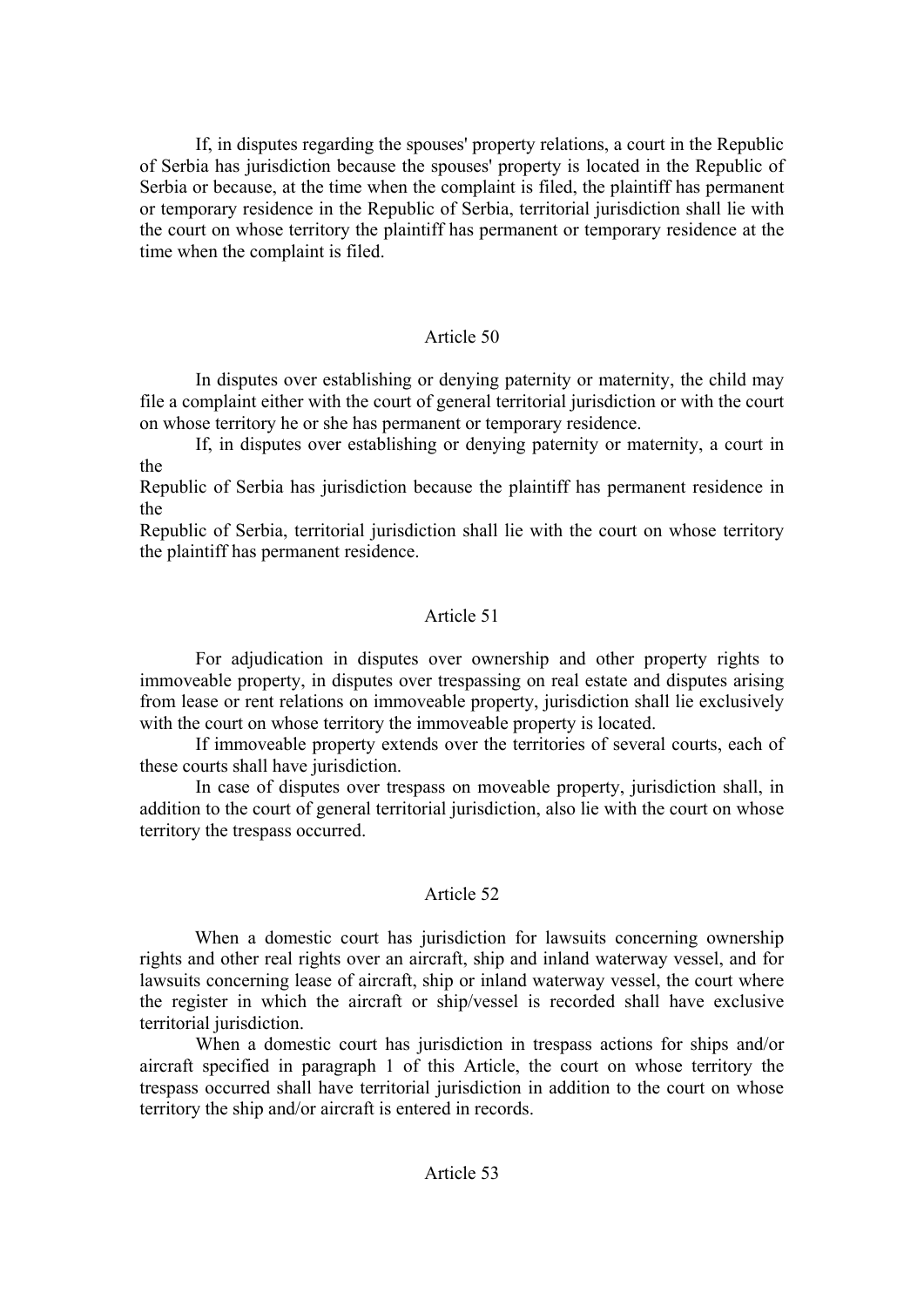If, in disputes regarding the spouses' property relations, a court in the Republic of Serbia has jurisdiction because the spouses' property is located in the Republic of Serbia or because, at the time when the complaint is filed, the plaintiff has permanent or temporary residence in the Republic of Serbia, territorial jurisdiction shall lie with the court on whose territory the plaintiff has permanent or temporary residence at the time when the complaint is filed.

## Article 50

In disputes over establishing or denying paternity or maternity, the child may file a complaint either with the court of general territorial jurisdiction or with the court on whose territory he or she has permanent or temporary residence.

If, in disputes over establishing or denying paternity or maternity, a court in the Republic of Serbia has jurisdiction because the plaintiff has permanent residence in the Republic of Serbia, territorial jurisdiction shall lie with the court on whose territory the plaintiff has permanent residence.

## Article 51

For adjudication in disputes over ownership and other property rights to immoveable property, in disputes over trespassing on real estate and disputes arising from lease or rent relations on immoveable property, jurisdiction shall lie exclusively with the court on whose territory the immoveable property is located.

If immoveable property extends over the territories of several courts, each of these courts shall have jurisdiction.

In case of disputes over trespass on moveable property, jurisdiction shall, in addition to the court of general territorial jurisdiction, also lie with the court on whose territory the trespass occurred.

## Article 52

When a domestic court has jurisdiction for lawsuits concerning ownership rights and other real rights over an aircraft, ship and inland waterway vessel, and for lawsuits concerning lease of aircraft, ship or inland waterway vessel, the court where the register in which the aircraft or ship/vessel is recorded shall have exclusive territorial jurisdiction.

When a domestic court has jurisdiction in trespass actions for ships and/or aircraft specified in paragraph 1 of this Article, the court on whose territory the trespass occurred shall have territorial jurisdiction in addition to the court on whose territory the ship and/or aircraft is entered in records.

## Article 53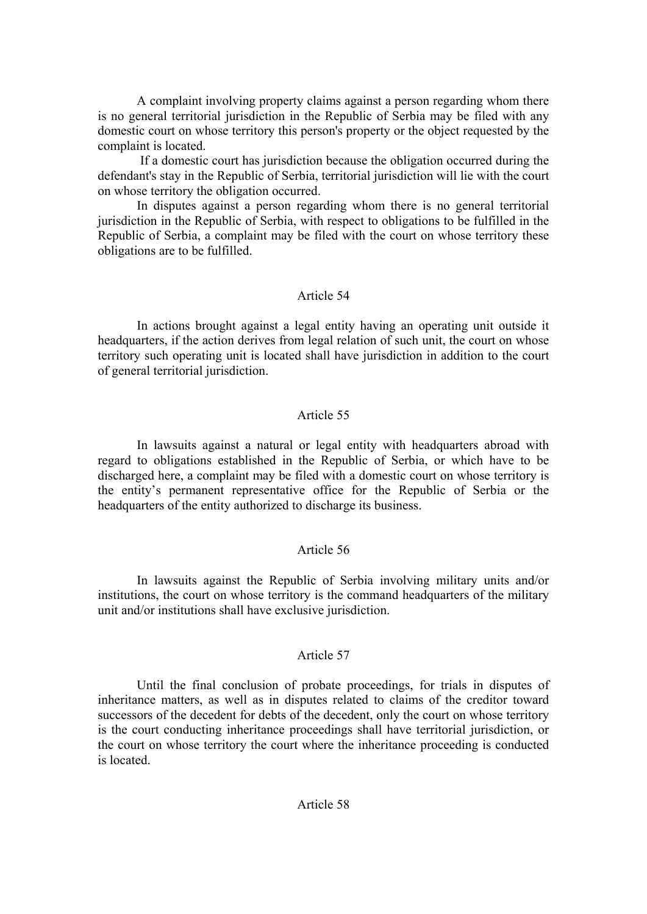A complaint involving property claims against a person regarding whom there is no general territorial jurisdiction in the Republic of Serbia may be filed with any domestic court on whose territory this person's property or the object requested by the complaint is located.

If a domestic court has jurisdiction because the obligation occurred during the defendant's stay in the Republic of Serbia, territorial jurisdiction will lie with the court on whose territory the obligation occurred.

In disputes against a person regarding whom there is no general territorial jurisdiction in the Republic of Serbia, with respect to obligations to be fulfilled in the Republic of Serbia, a complaint may be filed with the court on whose territory these obligations are to be fulfilled.

Article 54

In actions brought against a legal entity having an operating unit outside it headquarters, if the action derives from legal relation of such unit, the court on whose territory such operating unit is located shall have jurisdiction in addition to the court of general territorial jurisdiction.

Article 55

In lawsuits against a natural or legal entity with headquarters abroad with regard to obligations established in the Republic of Serbia, or which have to be discharged here, a complaint may be filed with a domestic court on whose territory is the entity's permanent representative office for the Republic of Serbia or the headquarters of the entity authorized to discharge its business.

Article 56

In lawsuits against the Republic of Serbia involving military units and/or institutions, the court on whose territory is the command headquarters of the military unit and/or institutions shall have exclusive jurisdiction.

Article 57

Until the final conclusion of probate proceedings, for trials in disputes of inheritance matters, as well as in disputes related to claims of the creditor toward successors of the decedent for debts of the decedent, only the court on whose territory is the court conducting inheritance proceedings shall have territorial jurisdiction, or the court on whose territory the court where the inheritance proceeding is conducted is located.

Article 58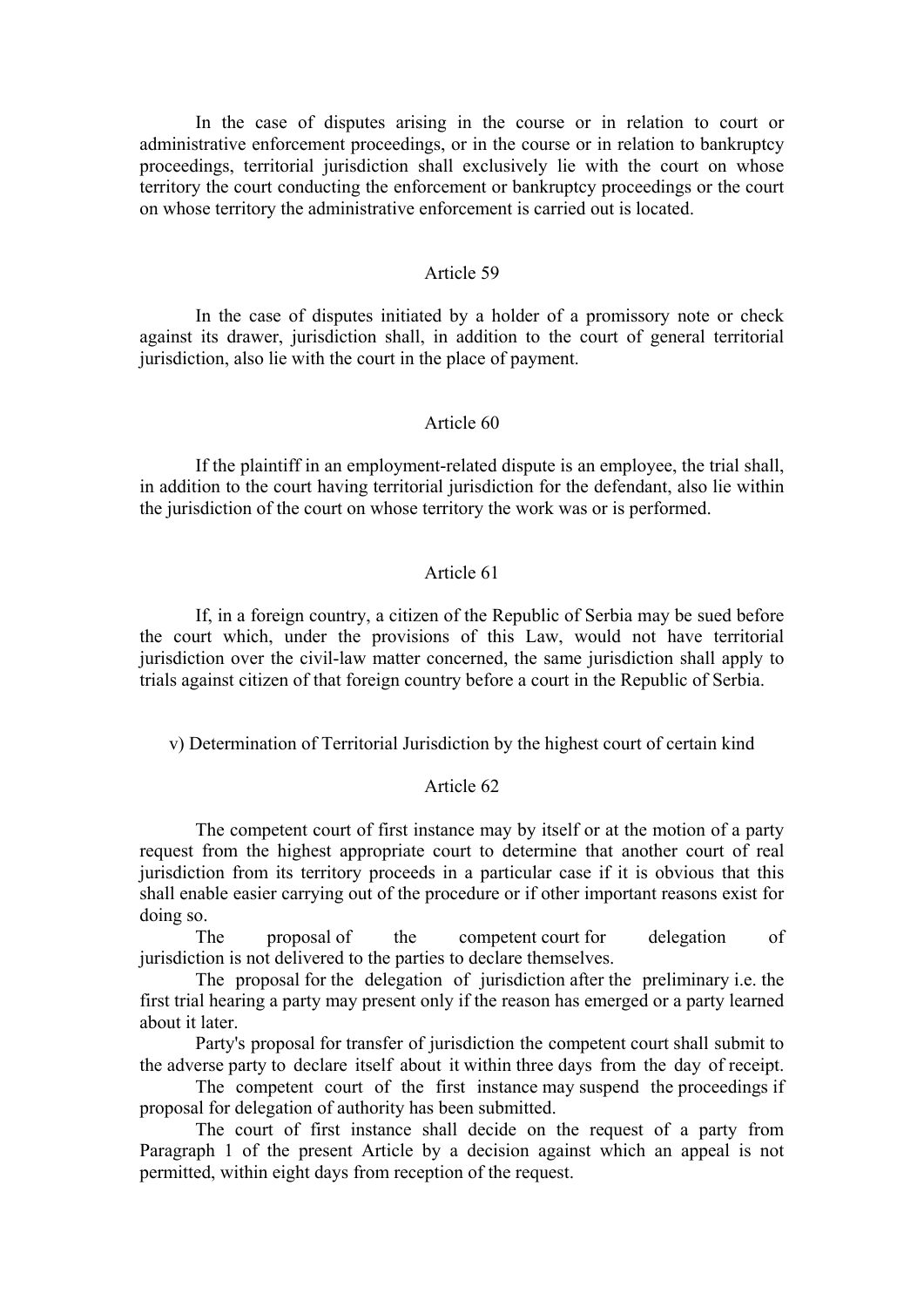In the case of disputes arising in the course or in relation to court or administrative enforcement proceedings, or in the course or in relation to bankruptcy proceedings, territorial jurisdiction shall exclusively lie with the court on whose territory the court conducting the enforcement or bankruptcy proceedings or the court on whose territory the administrative enforcement is carried out is located.

Article 59

In the case of disputes initiated by a holder of a promissory note or check against its drawer, jurisdiction shall, in addition to the court of general territorial jurisdiction, also lie with the court in the place of payment.

Article 60

If the plaintiff in an employment-related dispute is an employee, the trial shall, in addition to the court having territorial jurisdiction for the defendant, also lie within the jurisdiction of the court on whose territory the work was or is performed.

Article 61

If, in a foreign country, a citizen of the Republic of Serbia may be sued before the court which, under the provisions of this Law, would not have territorial jurisdiction over the civil-law matter concerned, the same jurisdiction shall apply to trials against citizen of that foreign country before a court in the Republic of Serbia.

v) Determination of Territorial Jurisdiction by the highest court of certain kind

Article 62

The competent court of first instance may by itself or at the motion of a party request from the highest appropriate court to determine that another court of real jurisdiction from its territory proceeds in a particular case if it is obvious that this shall enable easier carrying out of the procedure or if other important reasons exist for doing so.

The proposal of the competent court for delegation of jurisdiction is not delivered to the parties to declare themselves.

The proposal for the delegation of jurisdiction after the preliminary i.e. the first trial hearing a party may present only if the reason has emerged or a party learned about it later.

Party's proposal for transfer of jurisdiction the competent court shall submit to the adverse party to declare itself about it within three days from the day of receipt.

The competent court of the first instance may suspend the proceedings if proposal for delegation of authority has been submitted.

The court of first instance shall decide on the request of a party from Paragraph 1 of the present Article by a decision against which an appeal is not permitted, within eight days from reception of the request.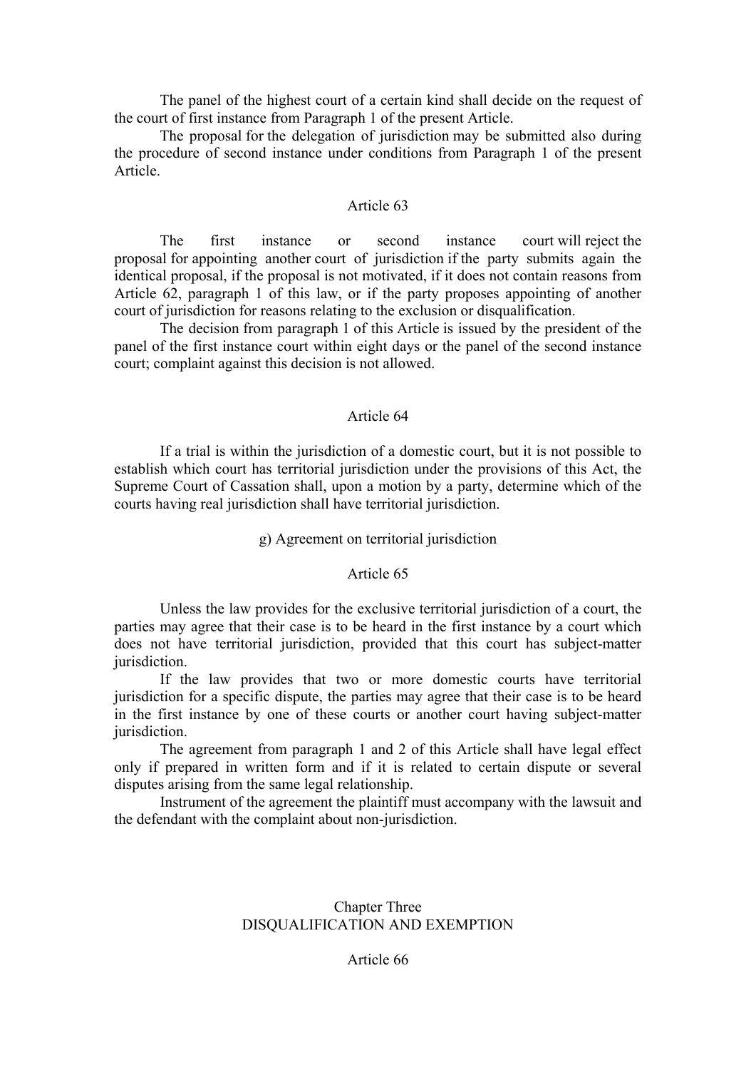The panel of the highest court of a certain kind shall decide on the request of the court of first instance from Paragraph 1 of the present Article.

The proposal for the delegation of jurisdiction may be submitted also during the procedure of second instance under conditions from Paragraph 1 of the present Article.

### Article 63

The first instance or second instance court will reject the proposal for appointing another court of jurisdiction if the party submits again the identical proposal, if the proposal is not motivated, if it does not contain reasons from Article 62, paragraph 1 of this law, or if the party proposes appointing of another court of jurisdiction for reasons relating to the exclusion or disqualification.

The decision from paragraph 1 of this Article is issued by the president of the panel of the first instance court within eight days or the panel of the second instance court; complaint against this decision is not allowed.

### Article 64

If a trial is within the jurisdiction of a domestic court, but it is not possible to establish which court has territorial jurisdiction under the provisions of this Act, the Supreme Court of Cassation shall, upon a motion by a party, determine which of the courts having real jurisdiction shall have territorial jurisdiction.

### g) Agreement on territorial jurisdiction

### Article 65

Unless the law provides for the exclusive territorial jurisdiction of a court, the parties may agree that their case is to be heard in the first instance by a court which does not have territorial jurisdiction, provided that this court has subject-matter jurisdiction.

If the law provides that two or more domestic courts have territorial jurisdiction for a specific dispute, the parties may agree that their case is to be heard in the first instance by one of these courts or another court having subject-matter jurisdiction.

The agreement from paragraph 1 and 2 of this Article shall have legal effect only if prepared in written form and if it is related to certain dispute or several disputes arising from the same legal relationship.

Instrument of the agreement the plaintiff must accompany with the lawsuit and the defendant with the complaint about non-jurisdiction.

## Chapter Three
## DISQUALIFICATION AND EXEMPTION

### Article 66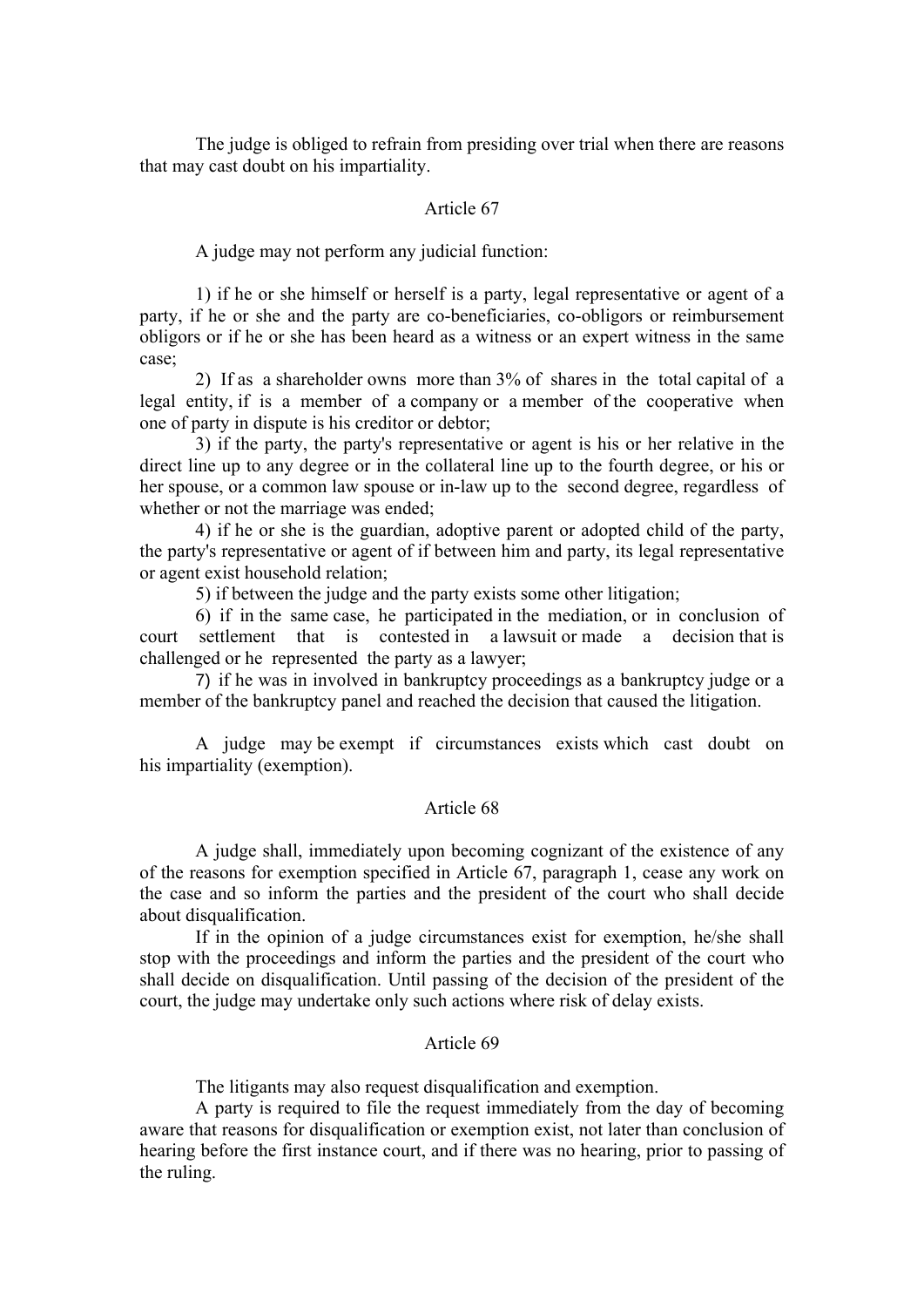The judge is obliged to refrain from presiding over trial when there are reasons that may cast doubt on his impartiality.

### Article 67

A judge may not perform any judicial function:

1) if he or she himself or herself is a party, legal representative or agent of a party, if he or she and the party are co-beneficiaries, co-obligors or reimbursement obligors or if he or she has been heard as a witness or an expert witness in the same case;

2) If as a shareholder owns more than 3% of shares in the total capital of a legal entity, if is a member of a company or a member of the cooperative when one of party in dispute is his creditor or debtor;

3) if the party, the party's representative or agent is his or her relative in the direct line up to any degree or in the collateral line up to the fourth degree, or his or her spouse, or a common law spouse or in-law up to the second degree, regardless of whether or not the marriage was ended;

4) if he or she is the guardian, adoptive parent or adopted child of the party, the party's representative or agent of if between him and party, its legal representative or agent exist household relation;

5) if between the judge and the party exists some other litigation;

6) if in the same case, he participated in the mediation, or in conclusion of court settlement that is contested in a lawsuit or made a decision that is challenged or he represented the party as a lawyer;

7) if he was in involved in bankruptcy proceedings as a bankruptcy judge or a member of the bankruptcy panel and reached the decision that caused the litigation.

A judge may be exempt if circumstances exists which cast doubt on his impartiality (exemption).

### Article 68

A judge shall, immediately upon becoming cognizant of the existence of any of the reasons for exemption specified in Article 67, paragraph 1, cease any work on the case and so inform the parties and the president of the court who shall decide about disqualification.

If in the opinion of a judge circumstances exist for exemption, he/she shall stop with the proceedings and inform the parties and the president of the court who shall decide on disqualification. Until passing of the decision of the president of the court, the judge may undertake only such actions where risk of delay exists.

### Article 69

The litigants may also request disqualification and exemption.

A party is required to file the request immediately from the day of becoming aware that reasons for disqualification or exemption exist, not later than conclusion of hearing before the first instance court, and if there was no hearing, prior to passing of the ruling.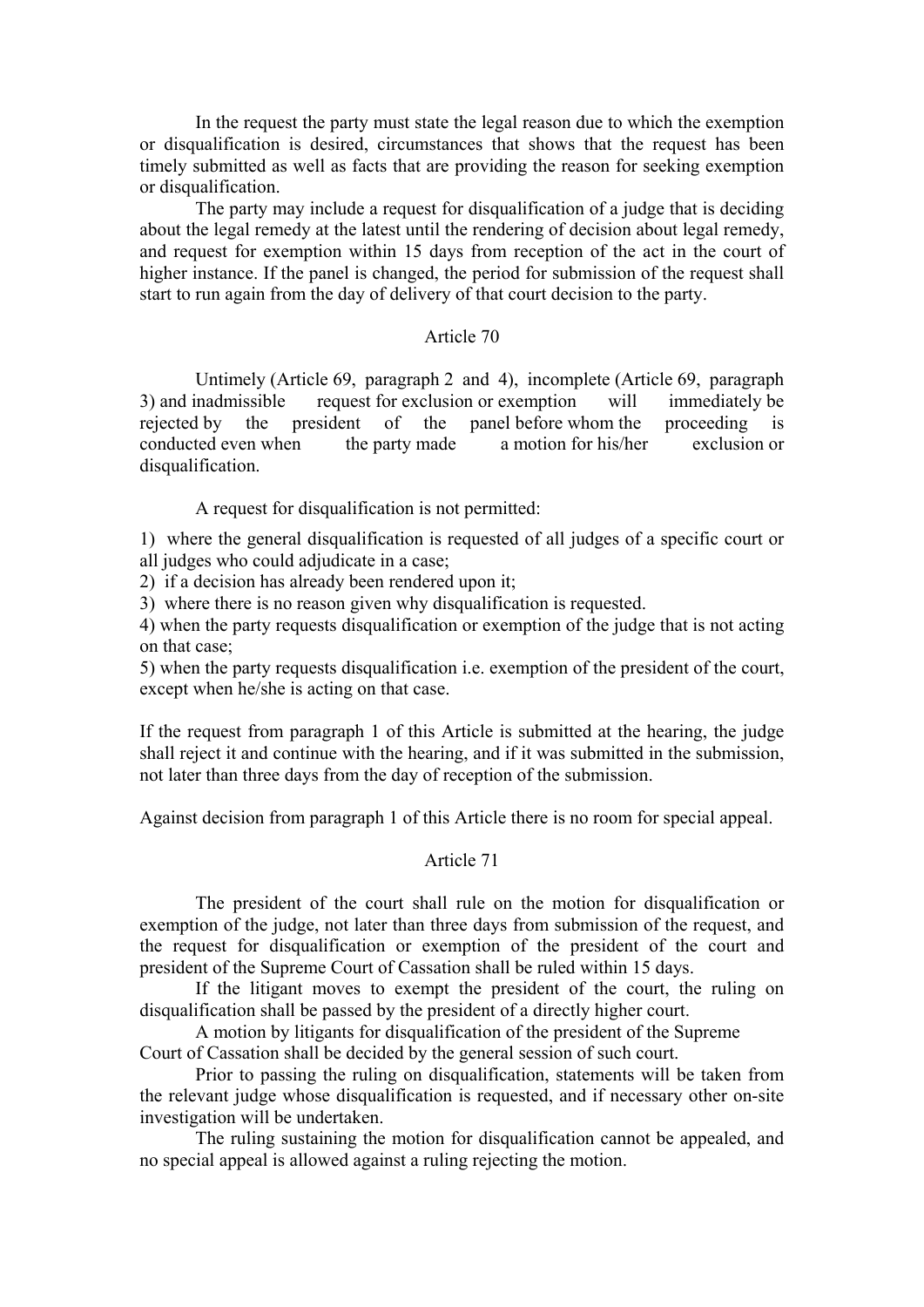In the request the party must state the legal reason due to which the exemption or disqualification is desired, circumstances that shows that the request has been timely submitted as well as facts that are providing the reason for seeking exemption or disqualification.

The party may include a request for disqualification of a judge that is deciding about the legal remedy at the latest until the rendering of decision about legal remedy, and request for exemption within 15 days from reception of the act in the court of higher instance. If the panel is changed, the period for submission of the request shall start to run again from the day of delivery of that court decision to the party.

### Article 70

Untimely (Article 69, paragraph 2 and 4), incomplete (Article 69, paragraph 3) and inadmissible request for exclusion or exemption will immediately be rejected by the president of the panel before whom the proceeding is conducted even when the party made a motion for his/her exclusion or disqualification.

A request for disqualification is not permitted:

1) where the general disqualification is requested of all judges of a specific court or all judges who could adjudicate in a case;
2) if a decision has already been rendered upon it;
3) where there is no reason given why disqualification is requested.
4) when the party requests disqualification or exemption of the judge that is not acting on that case;
5) when the party requests disqualification i.e. exemption of the president of the court, except when he/she is acting on that case.

If the request from paragraph 1 of this Article is submitted at the hearing, the judge shall reject it and continue with the hearing, and if it was submitted in the submission, not later than three days from the day of reception of the submission.

Against decision from paragraph 1 of this Article there is no room for special appeal.

### Article 71

The president of the court shall rule on the motion for disqualification or exemption of the judge, not later than three days from submission of the request, and the request for disqualification or exemption of the president of the court and president of the Supreme Court of Cassation shall be ruled within 15 days.

If the litigant moves to exempt the president of the court, the ruling on disqualification shall be passed by the president of a directly higher court.

A motion by litigants for disqualification of the president of the Supreme Court of Cassation shall be decided by the general session of such court.

Prior to passing the ruling on disqualification, statements will be taken from the relevant judge whose disqualification is requested, and if necessary other on-site investigation will be undertaken.

The ruling sustaining the motion for disqualification cannot be appealed, and no special appeal is allowed against a ruling rejecting the motion.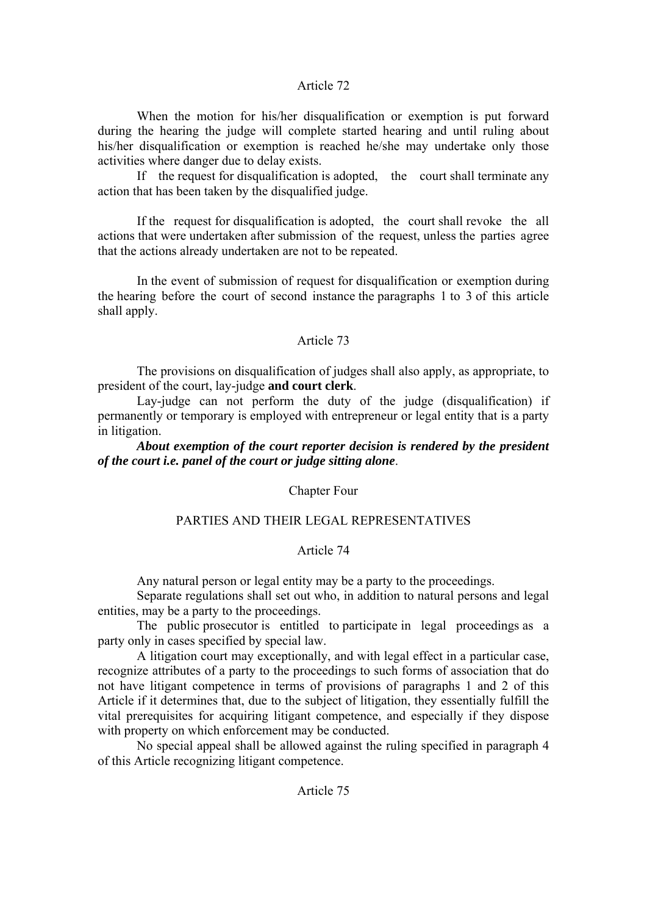Article 72

When the motion for his/her disqualification or exemption is put forward during the hearing the judge will complete started hearing and until ruling about his/her disqualification or exemption is reached he/she may undertake only those activities where danger due to delay exists.

If the request for disqualification is adopted, the court shall terminate any action that has been taken by the disqualified judge.

If the request for disqualification is adopted, the court shall revoke the all actions that were undertaken after submission of the request, unless the parties agree that the actions already undertaken are not to be repeated.

In the event of submission of request for disqualification or exemption during the hearing before the court of second instance the paragraphs 1 to 3 of this article shall apply.

Article 73

The provisions on disqualification of judges shall also apply, as appropriate, to president of the court, lay-judge **and court clerk**.

Lay-judge can not perform the duty of the judge (disqualification) if permanently or temporary is employed with entrepreneur or legal entity that is a party in litigation.

***About exemption of the court reporter decision is rendered by the president of the court i.e. panel of the court or judge sitting alone***.

Chapter Four

PARTIES AND THEIR LEGAL REPRESENTATIVES

Article 74

Any natural person or legal entity may be a party to the proceedings.

Separate regulations shall set out who, in addition to natural persons and legal entities, may be a party to the proceedings.

The public prosecutor is entitled to participate in legal proceedings as a party only in cases specified by special law.

A litigation court may exceptionally, and with legal effect in a particular case, recognize attributes of a party to the proceedings to such forms of association that do not have litigant competence in terms of provisions of paragraphs 1 and 2 of this Article if it determines that, due to the subject of litigation, they essentially fulfill the vital prerequisites for acquiring litigant competence, and especially if they dispose with property on which enforcement may be conducted.

No special appeal shall be allowed against the ruling specified in paragraph 4 of this Article recognizing litigant competence.

Article 75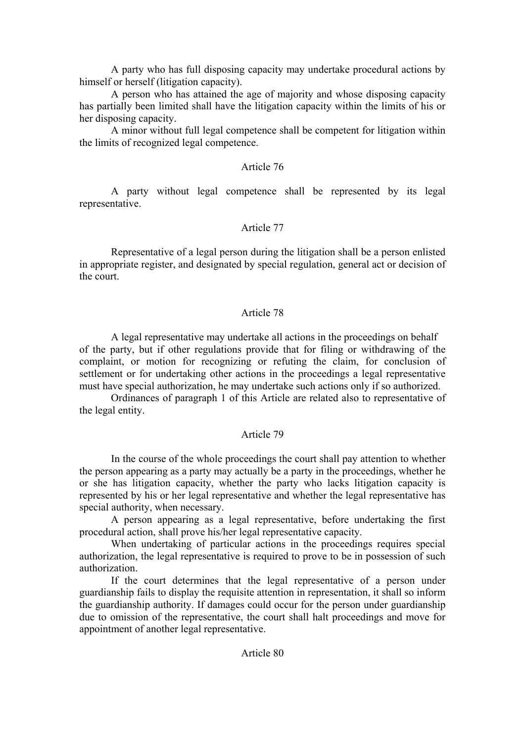A party who has full disposing capacity may undertake procedural actions by himself or herself (litigation capacity).

A person who has attained the age of majority and whose disposing capacity has partially been limited shall have the litigation capacity within the limits of his or her disposing capacity.

A minor without full legal competence shall be competent for litigation within the limits of recognized legal competence.

Article 76

A party without legal competence shall be represented by its legal representative.

Article 77

Representative of a legal person during the litigation shall be a person enlisted in appropriate register, and designated by special regulation, general act or decision of the court.

Article 78

A legal representative may undertake all actions in the proceedings on behalf of the party, but if other regulations provide that for filing or withdrawing of the complaint, or motion for recognizing or refuting the claim, for conclusion of settlement or for undertaking other actions in the proceedings a legal representative must have special authorization, he may undertake such actions only if so authorized.

Ordinances of paragraph 1 of this Article are related also to representative of the legal entity.

Article 79

In the course of the whole proceedings the court shall pay attention to whether the person appearing as a party may actually be a party in the proceedings, whether he or she has litigation capacity, whether the party who lacks litigation capacity is represented by his or her legal representative and whether the legal representative has special authority, when necessary.

A person appearing as a legal representative, before undertaking the first procedural action, shall prove his/her legal representative capacity.

When undertaking of particular actions in the proceedings requires special authorization, the legal representative is required to prove to be in possession of such authorization.

If the court determines that the legal representative of a person under guardianship fails to display the requisite attention in representation, it shall so inform the guardianship authority. If damages could occur for the person under guardianship due to omission of the representative, the court shall halt proceedings and move for appointment of another legal representative.

Article 80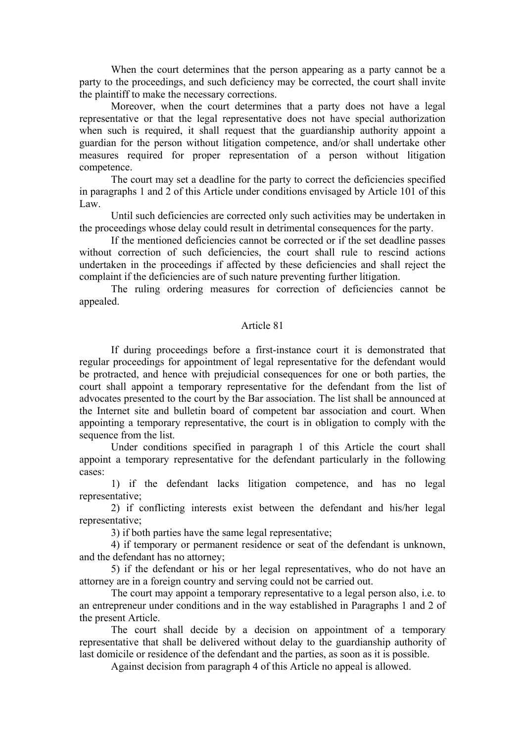When the court determines that the person appearing as a party cannot be a party to the proceedings, and such deficiency may be corrected, the court shall invite the plaintiff to make the necessary corrections.

Moreover, when the court determines that a party does not have a legal representative or that the legal representative does not have special authorization when such is required, it shall request that the guardianship authority appoint a guardian for the person without litigation competence, and/or shall undertake other measures required for proper representation of a person without litigation competence.

The court may set a deadline for the party to correct the deficiencies specified in paragraphs 1 and 2 of this Article under conditions envisaged by Article 101 of this Law.

Until such deficiencies are corrected only such activities may be undertaken in the proceedings whose delay could result in detrimental consequences for the party.

If the mentioned deficiencies cannot be corrected or if the set deadline passes without correction of such deficiencies, the court shall rule to rescind actions undertaken in the proceedings if affected by these deficiencies and shall reject the complaint if the deficiencies are of such nature preventing further litigation.

The ruling ordering measures for correction of deficiencies cannot be appealed.

### Article 81

If during proceedings before a first-instance court it is demonstrated that regular proceedings for appointment of legal representative for the defendant would be protracted, and hence with prejudicial consequences for one or both parties, the court shall appoint a temporary representative for the defendant from the list of advocates presented to the court by the Bar association. The list shall be announced at the Internet site and bulletin board of competent bar association and court. When appointing a temporary representative, the court is in obligation to comply with the sequence from the list.

Under conditions specified in paragraph 1 of this Article the court shall appoint a temporary representative for the defendant particularly in the following cases:

1) if the defendant lacks litigation competence, and has no legal representative;

2) if conflicting interests exist between the defendant and his/her legal representative;

3) if both parties have the same legal representative;

4) if temporary or permanent residence or seat of the defendant is unknown, and the defendant has no attorney;

5) if the defendant or his or her legal representatives, who do not have an attorney are in a foreign country and serving could not be carried out.

The court may appoint a temporary representative to a legal person also, i.e. to an entrepreneur under conditions and in the way established in Paragraphs 1 and 2 of the present Article.

The court shall decide by a decision on appointment of a temporary representative that shall be delivered without delay to the guardianship authority of last domicile or residence of the defendant and the parties, as soon as it is possible.

Against decision from paragraph 4 of this Article no appeal is allowed.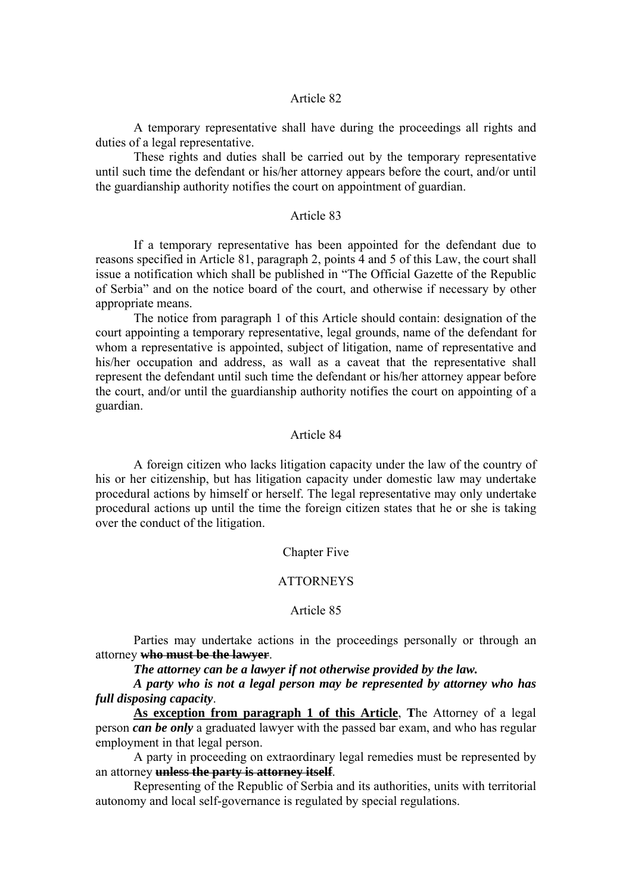Article 82

A temporary representative shall have during the proceedings all rights and duties of a legal representative.

These rights and duties shall be carried out by the temporary representative until such time the defendant or his/her attorney appears before the court, and/or until the guardianship authority notifies the court on appointment of guardian.

Article 83

If a temporary representative has been appointed for the defendant due to reasons specified in Article 81, paragraph 2, points 4 and 5 of this Law, the court shall issue a notification which shall be published in "The Official Gazette of the Republic of Serbia" and on the notice board of the court, and otherwise if necessary by other appropriate means.

The notice from paragraph 1 of this Article should contain: designation of the court appointing a temporary representative, legal grounds, name of the defendant for whom a representative is appointed, subject of litigation, name of representative and his/her occupation and address, as wall as a caveat that the representative shall represent the defendant until such time the defendant or his/her attorney appear before the court, and/or until the guardianship authority notifies the court on appointing of a guardian.

Article 84

A foreign citizen who lacks litigation capacity under the law of the country of his or her citizenship, but has litigation capacity under domestic law may undertake procedural actions by himself or herself. The legal representative may only undertake procedural actions up until the time the foreign citizen states that he or she is taking over the conduct of the litigation.

Chapter Five

ATTORNEYS

Article 85

Parties may undertake actions in the proceedings personally or through an attorney **~~who must be the lawyer~~**.

***The attorney can be a lawyer if not otherwise provided by the law.***

***A party who is not a legal person may be represented by attorney who has full disposing capacity***.

**As exception from paragraph 1 of this Article**, **T**he Attorney of a legal person ***can be only*** a graduated lawyer with the passed bar exam, and who has regular employment in that legal person.

A party in proceeding on extraordinary legal remedies must be represented by an attorney **~~unless the party is attorney itself~~**.

Representing of the Republic of Serbia and its authorities, units with territorial autonomy and local self-governance is regulated by special regulations.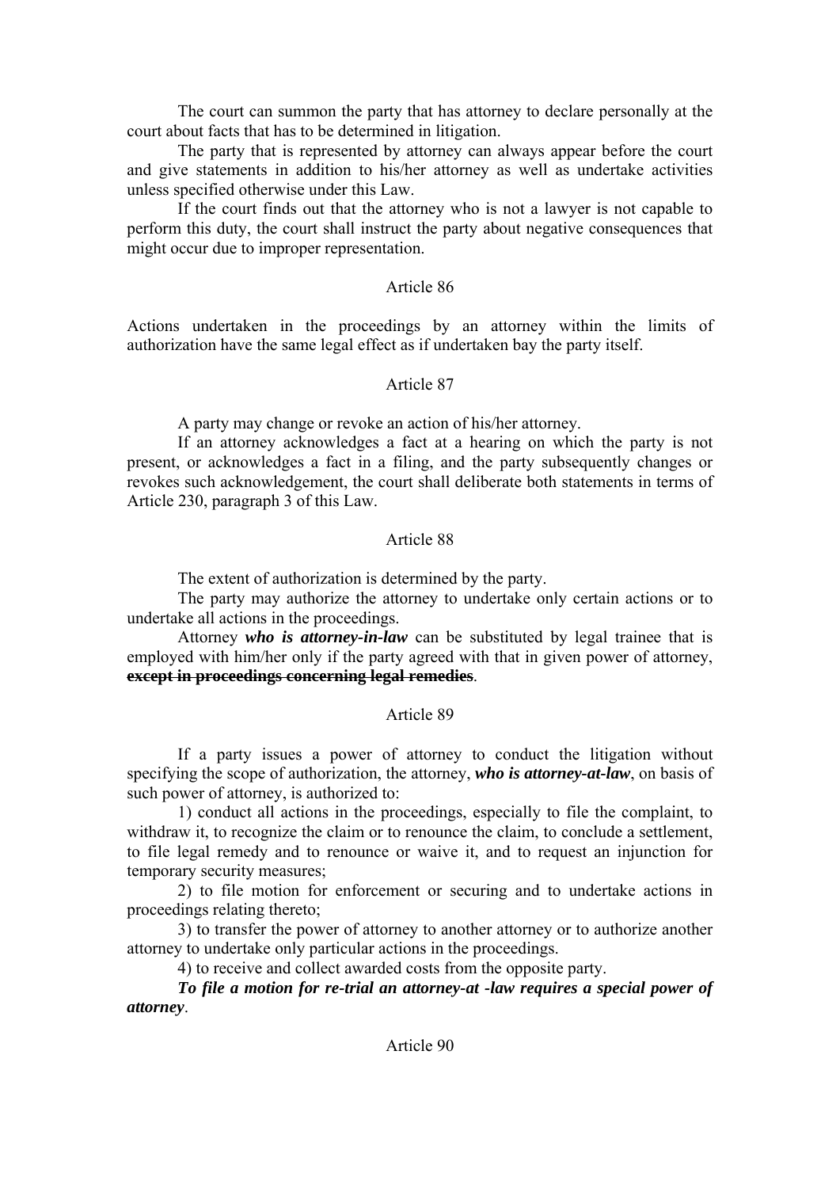The court can summon the party that has attorney to declare personally at the court about facts that has to be determined in litigation.

The party that is represented by attorney can always appear before the court and give statements in addition to his/her attorney as well as undertake activities unless specified otherwise under this Law.

If the court finds out that the attorney who is not a lawyer is not capable to perform this duty, the court shall instruct the party about negative consequences that might occur due to improper representation.

Article 86

Actions undertaken in the proceedings by an attorney within the limits of authorization have the same legal effect as if undertaken bay the party itself.

Article 87

A party may change or revoke an action of his/her attorney.

If an attorney acknowledges a fact at a hearing on which the party is not present, or acknowledges a fact in a filing, and the party subsequently changes or revokes such acknowledgement, the court shall deliberate both statements in terms of Article 230, paragraph 3 of this Law.

Article 88

The extent of authorization is determined by the party.

The party may authorize the attorney to undertake only certain actions or to undertake all actions in the proceedings.

Attorney ***who is attorney-in-law*** can be substituted by legal trainee that is employed with him/her only if the party agreed with that in given power of attorney, ~~**except in proceedings concerning legal remedies**~~.

Article 89

If a party issues a power of attorney to conduct the litigation without specifying the scope of authorization, the attorney, ***who is attorney-at-law***, on basis of such power of attorney, is authorized to:

1) conduct all actions in the proceedings, especially to file the complaint, to withdraw it, to recognize the claim or to renounce the claim, to conclude a settlement, to file legal remedy and to renounce or waive it, and to request an injunction for temporary security measures;

2) to file motion for enforcement or securing and to undertake actions in proceedings relating thereto;

3) to transfer the power of attorney to another attorney or to authorize another attorney to undertake only particular actions in the proceedings.

4) to receive and collect awarded costs from the opposite party.

***To file a motion for re-trial an attorney-at -law requires a special power of attorney***.

Article 90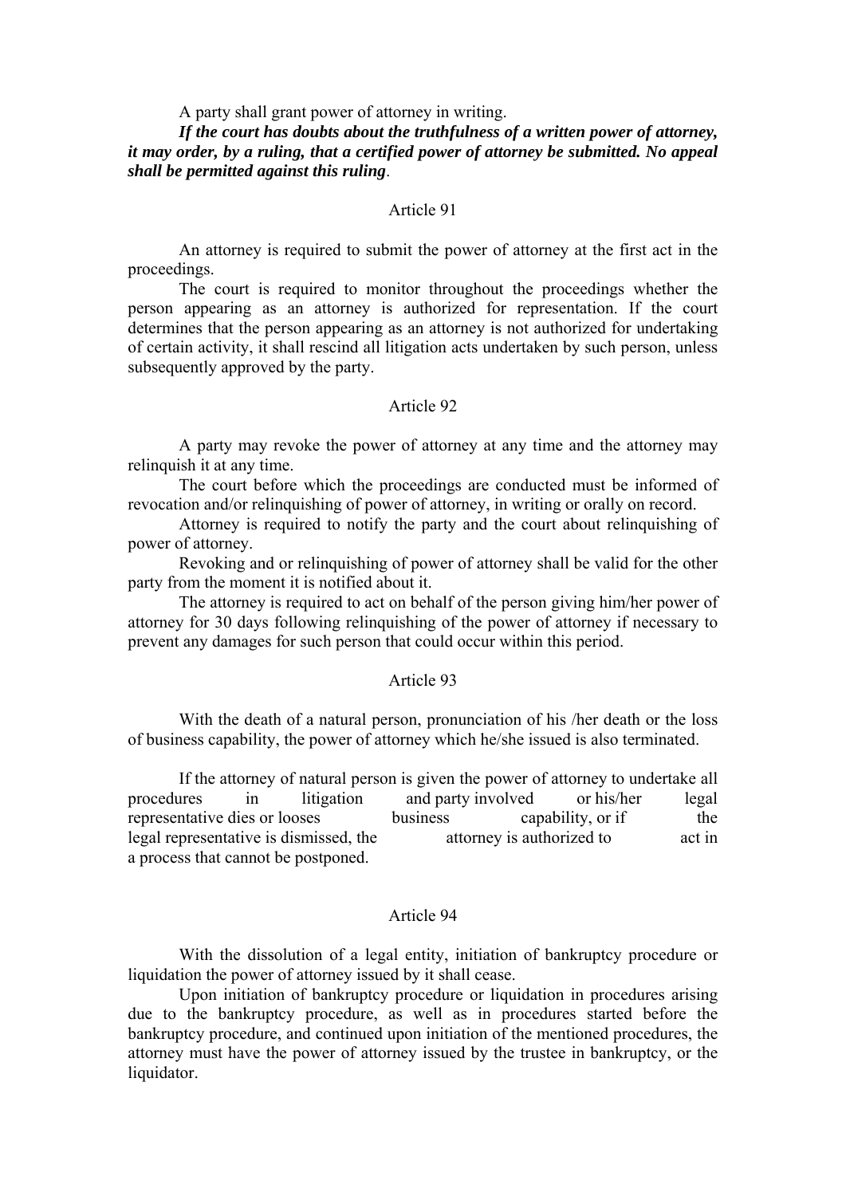A party shall grant power of attorney in writing.

***If the court has doubts about the truthfulness of a written power of attorney, it may order, by a ruling, that a certified power of attorney be submitted. No appeal shall be permitted against this ruling***.

Article 91

An attorney is required to submit the power of attorney at the first act in the proceedings.

The court is required to monitor throughout the proceedings whether the person appearing as an attorney is authorized for representation. If the court determines that the person appearing as an attorney is not authorized for undertaking of certain activity, it shall rescind all litigation acts undertaken by such person, unless subsequently approved by the party.

Article 92

A party may revoke the power of attorney at any time and the attorney may relinquish it at any time.

The court before which the proceedings are conducted must be informed of revocation and/or relinquishing of power of attorney, in writing or orally on record.

Attorney is required to notify the party and the court about relinquishing of power of attorney.

Revoking and or relinquishing of power of attorney shall be valid for the other party from the moment it is notified about it.

The attorney is required to act on behalf of the person giving him/her power of attorney for 30 days following relinquishing of the power of attorney if necessary to prevent any damages for such person that could occur within this period.

Article 93

With the death of a natural person, pronunciation of his /her death or the loss of business capability, the power of attorney which he/she issued is also terminated.

If the attorney of natural person is given the power of attorney to undertake all procedures in litigation and party involved or his/her legal representative dies or looses business capability, or if the legal representative is dismissed, the attorney is authorized to act in a process that cannot be postponed.

Article 94

With the dissolution of a legal entity, initiation of bankruptcy procedure or liquidation the power of attorney issued by it shall cease.

Upon initiation of bankruptcy procedure or liquidation in procedures arising due to the bankruptcy procedure, as well as in procedures started before the bankruptcy procedure, and continued upon initiation of the mentioned procedures, the attorney must have the power of attorney issued by the trustee in bankruptcy, or the liquidator.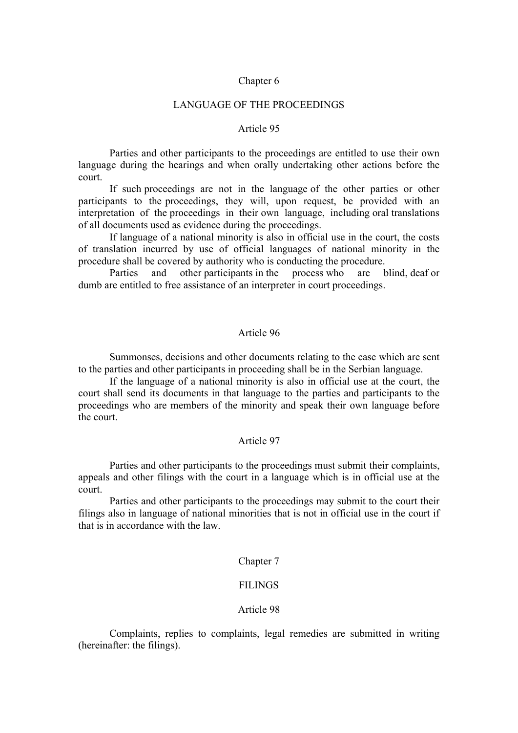## Chapter 6

## LANGUAGE OF THE PROCEEDINGS

### Article 95

Parties and other participants to the proceedings are entitled to use their own language during the hearings and when orally undertaking other actions before the court.

If such proceedings are not in the language of the other parties or other participants to the proceedings, they will, upon request, be provided with an interpretation of the proceedings in their own language, including oral translations of all documents used as evidence during the proceedings.

If language of a national minority is also in official use in the court, the costs of translation incurred by use of official languages of national minority in the procedure shall be covered by authority who is conducting the procedure.

Parties and other participants in the process who are blind, deaf or dumb are entitled to free assistance of an interpreter in court proceedings.

### Article 96

Summonses, decisions and other documents relating to the case which are sent to the parties and other participants in proceeding shall be in the Serbian language.

If the language of a national minority is also in official use at the court, the court shall send its documents in that language to the parties and participants to the proceedings who are members of the minority and speak their own language before the court.

### Article 97

Parties and other participants to the proceedings must submit their complaints, appeals and other filings with the court in a language which is in official use at the court.

Parties and other participants to the proceedings may submit to the court their filings also in language of national minorities that is not in official use in the court if that is in accordance with the law.

## Chapter 7

## FILINGS

### Article 98

Complaints, replies to complaints, legal remedies are submitted in writing (hereinafter: the filings).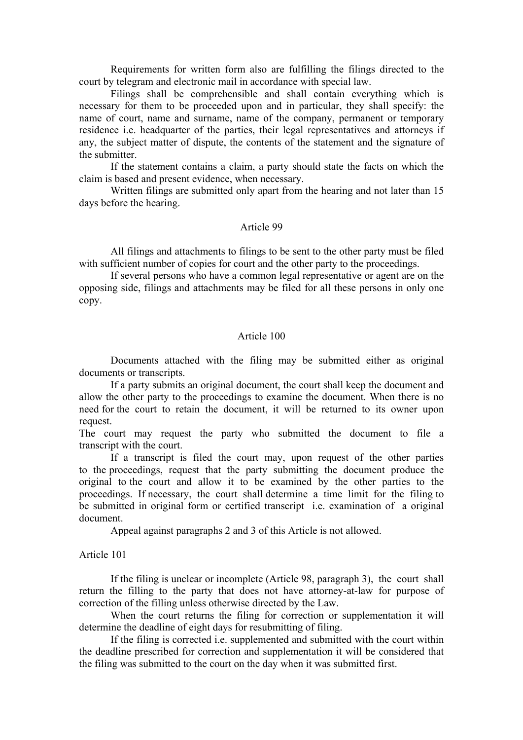Requirements for written form also are fulfilling the filings directed to the court by telegram and electronic mail in accordance with special law.

Filings shall be comprehensible and shall contain everything which is necessary for them to be proceeded upon and in particular, they shall specify: the name of court, name and surname, name of the company, permanent or temporary residence i.e. headquarter of the parties, their legal representatives and attorneys if any, the subject matter of dispute, the contents of the statement and the signature of the submitter.

If the statement contains a claim, a party should state the facts on which the claim is based and present evidence, when necessary.

Written filings are submitted only apart from the hearing and not later than 15 days before the hearing.

### Article 99

All filings and attachments to filings to be sent to the other party must be filed with sufficient number of copies for court and the other party to the proceedings.

If several persons who have a common legal representative or agent are on the opposing side, filings and attachments may be filed for all these persons in only one copy.

### Article 100

Documents attached with the filing may be submitted either as original documents or transcripts.

If a party submits an original document, the court shall keep the document and allow the other party to the proceedings to examine the document. When there is no need for the court to retain the document, it will be returned to its owner upon request.

The court may request the party who submitted the document to file a transcript with the court.

If a transcript is filed the court may, upon request of the other parties to the proceedings, request that the party submitting the document produce the original to the court and allow it to be examined by the other parties to the proceedings. If necessary, the court shall determine a time limit for the filing to be submitted in original form or certified transcript i.e. examination of a original document.

Appeal against paragraphs 2 and 3 of this Article is not allowed.

### Article 101

If the filing is unclear or incomplete (Article 98, paragraph 3), the court shall return the filling to the party that does not have attorney-at-law for purpose of correction of the filling unless otherwise directed by the Law.

When the court returns the filing for correction or supplementation it will determine the deadline of eight days for resubmitting of filing.

If the filing is corrected i.e. supplemented and submitted with the court within the deadline prescribed for correction and supplementation it will be considered that the filing was submitted to the court on the day when it was submitted first.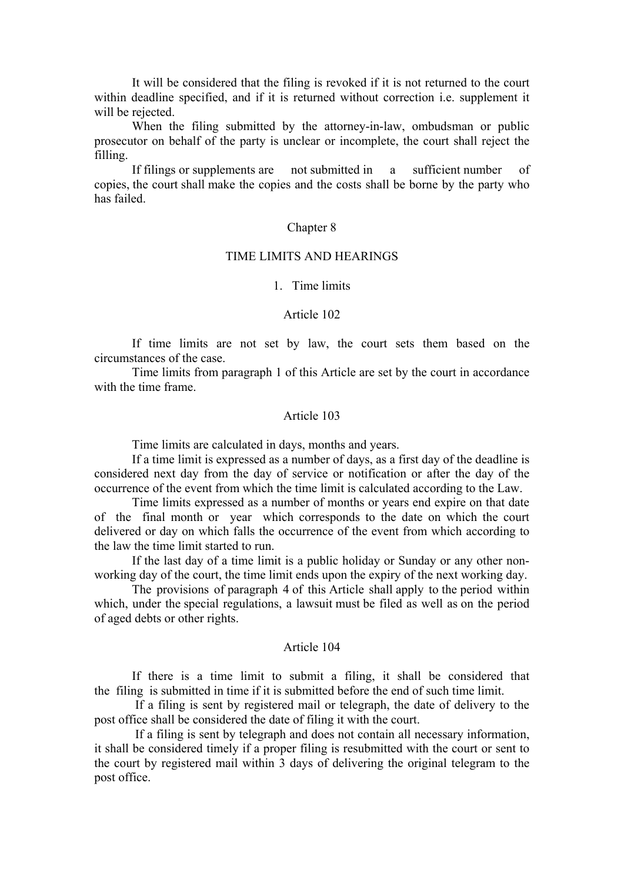It will be considered that the filing is revoked if it is not returned to the court within deadline specified, and if it is returned without correction i.e. supplement it will be rejected.

When the filing submitted by the attorney-in-law, ombudsman or public prosecutor on behalf of the party is unclear or incomplete, the court shall reject the filling.

If filings or supplements are not submitted in a sufficient number of copies, the court shall make the copies and the costs shall be borne by the party who has failed.

## Chapter 8

## TIME LIMITS AND HEARINGS

### 1. Time limits

#### Article 102

If time limits are not set by law, the court sets them based on the circumstances of the case.

Time limits from paragraph 1 of this Article are set by the court in accordance with the time frame.

#### Article 103

Time limits are calculated in days, months and years.

If a time limit is expressed as a number of days, as a first day of the deadline is considered next day from the day of service or notification or after the day of the occurrence of the event from which the time limit is calculated according to the Law.

Time limits expressed as a number of months or years end expire on that date of the final month or year which corresponds to the date on which the court delivered or day on which falls the occurrence of the event from which according to the law the time limit started to run.

If the last day of a time limit is a public holiday or Sunday or any other non-working day of the court, the time limit ends upon the expiry of the next working day.

The provisions of paragraph 4 of this Article shall apply to the period within which, under the special regulations, a lawsuit must be filed as well as on the period of aged debts or other rights.

#### Article 104

If there is a time limit to submit a filing, it shall be considered that the filing is submitted in time if it is submitted before the end of such time limit.

If a filing is sent by registered mail or telegraph, the date of delivery to the post office shall be considered the date of filing it with the court.

If a filing is sent by telegraph and does not contain all necessary information, it shall be considered timely if a proper filing is resubmitted with the court or sent to the court by registered mail within 3 days of delivering the original telegram to the post office.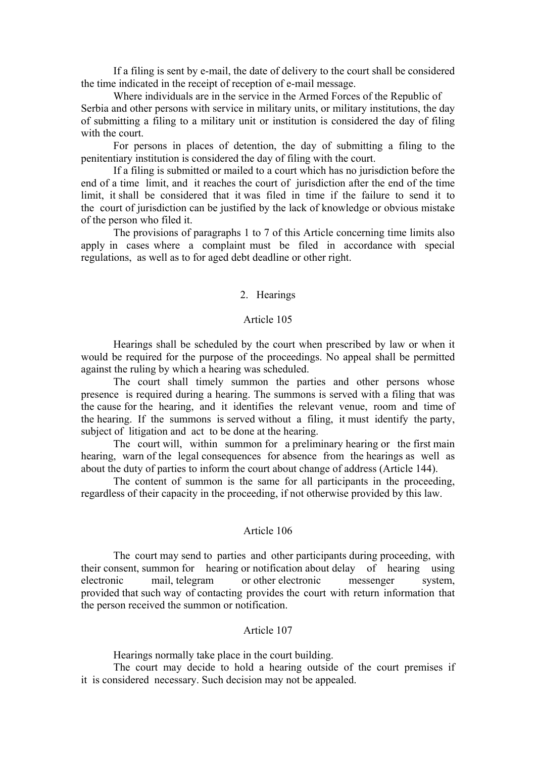If a filing is sent by e-mail, the date of delivery to the court shall be considered the time indicated in the receipt of reception of e-mail message.

Where individuals are in the service in the Armed Forces of the Republic of Serbia and other persons with service in military units, or military institutions, the day of submitting a filing to a military unit or institution is considered the day of filing with the court.

For persons in places of detention, the day of submitting a filing to the penitentiary institution is considered the day of filing with the court.

If a filing is submitted or mailed to a court which has no jurisdiction before the end of a time limit, and it reaches the court of jurisdiction after the end of the time limit, it shall be considered that it was filed in time if the failure to send it to the court of jurisdiction can be justified by the lack of knowledge or obvious mistake of the person who filed it.

The provisions of paragraphs 1 to 7 of this Article concerning time limits also apply in cases where a complaint must be filed in accordance with special regulations, as well as to for aged debt deadline or other right.

## 2. Hearings

### Article 105

Hearings shall be scheduled by the court when prescribed by law or when it would be required for the purpose of the proceedings. No appeal shall be permitted against the ruling by which a hearing was scheduled.

The court shall timely summon the parties and other persons whose presence is required during a hearing. The summons is served with a filing that was the cause for the hearing, and it identifies the relevant venue, room and time of the hearing. If the summons is served without a filing, it must identify the party, subject of litigation and act to be done at the hearing.

The court will, within summon for a preliminary hearing or the first main hearing, warn of the legal consequences for absence from the hearings as well as about the duty of parties to inform the court about change of address (Article 144).

The content of summon is the same for all participants in the proceeding, regardless of their capacity in the proceeding, if not otherwise provided by this law.

### Article 106

The court may send to parties and other participants during proceeding, with their consent, summon for hearing or notification about delay of hearing using electronic mail, telegram or other electronic messenger system, provided that such way of contacting provides the court with return information that the person received the summon or notification.

### Article 107

Hearings normally take place in the court building.

The court may decide to hold a hearing outside of the court premises if it is considered necessary. Such decision may not be appealed.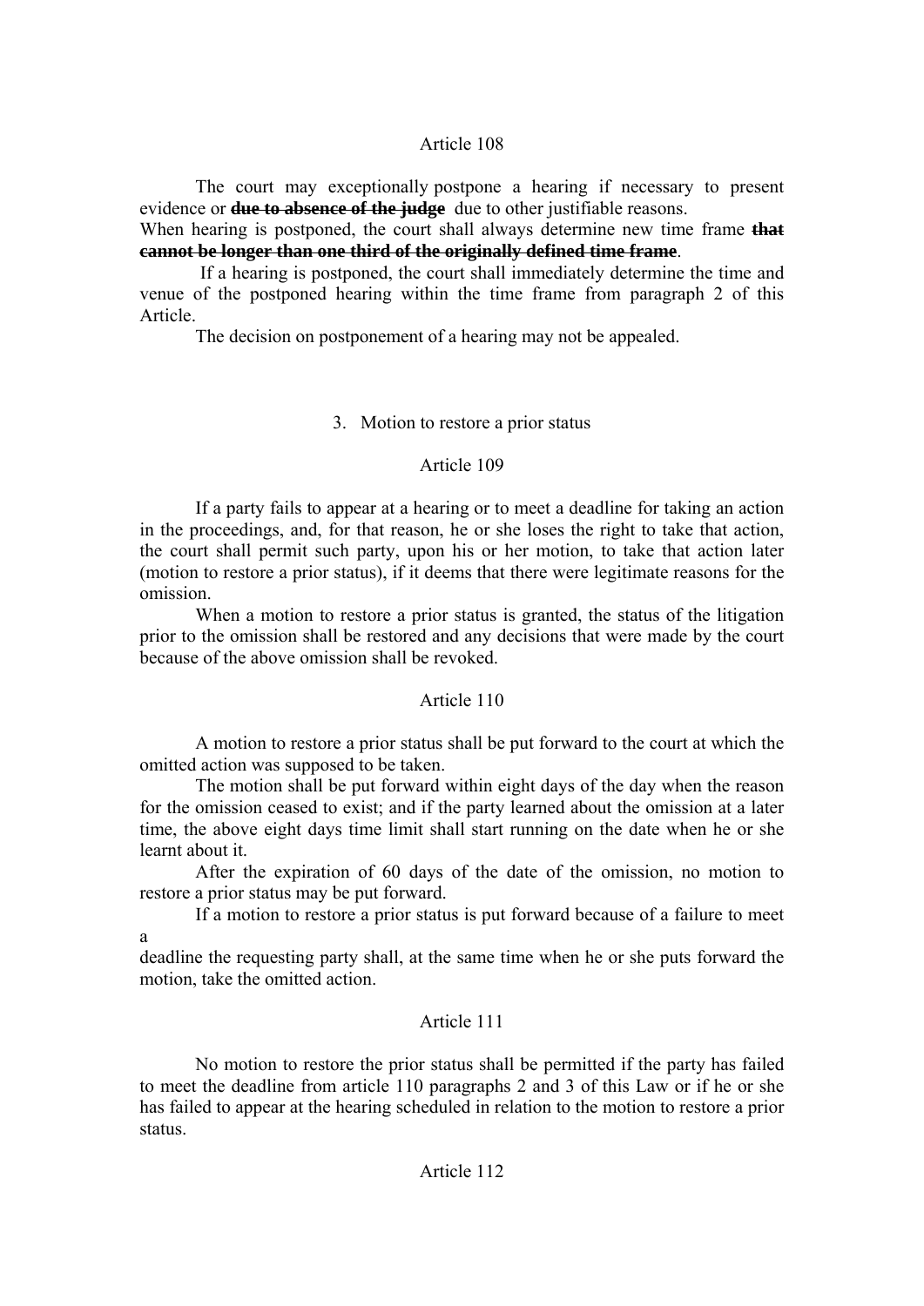## Article 108

The court may exceptionally postpone a hearing if necessary to present evidence or ~~**due to absence of the judge**~~ due to other justifiable reasons.

When hearing is postponed, the court shall always determine new time frame ~~**that cannot be longer than one third of the originally defined time frame**~~.

If a hearing is postponed, the court shall immediately determine the time and venue of the postponed hearing within the time frame from paragraph 2 of this Article.

The decision on postponement of a hearing may not be appealed.

### 3. Motion to restore a prior status

## Article 109

If a party fails to appear at a hearing or to meet a deadline for taking an action in the proceedings, and, for that reason, he or she loses the right to take that action, the court shall permit such party, upon his or her motion, to take that action later (motion to restore a prior status), if it deems that there were legitimate reasons for the omission.

When a motion to restore a prior status is granted, the status of the litigation prior to the omission shall be restored and any decisions that were made by the court because of the above omission shall be revoked.

## Article 110

A motion to restore a prior status shall be put forward to the court at which the omitted action was supposed to be taken.

The motion shall be put forward within eight days of the day when the reason for the omission ceased to exist; and if the party learned about the omission at a later time, the above eight days time limit shall start running on the date when he or she learnt about it.

After the expiration of 60 days of the date of the omission, no motion to restore a prior status may be put forward.

If a motion to restore a prior status is put forward because of a failure to meet a
deadline the requesting party shall, at the same time when he or she puts forward the motion, take the omitted action.

## Article 111

No motion to restore the prior status shall be permitted if the party has failed to meet the deadline from article 110 paragraphs 2 and 3 of this Law or if he or she has failed to appear at the hearing scheduled in relation to the motion to restore a prior status.

## Article 112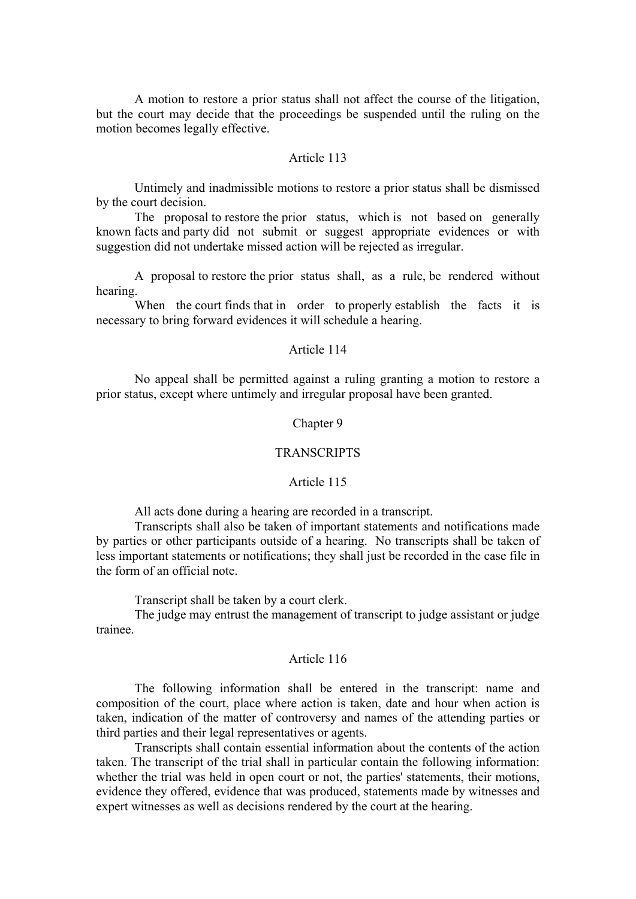A motion to restore a prior status shall not affect the course of the litigation, but the court may decide that the proceedings be suspended until the ruling on the motion becomes legally effective.

Article 113

Untimely and inadmissible motions to restore a prior status shall be dismissed by the court decision.

The proposal to restore the prior status, which is not based on generally known facts and party did not submit or suggest appropriate evidences or with suggestion did not undertake missed action will be rejected as irregular.

A proposal to restore the prior status shall, as a rule, be rendered without hearing.

When the court finds that in order to properly establish the facts it is necessary to bring forward evidences it will schedule a hearing.

Article 114

No appeal shall be permitted against a ruling granting a motion to restore a prior status, except where untimely and irregular proposal have been granted.

## Chapter 9

## TRANSCRIPTS

Article 115

All acts done during a hearing are recorded in a transcript.

Transcripts shall also be taken of important statements and notifications made by parties or other participants outside of a hearing. No transcripts shall be taken of less important statements or notifications; they shall just be recorded in the case file in the form of an official note.

Transcript shall be taken by a court clerk.

The judge may entrust the management of transcript to judge assistant or judge trainee.

Article 116

The following information shall be entered in the transcript: name and composition of the court, place where action is taken, date and hour when action is taken, indication of the matter of controversy and names of the attending parties or third parties and their legal representatives or agents.

Transcripts shall contain essential information about the contents of the action taken. The transcript of the trial shall in particular contain the following information: whether the trial was held in open court or not, the parties' statements, their motions, evidence they offered, evidence that was produced, statements made by witnesses and expert witnesses as well as decisions rendered by the court at the hearing.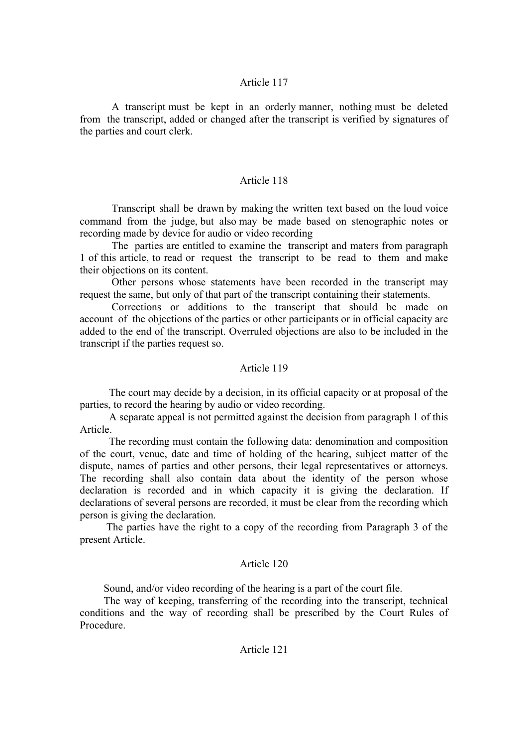Article 117

A transcript must be kept in an orderly manner, nothing must be deleted from the transcript, added or changed after the transcript is verified by signatures of the parties and court clerk.

Article 118

Transcript shall be drawn by making the written text based on the loud voice command from the judge, but also may be made based on stenographic notes or recording made by device for audio or video recording

The parties are entitled to examine the transcript and maters from paragraph 1 of this article, to read or request the transcript to be read to them and make their objections on its content.

Other persons whose statements have been recorded in the transcript may request the same, but only of that part of the transcript containing their statements.

Corrections or additions to the transcript that should be made on account of the objections of the parties or other participants or in official capacity are added to the end of the transcript. Overruled objections are also to be included in the transcript if the parties request so.

Article 119

The court may decide by a decision, in its official capacity or at proposal of the parties, to record the hearing by audio or video recording.

A separate appeal is not permitted against the decision from paragraph 1 of this Article.

The recording must contain the following data: denomination and composition of the court, venue, date and time of holding of the hearing, subject matter of the dispute, names of parties and other persons, their legal representatives or attorneys. The recording shall also contain data about the identity of the person whose declaration is recorded and in which capacity it is giving the declaration. If declarations of several persons are recorded, it must be clear from the recording which person is giving the declaration.

The parties have the right to a copy of the recording from Paragraph 3 of the present Article.

Article 120

Sound, and/or video recording of the hearing is a part of the court file.

The way of keeping, transferring of the recording into the transcript, technical conditions and the way of recording shall be prescribed by the Court Rules of Procedure.

Article 121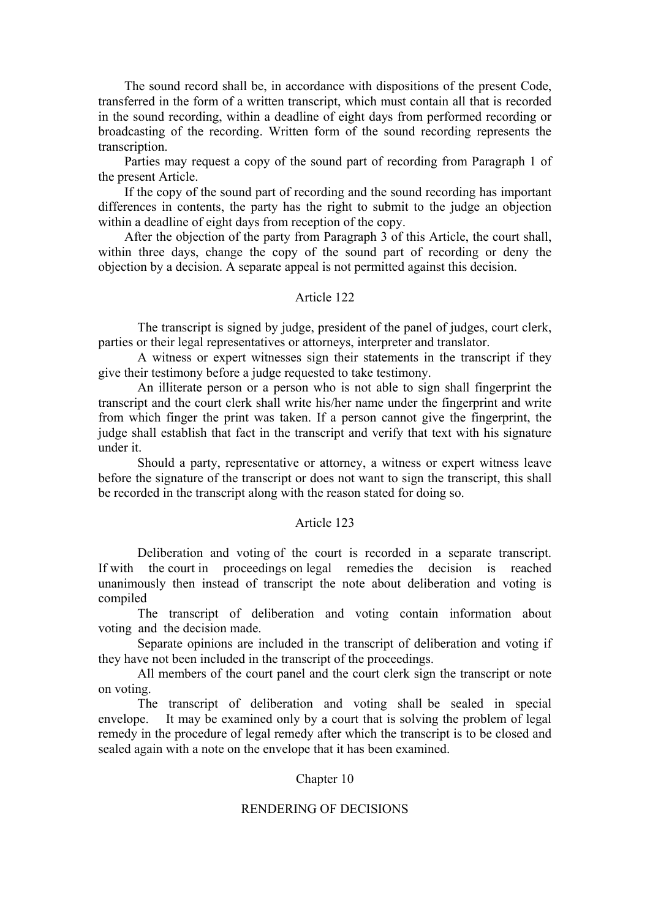The sound record shall be, in accordance with dispositions of the present Code, transferred in the form of a written transcript, which must contain all that is recorded in the sound recording, within a deadline of eight days from performed recording or broadcasting of the recording. Written form of the sound recording represents the transcription.

Parties may request a copy of the sound part of recording from Paragraph 1 of the present Article.

If the copy of the sound part of recording and the sound recording has important differences in contents, the party has the right to submit to the judge an objection within a deadline of eight days from reception of the copy.

After the objection of the party from Paragraph 3 of this Article, the court shall, within three days, change the copy of the sound part of recording or deny the objection by a decision. A separate appeal is not permitted against this decision.

### Article 122

The transcript is signed by judge, president of the panel of judges, court clerk, parties or their legal representatives or attorneys, interpreter and translator.

A witness or expert witnesses sign their statements in the transcript if they give their testimony before a judge requested to take testimony.

An illiterate person or a person who is not able to sign shall fingerprint the transcript and the court clerk shall write his/her name under the fingerprint and write from which finger the print was taken. If a person cannot give the fingerprint, the judge shall establish that fact in the transcript and verify that text with his signature under it.

Should a party, representative or attorney, a witness or expert witness leave before the signature of the transcript or does not want to sign the transcript, this shall be recorded in the transcript along with the reason stated for doing so.

### Article 123

Deliberation and voting of the court is recorded in a separate transcript. If with the court in proceedings on legal remedies the decision is reached unanimously then instead of transcript the note about deliberation and voting is compiled

The transcript of deliberation and voting contain information about voting and the decision made.

Separate opinions are included in the transcript of deliberation and voting if they have not been included in the transcript of the proceedings.

All members of the court panel and the court clerk sign the transcript or note on voting.

The transcript of deliberation and voting shall be sealed in special envelope. It may be examined only by a court that is solving the problem of legal remedy in the procedure of legal remedy after which the transcript is to be closed and sealed again with a note on the envelope that it has been examined.

## Chapter 10

## RENDERING OF DECISIONS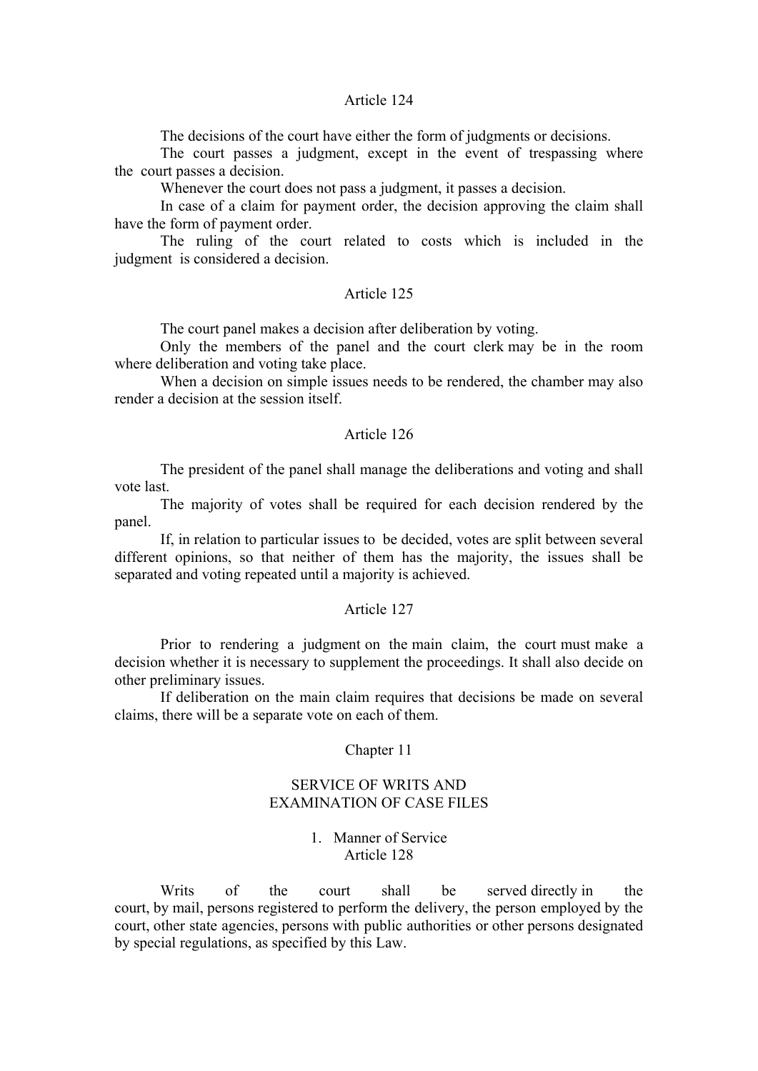### Article 124

The decisions of the court have either the form of judgments or decisions.

The court passes a judgment, except in the event of trespassing where the court passes a decision.

Whenever the court does not pass a judgment, it passes a decision.

In case of a claim for payment order, the decision approving the claim shall have the form of payment order.

The ruling of the court related to costs which is included in the judgment is considered a decision.

### Article 125

The court panel makes a decision after deliberation by voting.

Only the members of the panel and the court clerk may be in the room where deliberation and voting take place.

When a decision on simple issues needs to be rendered, the chamber may also render a decision at the session itself.

### Article 126

The president of the panel shall manage the deliberations and voting and shall vote last.

The majority of votes shall be required for each decision rendered by the panel.

If, in relation to particular issues to be decided, votes are split between several different opinions, so that neither of them has the majority, the issues shall be separated and voting repeated until a majority is achieved.

### Article 127

Prior to rendering a judgment on the main claim, the court must make a decision whether it is necessary to supplement the proceedings. It shall also decide on other preliminary issues.

If deliberation on the main claim requires that decisions be made on several claims, there will be a separate vote on each of them.

## Chapter 11

## SERVICE OF WRITS AND EXAMINATION OF CASE FILES

### 1. Manner of Service

### Article 128

Writs of the court shall be served directly in the court, by mail, persons registered to perform the delivery, the person employed by the court, other state agencies, persons with public authorities or other persons designated by special regulations, as specified by this Law.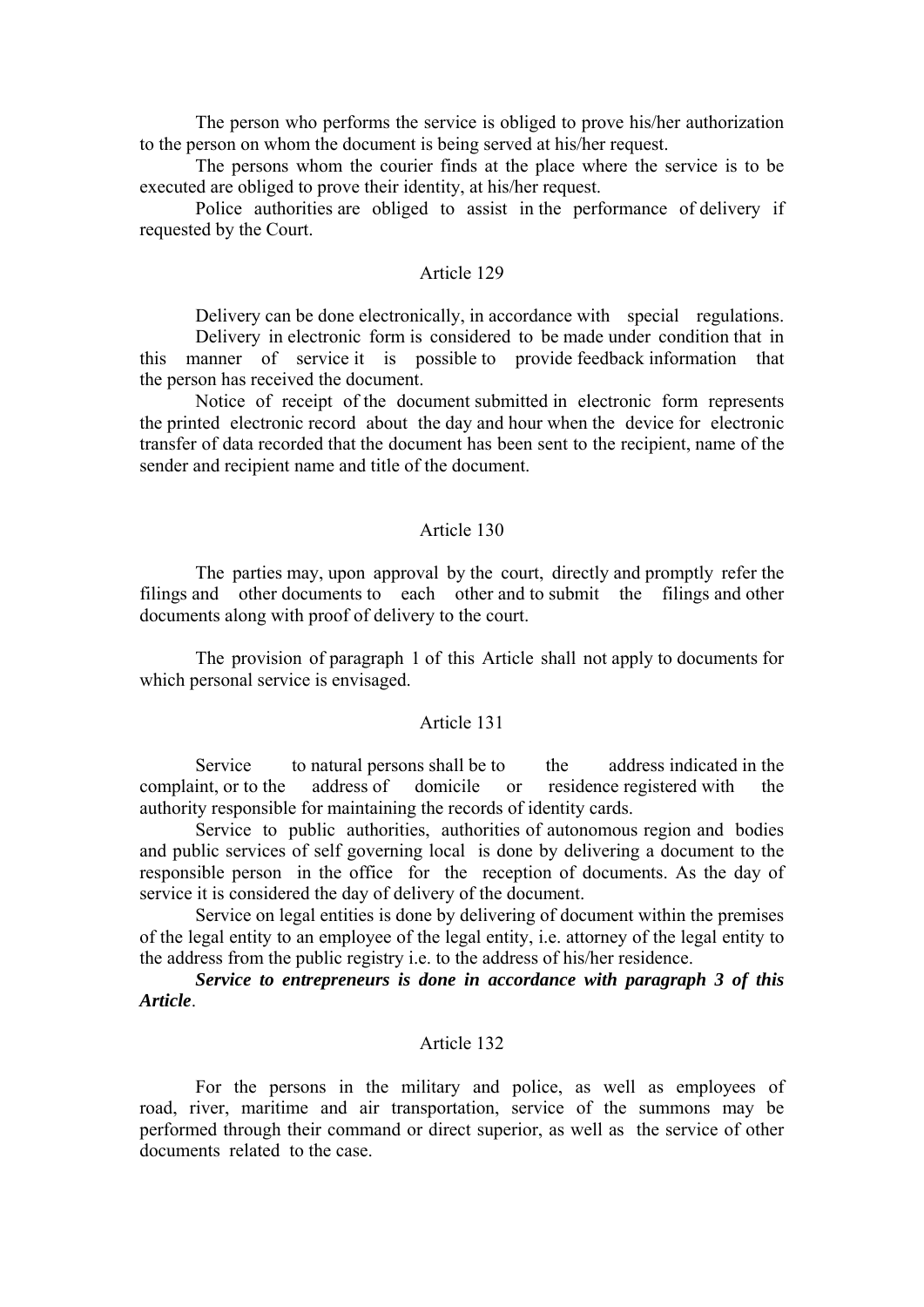The person who performs the service is obliged to prove his/her authorization to the person on whom the document is being served at his/her request.

The persons whom the courier finds at the place where the service is to be executed are obliged to prove their identity, at his/her request.

Police authorities are obliged to assist in the performance of delivery if requested by the Court.

Article 129

Delivery can be done electronically, in accordance with special regulations.

Delivery in electronic form is considered to be made under condition that in this manner of service it is possible to provide feedback information that the person has received the document.

Notice of receipt of the document submitted in electronic form represents the printed electronic record about the day and hour when the device for electronic transfer of data recorded that the document has been sent to the recipient, name of the sender and recipient name and title of the document.

Article 130

The parties may, upon approval by the court, directly and promptly refer the filings and other documents to each other and to submit the filings and other documents along with proof of delivery to the court.

The provision of paragraph 1 of this Article shall not apply to documents for which personal service is envisaged.

Article 131

Service to natural persons shall be to the address indicated in the complaint, or to the address of domicile or residence registered with the authority responsible for maintaining the records of identity cards.

Service to public authorities, authorities of autonomous region and bodies and public services of self governing local is done by delivering a document to the responsible person in the office for the reception of documents. As the day of service it is considered the day of delivery of the document.

Service on legal entities is done by delivering of document within the premises of the legal entity to an employee of the legal entity, i.e. attorney of the legal entity to the address from the public registry i.e. to the address of his/her residence.

***Service to entrepreneurs is done in accordance with paragraph 3 of this Article***.

Article 132

For the persons in the military and police, as well as employees of road, river, maritime and air transportation, service of the summons may be performed through their command or direct superior, as well as the service of other documents related to the case.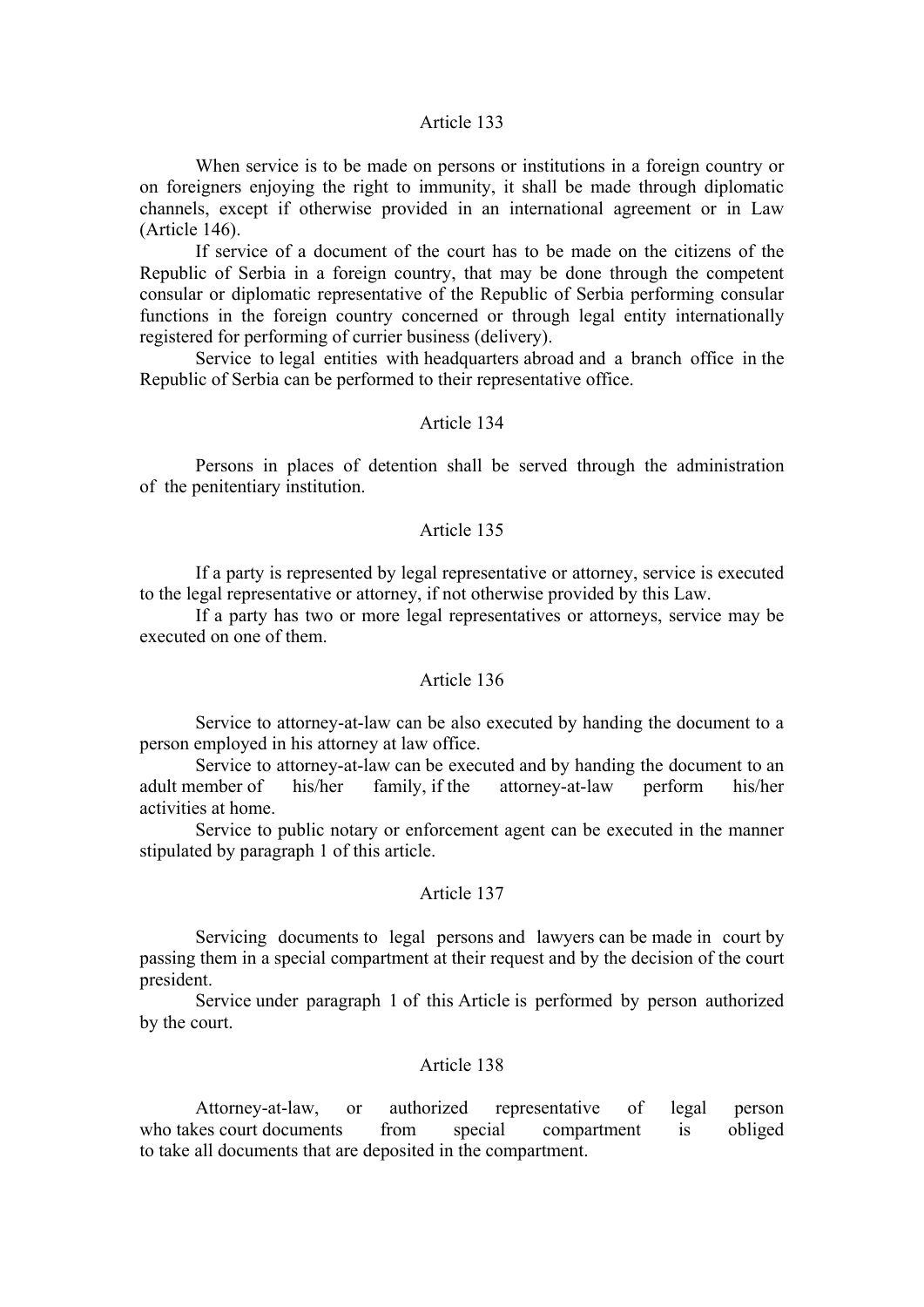### Article 133

When service is to be made on persons or institutions in a foreign country or on foreigners enjoying the right to immunity, it shall be made through diplomatic channels, except if otherwise provided in an international agreement or in Law (Article 146).

If service of a document of the court has to be made on the citizens of the Republic of Serbia in a foreign country, that may be done through the competent consular or diplomatic representative of the Republic of Serbia performing consular functions in the foreign country concerned or through legal entity internationally registered for performing of currier business (delivery).

Service to legal entities with headquarters abroad and a branch office in the Republic of Serbia can be performed to their representative office.

### Article 134

Persons in places of detention shall be served through the administration of the penitentiary institution.

### Article 135

If a party is represented by legal representative or attorney, service is executed to the legal representative or attorney, if not otherwise provided by this Law.

If a party has two or more legal representatives or attorneys, service may be executed on one of them.

### Article 136

Service to attorney-at-law can be also executed by handing the document to a person employed in his attorney at law office.

Service to attorney-at-law can be executed and by handing the document to an adult member of his/her family, if the attorney-at-law perform his/her activities at home.

Service to public notary or enforcement agent can be executed in the manner stipulated by paragraph 1 of this article.

### Article 137

Servicing documents to legal persons and lawyers can be made in court by passing them in a special compartment at their request and by the decision of the court president.

Service under paragraph 1 of this Article is performed by person authorized by the court.

### Article 138

Attorney-at-law, or authorized representative of legal person who takes court documents from special compartment is obliged to take all documents that are deposited in the compartment.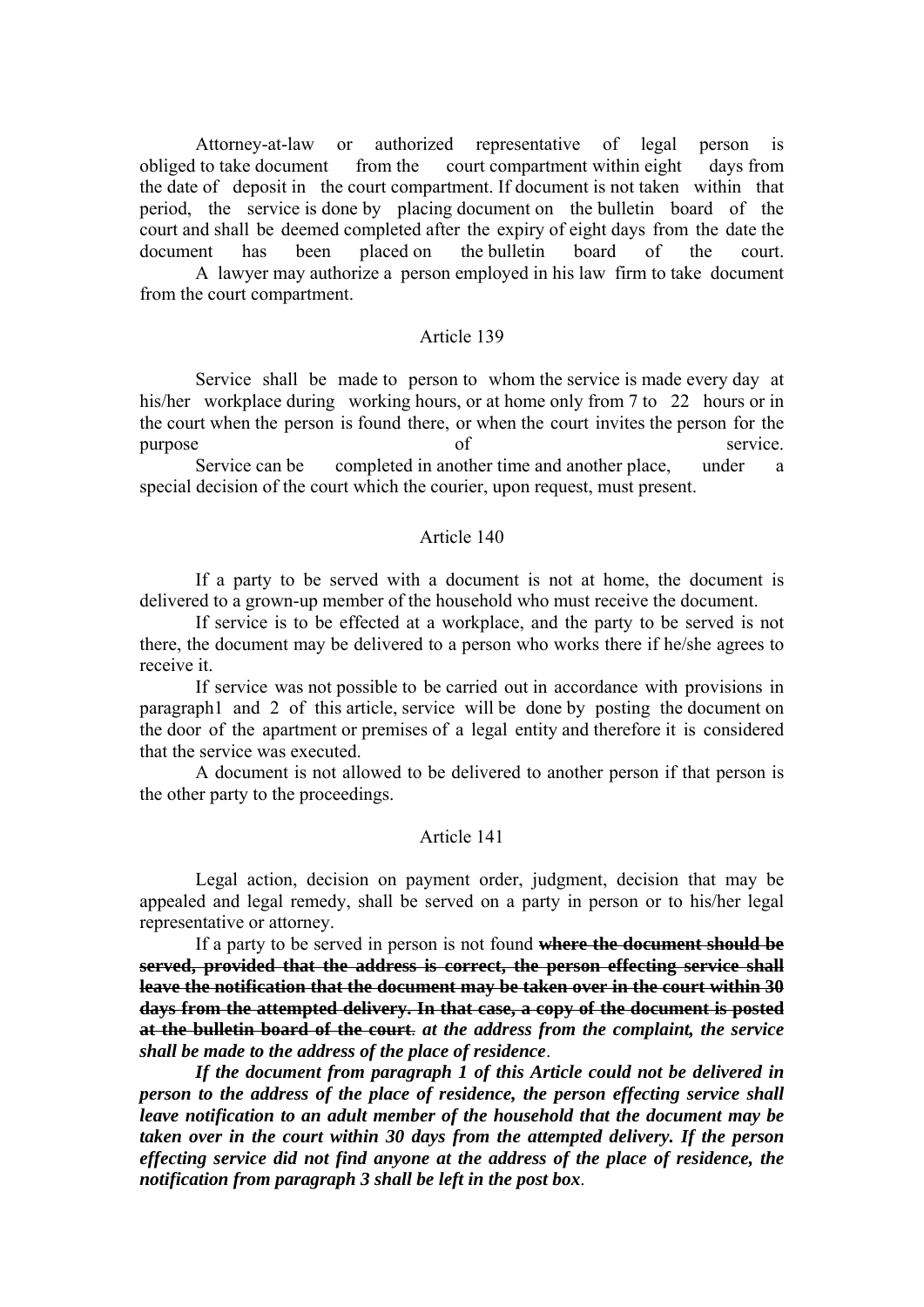Attorney-at-law or authorized representative of legal person is obliged to take document from the court compartment within eight days from the date of deposit in the court compartment. If document is not taken within that period, the service is done by placing document on the bulletin board of the court and shall be deemed completed after the expiry of eight days from the date the document has been placed on the bulletin board of the court.

A lawyer may authorize a person employed in his law firm to take document from the court compartment.

Article 139

Service shall be made to person to whom the service is made every day at his/her workplace during working hours, or at home only from 7 to 22 hours or in the court when the person is found there, or when the court invites the person for the purpose of service.

Service can be completed in another time and another place, under a special decision of the court which the courier, upon request, must present.

Article 140

If a party to be served with a document is not at home, the document is delivered to a grown-up member of the household who must receive the document.

If service is to be effected at a workplace, and the party to be served is not there, the document may be delivered to a person who works there if he/she agrees to receive it.

If service was not possible to be carried out in accordance with provisions in paragraph1 and 2 of this article, service will be done by posting the document on the door of the apartment or premises of a legal entity and therefore it is considered that the service was executed.

A document is not allowed to be delivered to another person if that person is the other party to the proceedings.

Article 141

Legal action, decision on payment order, judgment, decision that may be appealed and legal remedy, shall be served on a party in person or to his/her legal representative or attorney.

If a party to be served in person is not found ~~**where the document should be served, provided that the address is correct, the person effecting service shall leave the notification that the document may be taken over in the court within 30 days from the attempted delivery. In that case, a copy of the document is posted at the bulletin board of the court**~~. ***at the address from the complaint, the service shall be made to the address of the place of residence***.

***If the document from paragraph 1 of this Article could not be delivered in person to the address of the place of residence, the person effecting service shall leave notification to an adult member of the household that the document may be taken over in the court within 30 days from the attempted delivery. If the person effecting service did not find anyone at the address of the place of residence, the notification from paragraph 3 shall be left in the post box***.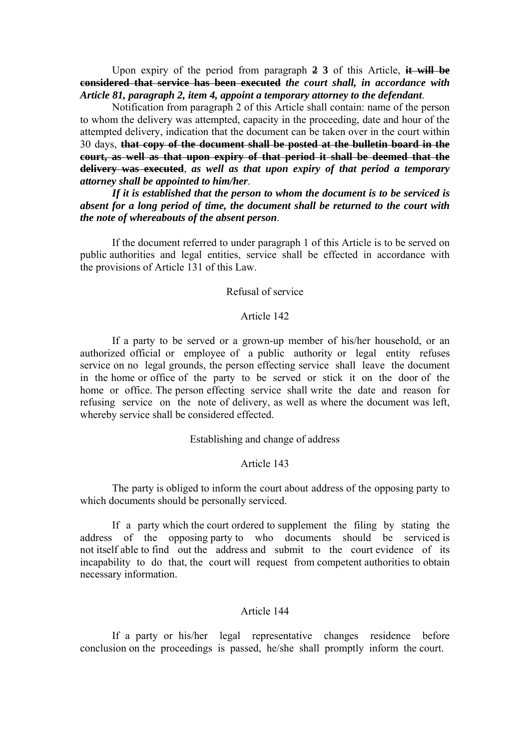Upon expiry of the period from paragraph ~~2~~ **3** of this Article, **~~it will be considered that service has been executed~~** ***the court shall, in accordance with Article 81, paragraph 2, item 4, appoint a temporary attorney to the defendant***.

Notification from paragraph 2 of this Article shall contain: name of the person to whom the delivery was attempted, capacity in the proceeding, date and hour of the attempted delivery, indication that the document can be taken over in the court within 30 days, **~~that copy of the document shall be posted at the bulletin board in the court, as well as that upon expiry of that period it shall be deemed that the delivery was executed~~**, ***as well as that upon expiry of that period a temporary attorney shall be appointed to him/her***.

***If it is established that the person to whom the document is to be serviced is absent for a long period of time, the document shall be returned to the court with the note of whereabouts of the absent person***.

If the document referred to under paragraph 1 of this Article is to be served on public authorities and legal entities, service shall be effected in accordance with the provisions of Article 131 of this Law.

Refusal of service

Article 142

If a party to be served or a grown-up member of his/her household, or an authorized official or employee of a public authority or legal entity refuses service on no legal grounds, the person effecting service shall leave the document in the home or office of the party to be served or stick it on the door of the home or office. The person effecting service shall write the date and reason for refusing service on the note of delivery, as well as where the document was left, whereby service shall be considered effected.

Establishing and change of address

Article 143

The party is obliged to inform the court about address of the opposing party to which documents should be personally serviced.

If a party which the court ordered to supplement the filing by stating the address of the opposing party to who documents should be serviced is not itself able to find out the address and submit to the court evidence of its incapability to do that, the court will request from competent authorities to obtain necessary information.

Article 144

If a party or his/her legal representative changes residence before conclusion on the proceedings is passed, he/she shall promptly inform the court.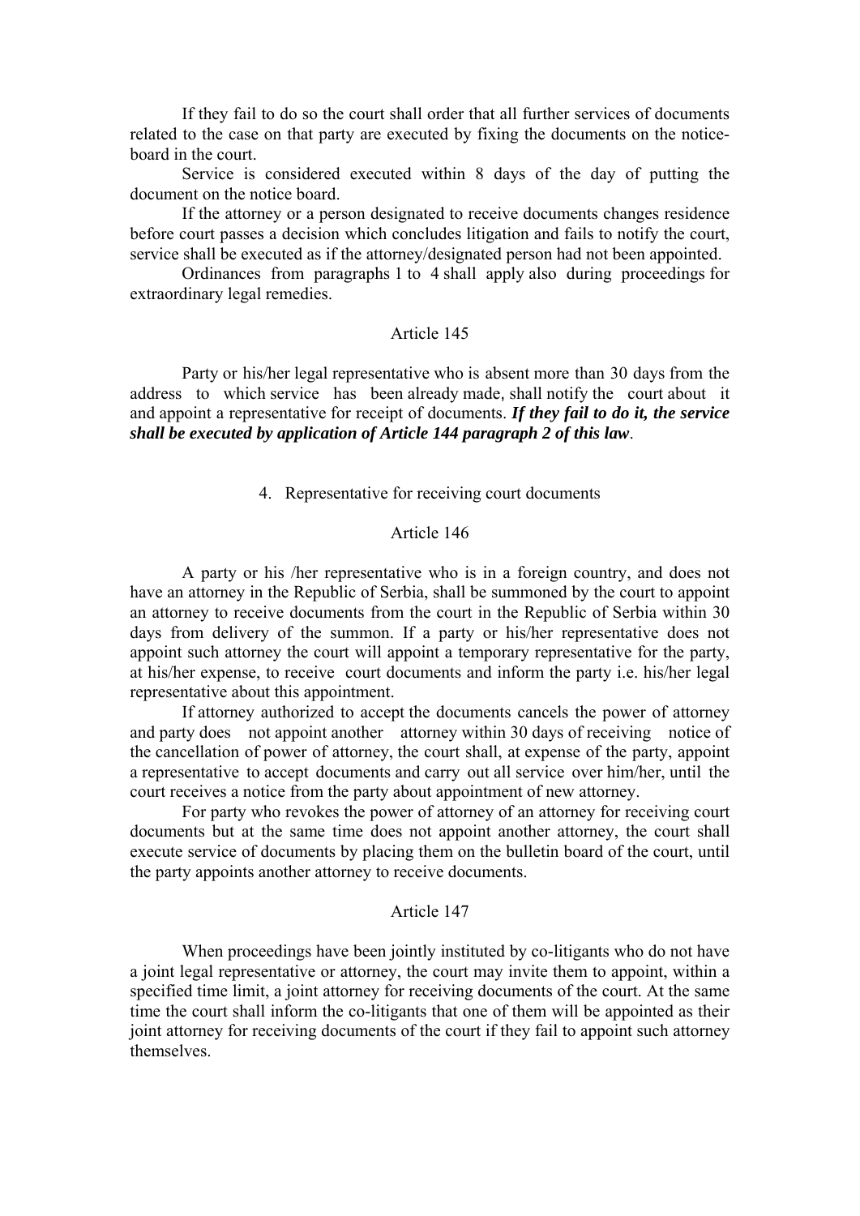If they fail to do so the court shall order that all further services of documents related to the case on that party are executed by fixing the documents on the notice-board in the court.

Service is considered executed within 8 days of the day of putting the document on the notice board.

If the attorney or a person designated to receive documents changes residence before court passes a decision which concludes litigation and fails to notify the court, service shall be executed as if the attorney/designated person had not been appointed.

Ordinances from paragraphs 1 to 4 shall apply also during proceedings for extraordinary legal remedies.

Article 145

Party or his/her legal representative who is absent more than 30 days from the address to which service has been already made, shall notify the court about it and appoint a representative for receipt of documents. ***If they fail to do it, the service shall be executed by application of Article 144 paragraph 2 of this law***.

4. Representative for receiving court documents

Article 146

A party or his /her representative who is in a foreign country, and does not have an attorney in the Republic of Serbia, shall be summoned by the court to appoint an attorney to receive documents from the court in the Republic of Serbia within 30 days from delivery of the summon. If a party or his/her representative does not appoint such attorney the court will appoint a temporary representative for the party, at his/her expense, to receive court documents and inform the party i.e. his/her legal representative about this appointment.

If attorney authorized to accept the documents cancels the power of attorney and party does not appoint another attorney within 30 days of receiving notice of the cancellation of power of attorney, the court shall, at expense of the party, appoint a representative to accept documents and carry out all service over him/her, until the court receives a notice from the party about appointment of new attorney.

For party who revokes the power of attorney of an attorney for receiving court documents but at the same time does not appoint another attorney, the court shall execute service of documents by placing them on the bulletin board of the court, until the party appoints another attorney to receive documents.

Article 147

When proceedings have been jointly instituted by co-litigants who do not have a joint legal representative or attorney, the court may invite them to appoint, within a specified time limit, a joint attorney for receiving documents of the court. At the same time the court shall inform the co-litigants that one of them will be appointed as their joint attorney for receiving documents of the court if they fail to appoint such attorney themselves.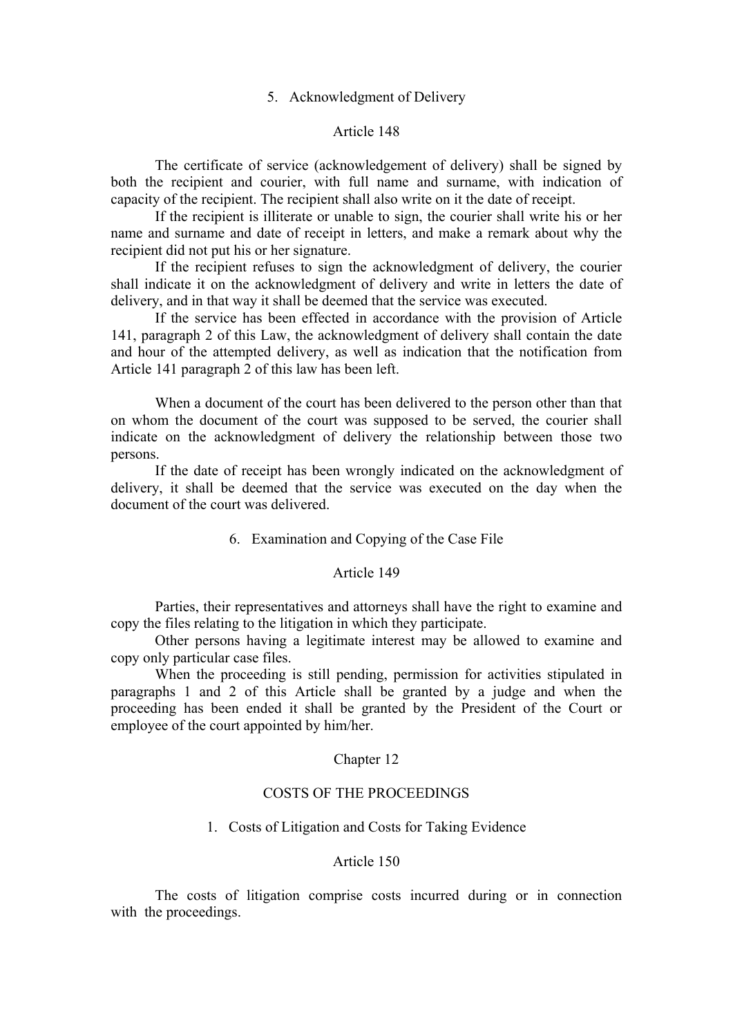### 5. Acknowledgment of Delivery

#### Article 148

The certificate of service (acknowledgement of delivery) shall be signed by both the recipient and courier, with full name and surname, with indication of capacity of the recipient. The recipient shall also write on it the date of receipt.

If the recipient is illiterate or unable to sign, the courier shall write his or her name and surname and date of receipt in letters, and make a remark about why the recipient did not put his or her signature.

If the recipient refuses to sign the acknowledgment of delivery, the courier shall indicate it on the acknowledgment of delivery and write in letters the date of delivery, and in that way it shall be deemed that the service was executed.

If the service has been effected in accordance with the provision of Article 141, paragraph 2 of this Law, the acknowledgment of delivery shall contain the date and hour of the attempted delivery, as well as indication that the notification from Article 141 paragraph 2 of this law has been left.

When a document of the court has been delivered to the person other than that on whom the document of the court was supposed to be served, the courier shall indicate on the acknowledgment of delivery the relationship between those two persons.

If the date of receipt has been wrongly indicated on the acknowledgment of delivery, it shall be deemed that the service was executed on the day when the document of the court was delivered.

### 6. Examination and Copying of the Case File

#### Article 149

Parties, their representatives and attorneys shall have the right to examine and copy the files relating to the litigation in which they participate.

Other persons having a legitimate interest may be allowed to examine and copy only particular case files.

When the proceeding is still pending, permission for activities stipulated in paragraphs 1 and 2 of this Article shall be granted by a judge and when the proceeding has been ended it shall be granted by the President of the Court or employee of the court appointed by him/her.

## Chapter 12

## COSTS OF THE PROCEEDINGS

### 1. Costs of Litigation and Costs for Taking Evidence

#### Article 150

The costs of litigation comprise costs incurred during or in connection with the proceedings.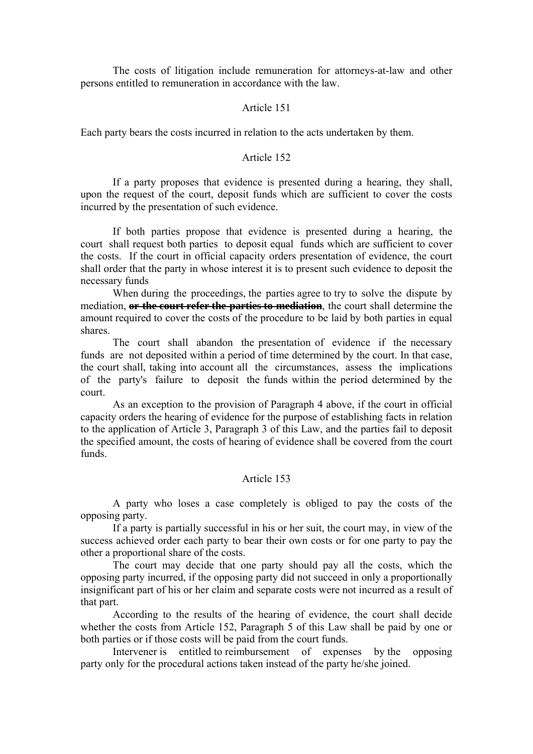The costs of litigation include remuneration for attorneys-at-law and other persons entitled to remuneration in accordance with the law.

Article 151

Each party bears the costs incurred in relation to the acts undertaken by them.

Article 152

If a party proposes that evidence is presented during a hearing, they shall, upon the request of the court, deposit funds which are sufficient to cover the costs incurred by the presentation of such evidence.

If both parties propose that evidence is presented during a hearing, the court shall request both parties to deposit equal funds which are sufficient to cover the costs. If the court in official capacity orders presentation of evidence, the court shall order that the party in whose interest it is to present such evidence to deposit the necessary funds

When during the proceedings, the parties agree to try to solve the dispute by mediation, ~~**or the court refer the parties to mediation**~~, the court shall determine the amount required to cover the costs of the procedure to be laid by both parties in equal shares.

The court shall abandon the presentation of evidence if the necessary funds are not deposited within a period of time determined by the court. In that case, the court shall, taking into account all the circumstances, assess the implications of the party's failure to deposit the funds within the period determined by the court.

As an exception to the provision of Paragraph 4 above, if the court in official capacity orders the hearing of evidence for the purpose of establishing facts in relation to the application of Article 3, Paragraph 3 of this Law, and the parties fail to deposit the specified amount, the costs of hearing of evidence shall be covered from the court funds.

Article 153

A party who loses a case completely is obliged to pay the costs of the opposing party.

If a party is partially successful in his or her suit, the court may, in view of the success achieved order each party to bear their own costs or for one party to pay the other a proportional share of the costs.

The court may decide that one party should pay all the costs, which the opposing party incurred, if the opposing party did not succeed in only a proportionally insignificant part of his or her claim and separate costs were not incurred as a result of that part.

According to the results of the hearing of evidence, the court shall decide whether the costs from Article 152, Paragraph 5 of this Law shall be paid by one or both parties or if those costs will be paid from the court funds.

Intervener is entitled to reimbursement of expenses by the opposing party only for the procedural actions taken instead of the party he/she joined.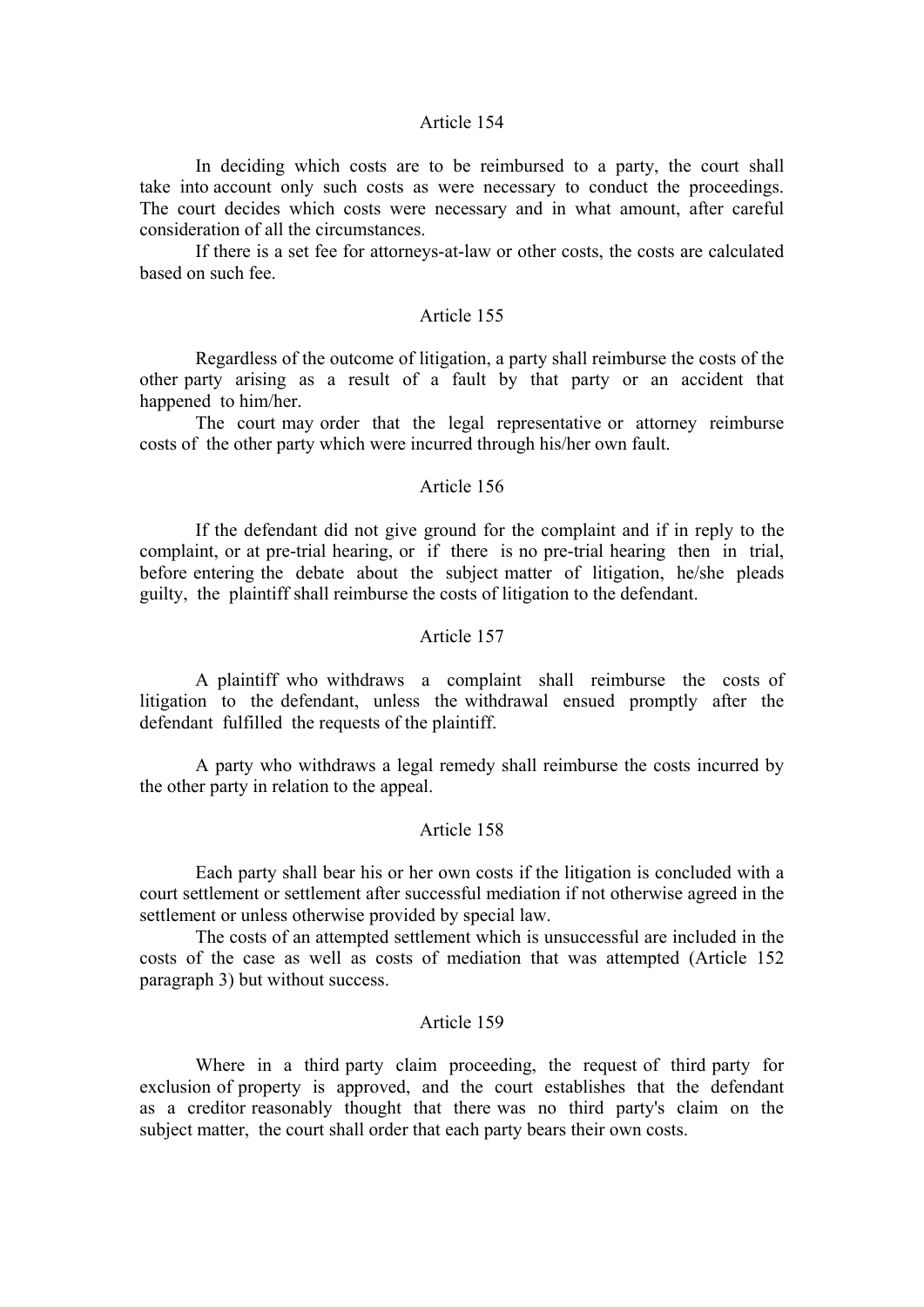### Article 154

In deciding which costs are to be reimbursed to a party, the court shall take into account only such costs as were necessary to conduct the proceedings. The court decides which costs were necessary and in what amount, after careful consideration of all the circumstances.

If there is a set fee for attorneys-at-law or other costs, the costs are calculated based on such fee.

### Article 155

Regardless of the outcome of litigation, a party shall reimburse the costs of the other party arising as a result of a fault by that party or an accident that happened to him/her.

The court may order that the legal representative or attorney reimburse costs of the other party which were incurred through his/her own fault.

### Article 156

If the defendant did not give ground for the complaint and if in reply to the complaint, or at pre-trial hearing, or if there is no pre-trial hearing then in trial, before entering the debate about the subject matter of litigation, he/she pleads guilty, the plaintiff shall reimburse the costs of litigation to the defendant.

### Article 157

A plaintiff who withdraws a complaint shall reimburse the costs of litigation to the defendant, unless the withdrawal ensued promptly after the defendant fulfilled the requests of the plaintiff.

A party who withdraws a legal remedy shall reimburse the costs incurred by the other party in relation to the appeal.

### Article 158

Each party shall bear his or her own costs if the litigation is concluded with a court settlement or settlement after successful mediation if not otherwise agreed in the settlement or unless otherwise provided by special law.

The costs of an attempted settlement which is unsuccessful are included in the costs of the case as well as costs of mediation that was attempted (Article 152 paragraph 3) but without success.

### Article 159

Where in a third party claim proceeding, the request of third party for exclusion of property is approved, and the court establishes that the defendant as a creditor reasonably thought that there was no third party's claim on the subject matter, the court shall order that each party bears their own costs.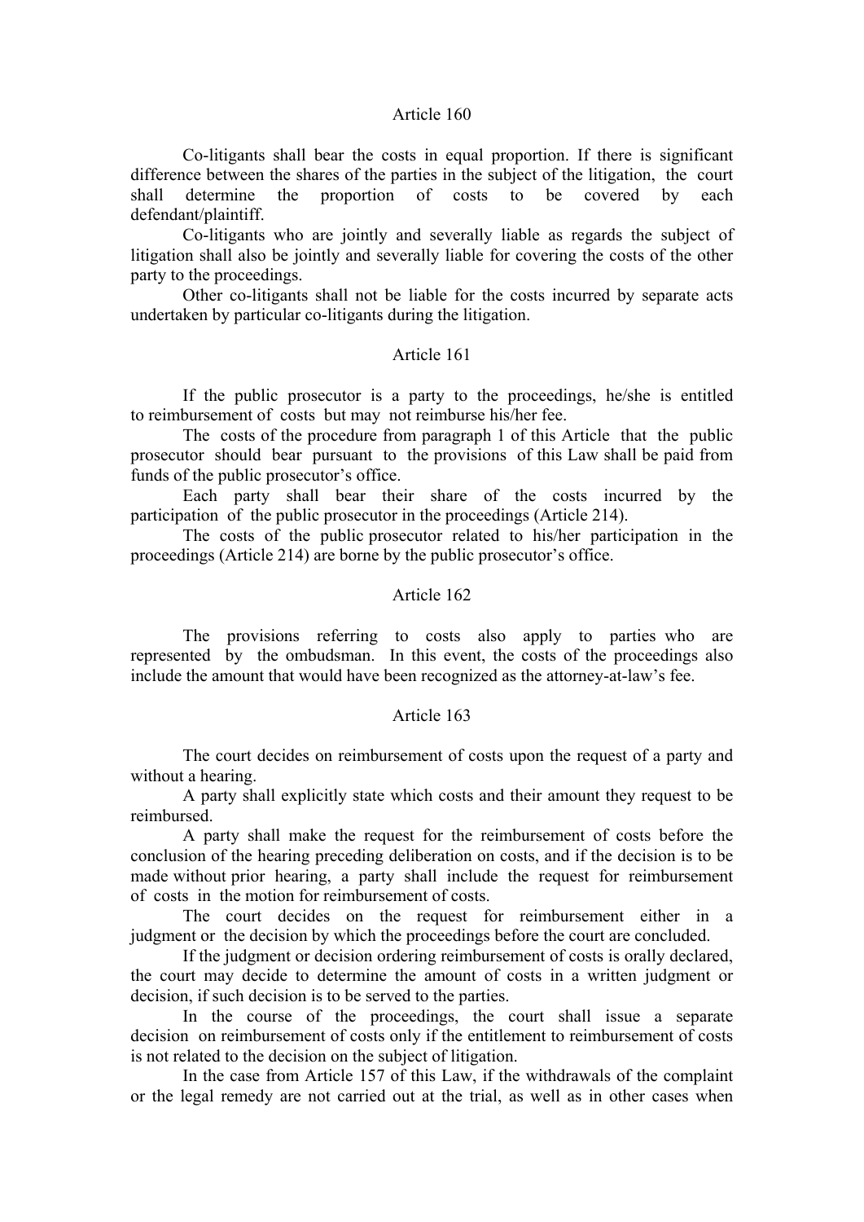## Article 160

Co-litigants shall bear the costs in equal proportion. If there is significant difference between the shares of the parties in the subject of the litigation, the court shall determine the proportion of costs to be covered by each defendant/plaintiff.

Co-litigants who are jointly and severally liable as regards the subject of litigation shall also be jointly and severally liable for covering the costs of the other party to the proceedings.

Other co-litigants shall not be liable for the costs incurred by separate acts undertaken by particular co-litigants during the litigation.

## Article 161

If the public prosecutor is a party to the proceedings, he/she is entitled to reimbursement of costs but may not reimburse his/her fee.

The costs of the procedure from paragraph 1 of this Article that the public prosecutor should bear pursuant to the provisions of this Law shall be paid from funds of the public prosecutor's office.

Each party shall bear their share of the costs incurred by the participation of the public prosecutor in the proceedings (Article 214).

The costs of the public prosecutor related to his/her participation in the proceedings (Article 214) are borne by the public prosecutor's office.

## Article 162

The provisions referring to costs also apply to parties who are represented by the ombudsman. In this event, the costs of the proceedings also include the amount that would have been recognized as the attorney-at-law's fee.

## Article 163

The court decides on reimbursement of costs upon the request of a party and without a hearing.

A party shall explicitly state which costs and their amount they request to be reimbursed.

A party shall make the request for the reimbursement of costs before the conclusion of the hearing preceding deliberation on costs, and if the decision is to be made without prior hearing, a party shall include the request for reimbursement of costs in the motion for reimbursement of costs.

The court decides on the request for reimbursement either in a judgment or the decision by which the proceedings before the court are concluded.

If the judgment or decision ordering reimbursement of costs is orally declared, the court may decide to determine the amount of costs in a written judgment or decision, if such decision is to be served to the parties.

In the course of the proceedings, the court shall issue a separate decision on reimbursement of costs only if the entitlement to reimbursement of costs is not related to the decision on the subject of litigation.

In the case from Article 157 of this Law, if the withdrawals of the complaint or the legal remedy are not carried out at the trial, as well as in other cases when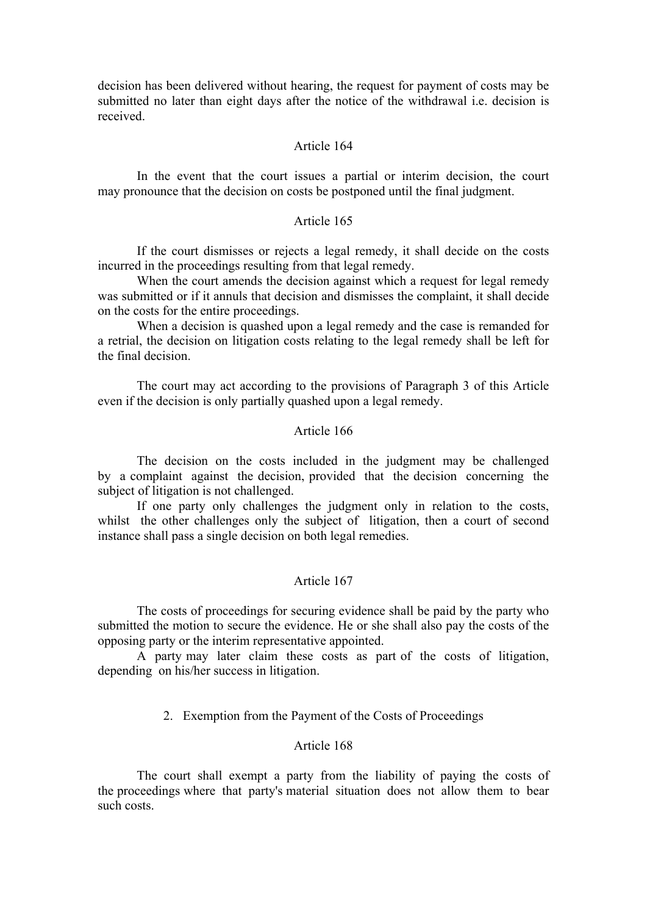decision has been delivered without hearing, the request for payment of costs may be submitted no later than eight days after the notice of the withdrawal i.e. decision is received.

Article 164

In the event that the court issues a partial or interim decision, the court may pronounce that the decision on costs be postponed until the final judgment.

Article 165

If the court dismisses or rejects a legal remedy, it shall decide on the costs incurred in the proceedings resulting from that legal remedy.

When the court amends the decision against which a request for legal remedy was submitted or if it annuls that decision and dismisses the complaint, it shall decide on the costs for the entire proceedings.

When a decision is quashed upon a legal remedy and the case is remanded for a retrial, the decision on litigation costs relating to the legal remedy shall be left for the final decision.

The court may act according to the provisions of Paragraph 3 of this Article even if the decision is only partially quashed upon a legal remedy.

Article 166

The decision on the costs included in the judgment may be challenged by a complaint against the decision, provided that the decision concerning the subject of litigation is not challenged.

If one party only challenges the judgment only in relation to the costs, whilst the other challenges only the subject of litigation, then a court of second instance shall pass a single decision on both legal remedies.

Article 167

The costs of proceedings for securing evidence shall be paid by the party who submitted the motion to secure the evidence. He or she shall also pay the costs of the opposing party or the interim representative appointed.

A party may later claim these costs as part of the costs of litigation, depending on his/her success in litigation.

2. Exemption from the Payment of the Costs of Proceedings

Article 168

The court shall exempt a party from the liability of paying the costs of the proceedings where that party's material situation does not allow them to bear such costs.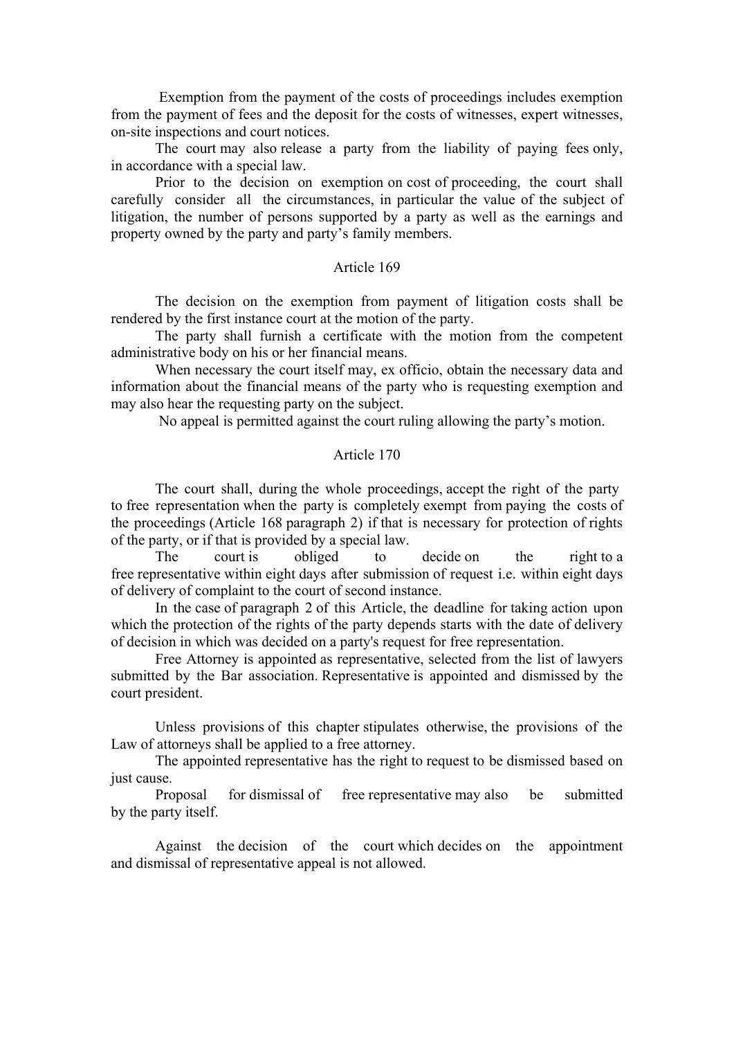Exemption from the payment of the costs of proceedings includes exemption from the payment of fees and the deposit for the costs of witnesses, expert witnesses, on-site inspections and court notices.

The court may also release a party from the liability of paying fees only, in accordance with a special law.

Prior to the decision on exemption on cost of proceeding, the court shall carefully consider all the circumstances, in particular the value of the subject of litigation, the number of persons supported by a party as well as the earnings and property owned by the party and party's family members.

## Article 169

The decision on the exemption from payment of litigation costs shall be rendered by the first instance court at the motion of the party.

The party shall furnish a certificate with the motion from the competent administrative body on his or her financial means.

When necessary the court itself may, ex officio, obtain the necessary data and information about the financial means of the party who is requesting exemption and may also hear the requesting party on the subject.

No appeal is permitted against the court ruling allowing the party's motion.

## Article 170

The court shall, during the whole proceedings, accept the right of the party to free representation when the party is completely exempt from paying the costs of the proceedings (Article 168 paragraph 2) if that is necessary for protection of rights of the party, or if that is provided by a special law.

The court is obliged to decide on the right to a free representative within eight days after submission of request i.e. within eight days of delivery of complaint to the court of second instance.

In the case of paragraph 2 of this Article, the deadline for taking action upon which the protection of the rights of the party depends starts with the date of delivery of decision in which was decided on a party's request for free representation.

Free Attorney is appointed as representative, selected from the list of lawyers submitted by the Bar association. Representative is appointed and dismissed by the court president.

Unless provisions of this chapter stipulates otherwise, the provisions of the Law of attorneys shall be applied to a free attorney.

The appointed representative has the right to request to be dismissed based on just cause.

Proposal for dismissal of free representative may also be submitted by the party itself.

Against the decision of the court which decides on the appointment and dismissal of representative appeal is not allowed.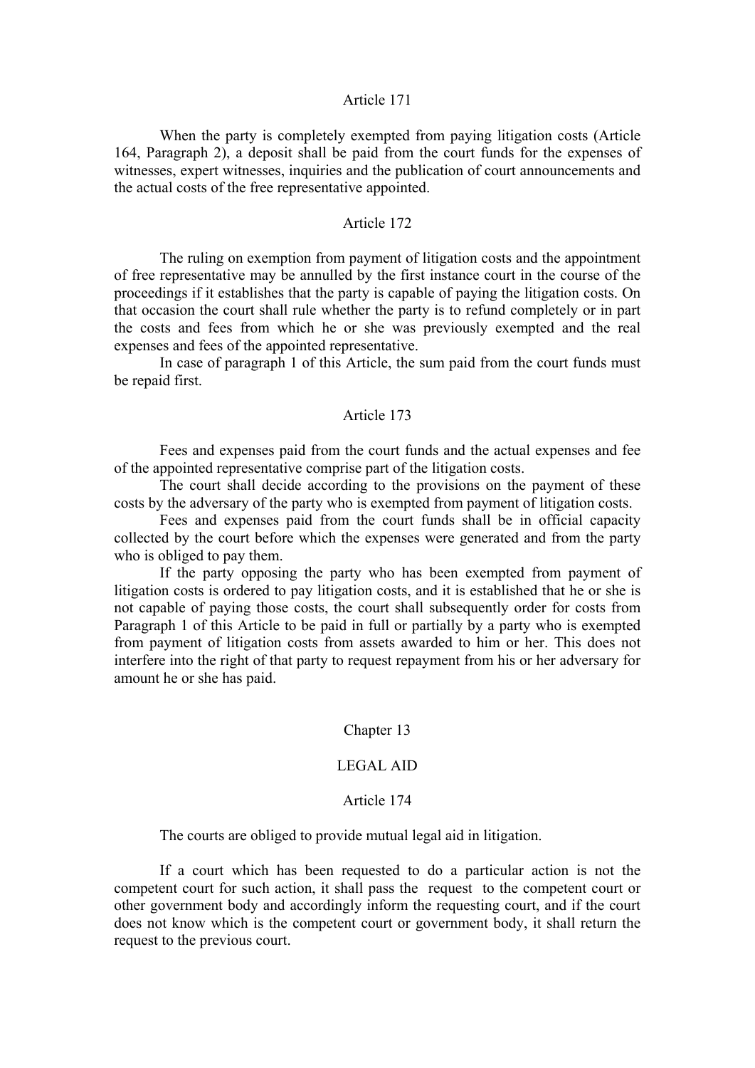### Article 171

When the party is completely exempted from paying litigation costs (Article 164, Paragraph 2), a deposit shall be paid from the court funds for the expenses of witnesses, expert witnesses, inquiries and the publication of court announcements and the actual costs of the free representative appointed.

### Article 172

The ruling on exemption from payment of litigation costs and the appointment of free representative may be annulled by the first instance court in the course of the proceedings if it establishes that the party is capable of paying the litigation costs. On that occasion the court shall rule whether the party is to refund completely or in part the costs and fees from which he or she was previously exempted and the real expenses and fees of the appointed representative.

In case of paragraph 1 of this Article, the sum paid from the court funds must be repaid first.

### Article 173

Fees and expenses paid from the court funds and the actual expenses and fee of the appointed representative comprise part of the litigation costs.

The court shall decide according to the provisions on the payment of these costs by the adversary of the party who is exempted from payment of litigation costs.

Fees and expenses paid from the court funds shall be in official capacity collected by the court before which the expenses were generated and from the party who is obliged to pay them.

If the party opposing the party who has been exempted from payment of litigation costs is ordered to pay litigation costs, and it is established that he or she is not capable of paying those costs, the court shall subsequently order for costs from Paragraph 1 of this Article to be paid in full or partially by a party who is exempted from payment of litigation costs from assets awarded to him or her. This does not interfere into the right of that party to request repayment from his or her adversary for amount he or she has paid.

## Chapter 13

## LEGAL AID

### Article 174

The courts are obliged to provide mutual legal aid in litigation.

If a court which has been requested to do a particular action is not the competent court for such action, it shall pass the request to the competent court or other government body and accordingly inform the requesting court, and if the court does not know which is the competent court or government body, it shall return the request to the previous court.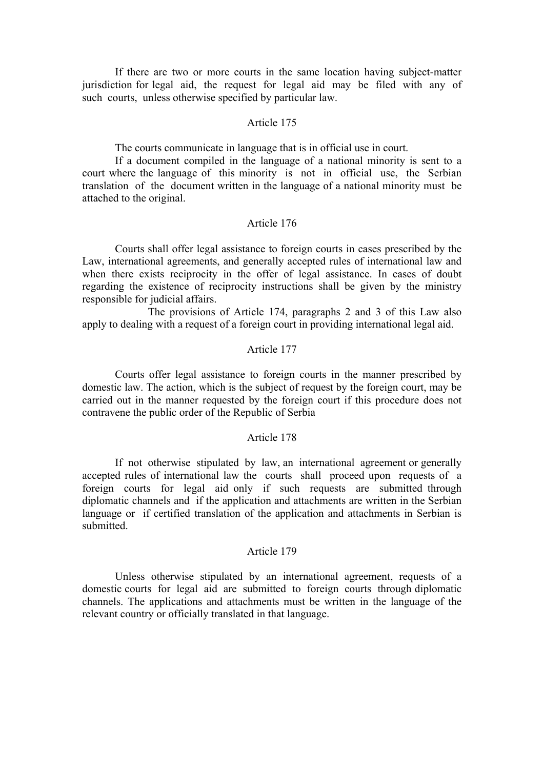If there are two or more courts in the same location having subject-matter jurisdiction for legal aid, the request for legal aid may be filed with any of such courts, unless otherwise specified by particular law.

Article 175

The courts communicate in language that is in official use in court.

If a document compiled in the language of a national minority is sent to a court where the language of this minority is not in official use, the Serbian translation of the document written in the language of a national minority must be attached to the original.

Article 176

Courts shall offer legal assistance to foreign courts in cases prescribed by the Law, international agreements, and generally accepted rules of international law and when there exists reciprocity in the offer of legal assistance. In cases of doubt regarding the existence of reciprocity instructions shall be given by the ministry responsible for judicial affairs.

The provisions of Article 174, paragraphs 2 and 3 of this Law also apply to dealing with a request of a foreign court in providing international legal aid.

Article 177

Courts offer legal assistance to foreign courts in the manner prescribed by domestic law. The action, which is the subject of request by the foreign court, may be carried out in the manner requested by the foreign court if this procedure does not contravene the public order of the Republic of Serbia

Article 178

If not otherwise stipulated by law, an international agreement or generally accepted rules of international law the courts shall proceed upon requests of a foreign courts for legal aid only if such requests are submitted through diplomatic channels and if the application and attachments are written in the Serbian language or if certified translation of the application and attachments in Serbian is submitted.

Article 179

Unless otherwise stipulated by an international agreement, requests of a domestic courts for legal aid are submitted to foreign courts through diplomatic channels. The applications and attachments must be written in the language of the relevant country or officially translated in that language.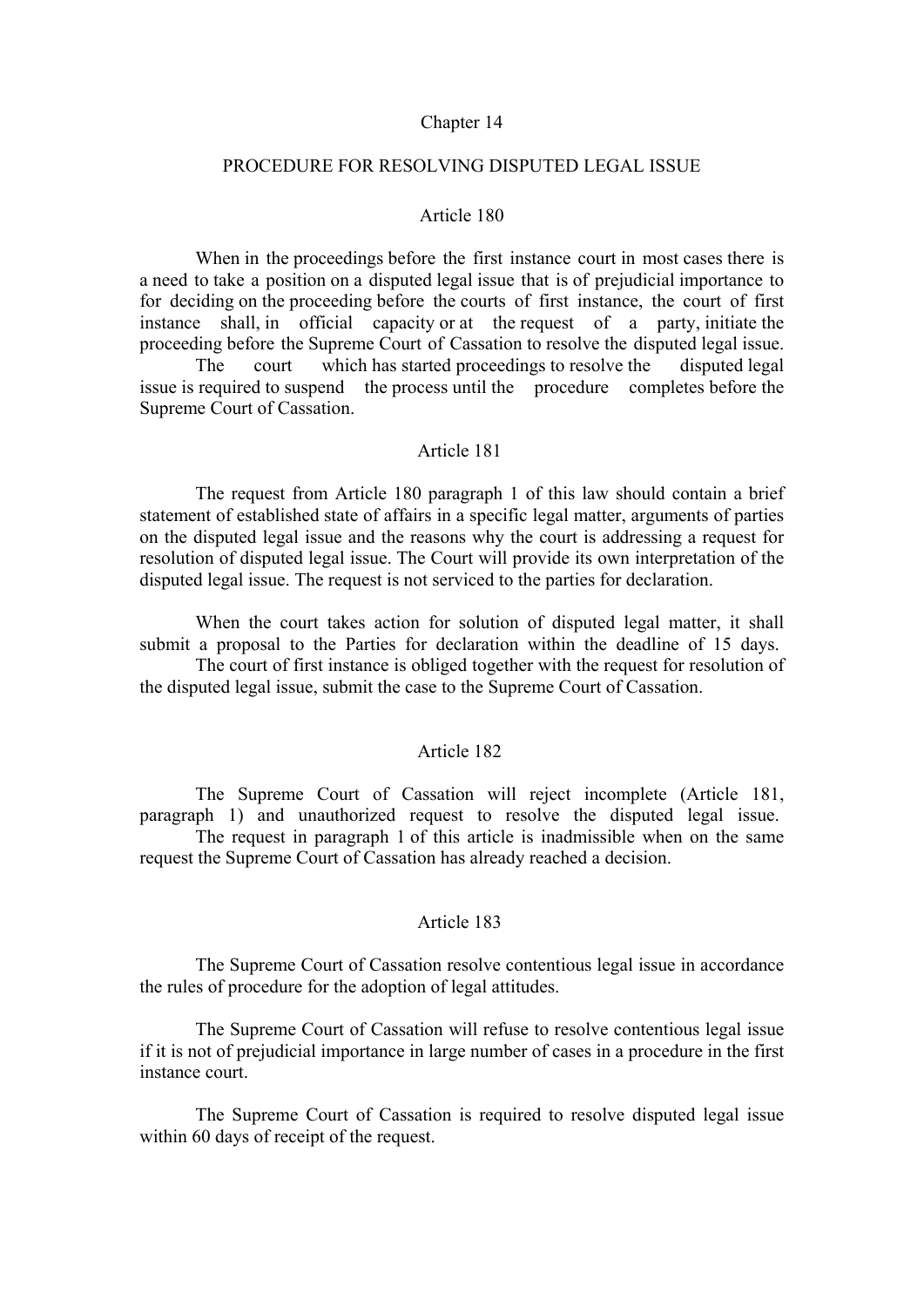## Chapter 14

## PROCEDURE FOR RESOLVING DISPUTED LEGAL ISSUE

### Article 180

When in the proceedings before the first instance court in most cases there is a need to take a position on a disputed legal issue that is of prejudicial importance to for deciding on the proceeding before the courts of first instance, the court of first instance shall, in official capacity or at the request of a party, initiate the proceeding before the Supreme Court of Cassation to resolve the disputed legal issue.

The court which has started proceedings to resolve the disputed legal issue is required to suspend the process until the procedure completes before the Supreme Court of Cassation.

### Article 181

The request from Article 180 paragraph 1 of this law should contain a brief statement of established state of affairs in a specific legal matter, arguments of parties on the disputed legal issue and the reasons why the court is addressing a request for resolution of disputed legal issue. The Court will provide its own interpretation of the disputed legal issue. The request is not serviced to the parties for declaration.

When the court takes action for solution of disputed legal matter, it shall submit a proposal to the Parties for declaration within the deadline of 15 days.

The court of first instance is obliged together with the request for resolution of the disputed legal issue, submit the case to the Supreme Court of Cassation.

### Article 182

The Supreme Court of Cassation will reject incomplete (Article 181, paragraph 1) and unauthorized request to resolve the disputed legal issue.

The request in paragraph 1 of this article is inadmissible when on the same request the Supreme Court of Cassation has already reached a decision.

### Article 183

The Supreme Court of Cassation resolve contentious legal issue in accordance the rules of procedure for the adoption of legal attitudes.

The Supreme Court of Cassation will refuse to resolve contentious legal issue if it is not of prejudicial importance in large number of cases in a procedure in the first instance court.

The Supreme Court of Cassation is required to resolve disputed legal issue within 60 days of receipt of the request.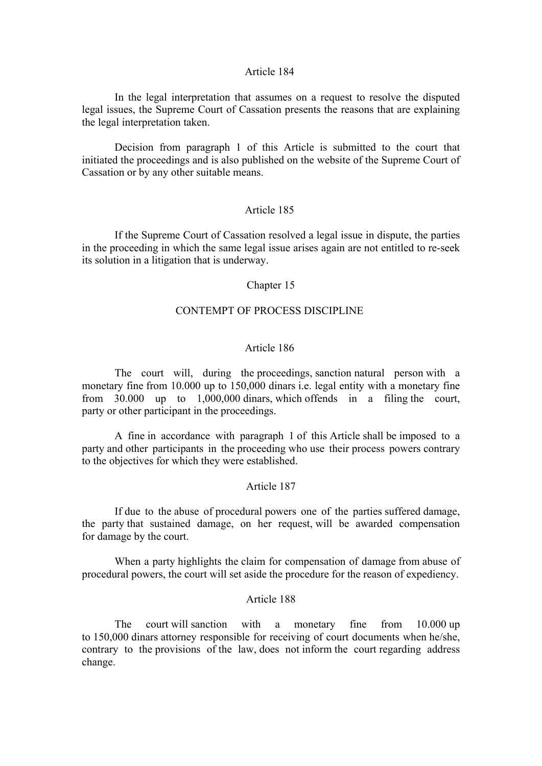### Article 184

In the legal interpretation that assumes on a request to resolve the disputed legal issues, the Supreme Court of Cassation presents the reasons that are explaining the legal interpretation taken.

Decision from paragraph 1 of this Article is submitted to the court that initiated the proceedings and is also published on the website of the Supreme Court of Cassation or by any other suitable means.

### Article 185

If the Supreme Court of Cassation resolved a legal issue in dispute, the parties in the proceeding in which the same legal issue arises again are not entitled to re-seek its solution in a litigation that is underway.

## Chapter 15

## CONTEMPT OF PROCESS DISCIPLINE

### Article 186

The court will, during the proceedings, sanction natural person with a monetary fine from 10.000 up to 150,000 dinars i.e. legal entity with a monetary fine from 30.000 up to 1,000,000 dinars, which offends in a filing the court, party or other participant in the proceedings.

A fine in accordance with paragraph 1 of this Article shall be imposed to a party and other participants in the proceeding who use their process powers contrary to the objectives for which they were established.

### Article 187

If due to the abuse of procedural powers one of the parties suffered damage, the party that sustained damage, on her request, will be awarded compensation for damage by the court.

When a party highlights the claim for compensation of damage from abuse of procedural powers, the court will set aside the procedure for the reason of expediency.

### Article 188

The court will sanction with a monetary fine from 10.000 up to 150,000 dinars attorney responsible for receiving of court documents when he/she, contrary to the provisions of the law, does not inform the court regarding address change.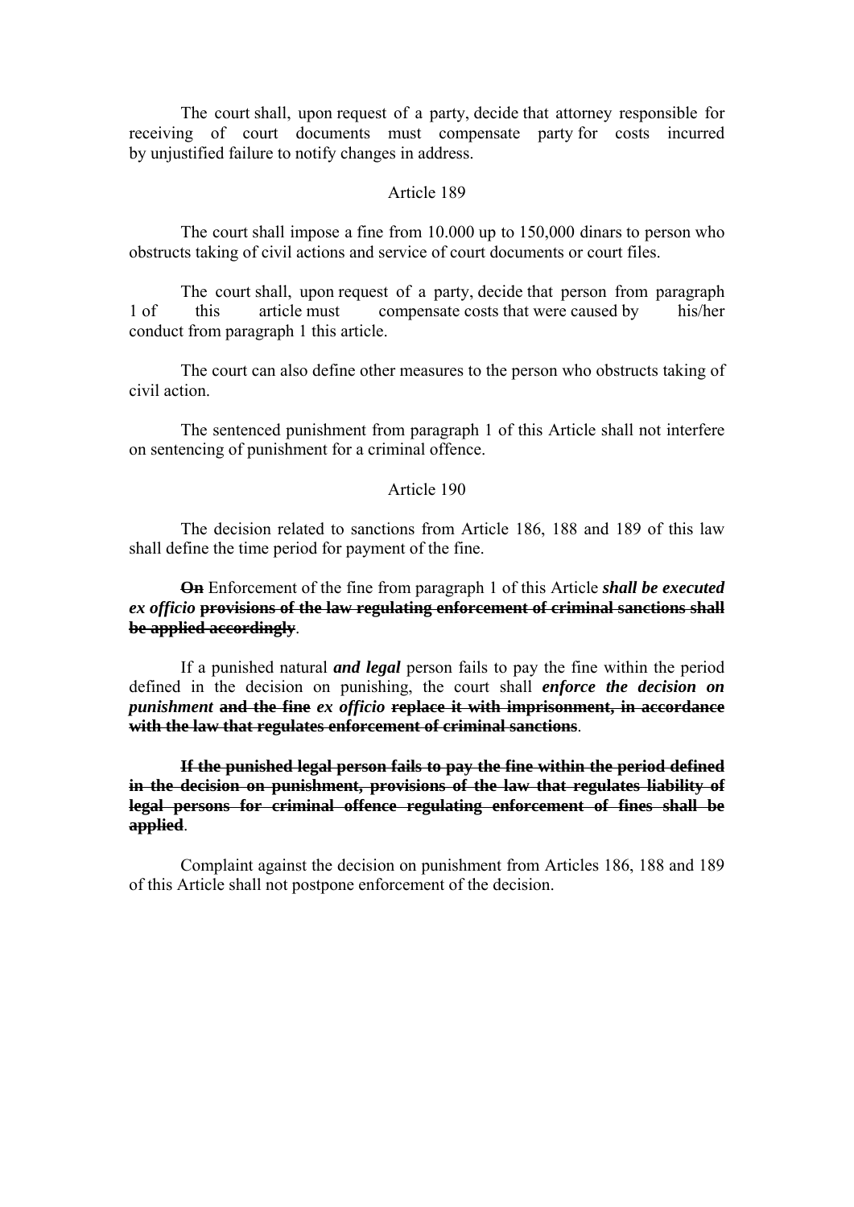The court shall, upon request of a party, decide that attorney responsible for receiving of court documents must compensate party for costs incurred by unjustified failure to notify changes in address.

Article 189

The court shall impose a fine from 10.000 up to 150,000 dinars to person who obstructs taking of civil actions and service of court documents or court files.

The court shall, upon request of a party, decide that person from paragraph 1 of this article must compensate costs that were caused by his/her conduct from paragraph 1 this article.

The court can also define other measures to the person who obstructs taking of civil action.

The sentenced punishment from paragraph 1 of this Article shall not interfere on sentencing of punishment for a criminal offence.

Article 190

The decision related to sanctions from Article 186, 188 and 189 of this law shall define the time period for payment of the fine.

~~**On**~~ Enforcement of the fine from paragraph 1 of this Article ***shall be executed ex officio*** ~~**provisions of the law regulating enforcement of criminal sanctions shall be applied accordingly**~~.

If a punished natural ***and legal*** person fails to pay the fine within the period defined in the decision on punishing, the court shall ***enforce the decision on punishment*** ~~**and the fine**~~ ***ex officio*** ~~**replace it with imprisonment, in accordance with the law that regulates enforcement of criminal sanctions**~~.

~~**If the punished legal person fails to pay the fine within the period defined in the decision on punishment, provisions of the law that regulates liability of legal persons for criminal offence regulating enforcement of fines shall be applied**~~.

Complaint against the decision on punishment from Articles 186, 188 and 189 of this Article shall not postpone enforcement of the decision.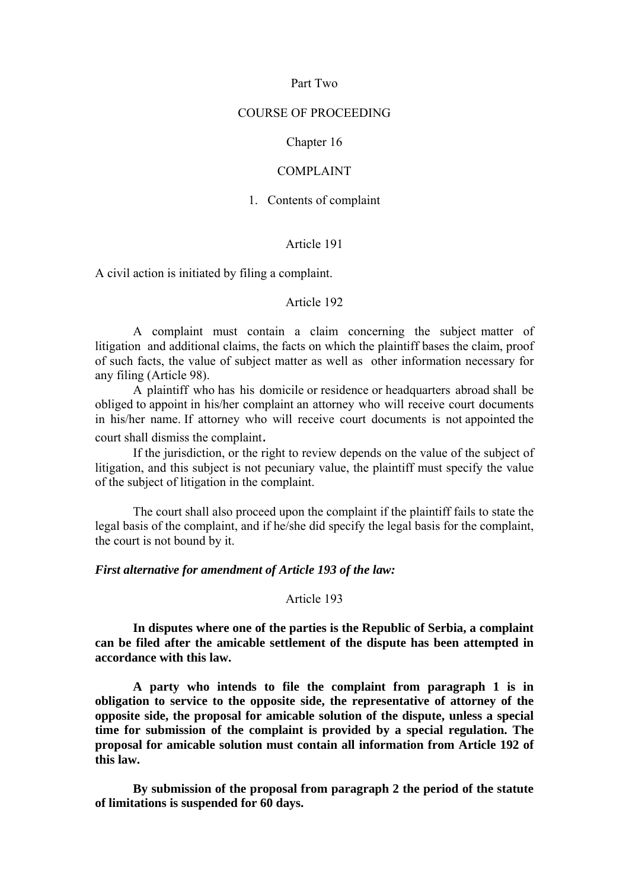Part Two

# COURSE OF PROCEEDING

## Chapter 16

## COMPLAINT

### 1. Contents of complaint

Article 191

A civil action is initiated by filing a complaint.

Article 192

A complaint must contain a claim concerning the subject matter of litigation and additional claims, the facts on which the plaintiff bases the claim, proof of such facts, the value of subject matter as well as other information necessary for any filing (Article 98).

A plaintiff who has his domicile or residence or headquarters abroad shall be obliged to appoint in his/her complaint an attorney who will receive court documents in his/her name. If attorney who will receive court documents is not appointed the court shall dismiss the complaint.

If the jurisdiction, or the right to review depends on the value of the subject of litigation, and this subject is not pecuniary value, the plaintiff must specify the value of the subject of litigation in the complaint.

The court shall also proceed upon the complaint if the plaintiff fails to state the legal basis of the complaint, and if he/she did specify the legal basis for the complaint, the court is not bound by it.

***First alternative for amendment of Article 193 of the law:***

Article 193

**In disputes where one of the parties is the Republic of Serbia, a complaint can be filed after the amicable settlement of the dispute has been attempted in accordance with this law.**

**A party who intends to file the complaint from paragraph 1 is in obligation to service to the opposite side, the representative of attorney of the opposite side, the proposal for amicable solution of the dispute, unless a special time for submission of the complaint is provided by a special regulation. The proposal for amicable solution must contain all information from Article 192 of this law.**

**By submission of the proposal from paragraph 2 the period of the statute of limitations is suspended for 60 days.**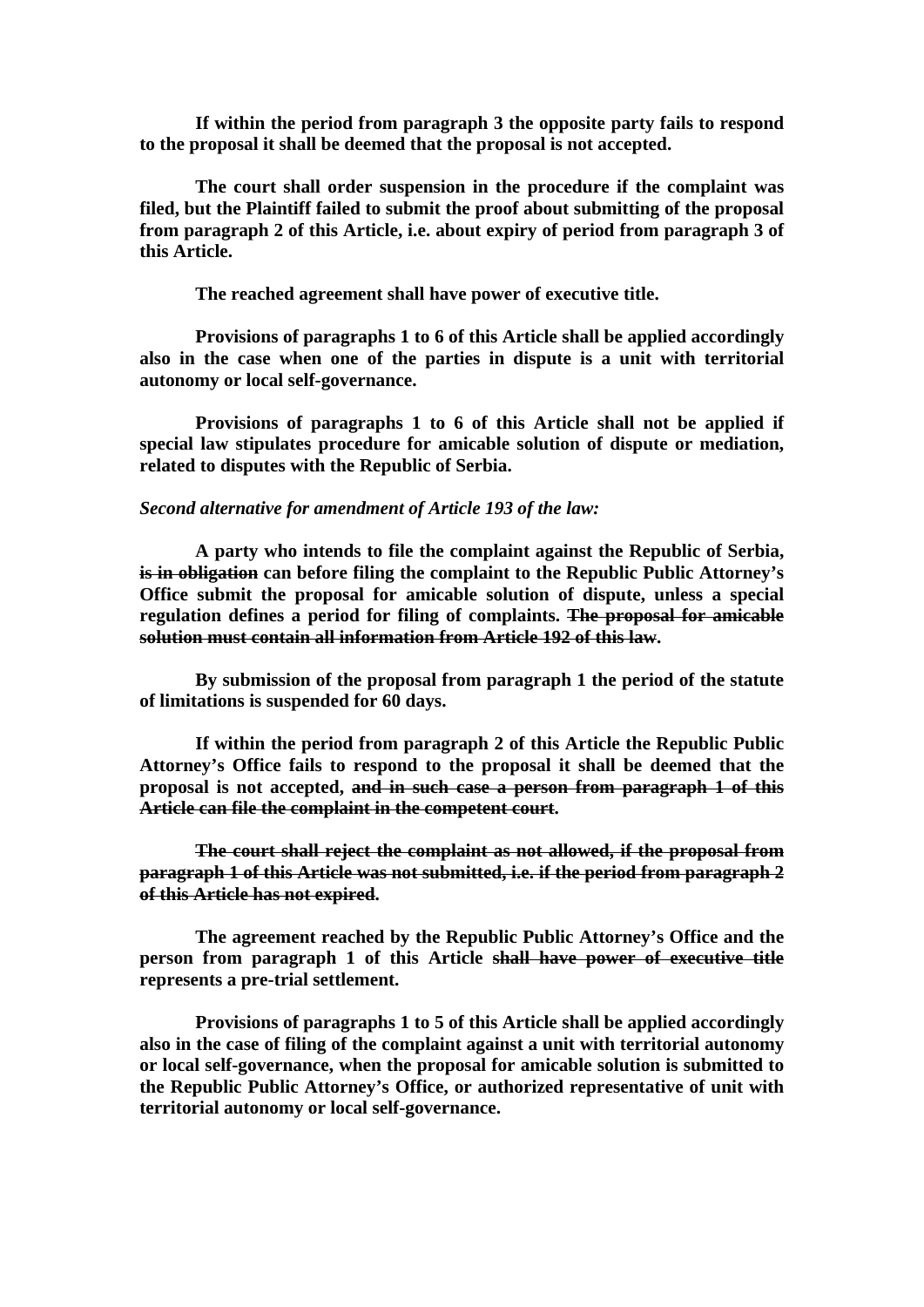**If within the period from paragraph 3 the opposite party fails to respond to the proposal it shall be deemed that the proposal is not accepted.**

**The court shall order suspension in the procedure if the complaint was filed, but the Plaintiff failed to submit the proof about submitting of the proposal from paragraph 2 of this Article, i.e. about expiry of period from paragraph 3 of this Article.**

**The reached agreement shall have power of executive title.**

**Provisions of paragraphs 1 to 6 of this Article shall be applied accordingly also in the case when one of the parties in dispute is a unit with territorial autonomy or local self-governance.**

**Provisions of paragraphs 1 to 6 of this Article shall not be applied if special law stipulates procedure for amicable solution of dispute or mediation, related to disputes with the Republic of Serbia.**

*Second alternative for amendment of Article 193 of the law:*

**A party who intends to file the complaint against the Republic of Serbia, ~~is in obligation~~ can before filing the complaint to the Republic Public Attorney's Office submit the proposal for amicable solution of dispute, unless a special regulation defines a period for filing of complaints. ~~The proposal for amicable solution must contain all information from Article 192 of this law~~.**

**By submission of the proposal from paragraph 1 the period of the statute of limitations is suspended for 60 days.**

**If within the period from paragraph 2 of this Article the Republic Public Attorney's Office fails to respond to the proposal it shall be deemed that the proposal is not accepted, ~~and in such case a person from paragraph 1 of this Article can file the complaint in the competent court~~.**

**~~The court shall reject the complaint as not allowed, if the proposal from paragraph 1 of this Article was not submitted, i.e. if the period from paragraph 2 of this Article has not expired~~.**

**The agreement reached by the Republic Public Attorney's Office and the person from paragraph 1 of this Article ~~shall have power of executive title~~ represents a pre-trial settlement.**

**Provisions of paragraphs 1 to 5 of this Article shall be applied accordingly also in the case of filing of the complaint against a unit with territorial autonomy or local self-governance, when the proposal for amicable solution is submitted to the Republic Public Attorney's Office, or authorized representative of unit with territorial autonomy or local self-governance.**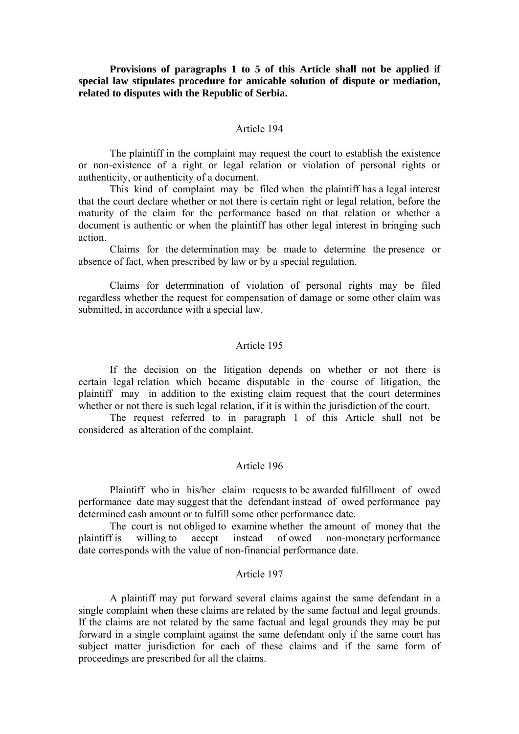**Provisions of paragraphs 1 to 5 of this Article shall not be applied if special law stipulates procedure for amicable solution of dispute or mediation, related to disputes with the Republic of Serbia.**

Article 194

The plaintiff in the complaint may request the court to establish the existence or non-existence of a right or legal relation or violation of personal rights or authenticity, or authenticity of a document.

This kind of complaint may be filed when the plaintiff has a legal interest that the court declare whether or not there is certain right or legal relation, before the maturity of the claim for the performance based on that relation or whether a document is authentic or when the plaintiff has other legal interest in bringing such action.

Claims for the determination may be made to determine the presence or absence of fact, when prescribed by law or by a special regulation.

Claims for determination of violation of personal rights may be filed regardless whether the request for compensation of damage or some other claim was submitted, in accordance with a special law.

Article 195

If the decision on the litigation depends on whether or not there is certain legal relation which became disputable in the course of litigation, the plaintiff may in addition to the existing claim request that the court determines whether or not there is such legal relation, if it is within the jurisdiction of the court.

The request referred to in paragraph 1 of this Article shall not be considered as alteration of the complaint.

Article 196

Plaintiff who in his/her claim requests to be awarded fulfillment of owed performance date may suggest that the defendant instead of owed performance pay determined cash amount or to fulfill some other performance date.

The court is not obliged to examine whether the amount of money that the plaintiff is willing to accept instead of owed non-monetary performance date corresponds with the value of non-financial performance date.

Article 197

A plaintiff may put forward several claims against the same defendant in a single complaint when these claims are related by the same factual and legal grounds. If the claims are not related by the same factual and legal grounds they may be put forward in a single complaint against the same defendant only if the same court has subject matter jurisdiction for each of these claims and if the same form of proceedings are prescribed for all the claims.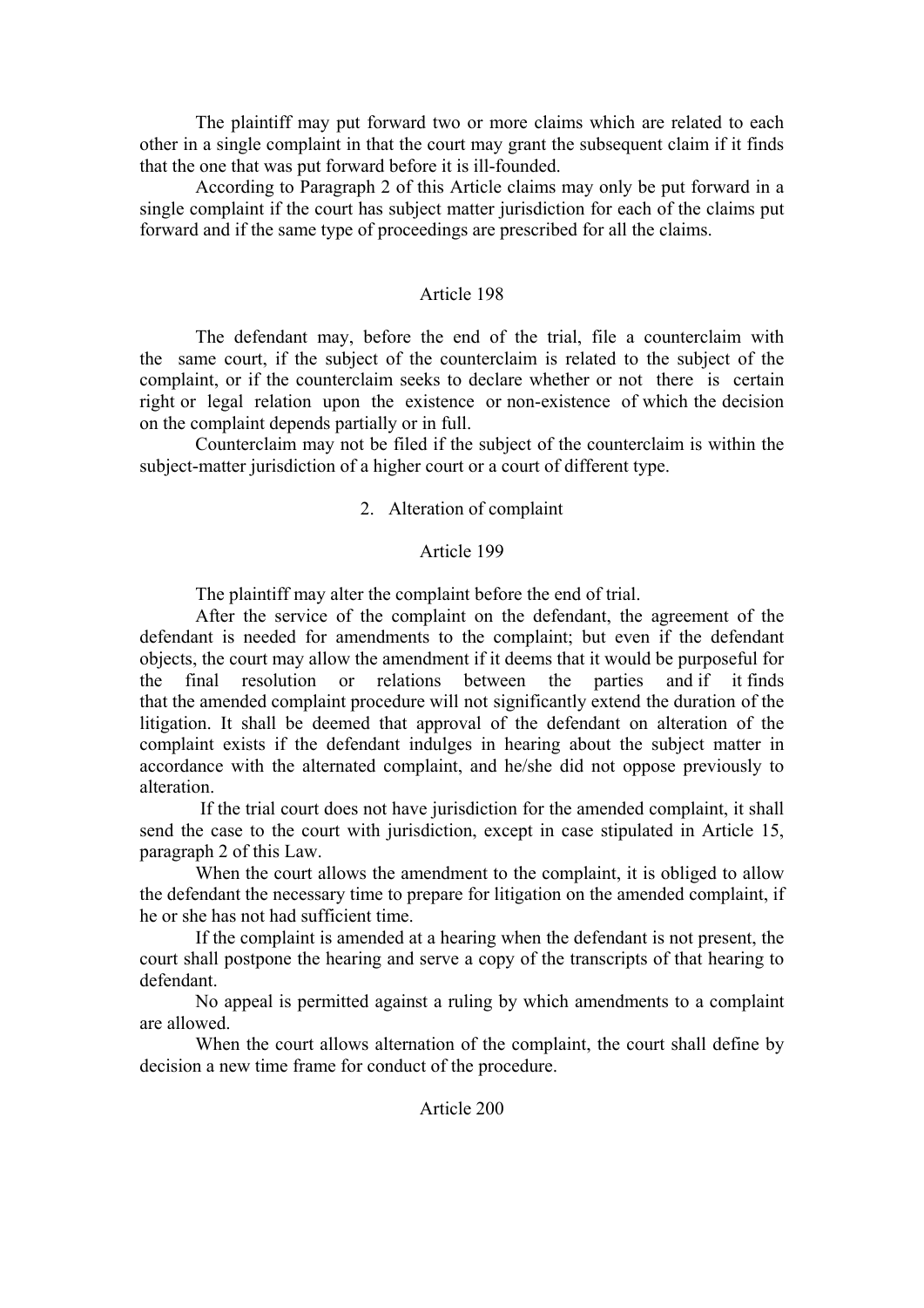The plaintiff may put forward two or more claims which are related to each other in a single complaint in that the court may grant the subsequent claim if it finds that the one that was put forward before it is ill-founded.

According to Paragraph 2 of this Article claims may only be put forward in a single complaint if the court has subject matter jurisdiction for each of the claims put forward and if the same type of proceedings are prescribed for all the claims.

### Article 198

The defendant may, before the end of the trial, file a counterclaim with the same court, if the subject of the counterclaim is related to the subject of the complaint, or if the counterclaim seeks to declare whether or not there is certain right or legal relation upon the existence or non-existence of which the decision on the complaint depends partially or in full.

Counterclaim may not be filed if the subject of the counterclaim is within the subject-matter jurisdiction of a higher court or a court of different type.

## 2. Alteration of complaint

### Article 199

The plaintiff may alter the complaint before the end of trial.

After the service of the complaint on the defendant, the agreement of the defendant is needed for amendments to the complaint; but even if the defendant objects, the court may allow the amendment if it deems that it would be purposeful for the final resolution or relations between the parties and if it finds that the amended complaint procedure will not significantly extend the duration of the litigation. It shall be deemed that approval of the defendant on alteration of the complaint exists if the defendant indulges in hearing about the subject matter in accordance with the alternated complaint, and he/she did not oppose previously to alteration.

If the trial court does not have jurisdiction for the amended complaint, it shall send the case to the court with jurisdiction, except in case stipulated in Article 15, paragraph 2 of this Law.

When the court allows the amendment to the complaint, it is obliged to allow the defendant the necessary time to prepare for litigation on the amended complaint, if he or she has not had sufficient time.

If the complaint is amended at a hearing when the defendant is not present, the court shall postpone the hearing and serve a copy of the transcripts of that hearing to defendant.

No appeal is permitted against a ruling by which amendments to a complaint are allowed.

When the court allows alternation of the complaint, the court shall define by decision a new time frame for conduct of the procedure.

### Article 200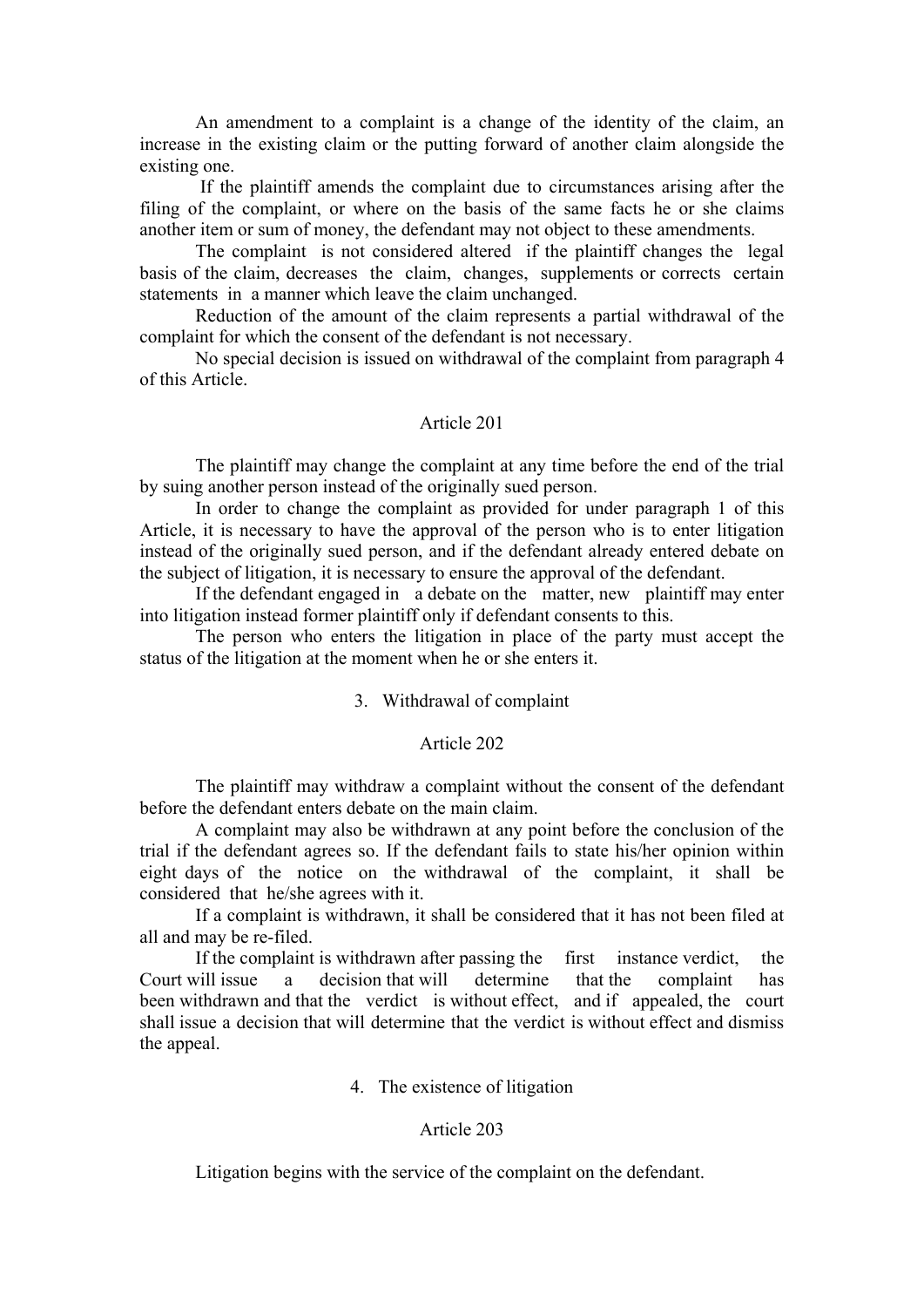An amendment to a complaint is a change of the identity of the claim, an increase in the existing claim or the putting forward of another claim alongside the existing one.

If the plaintiff amends the complaint due to circumstances arising after the filing of the complaint, or where on the basis of the same facts he or she claims another item or sum of money, the defendant may not object to these amendments.

The complaint is not considered altered if the plaintiff changes the legal basis of the claim, decreases the claim, changes, supplements or corrects certain statements in a manner which leave the claim unchanged.

Reduction of the amount of the claim represents a partial withdrawal of the complaint for which the consent of the defendant is not necessary.

No special decision is issued on withdrawal of the complaint from paragraph 4 of this Article.

### Article 201

The plaintiff may change the complaint at any time before the end of the trial by suing another person instead of the originally sued person.

In order to change the complaint as provided for under paragraph 1 of this Article, it is necessary to have the approval of the person who is to enter litigation instead of the originally sued person, and if the defendant already entered debate on the subject of litigation, it is necessary to ensure the approval of the defendant.

If the defendant engaged in a debate on the matter, new plaintiff may enter into litigation instead former plaintiff only if defendant consents to this.

The person who enters the litigation in place of the party must accept the status of the litigation at the moment when he or she enters it.

## 3. Withdrawal of complaint

### Article 202

The plaintiff may withdraw a complaint without the consent of the defendant before the defendant enters debate on the main claim.

A complaint may also be withdrawn at any point before the conclusion of the trial if the defendant agrees so. If the defendant fails to state his/her opinion within eight days of the notice on the withdrawal of the complaint, it shall be considered that he/she agrees with it.

If a complaint is withdrawn, it shall be considered that it has not been filed at all and may be re-filed.

If the complaint is withdrawn after passing the first instance verdict, the Court will issue a decision that will determine that the complaint has been withdrawn and that the verdict is without effect, and if appealed, the court shall issue a decision that will determine that the verdict is without effect and dismiss the appeal.

## 4. The existence of litigation

### Article 203

Litigation begins with the service of the complaint on the defendant.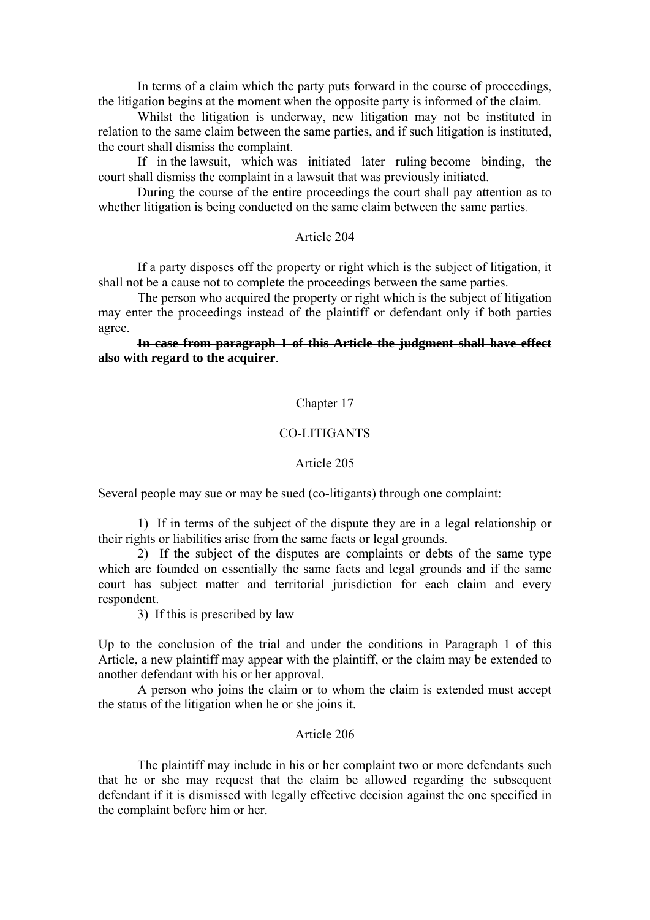In terms of a claim which the party puts forward in the course of proceedings, the litigation begins at the moment when the opposite party is informed of the claim.

Whilst the litigation is underway, new litigation may not be instituted in relation to the same claim between the same parties, and if such litigation is instituted, the court shall dismiss the complaint.

If in the lawsuit, which was initiated later ruling become binding, the court shall dismiss the complaint in a lawsuit that was previously initiated.

During the course of the entire proceedings the court shall pay attention as to whether litigation is being conducted on the same claim between the same parties.

## Article 204

If a party disposes off the property or right which is the subject of litigation, it shall not be a cause not to complete the proceedings between the same parties.

The person who acquired the property or right which is the subject of litigation may enter the proceedings instead of the plaintiff or defendant only if both parties agree.

~~**In case from paragraph 1 of this Article the judgment shall have effect also with regard to the acquirer**~~.

# Chapter 17

# CO-LITIGANTS

## Article 205

Several people may sue or may be sued (co-litigants) through one complaint:

1) If in terms of the subject of the dispute they are in a legal relationship or their rights or liabilities arise from the same facts or legal grounds.
2) If the subject of the disputes are complaints or debts of the same type which are founded on essentially the same facts and legal grounds and if the same court has subject matter and territorial jurisdiction for each claim and every respondent.
3) If this is prescribed by law

Up to the conclusion of the trial and under the conditions in Paragraph 1 of this Article, a new plaintiff may appear with the plaintiff, or the claim may be extended to another defendant with his or her approval.

A person who joins the claim or to whom the claim is extended must accept the status of the litigation when he or she joins it.

## Article 206

The plaintiff may include in his or her complaint two or more defendants such that he or she may request that the claim be allowed regarding the subsequent defendant if it is dismissed with legally effective decision against the one specified in the complaint before him or her.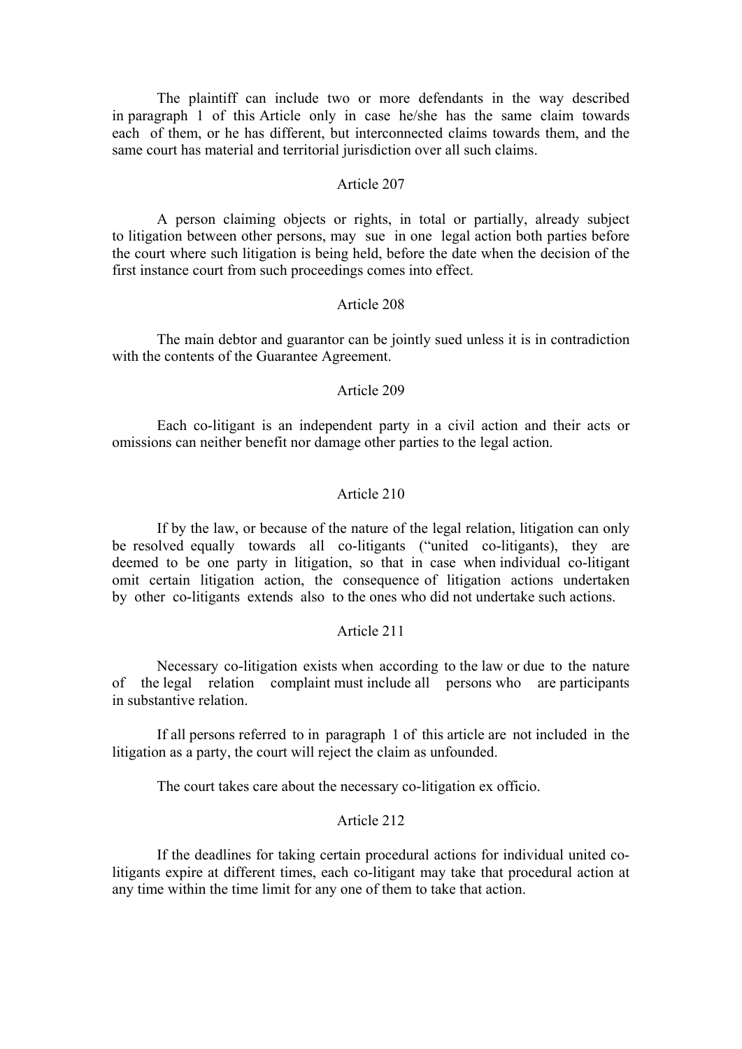The plaintiff can include two or more defendants in the way described in paragraph 1 of this Article only in case he/she has the same claim towards each of them, or he has different, but interconnected claims towards them, and the same court has material and territorial jurisdiction over all such claims.

Article 207

A person claiming objects or rights, in total or partially, already subject to litigation between other persons, may sue in one legal action both parties before the court where such litigation is being held, before the date when the decision of the first instance court from such proceedings comes into effect.

Article 208

The main debtor and guarantor can be jointly sued unless it is in contradiction with the contents of the Guarantee Agreement.

Article 209

Each co-litigant is an independent party in a civil action and their acts or omissions can neither benefit nor damage other parties to the legal action.

Article 210

If by the law, or because of the nature of the legal relation, litigation can only be resolved equally towards all co-litigants ("united co-litigants), they are deemed to be one party in litigation, so that in case when individual co-litigant omit certain litigation action, the consequence of litigation actions undertaken by other co-litigants extends also to the ones who did not undertake such actions.

Article 211

Necessary co-litigation exists when according to the law or due to the nature of the legal relation complaint must include all persons who are participants in substantive relation.

If all persons referred to in paragraph 1 of this article are not included in the litigation as a party, the court will reject the claim as unfounded.

The court takes care about the necessary co-litigation ex officio.

Article 212

If the deadlines for taking certain procedural actions for individual united co-litigants expire at different times, each co-litigant may take that procedural action at any time within the time limit for any one of them to take that action.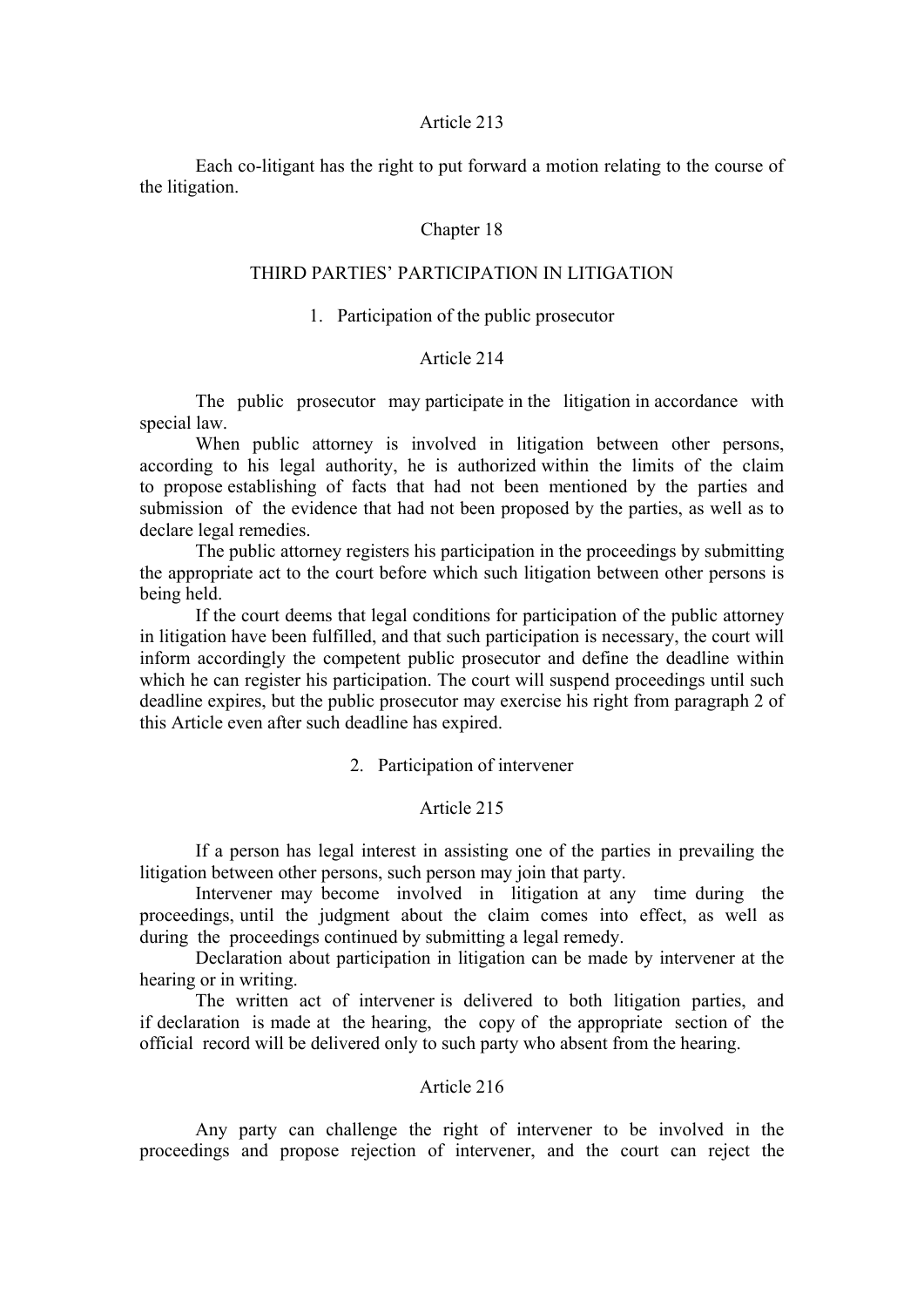### Article 213

Each co-litigant has the right to put forward a motion relating to the course of the litigation.

## Chapter 18

## THIRD PARTIES' PARTICIPATION IN LITIGATION

### 1. Participation of the public prosecutor

### Article 214

The public prosecutor may participate in the litigation in accordance with special law.

When public attorney is involved in litigation between other persons, according to his legal authority, he is authorized within the limits of the claim to propose establishing of facts that had not been mentioned by the parties and submission of the evidence that had not been proposed by the parties, as well as to declare legal remedies.

The public attorney registers his participation in the proceedings by submitting the appropriate act to the court before which such litigation between other persons is being held.

If the court deems that legal conditions for participation of the public attorney in litigation have been fulfilled, and that such participation is necessary, the court will inform accordingly the competent public prosecutor and define the deadline within which he can register his participation. The court will suspend proceedings until such deadline expires, but the public prosecutor may exercise his right from paragraph 2 of this Article even after such deadline has expired.

### 2. Participation of intervener

### Article 215

If a person has legal interest in assisting one of the parties in prevailing the litigation between other persons, such person may join that party.

Intervener may become involved in litigation at any time during the proceedings, until the judgment about the claim comes into effect, as well as during the proceedings continued by submitting a legal remedy.

Declaration about participation in litigation can be made by intervener at the hearing or in writing.

The written act of intervener is delivered to both litigation parties, and if declaration is made at the hearing, the copy of the appropriate section of the official record will be delivered only to such party who absent from the hearing.

### Article 216

Any party can challenge the right of intervener to be involved in the proceedings and propose rejection of intervener, and the court can reject the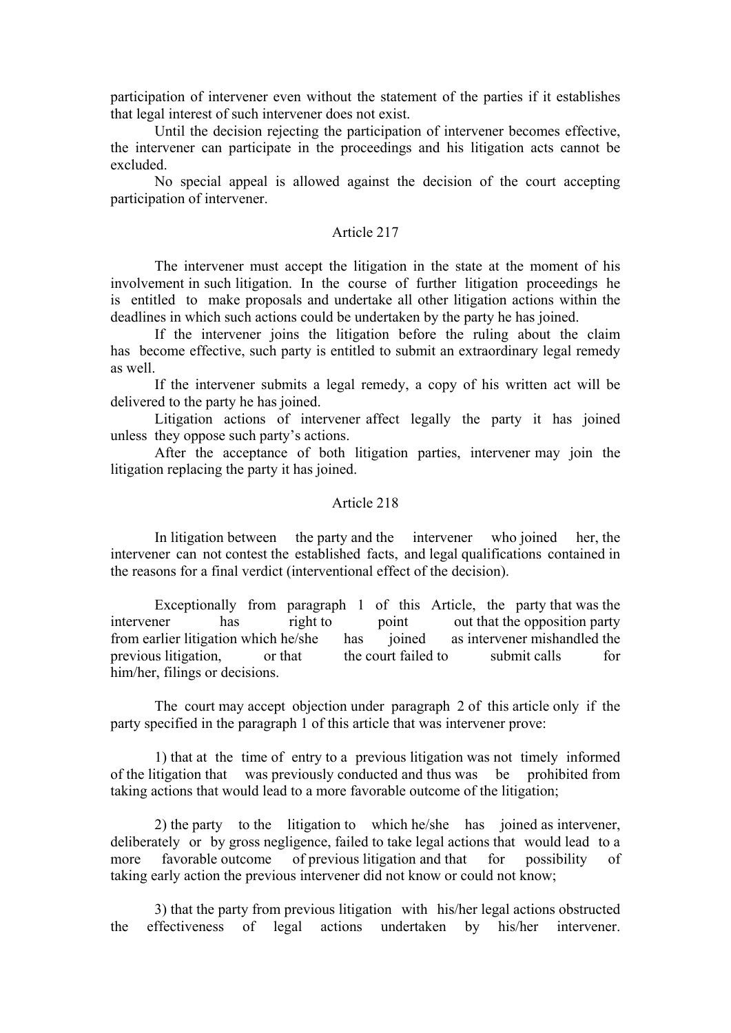participation of intervener even without the statement of the parties if it establishes that legal interest of such intervener does not exist.

Until the decision rejecting the participation of intervener becomes effective, the intervener can participate in the proceedings and his litigation acts cannot be excluded.

No special appeal is allowed against the decision of the court accepting participation of intervener.

## Article 217

The intervener must accept the litigation in the state at the moment of his involvement in such litigation. In the course of further litigation proceedings he is entitled to make proposals and undertake all other litigation actions within the deadlines in which such actions could be undertaken by the party he has joined.

If the intervener joins the litigation before the ruling about the claim has become effective, such party is entitled to submit an extraordinary legal remedy as well.

If the intervener submits a legal remedy, a copy of his written act will be delivered to the party he has joined.

Litigation actions of intervener affect legally the party it has joined unless they oppose such party's actions.

After the acceptance of both litigation parties, intervener may join the litigation replacing the party it has joined.

## Article 218

In litigation between the party and the intervener who joined her, the intervener can not contest the established facts, and legal qualifications contained in the reasons for a final verdict (interventional effect of the decision).

Exceptionally from paragraph 1 of this Article, the party that was the intervener has right to point out that the opposition party from earlier litigation which he/she has joined as intervener mishandled the previous litigation, or that the court failed to submit calls for him/her, filings or decisions.

The court may accept objection under paragraph 2 of this article only if the party specified in the paragraph 1 of this article that was intervener prove:

1) that at the time of entry to a previous litigation was not timely informed of the litigation that was previously conducted and thus was be prohibited from taking actions that would lead to a more favorable outcome of the litigation;

2) the party to the litigation to which he/she has joined as intervener, deliberately or by gross negligence, failed to take legal actions that would lead to a more favorable outcome of previous litigation and that for possibility of taking early action the previous intervener did not know or could not know;

3) that the party from previous litigation with his/her legal actions obstructed the effectiveness of legal actions undertaken by his/her intervener.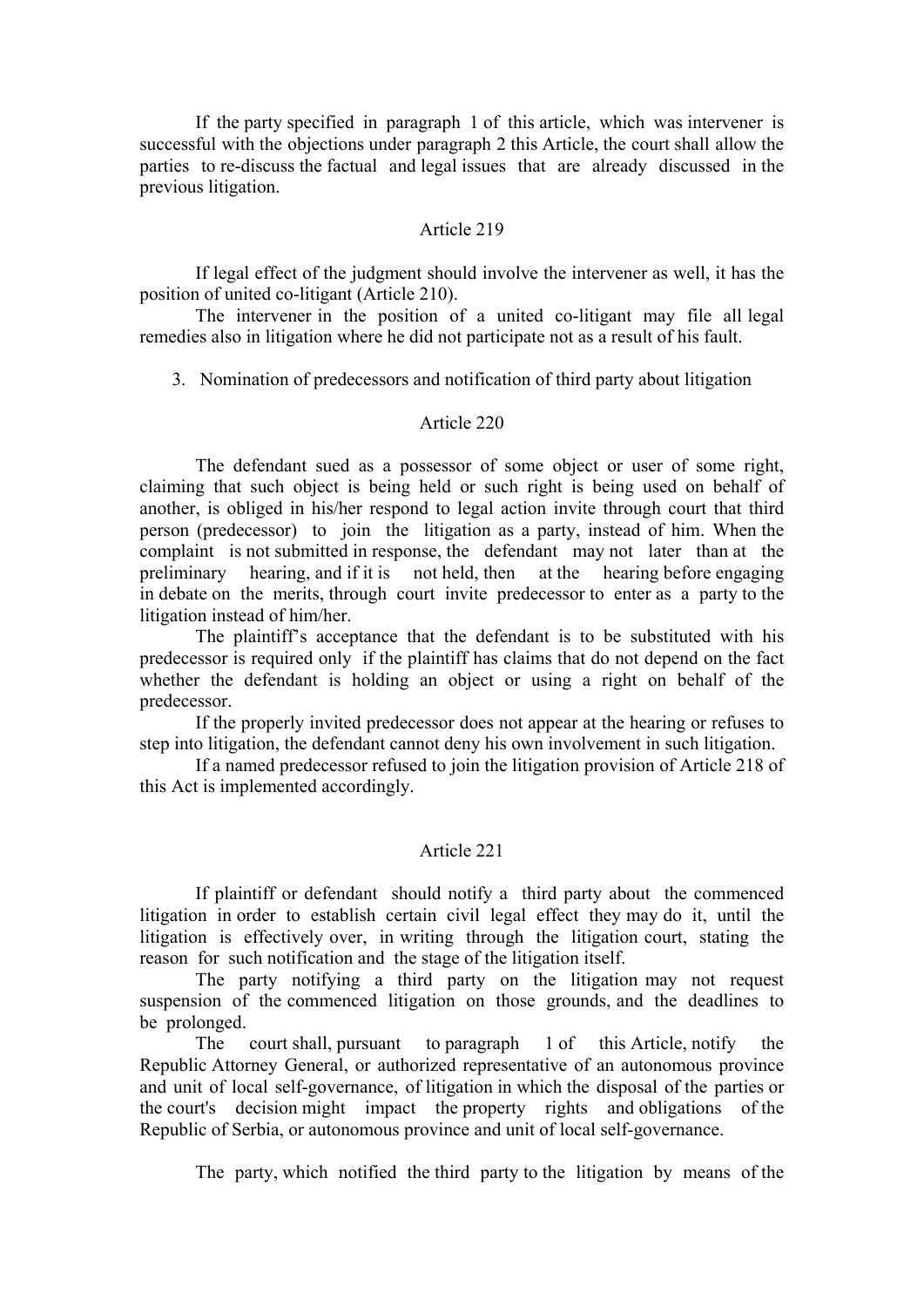If the party specified in paragraph 1 of this article, which was intervener is successful with the objections under paragraph 2 this Article, the court shall allow the parties to re-discuss the factual and legal issues that are already discussed in the previous litigation.

### Article 219

If legal effect of the judgment should involve the intervener as well, it has the position of united co-litigant (Article 210).

The intervener in the position of a united co-litigant may file all legal remedies also in litigation where he did not participate not as a result of his fault.

3. Nomination of predecessors and notification of third party about litigation

### Article 220

The defendant sued as a possessor of some object or user of some right, claiming that such object is being held or such right is being used on behalf of another, is obliged in his/her respond to legal action invite through court that third person (predecessor) to join the litigation as a party, instead of him. When the complaint is not submitted in response, the defendant may not later than at the preliminary hearing, and if it is not held, then at the hearing before engaging in debate on the merits, through court invite predecessor to enter as a party to the litigation instead of him/her.

The plaintiff's acceptance that the defendant is to be substituted with his predecessor is required only if the plaintiff has claims that do not depend on the fact whether the defendant is holding an object or using a right on behalf of the predecessor.

If the properly invited predecessor does not appear at the hearing or refuses to step into litigation, the defendant cannot deny his own involvement in such litigation.

If a named predecessor refused to join the litigation provision of Article 218 of this Act is implemented accordingly.

### Article 221

If plaintiff or defendant should notify a third party about the commenced litigation in order to establish certain civil legal effect they may do it, until the litigation is effectively over, in writing through the litigation court, stating the reason for such notification and the stage of the litigation itself.

The party notifying a third party on the litigation may not request suspension of the commenced litigation on those grounds, and the deadlines to be prolonged.

The court shall, pursuant to paragraph 1 of this Article, notify the Republic Attorney General, or authorized representative of an autonomous province and unit of local self-governance, of litigation in which the disposal of the parties or the court's decision might impact the property rights and obligations of the Republic of Serbia, or autonomous province and unit of local self-governance.

The party, which notified the third party to the litigation by means of the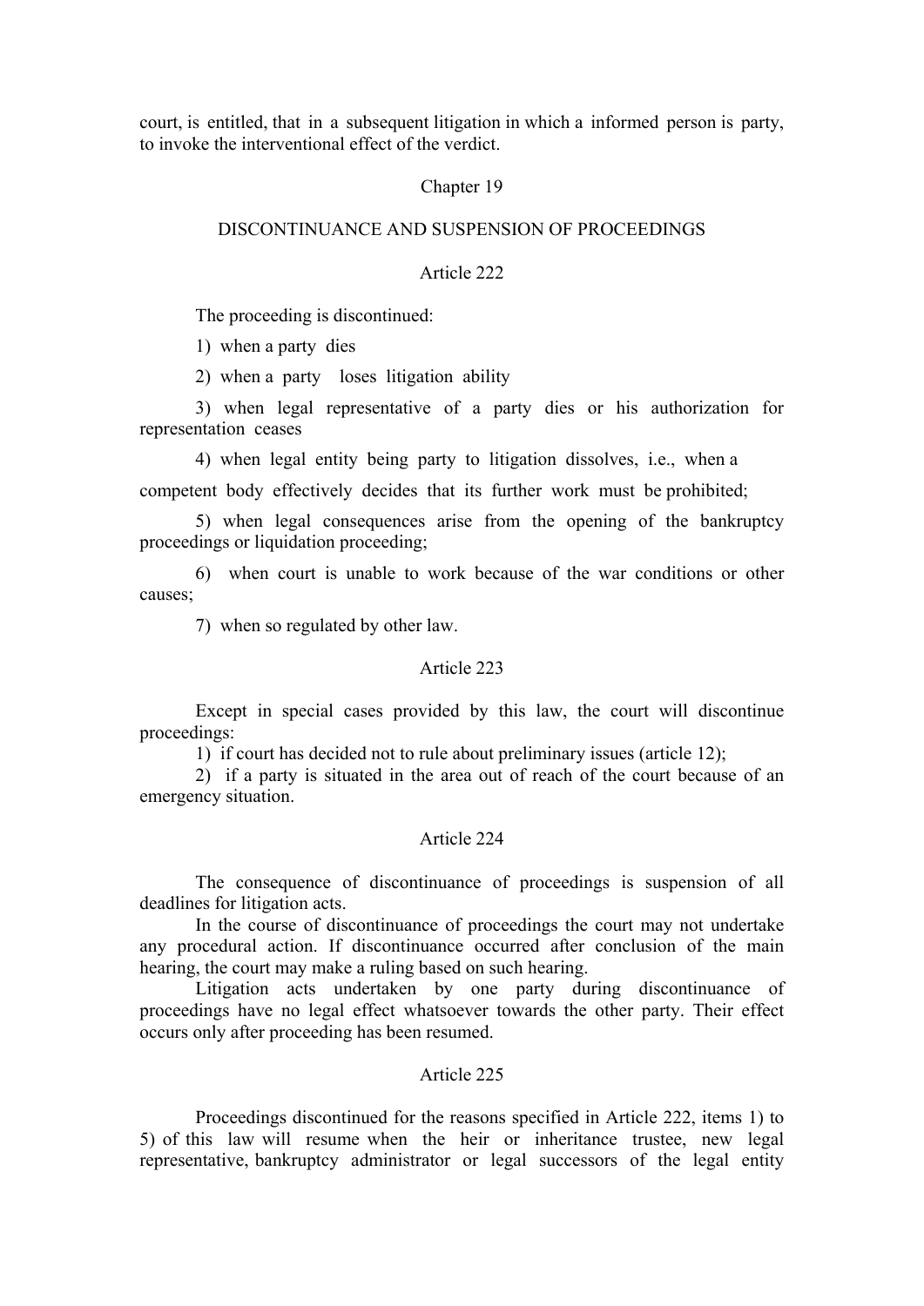court, is entitled, that in a subsequent litigation in which a informed person is party, to invoke the interventional effect of the verdict.

## Chapter 19

## DISCONTINUANCE AND SUSPENSION OF PROCEEDINGS

### Article 222

The proceeding is discontinued:

1) when a party dies

2) when a party loses litigation ability

3) when legal representative of a party dies or his authorization for representation ceases

4) when legal entity being party to litigation dissolves, i.e., when a competent body effectively decides that its further work must be prohibited;

5) when legal consequences arise from the opening of the bankruptcy proceedings or liquidation proceeding;

6) when court is unable to work because of the war conditions or other causes;

7) when so regulated by other law.

### Article 223

Except in special cases provided by this law, the court will discontinue proceedings:

1) if court has decided not to rule about preliminary issues (article 12);

2) if a party is situated in the area out of reach of the court because of an emergency situation.

### Article 224

The consequence of discontinuance of proceedings is suspension of all deadlines for litigation acts.

In the course of discontinuance of proceedings the court may not undertake any procedural action. If discontinuance occurred after conclusion of the main hearing, the court may make a ruling based on such hearing.

Litigation acts undertaken by one party during discontinuance of proceedings have no legal effect whatsoever towards the other party. Their effect occurs only after proceeding has been resumed.

### Article 225

Proceedings discontinued for the reasons specified in Article 222, items 1) to 5) of this law will resume when the heir or inheritance trustee, new legal representative, bankruptcy administrator or legal successors of the legal entity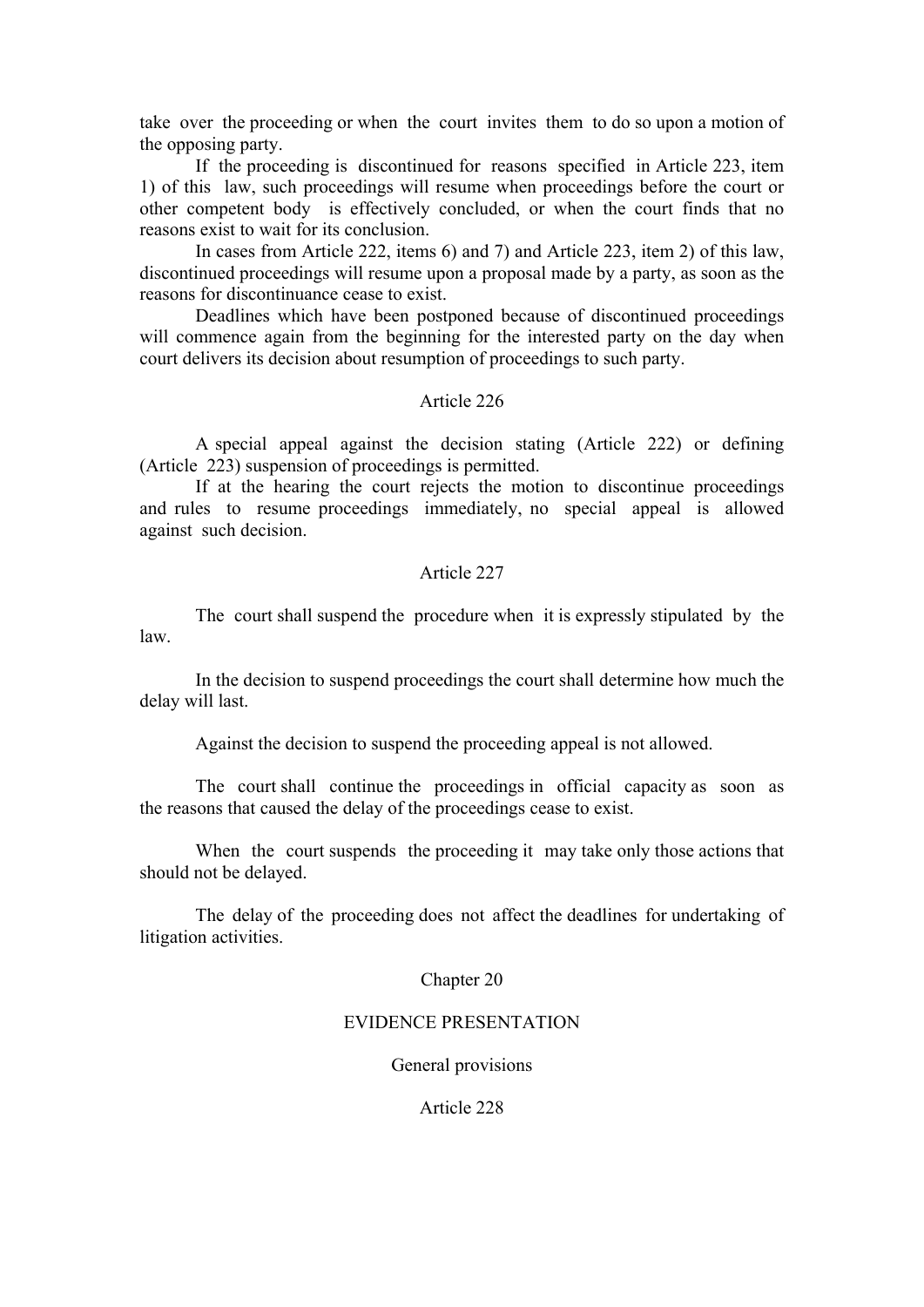take over the proceeding or when the court invites them to do so upon a motion of the opposing party.

If the proceeding is discontinued for reasons specified in Article 223, item 1) of this law, such proceedings will resume when proceedings before the court or other competent body is effectively concluded, or when the court finds that no reasons exist to wait for its conclusion.

In cases from Article 222, items 6) and 7) and Article 223, item 2) of this law, discontinued proceedings will resume upon a proposal made by a party, as soon as the reasons for discontinuance cease to exist.

Deadlines which have been postponed because of discontinued proceedings will commence again from the beginning for the interested party on the day when court delivers its decision about resumption of proceedings to such party.

Article 226

A special appeal against the decision stating (Article 222) or defining (Article 223) suspension of proceedings is permitted.

If at the hearing the court rejects the motion to discontinue proceedings and rules to resume proceedings immediately, no special appeal is allowed against such decision.

Article 227

The court shall suspend the procedure when it is expressly stipulated by the law.

In the decision to suspend proceedings the court shall determine how much the delay will last.

Against the decision to suspend the proceeding appeal is not allowed.

The court shall continue the proceedings in official capacity as soon as the reasons that caused the delay of the proceedings cease to exist.

When the court suspends the proceeding it may take only those actions that should not be delayed.

The delay of the proceeding does not affect the deadlines for undertaking of litigation activities.

## Chapter 20

## EVIDENCE PRESENTATION

### General provisions

Article 228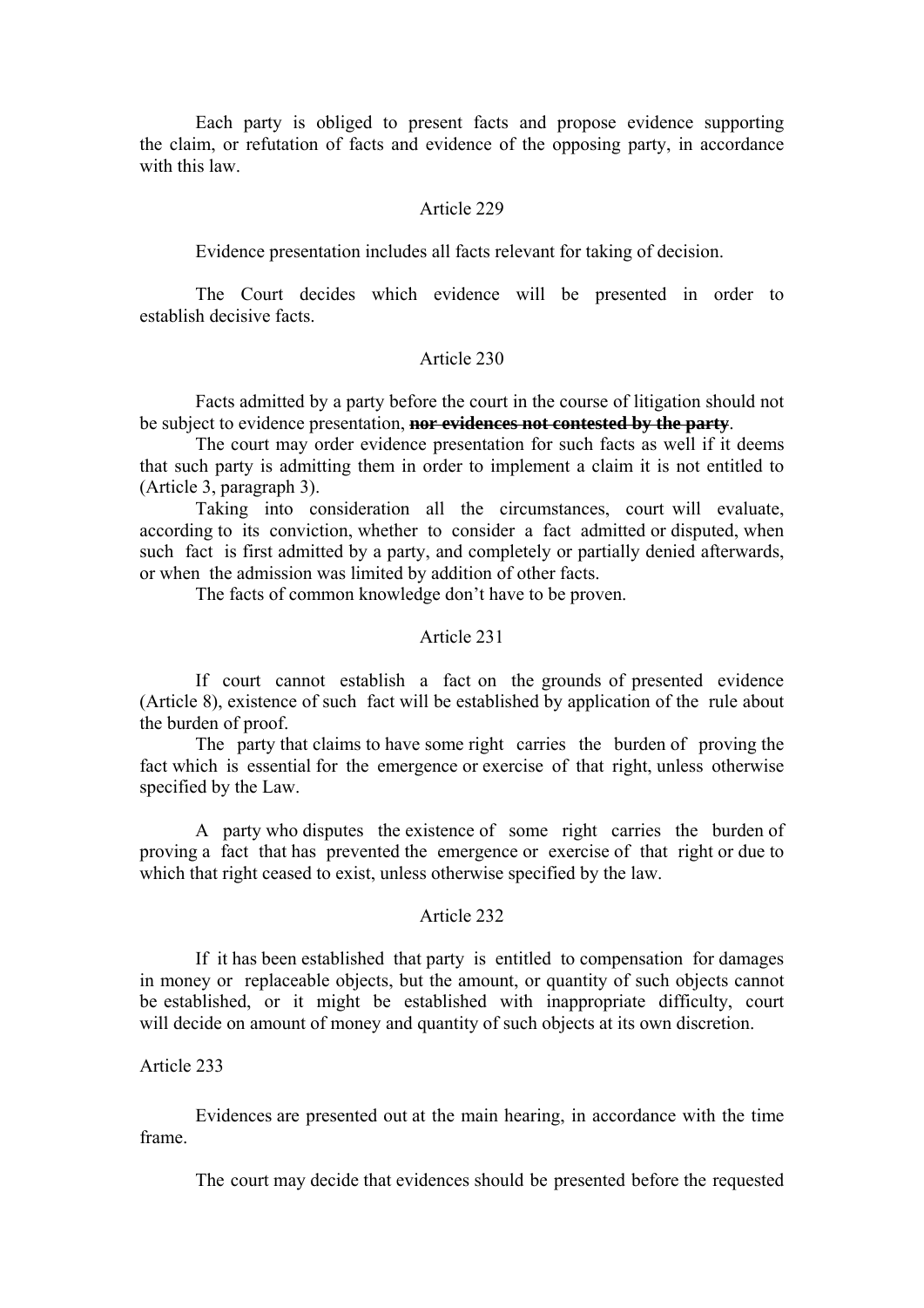Each party is obliged to present facts and propose evidence supporting the claim, or refutation of facts and evidence of the opposing party, in accordance with this law.

Article 229

Evidence presentation includes all facts relevant for taking of decision.

The Court decides which evidence will be presented in order to establish decisive facts.

Article 230

Facts admitted by a party before the court in the course of litigation should not be subject to evidence presentation, ~~**nor evidences not contested by the party**~~.

The court may order evidence presentation for such facts as well if it deems that such party is admitting them in order to implement a claim it is not entitled to (Article 3, paragraph 3).

Taking into consideration all the circumstances, court will evaluate, according to its conviction, whether to consider a fact admitted or disputed, when such fact is first admitted by a party, and completely or partially denied afterwards, or when the admission was limited by addition of other facts.

The facts of common knowledge don't have to be proven.

Article 231

If court cannot establish a fact on the grounds of presented evidence (Article 8), existence of such fact will be established by application of the rule about the burden of proof.

The party that claims to have some right carries the burden of proving the fact which is essential for the emergence or exercise of that right, unless otherwise specified by the Law.

A party who disputes the existence of some right carries the burden of proving a fact that has prevented the emergence or exercise of that right or due to which that right ceased to exist, unless otherwise specified by the law.

Article 232

If it has been established that party is entitled to compensation for damages in money or replaceable objects, but the amount, or quantity of such objects cannot be established, or it might be established with inappropriate difficulty, court will decide on amount of money and quantity of such objects at its own discretion.

Article 233

Evidences are presented out at the main hearing, in accordance with the time frame.

The court may decide that evidences should be presented before the requested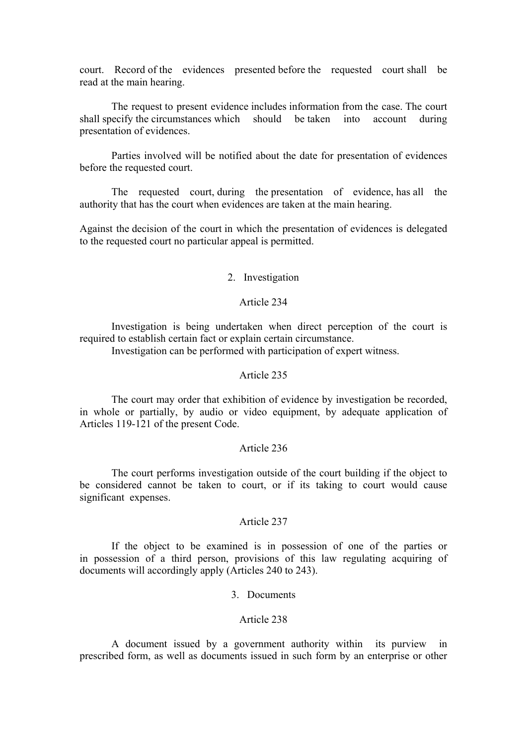court. Record of the evidences presented before the requested court shall be read at the main hearing.

The request to present evidence includes information from the case. The court shall specify the circumstances which should be taken into account during presentation of evidences.

Parties involved will be notified about the date for presentation of evidences before the requested court.

The requested court, during the presentation of evidence, has all the authority that has the court when evidences are taken at the main hearing.

Against the decision of the court in which the presentation of evidences is delegated to the requested court no particular appeal is permitted.

### 2. Investigation

#### Article 234

Investigation is being undertaken when direct perception of the court is required to establish certain fact or explain certain circumstance.

Investigation can be performed with participation of expert witness.

#### Article 235

The court may order that exhibition of evidence by investigation be recorded, in whole or partially, by audio or video equipment, by adequate application of Articles 119-121 of the present Code.

#### Article 236

The court performs investigation outside of the court building if the object to be considered cannot be taken to court, or if its taking to court would cause significant expenses.

#### Article 237

If the object to be examined is in possession of one of the parties or in possession of a third person, provisions of this law regulating acquiring of documents will accordingly apply (Articles 240 to 243).

### 3. Documents

#### Article 238

A document issued by a government authority within its purview in prescribed form, as well as documents issued in such form by an enterprise or other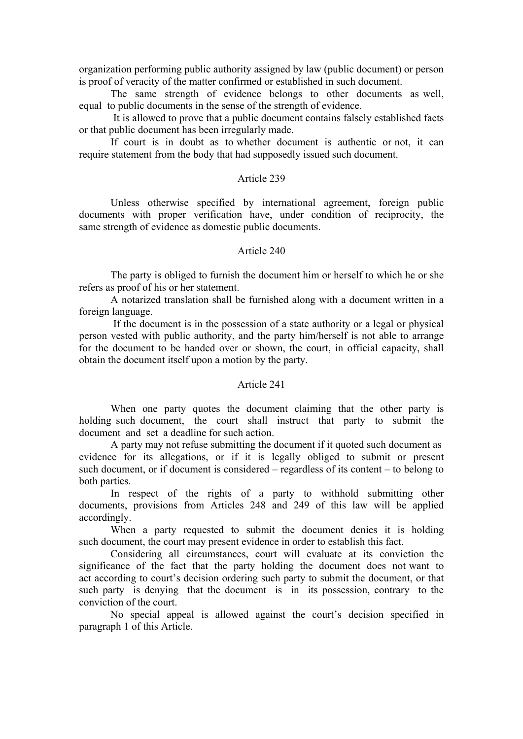organization performing public authority assigned by law (public document) or person is proof of veracity of the matter confirmed or established in such document.

The same strength of evidence belongs to other documents as well, equal to public documents in the sense of the strength of evidence.

It is allowed to prove that a public document contains falsely established facts or that public document has been irregularly made.

If court is in doubt as to whether document is authentic or not, it can require statement from the body that had supposedly issued such document.

### Article 239

Unless otherwise specified by international agreement, foreign public documents with proper verification have, under condition of reciprocity, the same strength of evidence as domestic public documents.

### Article 240

The party is obliged to furnish the document him or herself to which he or she refers as proof of his or her statement.

A notarized translation shall be furnished along with a document written in a foreign language.

If the document is in the possession of a state authority or a legal or physical person vested with public authority, and the party him/herself is not able to arrange for the document to be handed over or shown, the court, in official capacity, shall obtain the document itself upon a motion by the party.

### Article 241

When one party quotes the document claiming that the other party is holding such document, the court shall instruct that party to submit the document and set a deadline for such action.

A party may not refuse submitting the document if it quoted such document as evidence for its allegations, or if it is legally obliged to submit or present such document, or if document is considered – regardless of its content – to belong to both parties.

In respect of the rights of a party to withhold submitting other documents, provisions from Articles 248 and 249 of this law will be applied accordingly.

When a party requested to submit the document denies it is holding such document, the court may present evidence in order to establish this fact.

Considering all circumstances, court will evaluate at its conviction the significance of the fact that the party holding the document does not want to act according to court's decision ordering such party to submit the document, or that such party is denying that the document is in its possession, contrary to the conviction of the court.

No special appeal is allowed against the court's decision specified in paragraph 1 of this Article.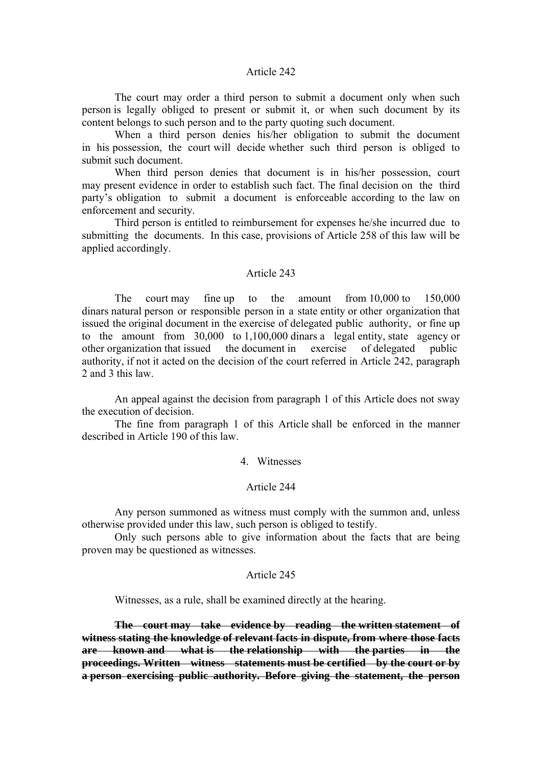Article 242

The court may order a third person to submit a document only when such person is legally obliged to present or submit it, or when such document by its content belongs to such person and to the party quoting such document.

When a third person denies his/her obligation to submit the document in his possession, the court will decide whether such third person is obliged to submit such document.

When third person denies that document is in his/her possession, court may present evidence in order to establish such fact. The final decision on the third party's obligation to submit a document is enforceable according to the law on enforcement and security.

Third person is entitled to reimbursement for expenses he/she incurred due to submitting the documents. In this case, provisions of Article 258 of this law will be applied accordingly.

Article 243

The court may fine up to the amount from 10,000 to 150,000 dinars natural person or responsible person in a state entity or other organization that issued the original document in the exercise of delegated public authority, or fine up to the amount from 30,000 to 1,100,000 dinars a legal entity, state agency or other organization that issued the document in exercise of delegated public authority, if not it acted on the decision of the court referred in Article 242, paragraph 2 and 3 this law.

An appeal against the decision from paragraph 1 of this Article does not sway the execution of decision.

The fine from paragraph 1 of this Article shall be enforced in the manner described in Article 190 of this law.

4. Witnesses

Article 244

Any person summoned as witness must comply with the summon and, unless otherwise provided under this law, such person is obliged to testify.

Only such persons able to give information about the facts that are being proven may be questioned as witnesses.

Article 245

Witnesses, as a rule, shall be examined directly at the hearing.

~~**The court may take evidence by reading the written statement of witness stating the knowledge of relevant facts in dispute, from where those facts are known and what is the relationship with the parties in the proceedings. Written witness statements must be certified by the court or by a person exercising public authority. Before giving the statement, the person**~~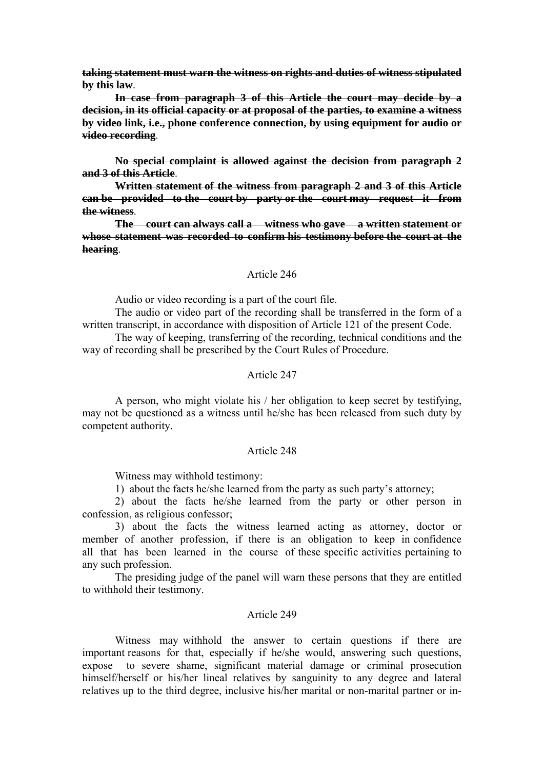~~**taking statement must warn the witness on rights and duties of witness stipulated by this law**~~.

~~**In case from paragraph 3 of this Article the court may decide by a decision, in its official capacity or at proposal of the parties, to examine a witness by video link, i.e., phone conference connection, by using equipment for audio or video recording**~~.

~~**No special complaint is allowed against the decision from paragraph 2 and 3 of this Article**~~.

~~**Written statement of the witness from paragraph 2 and 3 of this Article can be provided to the court by party or the court may request it from the witness**~~.

~~**The court can always call a witness who gave a written statement or whose statement was recorded to confirm his testimony before the court at the hearing**~~.

Article 246

Audio or video recording is a part of the court file.

The audio or video part of the recording shall be transferred in the form of a written transcript, in accordance with disposition of Article 121 of the present Code.

The way of keeping, transferring of the recording, technical conditions and the way of recording shall be prescribed by the Court Rules of Procedure.

Article 247

A person, who might violate his / her obligation to keep secret by testifying, may not be questioned as a witness until he/she has been released from such duty by competent authority.

Article 248

Witness may withhold testimony:

1) about the facts he/she learned from the party as such party's attorney;

2) about the facts he/she learned from the party or other person in confession, as religious confessor;

3) about the facts the witness learned acting as attorney, doctor or member of another profession, if there is an obligation to keep in confidence all that has been learned in the course of these specific activities pertaining to any such profession.

The presiding judge of the panel will warn these persons that they are entitled to withhold their testimony.

Article 249

Witness may withhold the answer to certain questions if there are important reasons for that, especially if he/she would, answering such questions, expose to severe shame, significant material damage or criminal prosecution himself/herself or his/her lineal relatives by sanguinity to any degree and lateral relatives up to the third degree, inclusive his/her marital or non-marital partner or in-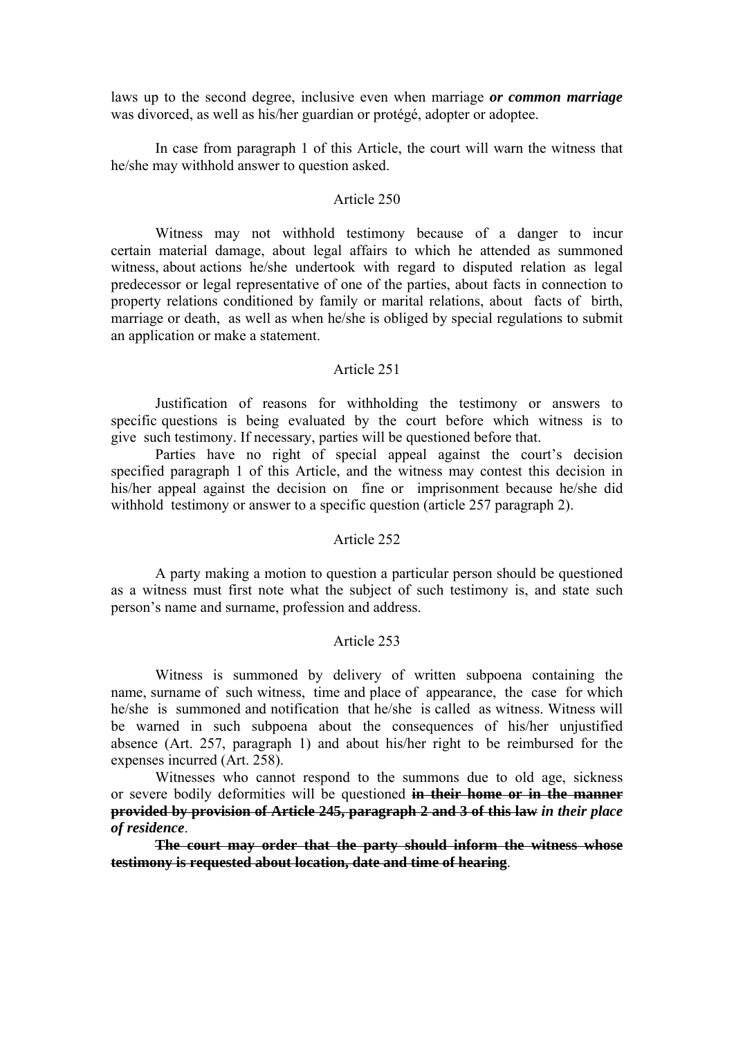laws up to the second degree, inclusive even when marriage ***or common marriage*** was divorced, as well as his/her guardian or protégé, adopter or adoptee.

In case from paragraph 1 of this Article, the court will warn the witness that he/she may withhold answer to question asked.

Article 250

Witness may not withhold testimony because of a danger to incur certain material damage, about legal affairs to which he attended as summoned witness, about actions he/she undertook with regard to disputed relation as legal predecessor or legal representative of one of the parties, about facts in connection to property relations conditioned by family or marital relations, about facts of birth, marriage or death, as well as when he/she is obliged by special regulations to submit an application or make a statement.

Article 251

Justification of reasons for withholding the testimony or answers to specific questions is being evaluated by the court before which witness is to give such testimony. If necessary, parties will be questioned before that.

Parties have no right of special appeal against the court's decision specified paragraph 1 of this Article, and the witness may contest this decision in his/her appeal against the decision on fine or imprisonment because he/she did withhold testimony or answer to a specific question (article 257 paragraph 2).

Article 252

A party making a motion to question a particular person should be questioned as a witness must first note what the subject of such testimony is, and state such person's name and surname, profession and address.

Article 253

Witness is summoned by delivery of written subpoena containing the name, surname of such witness, time and place of appearance, the case for which he/she is summoned and notification that he/she is called as witness. Witness will be warned in such subpoena about the consequences of his/her unjustified absence (Art. 257, paragraph 1) and about his/her right to be reimbursed for the expenses incurred (Art. 258).

Witnesses who cannot respond to the summons due to old age, sickness or severe bodily deformities will be questioned ~~**in their home or in the manner provided by provision of Article 245, paragraph 2 and 3 of this law**~~ ***in their place of residence***.

~~**The court may order that the party should inform the witness whose testimony is requested about location, date and time of hearing**~~.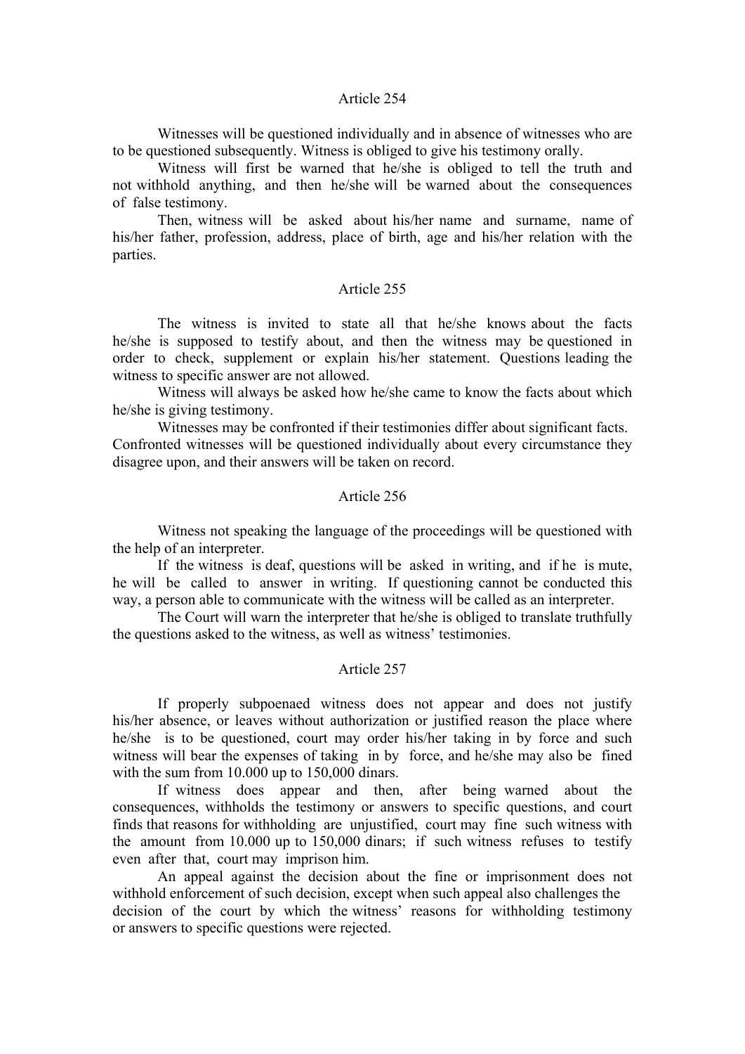### Article 254

Witnesses will be questioned individually and in absence of witnesses who are to be questioned subsequently. Witness is obliged to give his testimony orally.

Witness will first be warned that he/she is obliged to tell the truth and not withhold anything, and then he/she will be warned about the consequences of false testimony.

Then, witness will be asked about his/her name and surname, name of his/her father, profession, address, place of birth, age and his/her relation with the parties.

### Article 255

The witness is invited to state all that he/she knows about the facts he/she is supposed to testify about, and then the witness may be questioned in order to check, supplement or explain his/her statement. Questions leading the witness to specific answer are not allowed.

Witness will always be asked how he/she came to know the facts about which he/she is giving testimony.

Witnesses may be confronted if their testimonies differ about significant facts. Confronted witnesses will be questioned individually about every circumstance they disagree upon, and their answers will be taken on record.

### Article 256

Witness not speaking the language of the proceedings will be questioned with the help of an interpreter.

If the witness is deaf, questions will be asked in writing, and if he is mute, he will be called to answer in writing. If questioning cannot be conducted this way, a person able to communicate with the witness will be called as an interpreter.

The Court will warn the interpreter that he/she is obliged to translate truthfully the questions asked to the witness, as well as witness' testimonies.

### Article 257

If properly subpoenaed witness does not appear and does not justify his/her absence, or leaves without authorization or justified reason the place where he/she is to be questioned, court may order his/her taking in by force and such witness will bear the expenses of taking in by force, and he/she may also be fined with the sum from 10.000 up to 150,000 dinars.

If witness does appear and then, after being warned about the consequences, withholds the testimony or answers to specific questions, and court finds that reasons for withholding are unjustified, court may fine such witness with the amount from 10.000 up to 150,000 dinars; if such witness refuses to testify even after that, court may imprison him.

An appeal against the decision about the fine or imprisonment does not withhold enforcement of such decision, except when such appeal also challenges the decision of the court by which the witness' reasons for withholding testimony or answers to specific questions were rejected.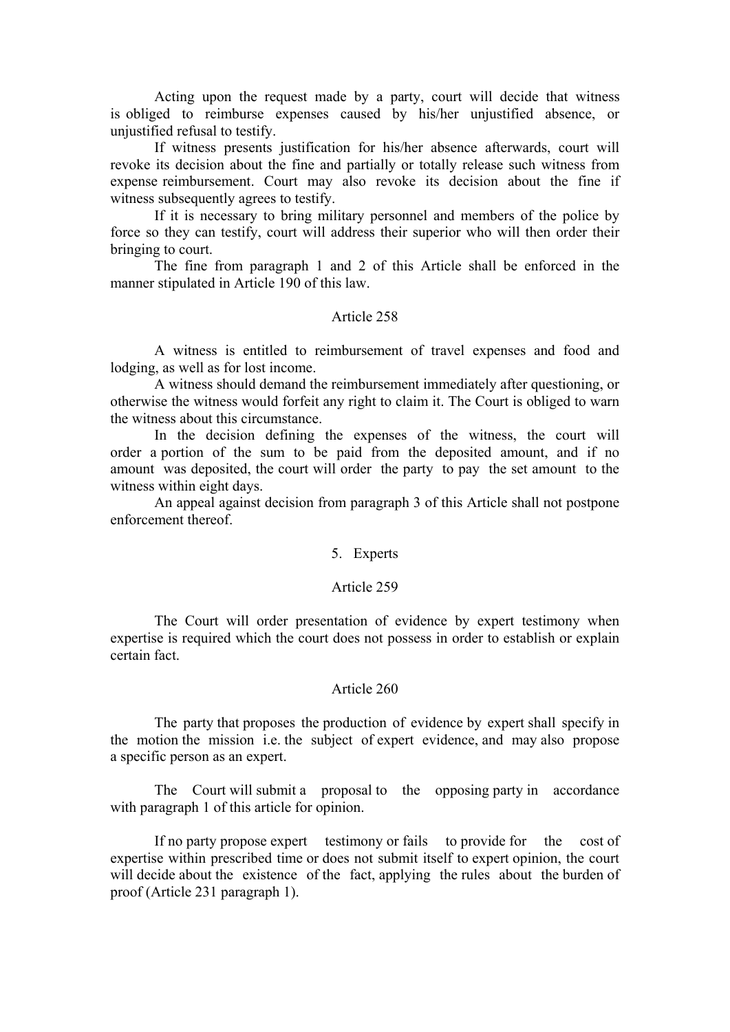Acting upon the request made by a party, court will decide that witness is obliged to reimburse expenses caused by his/her unjustified absence, or unjustified refusal to testify.

If witness presents justification for his/her absence afterwards, court will revoke its decision about the fine and partially or totally release such witness from expense reimbursement. Court may also revoke its decision about the fine if witness subsequently agrees to testify.

If it is necessary to bring military personnel and members of the police by force so they can testify, court will address their superior who will then order their bringing to court.

The fine from paragraph 1 and 2 of this Article shall be enforced in the manner stipulated in Article 190 of this law.

### Article 258

A witness is entitled to reimbursement of travel expenses and food and lodging, as well as for lost income.

A witness should demand the reimbursement immediately after questioning, or otherwise the witness would forfeit any right to claim it. The Court is obliged to warn the witness about this circumstance.

In the decision defining the expenses of the witness, the court will order a portion of the sum to be paid from the deposited amount, and if no amount was deposited, the court will order the party to pay the set amount to the witness within eight days.

An appeal against decision from paragraph 3 of this Article shall not postpone enforcement thereof.

## 5. Experts

### Article 259

The Court will order presentation of evidence by expert testimony when expertise is required which the court does not possess in order to establish or explain certain fact.

### Article 260

The party that proposes the production of evidence by expert shall specify in the motion the mission i.e. the subject of expert evidence, and may also propose a specific person as an expert.

The Court will submit a proposal to the opposing party in accordance with paragraph 1 of this article for opinion.

If no party propose expert testimony or fails to provide for the cost of expertise within prescribed time or does not submit itself to expert opinion, the court will decide about the existence of the fact, applying the rules about the burden of proof (Article 231 paragraph 1).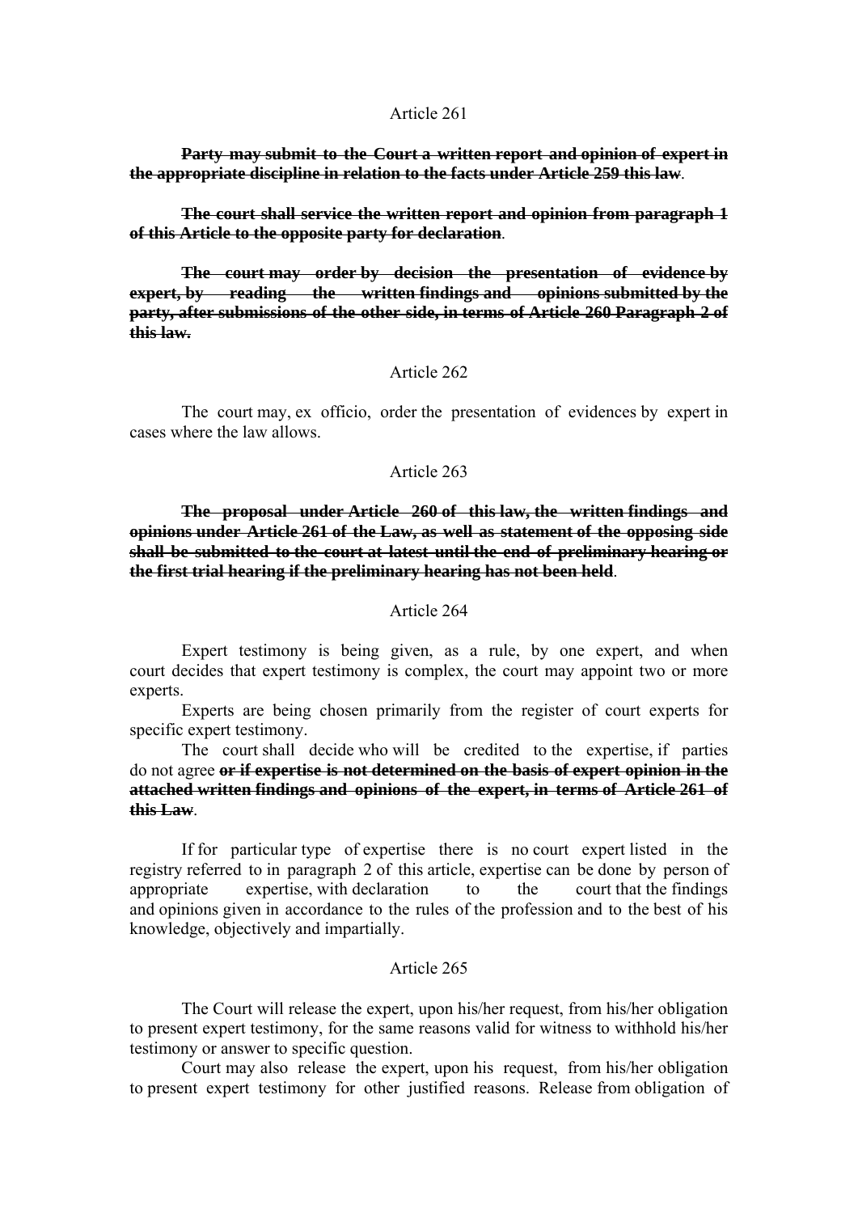Article 261

~~**Party may submit to the Court a written report and opinion of expert in the appropriate discipline in relation to the facts under Article 259 this law**~~.

~~**The court shall service the written report and opinion from paragraph 1 of this Article to the opposite party for declaration**~~.

~~**The court may order by decision the presentation of evidence by expert, by reading the written findings and opinions submitted by the party, after submissions of the other side, in terms of Article 260 Paragraph 2 of this law.**~~

Article 262

The court may, ex officio, order the presentation of evidences by expert in cases where the law allows.

Article 263

~~**The proposal under Article 260 of this law, the written findings and opinions under Article 261 of the Law, as well as statement of the opposing side shall be submitted to the court at latest until the end of preliminary hearing or the first trial hearing if the preliminary hearing has not been held**~~.

Article 264

Expert testimony is being given, as a rule, by one expert, and when court decides that expert testimony is complex, the court may appoint two or more experts.

Experts are being chosen primarily from the register of court experts for specific expert testimony.

The court shall decide who will be credited to the expertise, if parties do not agree ~~**or if expertise is not determined on the basis of expert opinion in the attached written findings and opinions of the expert, in terms of Article 261 of this Law**~~.

If for particular type of expertise there is no court expert listed in the registry referred to in paragraph 2 of this article, expertise can be done by person of appropriate expertise, with declaration to the court that the findings and opinions given in accordance to the rules of the profession and to the best of his knowledge, objectively and impartially.

Article 265

The Court will release the expert, upon his/her request, from his/her obligation to present expert testimony, for the same reasons valid for witness to withhold his/her testimony or answer to specific question.

Court may also release the expert, upon his request, from his/her obligation to present expert testimony for other justified reasons. Release from obligation of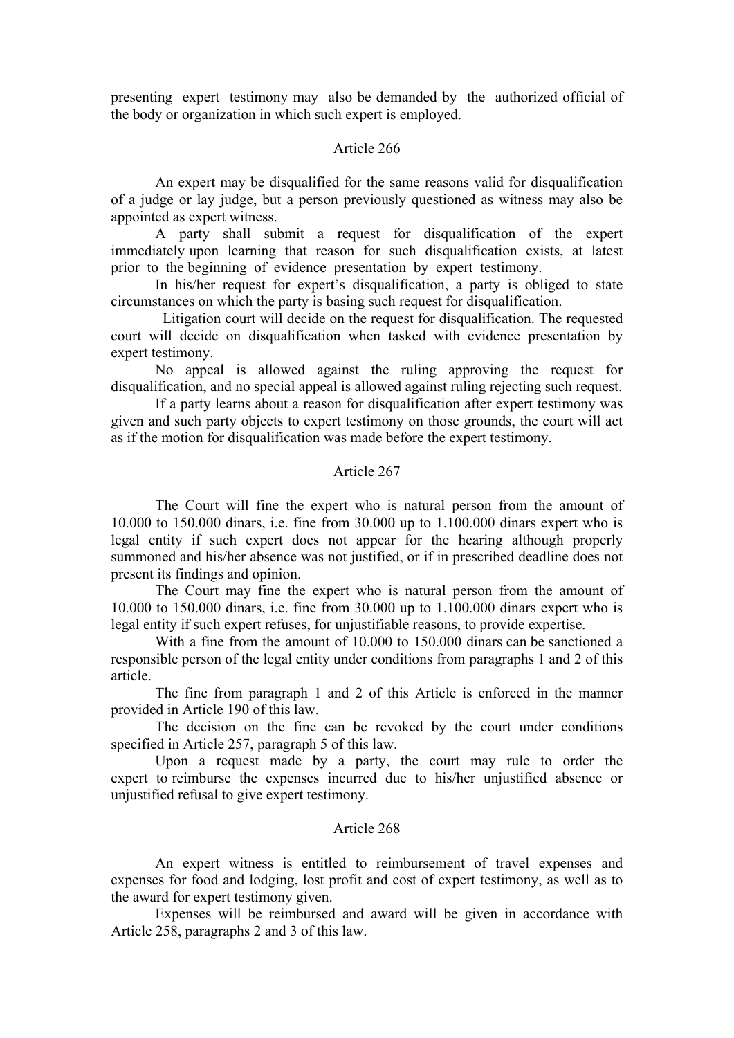presenting expert testimony may also be demanded by the authorized official of the body or organization in which such expert is employed.

### Article 266

An expert may be disqualified for the same reasons valid for disqualification of a judge or lay judge, but a person previously questioned as witness may also be appointed as expert witness.

A party shall submit a request for disqualification of the expert immediately upon learning that reason for such disqualification exists, at latest prior to the beginning of evidence presentation by expert testimony.

In his/her request for expert's disqualification, a party is obliged to state circumstances on which the party is basing such request for disqualification.

Litigation court will decide on the request for disqualification. The requested court will decide on disqualification when tasked with evidence presentation by expert testimony.

No appeal is allowed against the ruling approving the request for disqualification, and no special appeal is allowed against ruling rejecting such request.

If a party learns about a reason for disqualification after expert testimony was given and such party objects to expert testimony on those grounds, the court will act as if the motion for disqualification was made before the expert testimony.

### Article 267

The Court will fine the expert who is natural person from the amount of 10.000 to 150.000 dinars, i.e. fine from 30.000 up to 1.100.000 dinars expert who is legal entity if such expert does not appear for the hearing although properly summoned and his/her absence was not justified, or if in prescribed deadline does not present its findings and opinion.

The Court may fine the expert who is natural person from the amount of 10.000 to 150.000 dinars, i.e. fine from 30.000 up to 1.100.000 dinars expert who is legal entity if such expert refuses, for unjustifiable reasons, to provide expertise.

With a fine from the amount of 10.000 to 150.000 dinars can be sanctioned a responsible person of the legal entity under conditions from paragraphs 1 and 2 of this article.

The fine from paragraph 1 and 2 of this Article is enforced in the manner provided in Article 190 of this law.

The decision on the fine can be revoked by the court under conditions specified in Article 257, paragraph 5 of this law.

Upon a request made by a party, the court may rule to order the expert to reimburse the expenses incurred due to his/her unjustified absence or unjustified refusal to give expert testimony.

### Article 268

An expert witness is entitled to reimbursement of travel expenses and expenses for food and lodging, lost profit and cost of expert testimony, as well as to the award for expert testimony given.

Expenses will be reimbursed and award will be given in accordance with Article 258, paragraphs 2 and 3 of this law.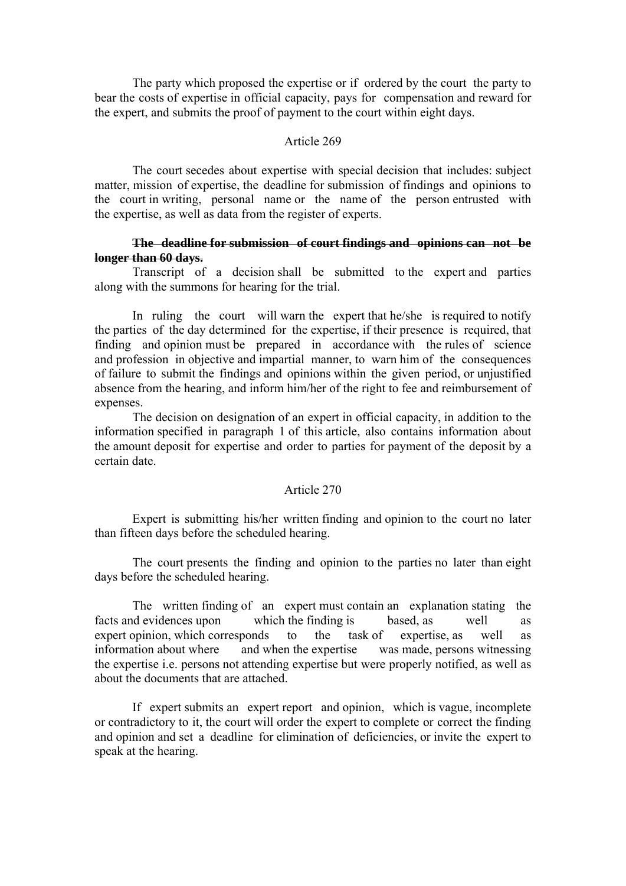The party which proposed the expertise or if ordered by the court the party to bear the costs of expertise in official capacity, pays for compensation and reward for the expert, and submits the proof of payment to the court within eight days.

Article 269

The court secedes about expertise with special decision that includes: subject matter, mission of expertise, the deadline for submission of findings and opinions to the court in writing, personal name or the name of the person entrusted with the expertise, as well as data from the register of experts.

~~**The deadline for submission of court findings and opinions can not be longer than 60 days.**~~

Transcript of a decision shall be submitted to the expert and parties along with the summons for hearing for the trial.

In ruling the court will warn the expert that he/she is required to notify the parties of the day determined for the expertise, if their presence is required, that finding and opinion must be prepared in accordance with the rules of science and profession in objective and impartial manner, to warn him of the consequences of failure to submit the findings and opinions within the given period, or unjustified absence from the hearing, and inform him/her of the right to fee and reimbursement of expenses.

The decision on designation of an expert in official capacity, in addition to the information specified in paragraph 1 of this article, also contains information about the amount deposit for expertise and order to parties for payment of the deposit by a certain date.

Article 270

Expert is submitting his/her written finding and opinion to the court no later than fifteen days before the scheduled hearing.

The court presents the finding and opinion to the parties no later than eight days before the scheduled hearing.

The written finding of an expert must contain an explanation stating the facts and evidences upon which the finding is based, as well as expert opinion, which corresponds to the task of expertise, as well as information about where and when the expertise was made, persons witnessing the expertise i.e. persons not attending expertise but were properly notified, as well as about the documents that are attached.

If expert submits an expert report and opinion, which is vague, incomplete or contradictory to it, the court will order the expert to complete or correct the finding and opinion and set a deadline for elimination of deficiencies, or invite the expert to speak at the hearing.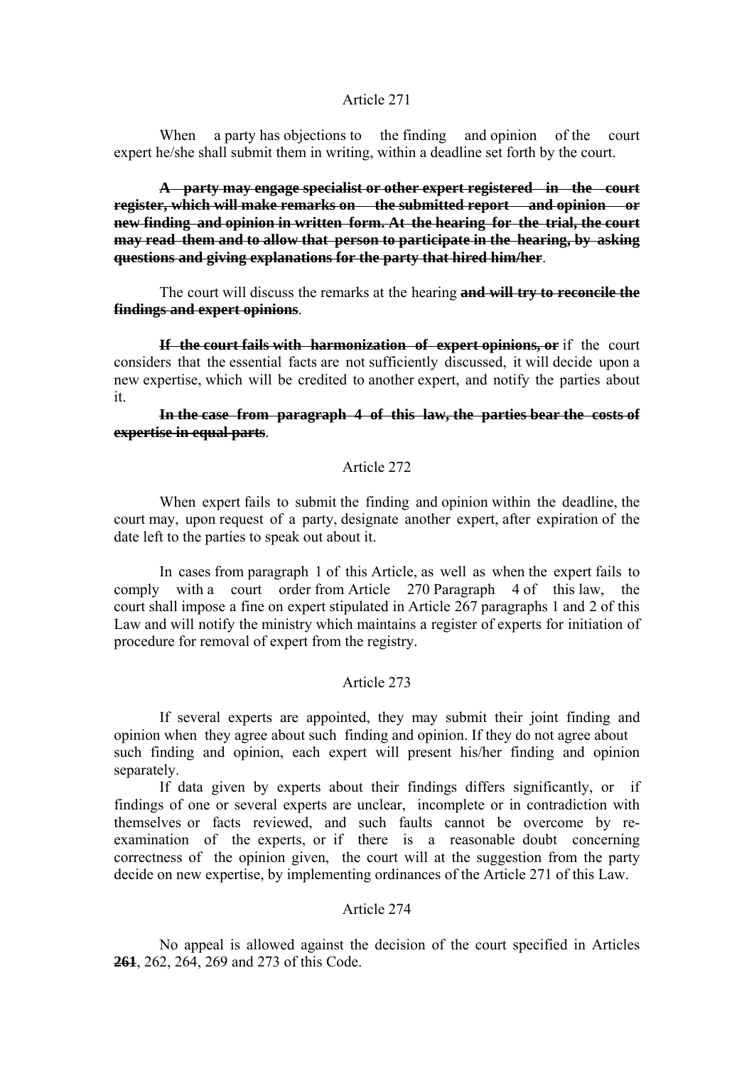Article 271

When a party has objections to the finding and opinion of the court expert he/she shall submit them in writing, within a deadline set forth by the court.

~~**A party may engage specialist or other expert registered in the court register, which will make remarks on the submitted report and opinion or new finding and opinion in written form. At the hearing for the trial, the court may read them and to allow that person to participate in the hearing, by asking questions and giving explanations for the party that hired him/her**~~.

The court will discuss the remarks at the hearing ~~**and will try to reconcile the findings and expert opinions**~~.

~~**If the court fails with harmonization of expert opinions, or**~~ if the court considers that the essential facts are not sufficiently discussed, it will decide upon a new expertise, which will be credited to another expert, and notify the parties about it.

~~**In the case from paragraph 4 of this law, the parties bear the costs of expertise in equal parts**~~.

Article 272

When expert fails to submit the finding and opinion within the deadline, the court may, upon request of a party, designate another expert, after expiration of the date left to the parties to speak out about it.

In cases from paragraph 1 of this Article, as well as when the expert fails to comply with a court order from Article 270 Paragraph 4 of this law, the court shall impose a fine on expert stipulated in Article 267 paragraphs 1 and 2 of this Law and will notify the ministry which maintains a register of experts for initiation of procedure for removal of expert from the registry.

Article 273

If several experts are appointed, they may submit their joint finding and opinion when they agree about such finding and opinion. If they do not agree about such finding and opinion, each expert will present his/her finding and opinion separately.

If data given by experts about their findings differs significantly, or if findings of one or several experts are unclear, incomplete or in contradiction with themselves or facts reviewed, and such faults cannot be overcome by re-examination of the experts, or if there is a reasonable doubt concerning correctness of the opinion given, the court will at the suggestion from the party decide on new expertise, by implementing ordinances of the Article 271 of this Law.

Article 274

No appeal is allowed against the decision of the court specified in Articles ~~**261**~~, 262, 264, 269 and 273 of this Code.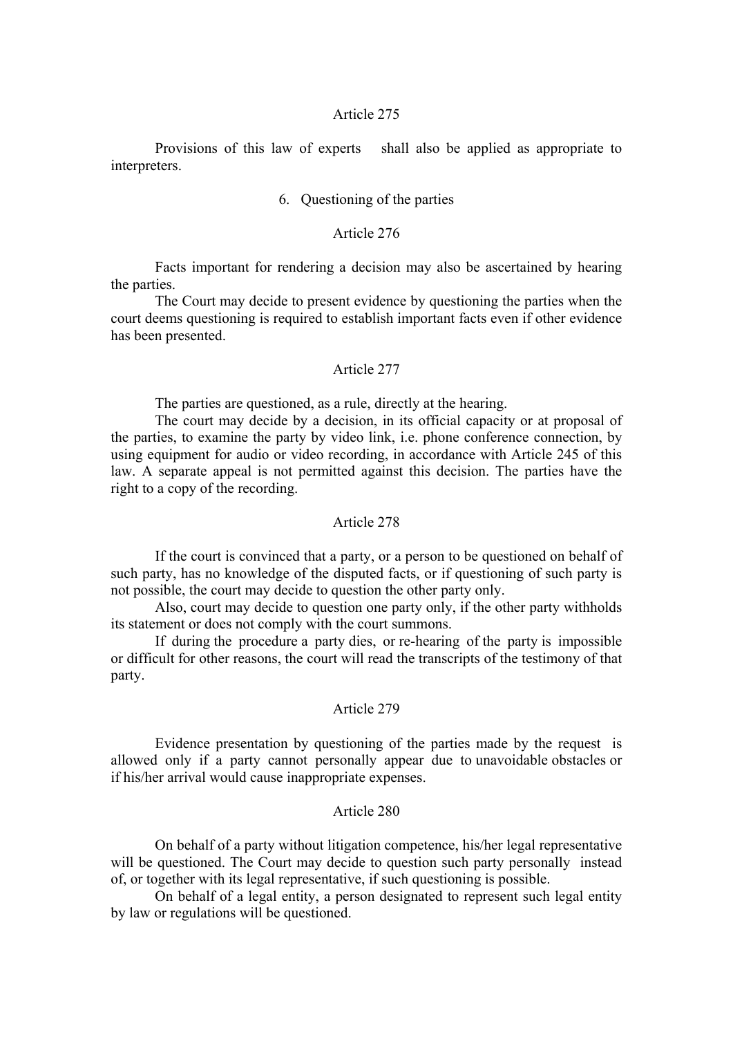### Article 275

Provisions of this law of experts shall also be applied as appropriate to interpreters.

## 6. Questioning of the parties

### Article 276

Facts important for rendering a decision may also be ascertained by hearing the parties.

The Court may decide to present evidence by questioning the parties when the court deems questioning is required to establish important facts even if other evidence has been presented.

### Article 277

The parties are questioned, as a rule, directly at the hearing.

The court may decide by a decision, in its official capacity or at proposal of the parties, to examine the party by video link, i.e. phone conference connection, by using equipment for audio or video recording, in accordance with Article 245 of this law. A separate appeal is not permitted against this decision. The parties have the right to a copy of the recording.

### Article 278

If the court is convinced that a party, or a person to be questioned on behalf of such party, has no knowledge of the disputed facts, or if questioning of such party is not possible, the court may decide to question the other party only.

Also, court may decide to question one party only, if the other party withholds its statement or does not comply with the court summons.

If during the procedure a party dies, or re-hearing of the party is impossible or difficult for other reasons, the court will read the transcripts of the testimony of that party.

### Article 279

Evidence presentation by questioning of the parties made by the request is allowed only if a party cannot personally appear due to unavoidable obstacles or if his/her arrival would cause inappropriate expenses.

### Article 280

On behalf of a party without litigation competence, his/her legal representative will be questioned. The Court may decide to question such party personally instead of, or together with its legal representative, if such questioning is possible.

On behalf of a legal entity, a person designated to represent such legal entity by law or regulations will be questioned.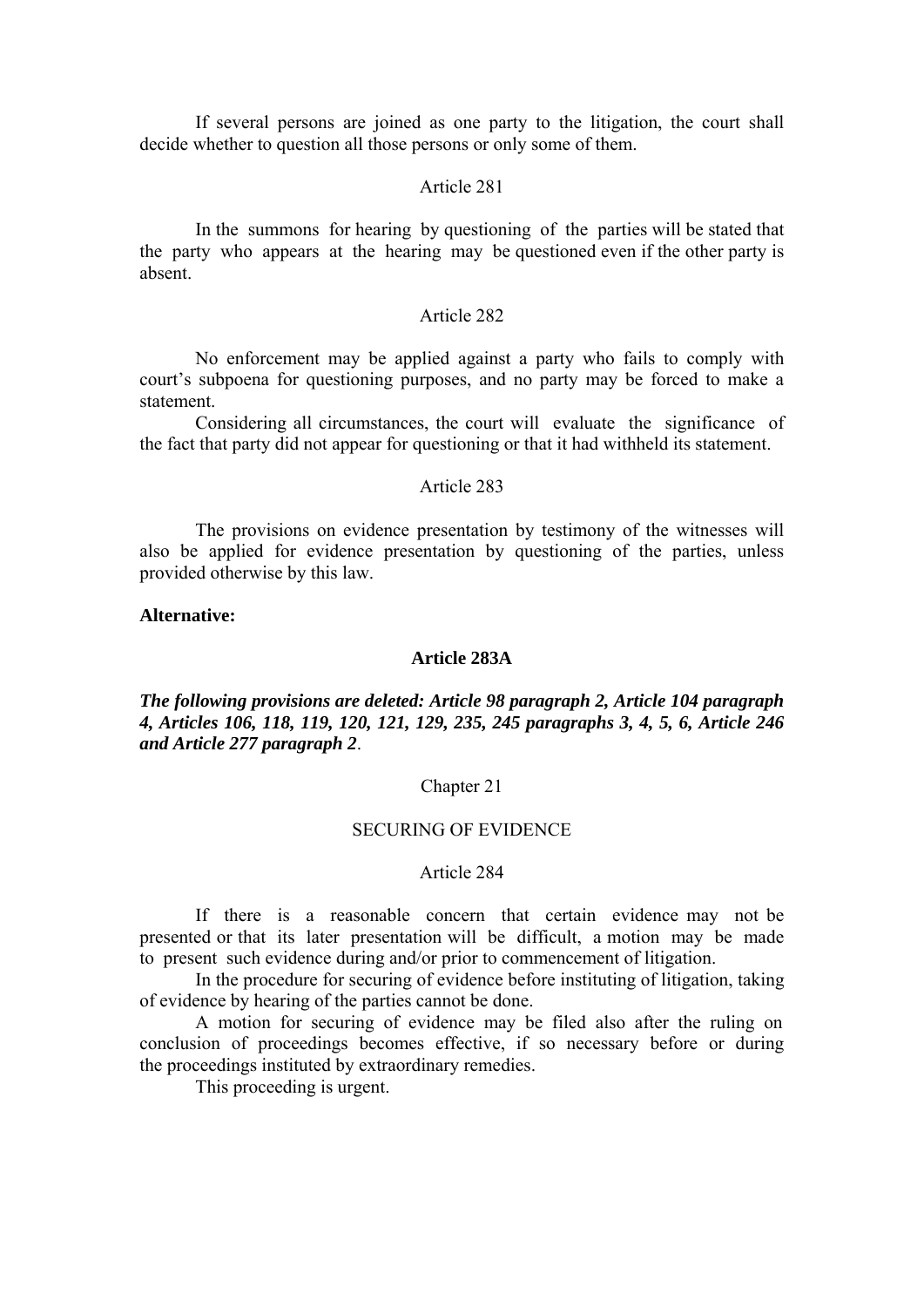If several persons are joined as one party to the litigation, the court shall decide whether to question all those persons or only some of them.

Article 281

In the summons for hearing by questioning of the parties will be stated that the party who appears at the hearing may be questioned even if the other party is absent.

Article 282

No enforcement may be applied against a party who fails to comply with court's subpoena for questioning purposes, and no party may be forced to make a statement.

Considering all circumstances, the court will evaluate the significance of the fact that party did not appear for questioning or that it had withheld its statement.

Article 283

The provisions on evidence presentation by testimony of the witnesses will also be applied for evidence presentation by questioning of the parties, unless provided otherwise by this law.

**Alternative:**

**Article 283A**

***The following provisions are deleted: Article 98 paragraph 2, Article 104 paragraph 4, Articles 106, 118, 119, 120, 121, 129, 235, 245 paragraphs 3, 4, 5, 6, Article 246 and Article 277 paragraph 2*.**

Chapter 21

SECURING OF EVIDENCE

Article 284

If there is a reasonable concern that certain evidence may not be presented or that its later presentation will be difficult, a motion may be made to present such evidence during and/or prior to commencement of litigation.

In the procedure for securing of evidence before instituting of litigation, taking of evidence by hearing of the parties cannot be done.

A motion for securing of evidence may be filed also after the ruling on conclusion of proceedings becomes effective, if so necessary before or during the proceedings instituted by extraordinary remedies.

This proceeding is urgent.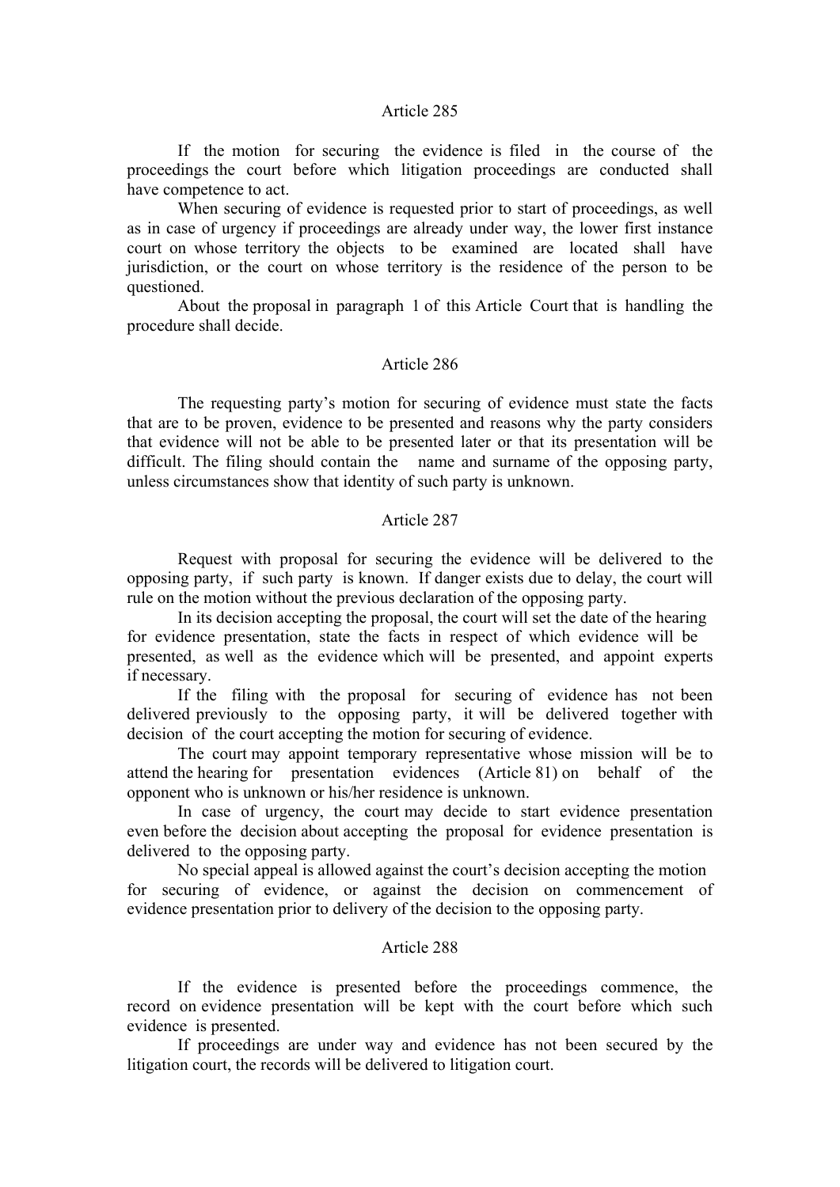## Article 285

If the motion for securing the evidence is filed in the course of the proceedings the court before which litigation proceedings are conducted shall have competence to act.

When securing of evidence is requested prior to start of proceedings, as well as in case of urgency if proceedings are already under way, the lower first instance court on whose territory the objects to be examined are located shall have jurisdiction, or the court on whose territory is the residence of the person to be questioned.

About the proposal in paragraph 1 of this Article Court that is handling the procedure shall decide.

## Article 286

The requesting party's motion for securing of evidence must state the facts that are to be proven, evidence to be presented and reasons why the party considers that evidence will not be able to be presented later or that its presentation will be difficult. The filing should contain the name and surname of the opposing party, unless circumstances show that identity of such party is unknown.

## Article 287

Request with proposal for securing the evidence will be delivered to the opposing party, if such party is known. If danger exists due to delay, the court will rule on the motion without the previous declaration of the opposing party.

In its decision accepting the proposal, the court will set the date of the hearing for evidence presentation, state the facts in respect of which evidence will be presented, as well as the evidence which will be presented, and appoint experts if necessary.

If the filing with the proposal for securing of evidence has not been delivered previously to the opposing party, it will be delivered together with decision of the court accepting the motion for securing of evidence.

The court may appoint temporary representative whose mission will be to attend the hearing for presentation evidences (Article 81) on behalf of the opponent who is unknown or his/her residence is unknown.

In case of urgency, the court may decide to start evidence presentation even before the decision about accepting the proposal for evidence presentation is delivered to the opposing party.

No special appeal is allowed against the court's decision accepting the motion for securing of evidence, or against the decision on commencement of evidence presentation prior to delivery of the decision to the opposing party.

## Article 288

If the evidence is presented before the proceedings commence, the record on evidence presentation will be kept with the court before which such evidence is presented.

If proceedings are under way and evidence has not been secured by the litigation court, the records will be delivered to litigation court.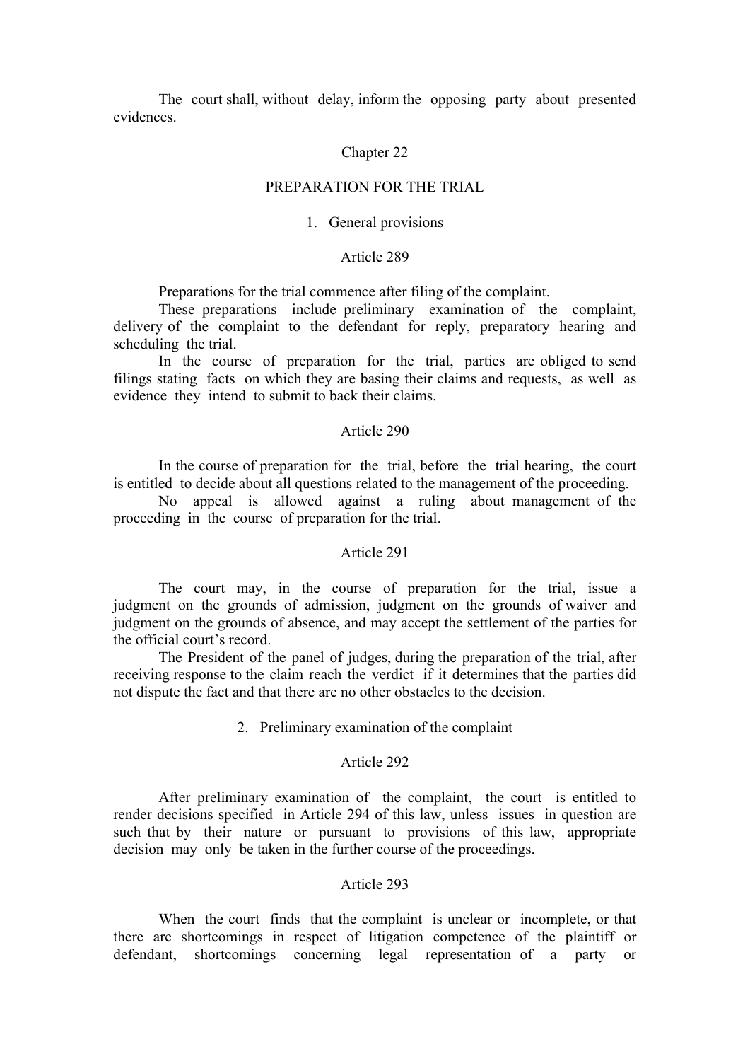The court shall, without delay, inform the opposing party about presented evidences.

## Chapter 22

## PREPARATION FOR THE TRIAL

### 1. General provisions

#### Article 289

Preparations for the trial commence after filing of the complaint.

These preparations include preliminary examination of the complaint, delivery of the complaint to the defendant for reply, preparatory hearing and scheduling the trial.

In the course of preparation for the trial, parties are obliged to send filings stating facts on which they are basing their claims and requests, as well as evidence they intend to submit to back their claims.

#### Article 290

In the course of preparation for the trial, before the trial hearing, the court is entitled to decide about all questions related to the management of the proceeding.

No appeal is allowed against a ruling about management of the proceeding in the course of preparation for the trial.

#### Article 291

The court may, in the course of preparation for the trial, issue a judgment on the grounds of admission, judgment on the grounds of waiver and judgment on the grounds of absence, and may accept the settlement of the parties for the official court's record.

The President of the panel of judges, during the preparation of the trial, after receiving response to the claim reach the verdict if it determines that the parties did not dispute the fact and that there are no other obstacles to the decision.

### 2. Preliminary examination of the complaint

#### Article 292

After preliminary examination of the complaint, the court is entitled to render decisions specified in Article 294 of this law, unless issues in question are such that by their nature or pursuant to provisions of this law, appropriate decision may only be taken in the further course of the proceedings.

#### Article 293

When the court finds that the complaint is unclear or incomplete, or that there are shortcomings in respect of litigation competence of the plaintiff or defendant, shortcomings concerning legal representation of a party or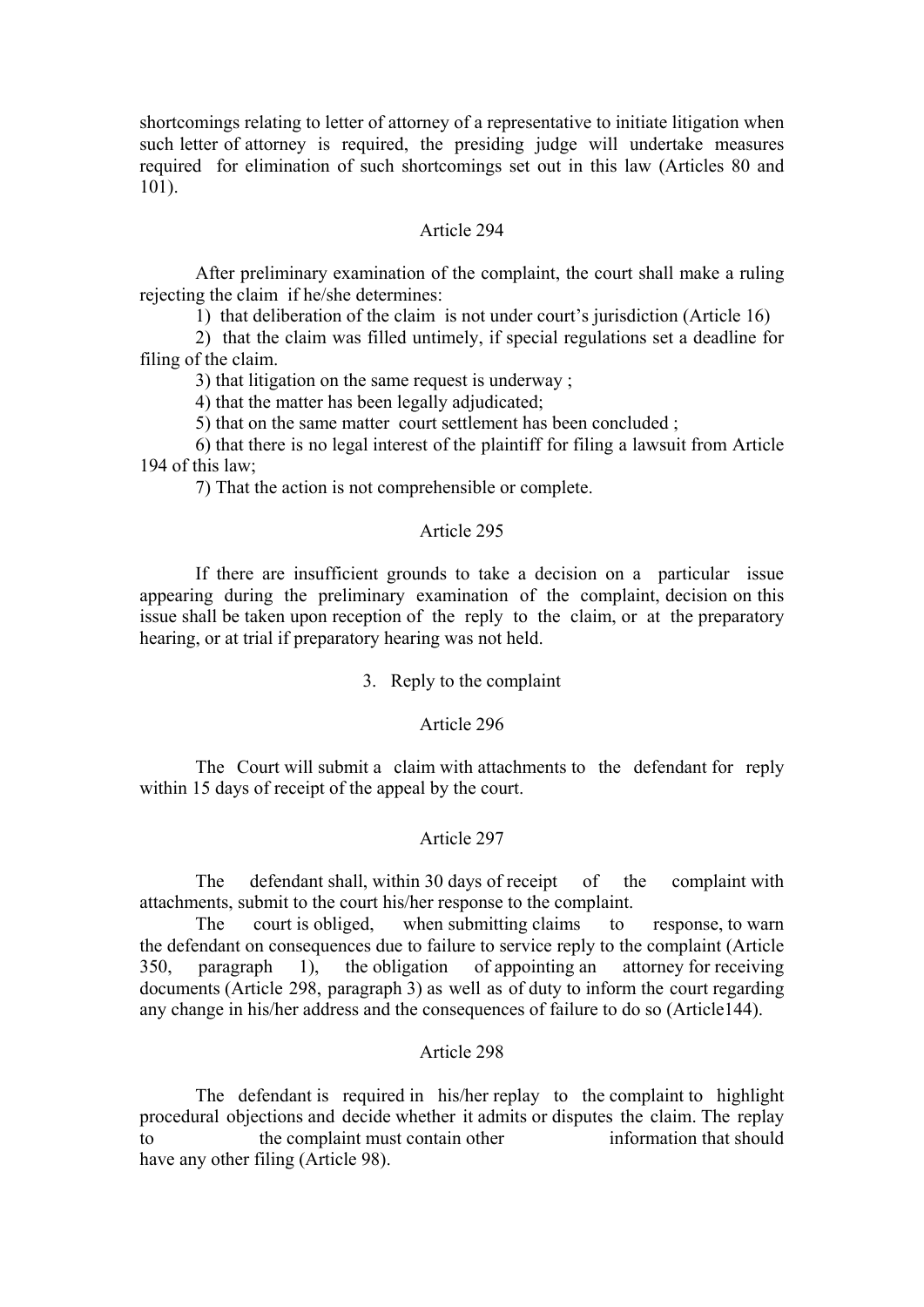shortcomings relating to letter of attorney of a representative to initiate litigation when such letter of attorney is required, the presiding judge will undertake measures required for elimination of such shortcomings set out in this law (Articles 80 and 101).

### Article 294

After preliminary examination of the complaint, the court shall make a ruling rejecting the claim if he/she determines:

1) that deliberation of the claim is not under court's jurisdiction (Article 16)

2) that the claim was filled untimely, if special regulations set a deadline for filing of the claim.

3) that litigation on the same request is underway ;

4) that the matter has been legally adjudicated;

5) that on the same matter court settlement has been concluded ;

6) that there is no legal interest of the plaintiff for filing a lawsuit from Article 194 of this law;

7) That the action is not comprehensible or complete.

### Article 295

If there are insufficient grounds to take a decision on a particular issue appearing during the preliminary examination of the complaint, decision on this issue shall be taken upon reception of the reply to the claim, or at the preparatory hearing, or at trial if preparatory hearing was not held.

## 3. Reply to the complaint

### Article 296

The Court will submit a claim with attachments to the defendant for reply within 15 days of receipt of the appeal by the court.

### Article 297

The defendant shall, within 30 days of receipt of the complaint with attachments, submit to the court his/her response to the complaint.

The court is obliged, when submitting claims to response, to warn the defendant on consequences due to failure to service reply to the complaint (Article 350, paragraph 1), the obligation of appointing an attorney for receiving documents (Article 298, paragraph 3) as well as of duty to inform the court regarding any change in his/her address and the consequences of failure to do so (Article144).

### Article 298

The defendant is required in his/her replay to the complaint to highlight procedural objections and decide whether it admits or disputes the claim. The replay to the complaint must contain other information that should have any other filing (Article 98).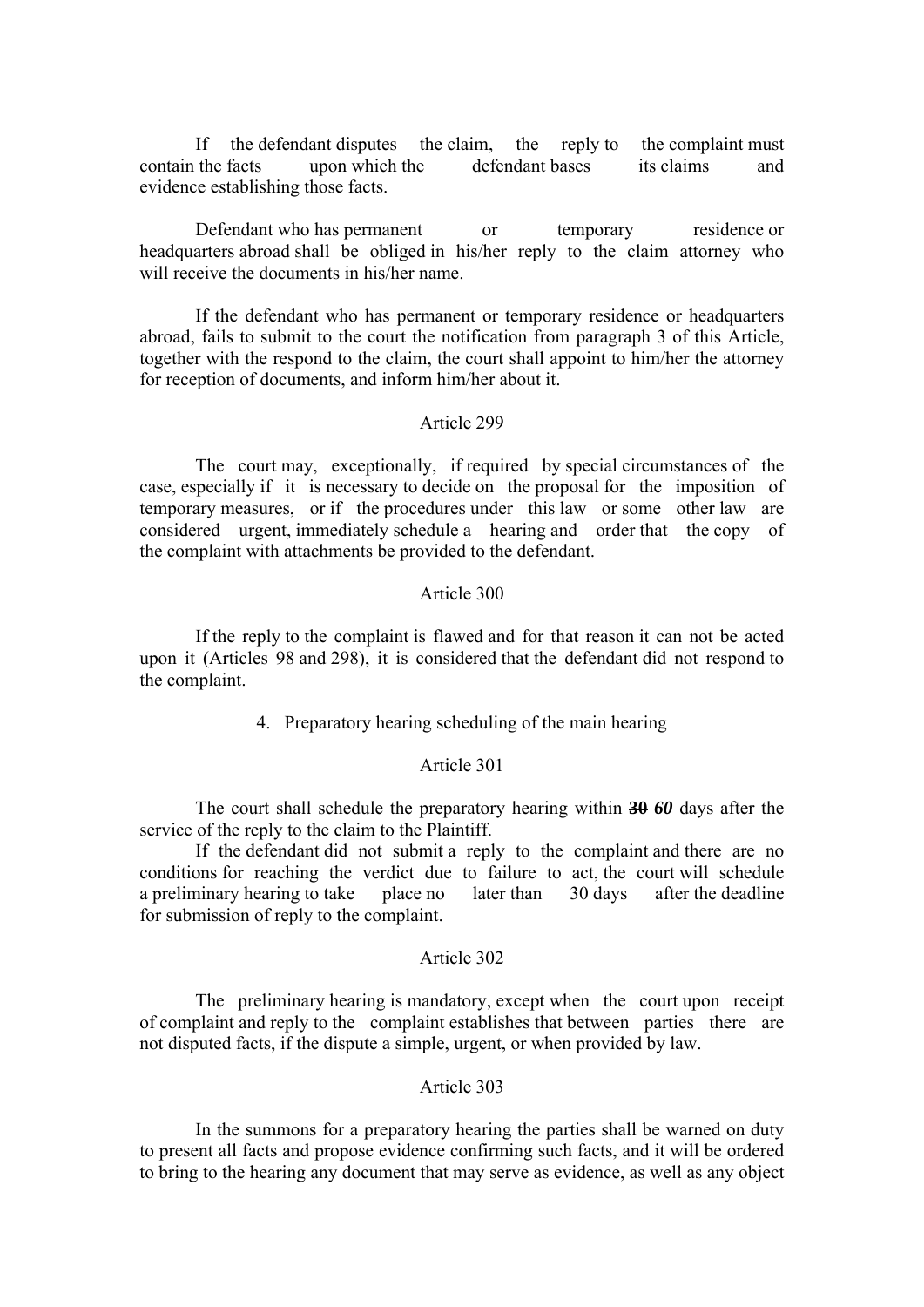If the defendant disputes the claim, the reply to the complaint must contain the facts upon which the defendant bases its claims and evidence establishing those facts.

Defendant who has permanent or temporary residence or headquarters abroad shall be obliged in his/her reply to the claim attorney who will receive the documents in his/her name.

If the defendant who has permanent or temporary residence or headquarters abroad, fails to submit to the court the notification from paragraph 3 of this Article, together with the respond to the claim, the court shall appoint to him/her the attorney for reception of documents, and inform him/her about it.

Article 299

The court may, exceptionally, if required by special circumstances of the case, especially if it is necessary to decide on the proposal for the imposition of temporary measures, or if the procedures under this law or some other law are considered urgent, immediately schedule a hearing and order that the copy of the complaint with attachments be provided to the defendant.

Article 300

If the reply to the complaint is flawed and for that reason it can not be acted upon it (Articles 98 and 298), it is considered that the defendant did not respond to the complaint.

4. Preparatory hearing scheduling of the main hearing

Article 301

The court shall schedule the preparatory hearing within ~~30~~ ***60*** days after the service of the reply to the claim to the Plaintiff.

If the defendant did not submit a reply to the complaint and there are no conditions for reaching the verdict due to failure to act, the court will schedule a preliminary hearing to take place no later than 30 days after the deadline for submission of reply to the complaint.

Article 302

The preliminary hearing is mandatory, except when the court upon receipt of complaint and reply to the complaint establishes that between parties there are not disputed facts, if the dispute a simple, urgent, or when provided by law.

Article 303

In the summons for a preparatory hearing the parties shall be warned on duty to present all facts and propose evidence confirming such facts, and it will be ordered to bring to the hearing any document that may serve as evidence, as well as any object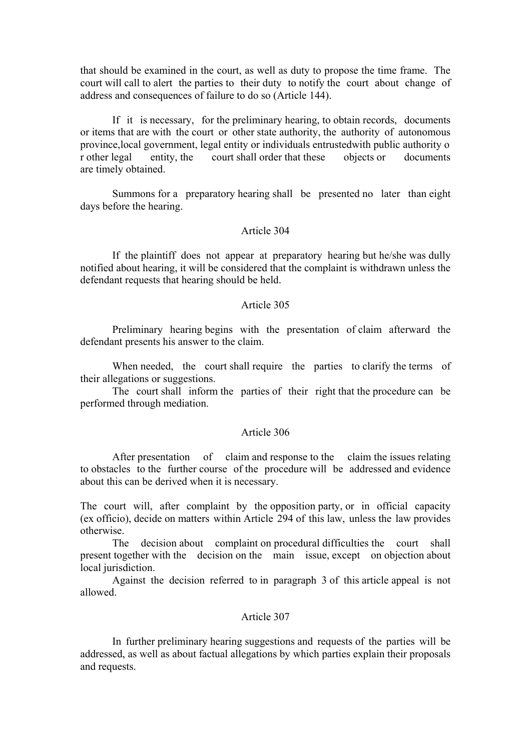that should be examined in the court, as well as duty to propose the time frame. The court will call to alert the parties to their duty to notify the court about change of address and consequences of failure to do so (Article 144).

If it is necessary, for the preliminary hearing, to obtain records, documents or items that are with the court or other state authority, the authority of autonomous province,local government, legal entity or individuals entrustedwith public authority o r other legal entity, the court shall order that these objects or documents are timely obtained.

Summons for a preparatory hearing shall be presented no later than eight days before the hearing.

Article 304

If the plaintiff does not appear at preparatory hearing but he/she was dully notified about hearing, it will be considered that the complaint is withdrawn unless the defendant requests that hearing should be held.

Article 305

Preliminary hearing begins with the presentation of claim afterward the defendant presents his answer to the claim.

When needed, the court shall require the parties to clarify the terms of their allegations or suggestions.

The court shall inform the parties of their right that the procedure can be performed through mediation.

Article 306

After presentation of claim and response to the claim the issues relating to obstacles to the further course of the procedure will be addressed and evidence about this can be derived when it is necessary.

The court will, after complaint by the opposition party, or in official capacity (ex officio), decide on matters within Article 294 of this law, unless the law provides otherwise.

The decision about complaint on procedural difficulties the court shall present together with the decision on the main issue, except on objection about local jurisdiction.

Against the decision referred to in paragraph 3 of this article appeal is not allowed.

Article 307

In further preliminary hearing suggestions and requests of the parties will be addressed, as well as about factual allegations by which parties explain their proposals and requests.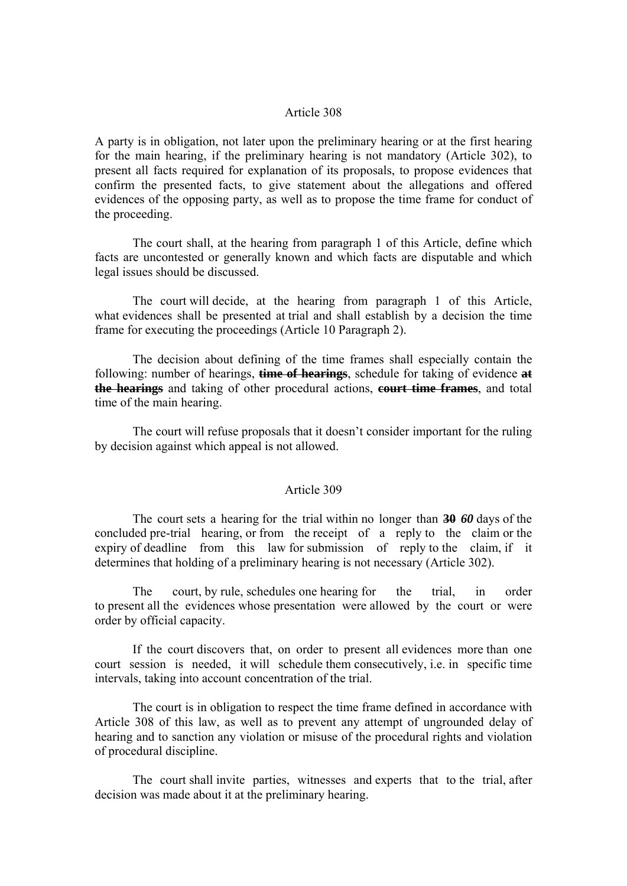### Article 308

A party is in obligation, not later upon the preliminary hearing or at the first hearing for the main hearing, if the preliminary hearing is not mandatory (Article 302), to present all facts required for explanation of its proposals, to propose evidences that confirm the presented facts, to give statement about the allegations and offered evidences of the opposing party, as well as to propose the time frame for conduct of the proceeding.

The court shall, at the hearing from paragraph 1 of this Article, define which facts are uncontested or generally known and which facts are disputable and which legal issues should be discussed.

The court will decide, at the hearing from paragraph 1 of this Article, what evidences shall be presented at trial and shall establish by a decision the time frame for executing the proceedings (Article 10 Paragraph 2).

The decision about defining of the time frames shall especially contain the following: number of hearings, ~~**time of hearings**~~, schedule for taking of evidence ~~**at the hearings**~~ and taking of other procedural actions, ~~**court time frames**~~, and total time of the main hearing.

The court will refuse proposals that it doesn't consider important for the ruling by decision against which appeal is not allowed.

### Article 309

The court sets a hearing for the trial within no longer than ~~**30**~~ ***60*** days of the concluded pre-trial hearing, or from the receipt of a reply to the claim or the expiry of deadline from this law for submission of reply to the claim, if it determines that holding of a preliminary hearing is not necessary (Article 302).

The court, by rule, schedules one hearing for the trial, in order to present all the evidences whose presentation were allowed by the court or were order by official capacity.

If the court discovers that, on order to present all evidences more than one court session is needed, it will schedule them consecutively, i.e. in specific time intervals, taking into account concentration of the trial.

The court is in obligation to respect the time frame defined in accordance with Article 308 of this law, as well as to prevent any attempt of ungrounded delay of hearing and to sanction any violation or misuse of the procedural rights and violation of procedural discipline.

The court shall invite parties, witnesses and experts that to the trial, after decision was made about it at the preliminary hearing.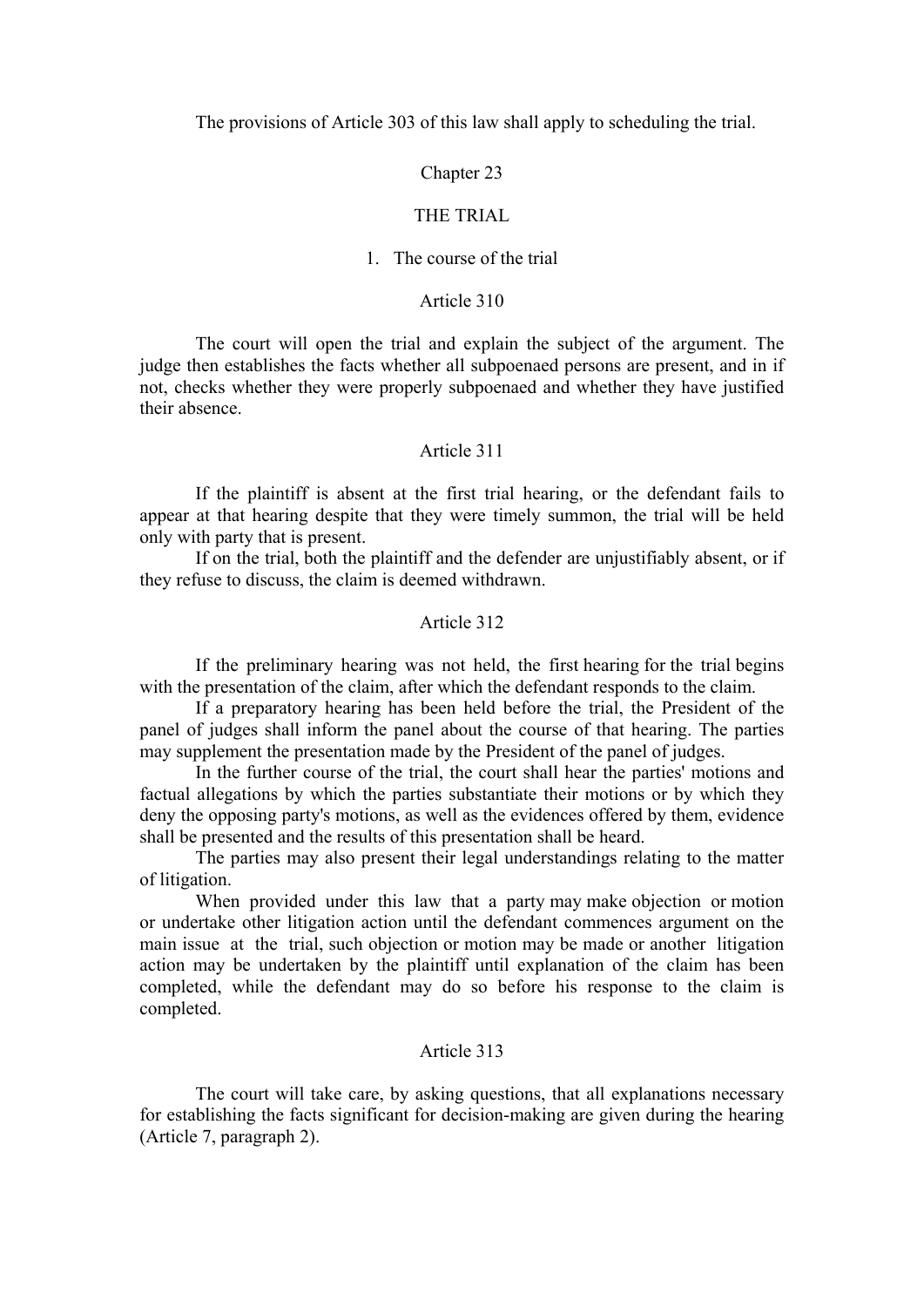The provisions of Article 303 of this law shall apply to scheduling the trial.

## Chapter 23

## THE TRIAL

### 1. The course of the trial

#### Article 310

The court will open the trial and explain the subject of the argument. The judge then establishes the facts whether all subpoenaed persons are present, and in if not, checks whether they were properly subpoenaed and whether they have justified their absence.

#### Article 311

If the plaintiff is absent at the first trial hearing, or the defendant fails to appear at that hearing despite that they were timely summon, the trial will be held only with party that is present.

If on the trial, both the plaintiff and the defender are unjustifiably absent, or if they refuse to discuss, the claim is deemed withdrawn.

#### Article 312

If the preliminary hearing was not held, the first hearing for the trial begins with the presentation of the claim, after which the defendant responds to the claim.

If a preparatory hearing has been held before the trial, the President of the panel of judges shall inform the panel about the course of that hearing. The parties may supplement the presentation made by the President of the panel of judges.

In the further course of the trial, the court shall hear the parties' motions and factual allegations by which the parties substantiate their motions or by which they deny the opposing party's motions, as well as the evidences offered by them, evidence shall be presented and the results of this presentation shall be heard.

The parties may also present their legal understandings relating to the matter of litigation.

When provided under this law that a party may make objection or motion or undertake other litigation action until the defendant commences argument on the main issue at the trial, such objection or motion may be made or another litigation action may be undertaken by the plaintiff until explanation of the claim has been completed, while the defendant may do so before his response to the claim is completed.

#### Article 313

The court will take care, by asking questions, that all explanations necessary for establishing the facts significant for decision-making are given during the hearing (Article 7, paragraph 2).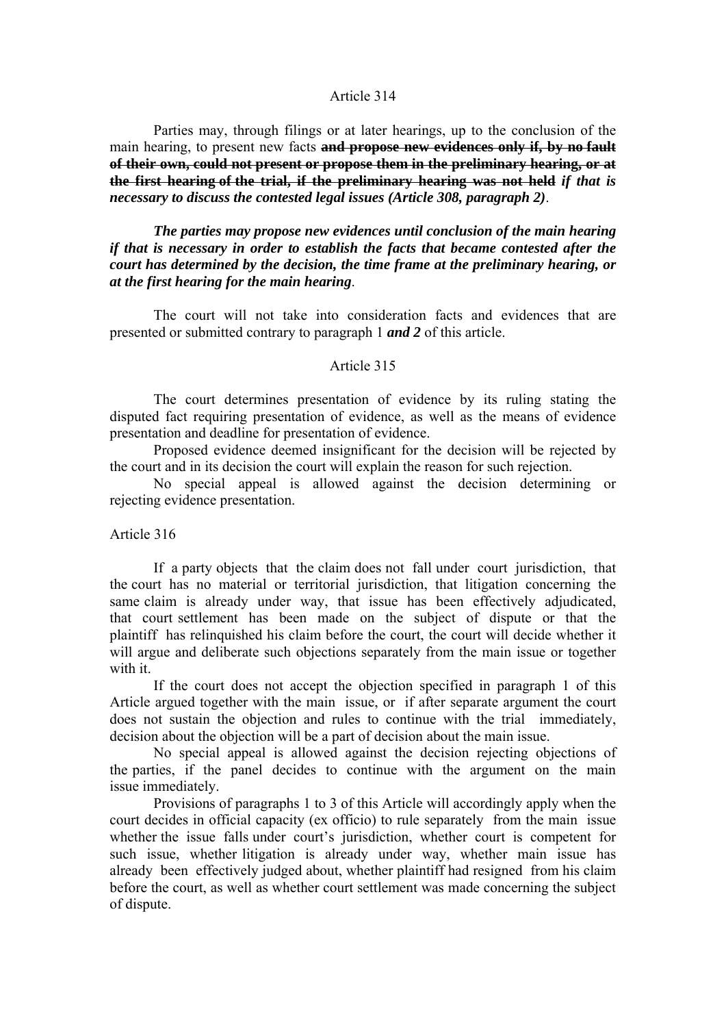Article 314

Parties may, through filings or at later hearings, up to the conclusion of the main hearing, to present new facts ~~**and propose new evidences only if, by no fault of their own, could not present or propose them in the preliminary hearing, or at the first hearing of the trial, if the preliminary hearing was not held**~~ ***if that is necessary to discuss the contested legal issues (Article 308, paragraph 2)***.

***The parties may propose new evidences until conclusion of the main hearing if that is necessary in order to establish the facts that became contested after the court has determined by the decision, the time frame at the preliminary hearing, or at the first hearing for the main hearing***.

The court will not take into consideration facts and evidences that are presented or submitted contrary to paragraph 1 ***and 2*** of this article.

Article 315

The court determines presentation of evidence by its ruling stating the disputed fact requiring presentation of evidence, as well as the means of evidence presentation and deadline for presentation of evidence.

Proposed evidence deemed insignificant for the decision will be rejected by the court and in its decision the court will explain the reason for such rejection.

No special appeal is allowed against the decision determining or rejecting evidence presentation.

Article 316

If a party objects that the claim does not fall under court jurisdiction, that the court has no material or territorial jurisdiction, that litigation concerning the same claim is already under way, that issue has been effectively adjudicated, that court settlement has been made on the subject of dispute or that the plaintiff has relinquished his claim before the court, the court will decide whether it will argue and deliberate such objections separately from the main issue or together with it.

If the court does not accept the objection specified in paragraph 1 of this Article argued together with the main issue, or if after separate argument the court does not sustain the objection and rules to continue with the trial immediately, decision about the objection will be a part of decision about the main issue.

No special appeal is allowed against the decision rejecting objections of the parties, if the panel decides to continue with the argument on the main issue immediately.

Provisions of paragraphs 1 to 3 of this Article will accordingly apply when the court decides in official capacity (ex officio) to rule separately from the main issue whether the issue falls under court's jurisdiction, whether court is competent for such issue, whether litigation is already under way, whether main issue has already been effectively judged about, whether plaintiff had resigned from his claim before the court, as well as whether court settlement was made concerning the subject of dispute.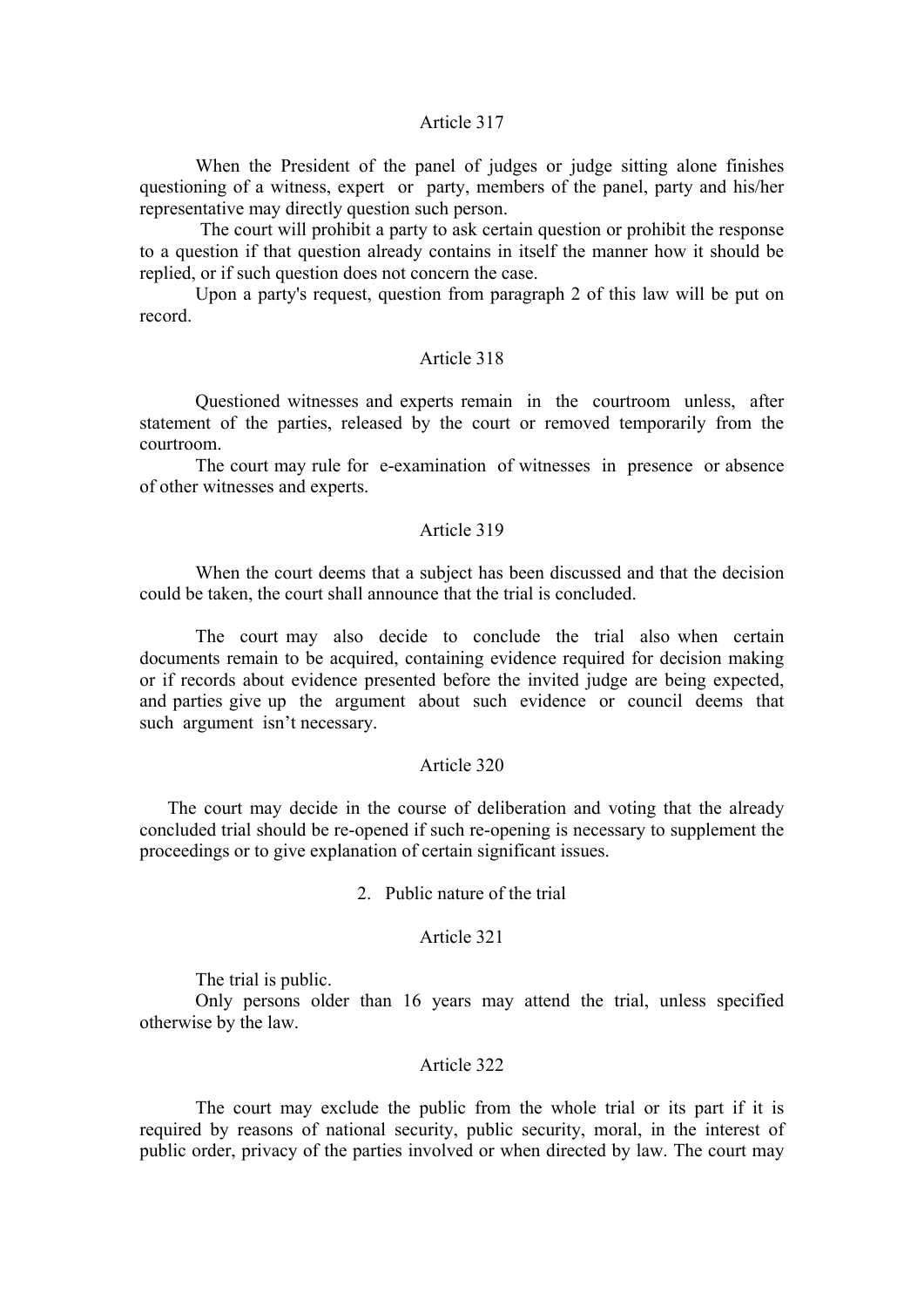### Article 317

When the President of the panel of judges or judge sitting alone finishes questioning of a witness, expert or party, members of the panel, party and his/her representative may directly question such person.

The court will prohibit a party to ask certain question or prohibit the response to a question if that question already contains in itself the manner how it should be replied, or if such question does not concern the case.

Upon a party's request, question from paragraph 2 of this law will be put on record.

### Article 318

Questioned witnesses and experts remain in the courtroom unless, after statement of the parties, released by the court or removed temporarily from the courtroom.

The court may rule for e-examination of witnesses in presence or absence of other witnesses and experts.

### Article 319

When the court deems that a subject has been discussed and that the decision could be taken, the court shall announce that the trial is concluded.

The court may also decide to conclude the trial also when certain documents remain to be acquired, containing evidence required for decision making or if records about evidence presented before the invited judge are being expected, and parties give up the argument about such evidence or council deems that such argument isn't necessary.

### Article 320

The court may decide in the course of deliberation and voting that the already concluded trial should be re-opened if such re-opening is necessary to supplement the proceedings or to give explanation of certain significant issues.

## 2. Public nature of the trial

### Article 321

The trial is public.

Only persons older than 16 years may attend the trial, unless specified otherwise by the law.

### Article 322

The court may exclude the public from the whole trial or its part if it is required by reasons of national security, public security, moral, in the interest of public order, privacy of the parties involved or when directed by law. The court may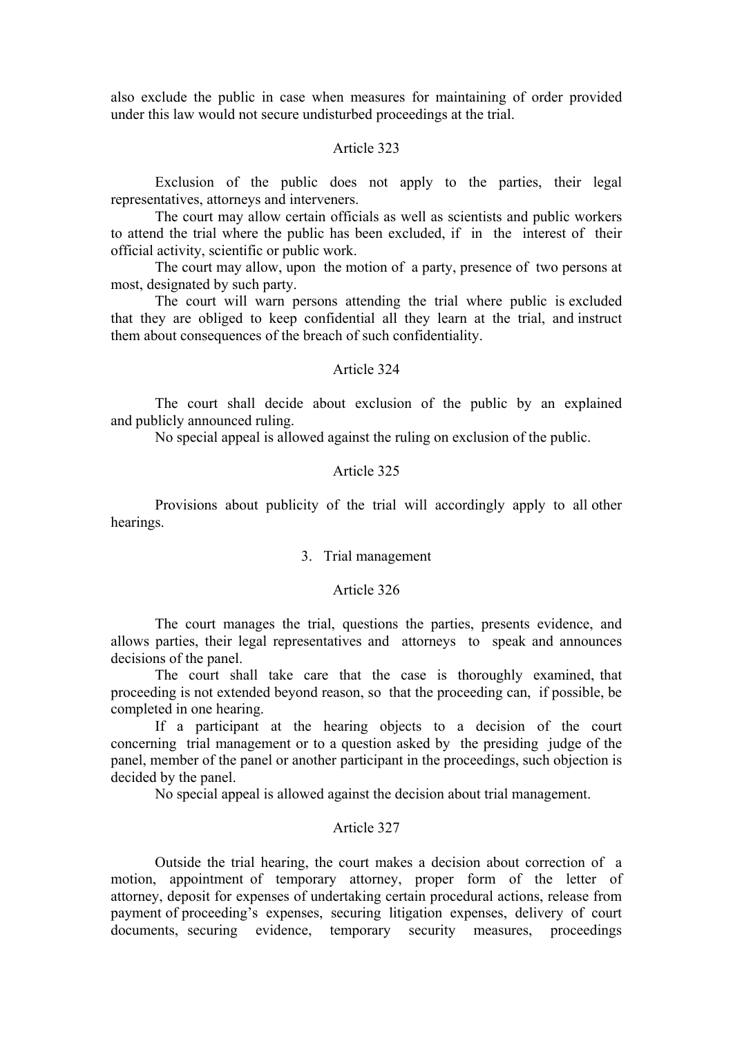also exclude the public in case when measures for maintaining of order provided under this law would not secure undisturbed proceedings at the trial.

Article 323

Exclusion of the public does not apply to the parties, their legal representatives, attorneys and interveners.

The court may allow certain officials as well as scientists and public workers to attend the trial where the public has been excluded, if in the interest of their official activity, scientific or public work.

The court may allow, upon the motion of a party, presence of two persons at most, designated by such party.

The court will warn persons attending the trial where public is excluded that they are obliged to keep confidential all they learn at the trial, and instruct them about consequences of the breach of such confidentiality.

Article 324

The court shall decide about exclusion of the public by an explained and publicly announced ruling.

No special appeal is allowed against the ruling on exclusion of the public.

Article 325

Provisions about publicity of the trial will accordingly apply to all other hearings.

3. Trial management

Article 326

The court manages the trial, questions the parties, presents evidence, and allows parties, their legal representatives and attorneys to speak and announces decisions of the panel.

The court shall take care that the case is thoroughly examined, that proceeding is not extended beyond reason, so that the proceeding can, if possible, be completed in one hearing.

If a participant at the hearing objects to a decision of the court concerning trial management or to a question asked by the presiding judge of the panel, member of the panel or another participant in the proceedings, such objection is decided by the panel.

No special appeal is allowed against the decision about trial management.

Article 327

Outside the trial hearing, the court makes a decision about correction of a motion, appointment of temporary attorney, proper form of the letter of attorney, deposit for expenses of undertaking certain procedural actions, release from payment of proceeding's expenses, securing litigation expenses, delivery of court documents, securing evidence, temporary security measures, proceedings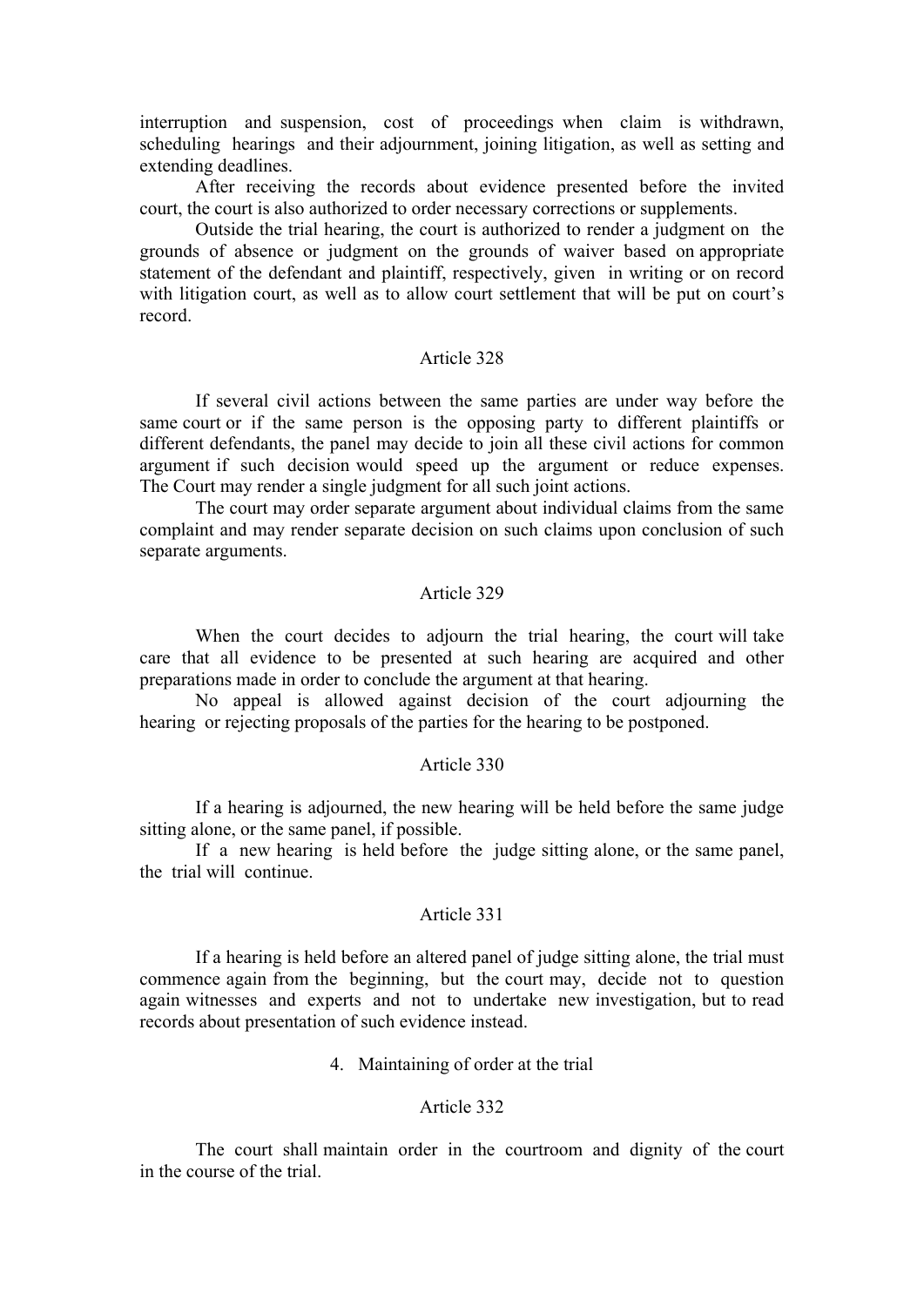interruption and suspension, cost of proceedings when claim is withdrawn, scheduling hearings and their adjournment, joining litigation, as well as setting and extending deadlines.

After receiving the records about evidence presented before the invited court, the court is also authorized to order necessary corrections or supplements.

Outside the trial hearing, the court is authorized to render a judgment on the grounds of absence or judgment on the grounds of waiver based on appropriate statement of the defendant and plaintiff, respectively, given in writing or on record with litigation court, as well as to allow court settlement that will be put on court's record.

Article 328

If several civil actions between the same parties are under way before the same court or if the same person is the opposing party to different plaintiffs or different defendants, the panel may decide to join all these civil actions for common argument if such decision would speed up the argument or reduce expenses. The Court may render a single judgment for all such joint actions.

The court may order separate argument about individual claims from the same complaint and may render separate decision on such claims upon conclusion of such separate arguments.

Article 329

When the court decides to adjourn the trial hearing, the court will take care that all evidence to be presented at such hearing are acquired and other preparations made in order to conclude the argument at that hearing.

No appeal is allowed against decision of the court adjourning the hearing or rejecting proposals of the parties for the hearing to be postponed.

Article 330

If a hearing is adjourned, the new hearing will be held before the same judge sitting alone, or the same panel, if possible.

If a new hearing is held before the judge sitting alone, or the same panel, the trial will continue.

Article 331

If a hearing is held before an altered panel of judge sitting alone, the trial must commence again from the beginning, but the court may, decide not to question again witnesses and experts and not to undertake new investigation, but to read records about presentation of such evidence instead.

4. Maintaining of order at the trial

Article 332

The court shall maintain order in the courtroom and dignity of the court in the course of the trial.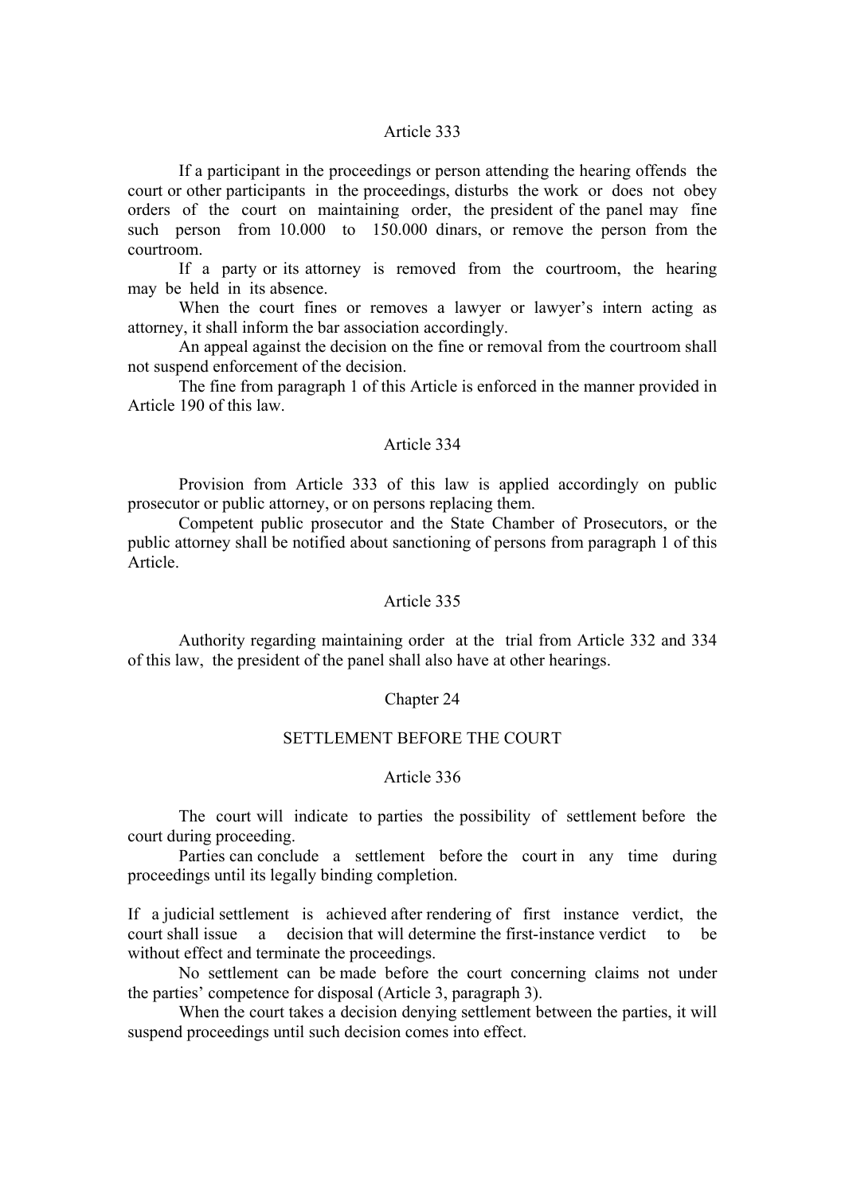### Article 333

If a participant in the proceedings or person attending the hearing offends the court or other participants in the proceedings, disturbs the work or does not obey orders of the court on maintaining order, the president of the panel may fine such person from 10.000 to 150.000 dinars, or remove the person from the courtroom.

If a party or its attorney is removed from the courtroom, the hearing may be held in its absence.

When the court fines or removes a lawyer or lawyer's intern acting as attorney, it shall inform the bar association accordingly.

An appeal against the decision on the fine or removal from the courtroom shall not suspend enforcement of the decision.

The fine from paragraph 1 of this Article is enforced in the manner provided in Article 190 of this law.

### Article 334

Provision from Article 333 of this law is applied accordingly on public prosecutor or public attorney, or on persons replacing them.

Competent public prosecutor and the State Chamber of Prosecutors, or the public attorney shall be notified about sanctioning of persons from paragraph 1 of this Article.

### Article 335

Authority regarding maintaining order at the trial from Article 332 and 334 of this law, the president of the panel shall also have at other hearings.

## Chapter 24

## SETTLEMENT BEFORE THE COURT

### Article 336

The court will indicate to parties the possibility of settlement before the court during proceeding.

Parties can conclude a settlement before the court in any time during proceedings until its legally binding completion.

If a judicial settlement is achieved after rendering of first instance verdict, the court shall issue a decision that will determine the first-instance verdict to be without effect and terminate the proceedings.

No settlement can be made before the court concerning claims not under the parties' competence for disposal (Article 3, paragraph 3).

When the court takes a decision denying settlement between the parties, it will suspend proceedings until such decision comes into effect.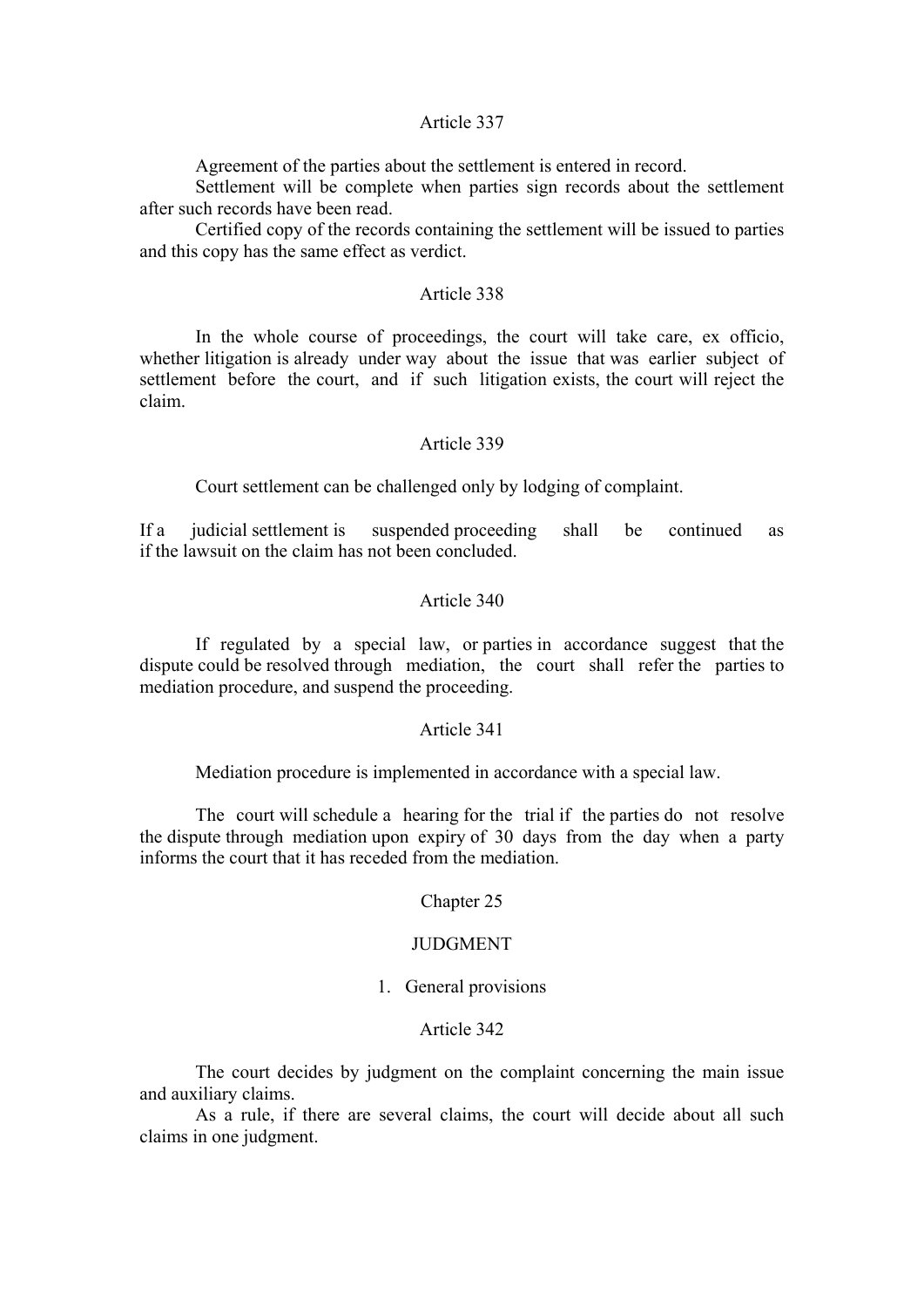### Article 337

Agreement of the parties about the settlement is entered in record.

Settlement will be complete when parties sign records about the settlement after such records have been read.

Certified copy of the records containing the settlement will be issued to parties and this copy has the same effect as verdict.

### Article 338

In the whole course of proceedings, the court will take care, ex officio, whether litigation is already under way about the issue that was earlier subject of settlement before the court, and if such litigation exists, the court will reject the claim.

### Article 339

Court settlement can be challenged only by lodging of complaint.

If a judicial settlement is suspended proceeding shall be continued as if the lawsuit on the claim has not been concluded.

### Article 340

If regulated by a special law, or parties in accordance suggest that the dispute could be resolved through mediation, the court shall refer the parties to mediation procedure, and suspend the proceeding.

### Article 341

Mediation procedure is implemented in accordance with a special law.

The court will schedule a hearing for the trial if the parties do not resolve the dispute through mediation upon expiry of 30 days from the day when a party informs the court that it has receded from the mediation.

## Chapter 25

## JUDGMENT

### 1. General provisions

### Article 342

The court decides by judgment on the complaint concerning the main issue and auxiliary claims.

As a rule, if there are several claims, the court will decide about all such claims in one judgment.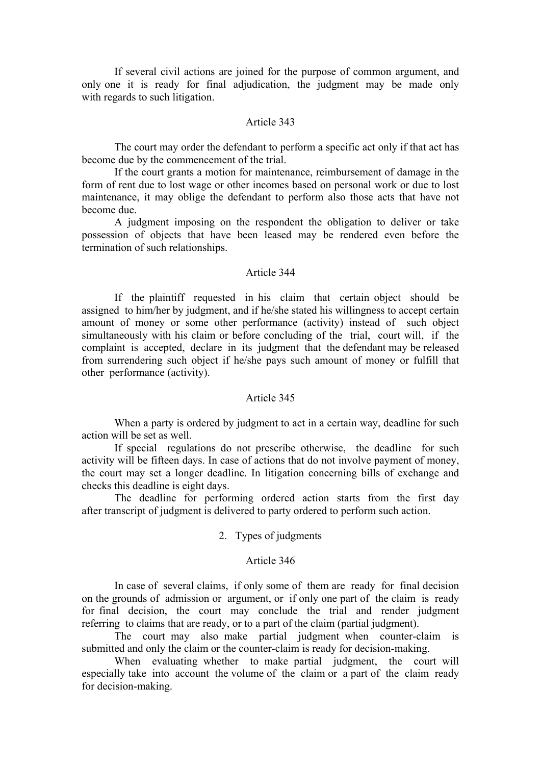If several civil actions are joined for the purpose of common argument, and only one it is ready for final adjudication, the judgment may be made only with regards to such litigation.

### Article 343

The court may order the defendant to perform a specific act only if that act has become due by the commencement of the trial.

If the court grants a motion for maintenance, reimbursement of damage in the form of rent due to lost wage or other incomes based on personal work or due to lost maintenance, it may oblige the defendant to perform also those acts that have not become due.

A judgment imposing on the respondent the obligation to deliver or take possession of objects that have been leased may be rendered even before the termination of such relationships.

### Article 344

If the plaintiff requested in his claim that certain object should be assigned to him/her by judgment, and if he/she stated his willingness to accept certain amount of money or some other performance (activity) instead of such object simultaneously with his claim or before concluding of the trial, court will, if the complaint is accepted, declare in its judgment that the defendant may be released from surrendering such object if he/she pays such amount of money or fulfill that other performance (activity).

### Article 345

When a party is ordered by judgment to act in a certain way, deadline for such action will be set as well.

If special regulations do not prescribe otherwise, the deadline for such activity will be fifteen days. In case of actions that do not involve payment of money, the court may set a longer deadline. In litigation concerning bills of exchange and checks this deadline is eight days.

The deadline for performing ordered action starts from the first day after transcript of judgment is delivered to party ordered to perform such action.

## 2. Types of judgments

### Article 346

In case of several claims, if only some of them are ready for final decision on the grounds of admission or argument, or if only one part of the claim is ready for final decision, the court may conclude the trial and render judgment referring to claims that are ready, or to a part of the claim (partial judgment).

The court may also make partial judgment when counter-claim is submitted and only the claim or the counter-claim is ready for decision-making.

When evaluating whether to make partial judgment, the court will especially take into account the volume of the claim or a part of the claim ready for decision-making.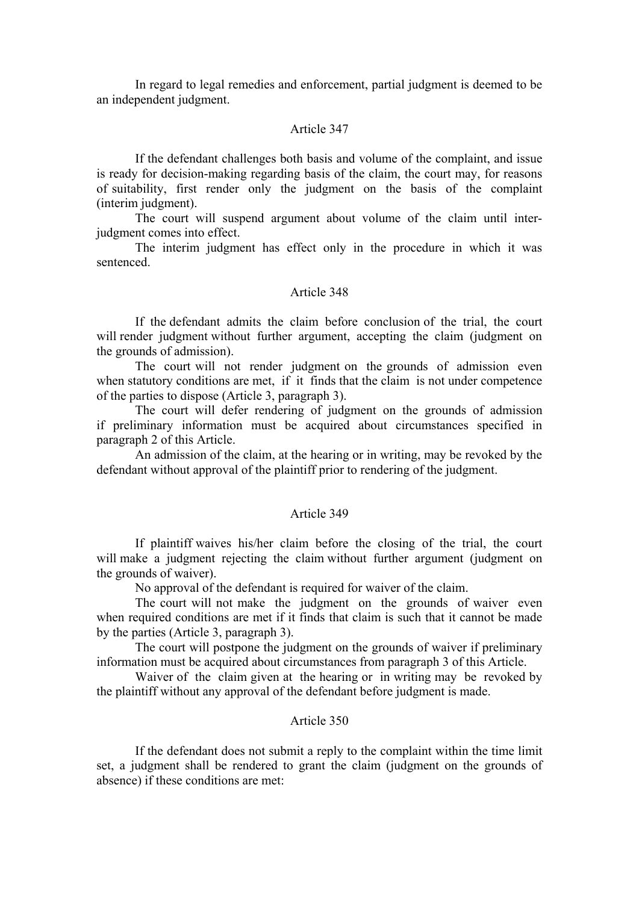In regard to legal remedies and enforcement, partial judgment is deemed to be an independent judgment.

### Article 347

If the defendant challenges both basis and volume of the complaint, and issue is ready for decision-making regarding basis of the claim, the court may, for reasons of suitability, first render only the judgment on the basis of the complaint (interim judgment).

The court will suspend argument about volume of the claim until inter-judgment comes into effect.

The interim judgment has effect only in the procedure in which it was sentenced.

### Article 348

If the defendant admits the claim before conclusion of the trial, the court will render judgment without further argument, accepting the claim (judgment on the grounds of admission).

The court will not render judgment on the grounds of admission even when statutory conditions are met, if it finds that the claim is not under competence of the parties to dispose (Article 3, paragraph 3).

The court will defer rendering of judgment on the grounds of admission if preliminary information must be acquired about circumstances specified in paragraph 2 of this Article.

An admission of the claim, at the hearing or in writing, may be revoked by the defendant without approval of the plaintiff prior to rendering of the judgment.

### Article 349

If plaintiff waives his/her claim before the closing of the trial, the court will make a judgment rejecting the claim without further argument (judgment on the grounds of waiver).

No approval of the defendant is required for waiver of the claim.

The court will not make the judgment on the grounds of waiver even when required conditions are met if it finds that claim is such that it cannot be made by the parties (Article 3, paragraph 3).

The court will postpone the judgment on the grounds of waiver if preliminary information must be acquired about circumstances from paragraph 3 of this Article.

Waiver of the claim given at the hearing or in writing may be revoked by the plaintiff without any approval of the defendant before judgment is made.

### Article 350

If the defendant does not submit a reply to the complaint within the time limit set, a judgment shall be rendered to grant the claim (judgment on the grounds of absence) if these conditions are met: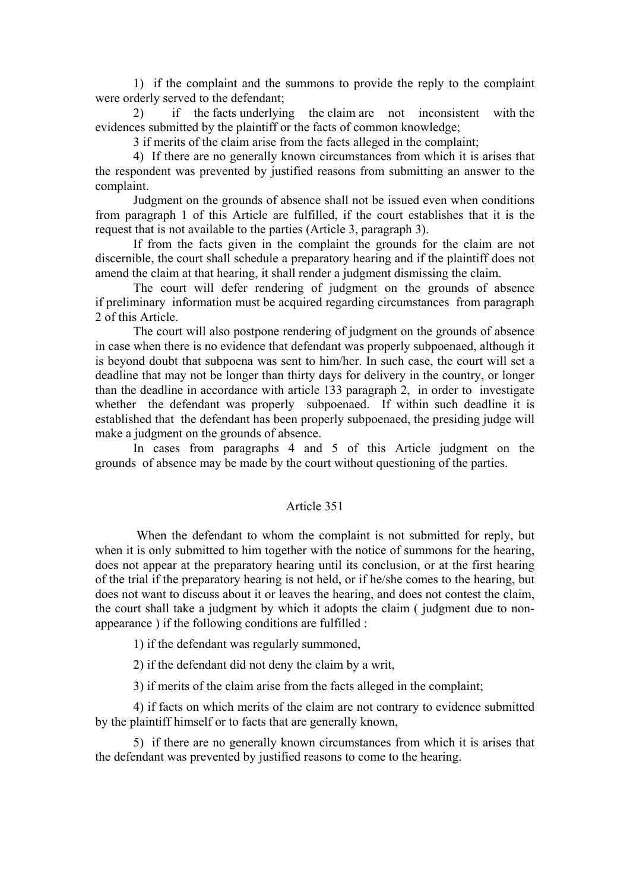1) if the complaint and the summons to provide the reply to the complaint were orderly served to the defendant;

2) if the facts underlying the claim are not inconsistent with the evidences submitted by the plaintiff or the facts of common knowledge;

3 if merits of the claim arise from the facts alleged in the complaint;

4) If there are no generally known circumstances from which it is arises that the respondent was prevented by justified reasons from submitting an answer to the complaint.

Judgment on the grounds of absence shall not be issued even when conditions from paragraph 1 of this Article are fulfilled, if the court establishes that it is the request that is not available to the parties (Article 3, paragraph 3).

If from the facts given in the complaint the grounds for the claim are not discernible, the court shall schedule a preparatory hearing and if the plaintiff does not amend the claim at that hearing, it shall render a judgment dismissing the claim.

The court will defer rendering of judgment on the grounds of absence if preliminary information must be acquired regarding circumstances from paragraph 2 of this Article.

The court will also postpone rendering of judgment on the grounds of absence in case when there is no evidence that defendant was properly subpoenaed, although it is beyond doubt that subpoena was sent to him/her. In such case, the court will set a deadline that may not be longer than thirty days for delivery in the country, or longer than the deadline in accordance with article 133 paragraph 2, in order to investigate whether the defendant was properly subpoenaed. If within such deadline it is established that the defendant has been properly subpoenaed, the presiding judge will make a judgment on the grounds of absence.

In cases from paragraphs 4 and 5 of this Article judgment on the grounds of absence may be made by the court without questioning of the parties.

## Article 351

When the defendant to whom the complaint is not submitted for reply, but when it is only submitted to him together with the notice of summons for the hearing, does not appear at the preparatory hearing until its conclusion, or at the first hearing of the trial if the preparatory hearing is not held, or if he/she comes to the hearing, but does not want to discuss about it or leaves the hearing, and does not contest the claim, the court shall take a judgment by which it adopts the claim ( judgment due to non-appearance ) if the following conditions are fulfilled :

1) if the defendant was regularly summoned,

2) if the defendant did not deny the claim by a writ,

3) if merits of the claim arise from the facts alleged in the complaint;

4) if facts on which merits of the claim are not contrary to evidence submitted by the plaintiff himself or to facts that are generally known,

5) if there are no generally known circumstances from which it is arises that the defendant was prevented by justified reasons to come to the hearing.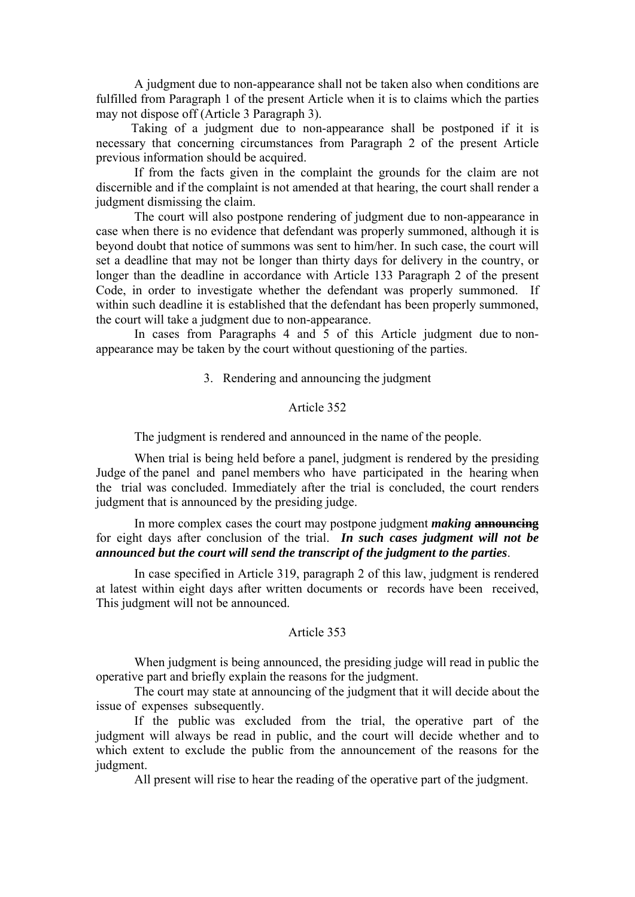A judgment due to non-appearance shall not be taken also when conditions are fulfilled from Paragraph 1 of the present Article when it is to claims which the parties may not dispose off (Article 3 Paragraph 3).

Taking of a judgment due to non-appearance shall be postponed if it is necessary that concerning circumstances from Paragraph 2 of the present Article previous information should be acquired.

If from the facts given in the complaint the grounds for the claim are not discernible and if the complaint is not amended at that hearing, the court shall render a judgment dismissing the claim.

The court will also postpone rendering of judgment due to non-appearance in case when there is no evidence that defendant was properly summoned, although it is beyond doubt that notice of summons was sent to him/her. In such case, the court will set a deadline that may not be longer than thirty days for delivery in the country, or longer than the deadline in accordance with Article 133 Paragraph 2 of the present Code, in order to investigate whether the defendant was properly summoned. If within such deadline it is established that the defendant has been properly summoned, the court will take a judgment due to non-appearance.

In cases from Paragraphs 4 and 5 of this Article judgment due to non-appearance may be taken by the court without questioning of the parties.

3. Rendering and announcing the judgment

Article 352

The judgment is rendered and announced in the name of the people.

When trial is being held before a panel, judgment is rendered by the presiding Judge of the panel and panel members who have participated in the hearing when the trial was concluded. Immediately after the trial is concluded, the court renders judgment that is announced by the presiding judge.

In more complex cases the court may postpone judgment ***making*** ~~**announcing**~~ for eight days after conclusion of the trial. ***In such cases judgment will not be announced but the court will send the transcript of the judgment to the parties***.

In case specified in Article 319, paragraph 2 of this law, judgment is rendered at latest within eight days after written documents or records have been received, This judgment will not be announced.

Article 353

When judgment is being announced, the presiding judge will read in public the operative part and briefly explain the reasons for the judgment.

The court may state at announcing of the judgment that it will decide about the issue of expenses subsequently.

If the public was excluded from the trial, the operative part of the judgment will always be read in public, and the court will decide whether and to which extent to exclude the public from the announcement of the reasons for the judgment.

All present will rise to hear the reading of the operative part of the judgment.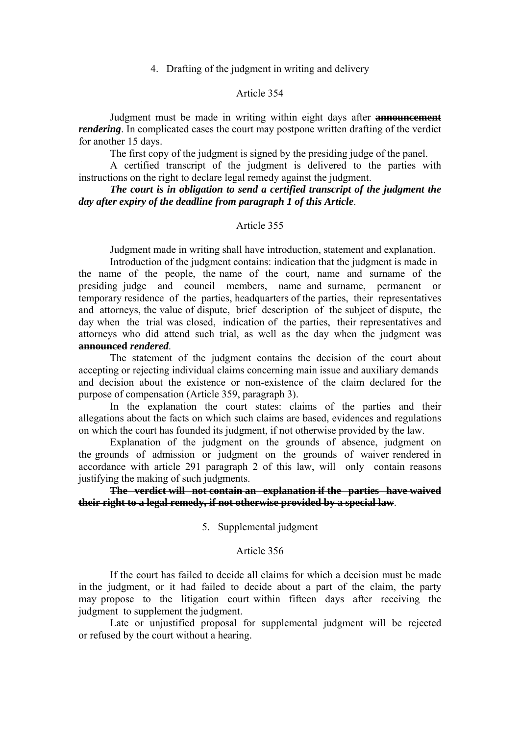### 4. Drafting of the judgment in writing and delivery

#### Article 354

Judgment must be made in writing within eight days after ~~**announcement**~~ ***rendering***. In complicated cases the court may postpone written drafting of the verdict for another 15 days.

The first copy of the judgment is signed by the presiding judge of the panel.

A certified transcript of the judgment is delivered to the parties with instructions on the right to declare legal remedy against the judgment.

***The court is in obligation to send a certified transcript of the judgment the day after expiry of the deadline from paragraph 1 of this Article***.

#### Article 355

Judgment made in writing shall have introduction, statement and explanation.

Introduction of the judgment contains: indication that the judgment is made in the name of the people, the name of the court, name and surname of the presiding judge and council members, name and surname, permanent or temporary residence of the parties, headquarters of the parties, their representatives and attorneys, the value of dispute, brief description of the subject of dispute, the day when the trial was closed, indication of the parties, their representatives and attorneys who did attend such trial, as well as the day when the judgment was ~~**announced**~~ ***rendered***.

The statement of the judgment contains the decision of the court about accepting or rejecting individual claims concerning main issue and auxiliary demands and decision about the existence or non-existence of the claim declared for the purpose of compensation (Article 359, paragraph 3).

In the explanation the court states: claims of the parties and their allegations about the facts on which such claims are based, evidences and regulations on which the court has founded its judgment, if not otherwise provided by the law.

Explanation of the judgment on the grounds of absence, judgment on the grounds of admission or judgment on the grounds of waiver rendered in accordance with article 291 paragraph 2 of this law, will only contain reasons justifying the making of such judgments.

~~**The verdict will not contain an explanation if the parties have waived their right to a legal remedy, if not otherwise provided by a special law**~~.

### 5. Supplemental judgment

#### Article 356

If the court has failed to decide all claims for which a decision must be made in the judgment, or it had failed to decide about a part of the claim, the party may propose to the litigation court within fifteen days after receiving the judgment to supplement the judgment.

Late or unjustified proposal for supplemental judgment will be rejected or refused by the court without a hearing.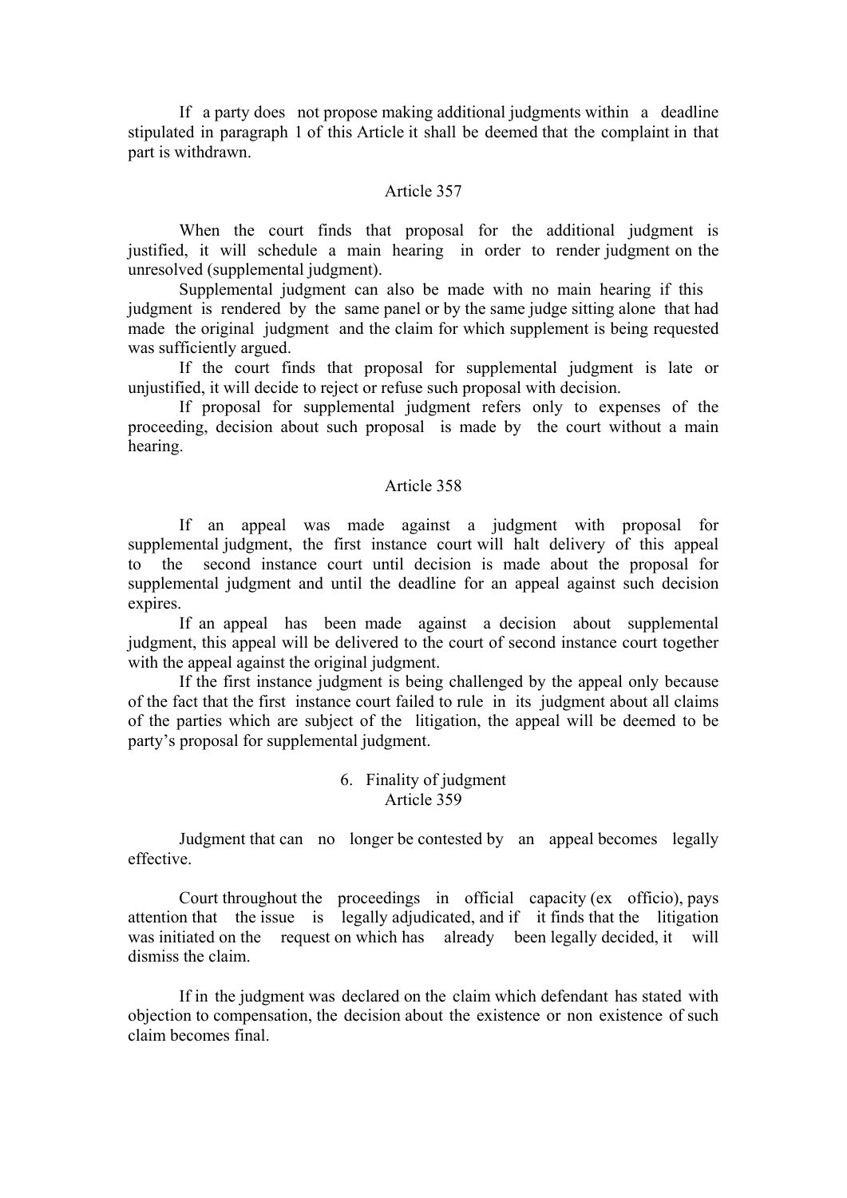If a party does not propose making additional judgments within a deadline stipulated in paragraph 1 of this Article it shall be deemed that the complaint in that part is withdrawn.

Article 357

When the court finds that proposal for the additional judgment is justified, it will schedule a main hearing in order to render judgment on the unresolved (supplemental judgment).

Supplemental judgment can also be made with no main hearing if this judgment is rendered by the same panel or by the same judge sitting alone that had made the original judgment and the claim for which supplement is being requested was sufficiently argued.

If the court finds that proposal for supplemental judgment is late or unjustified, it will decide to reject or refuse such proposal with decision.

If proposal for supplemental judgment refers only to expenses of the proceeding, decision about such proposal is made by the court without a main hearing.

Article 358

If an appeal was made against a judgment with proposal for supplemental judgment, the first instance court will halt delivery of this appeal to the second instance court until decision is made about the proposal for supplemental judgment and until the deadline for an appeal against such decision expires.

If an appeal has been made against a decision about supplemental judgment, this appeal will be delivered to the court of second instance court together with the appeal against the original judgment.

If the first instance judgment is being challenged by the appeal only because of the fact that the first instance court failed to rule in its judgment about all claims of the parties which are subject of the litigation, the appeal will be deemed to be party's proposal for supplemental judgment.

## 6. Finality of judgment

Article 359

Judgment that can no longer be contested by an appeal becomes legally effective.

Court throughout the proceedings in official capacity (ex officio), pays attention that the issue is legally adjudicated, and if it finds that the litigation was initiated on the request on which has already been legally decided, it will dismiss the claim.

If in the judgment was declared on the claim which defendant has stated with objection to compensation, the decision about the existence or non existence of such claim becomes final.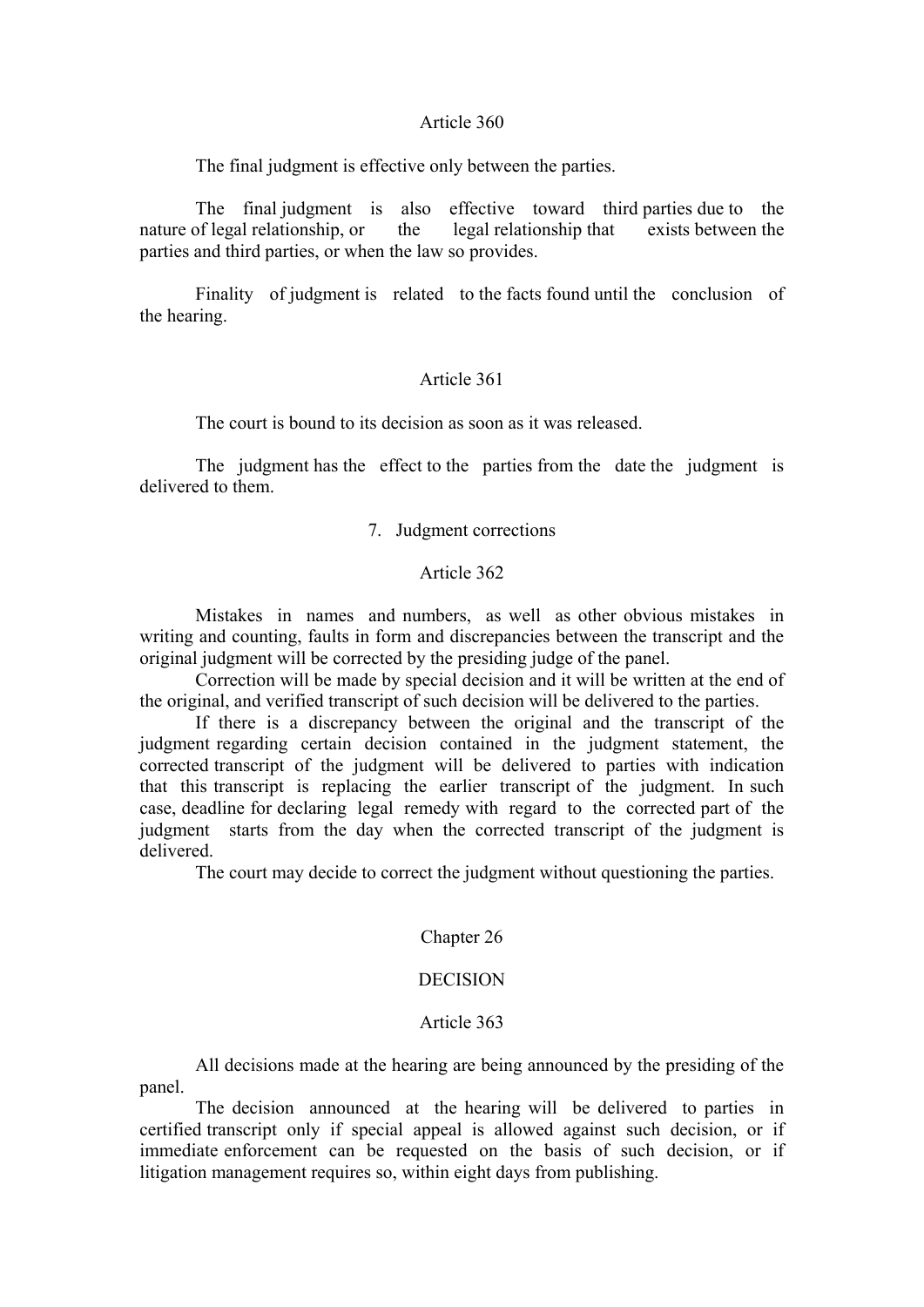### Article 360

The final judgment is effective only between the parties.

The final judgment is also effective toward third parties due to the nature of legal relationship, or the legal relationship that exists between the parties and third parties, or when the law so provides.

Finality of judgment is related to the facts found until the conclusion of the hearing.

### Article 361

The court is bound to its decision as soon as it was released.

The judgment has the effect to the parties from the date the judgment is delivered to them.

## 7. Judgment corrections

### Article 362

Mistakes in names and numbers, as well as other obvious mistakes in writing and counting, faults in form and discrepancies between the transcript and the original judgment will be corrected by the presiding judge of the panel.

Correction will be made by special decision and it will be written at the end of the original, and verified transcript of such decision will be delivered to the parties.

If there is a discrepancy between the original and the transcript of the judgment regarding certain decision contained in the judgment statement, the corrected transcript of the judgment will be delivered to parties with indication that this transcript is replacing the earlier transcript of the judgment. In such case, deadline for declaring legal remedy with regard to the corrected part of the judgment starts from the day when the corrected transcript of the judgment is delivered.

The court may decide to correct the judgment without questioning the parties.

# Chapter 26

# DECISION

### Article 363

All decisions made at the hearing are being announced by the presiding of the panel.

The decision announced at the hearing will be delivered to parties in certified transcript only if special appeal is allowed against such decision, or if immediate enforcement can be requested on the basis of such decision, or if litigation management requires so, within eight days from publishing.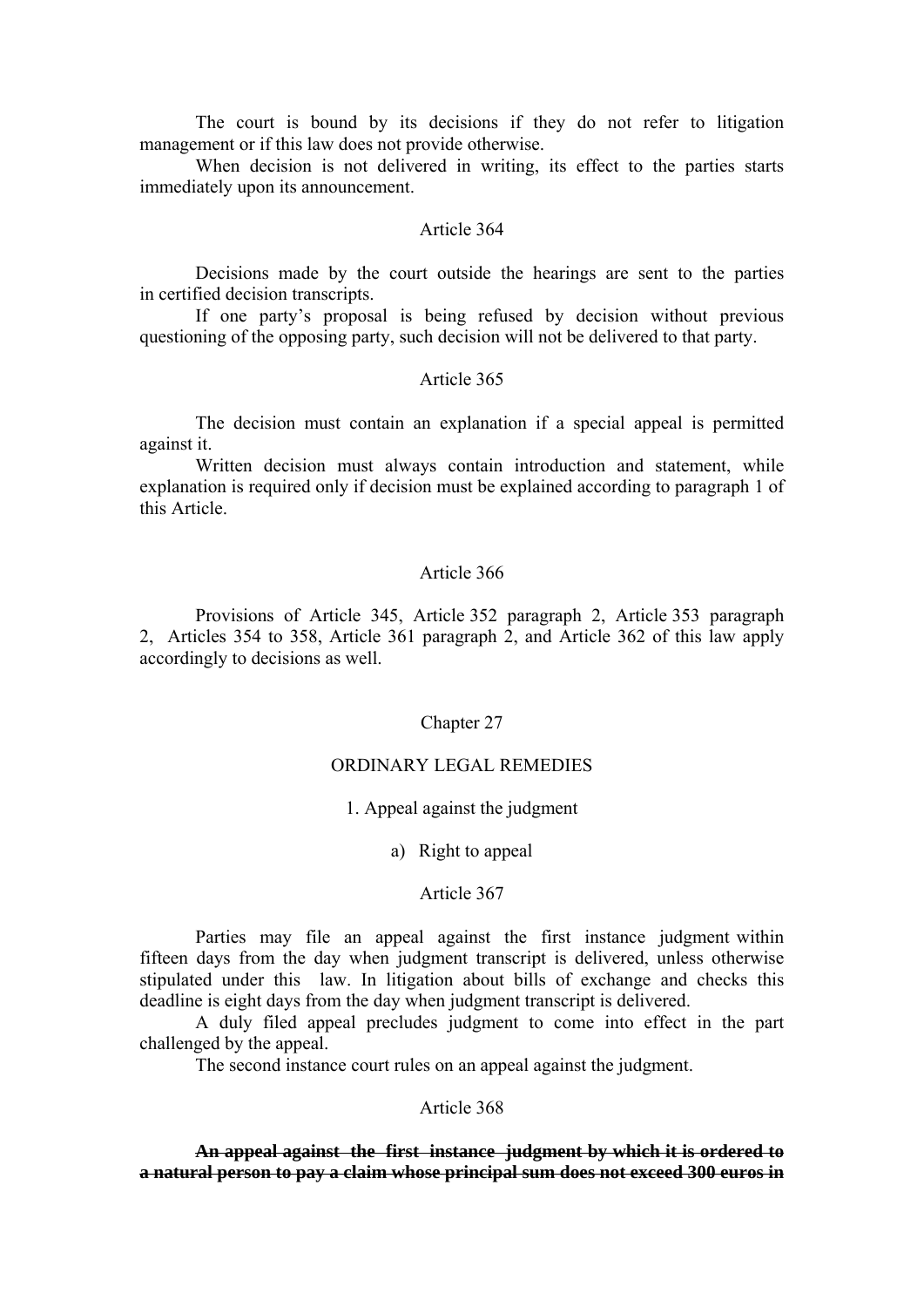The court is bound by its decisions if they do not refer to litigation management or if this law does not provide otherwise.

When decision is not delivered in writing, its effect to the parties starts immediately upon its announcement.

Article 364

Decisions made by the court outside the hearings are sent to the parties in certified decision transcripts.

If one party's proposal is being refused by decision without previous questioning of the opposing party, such decision will not be delivered to that party.

Article 365

The decision must contain an explanation if a special appeal is permitted against it.

Written decision must always contain introduction and statement, while explanation is required only if decision must be explained according to paragraph 1 of this Article.

Article 366

Provisions of Article 345, Article 352 paragraph 2, Article 353 paragraph 2, Articles 354 to 358, Article 361 paragraph 2, and Article 362 of this law apply accordingly to decisions as well.

Chapter 27

ORDINARY LEGAL REMEDIES

1. Appeal against the judgment

a) Right to appeal

Article 367

Parties may file an appeal against the first instance judgment within fifteen days from the day when judgment transcript is delivered, unless otherwise stipulated under this law. In litigation about bills of exchange and checks this deadline is eight days from the day when judgment transcript is delivered.

A duly filed appeal precludes judgment to come into effect in the part challenged by the appeal.

The second instance court rules on an appeal against the judgment.

Article 368

**~~An appeal against the first instance judgment by which it is ordered to a natural person to pay a claim whose principal sum does not exceed 300 euros in~~**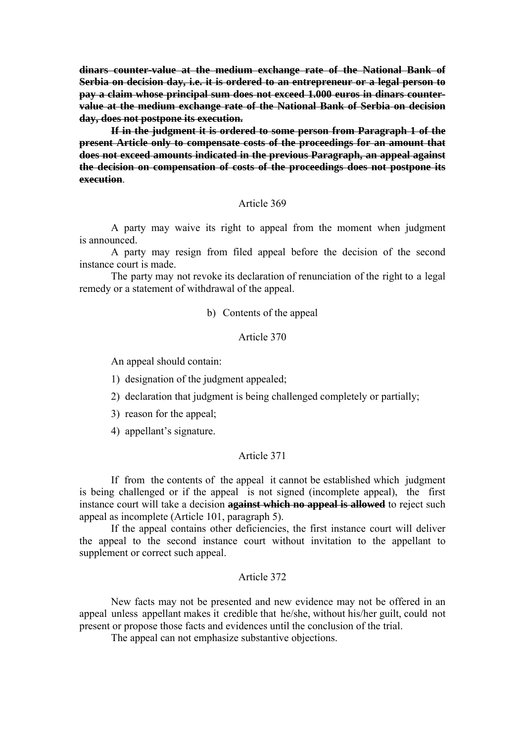**~~dinars counter-value at the medium exchange rate of the National Bank of Serbia on decision day, i.e. it is ordered to an entrepreneur or a legal person to pay a claim whose principal sum does not exceed 1.000 euros in dinars counter-value at the medium exchange rate of the National Bank of Serbia on decision day, does not postpone its execution.~~**

**~~If in the judgment it is ordered to some person from Paragraph 1 of the present Article only to compensate costs of the proceedings for an amount that does not exceed amounts indicated in the previous Paragraph, an appeal against the decision on compensation of costs of the proceedings does not postpone its execution~~**.

Article 369

A party may waive its right to appeal from the moment when judgment is announced.

A party may resign from filed appeal before the decision of the second instance court is made.

The party may not revoke its declaration of renunciation of the right to a legal remedy or a statement of withdrawal of the appeal.

b) Contents of the appeal

Article 370

An appeal should contain:

1) designation of the judgment appealed;
2) declaration that judgment is being challenged completely or partially;
3) reason for the appeal;
4) appellant's signature.

Article 371

If from the contents of the appeal it cannot be established which judgment is being challenged or if the appeal is not signed (incomplete appeal), the first instance court will take a decision **~~against which no appeal is allowed~~** to reject such appeal as incomplete (Article 101, paragraph 5).

If the appeal contains other deficiencies, the first instance court will deliver the appeal to the second instance court without invitation to the appellant to supplement or correct such appeal.

Article 372

New facts may not be presented and new evidence may not be offered in an appeal unless appellant makes it credible that he/she, without his/her guilt, could not present or propose those facts and evidences until the conclusion of the trial.

The appeal can not emphasize substantive objections.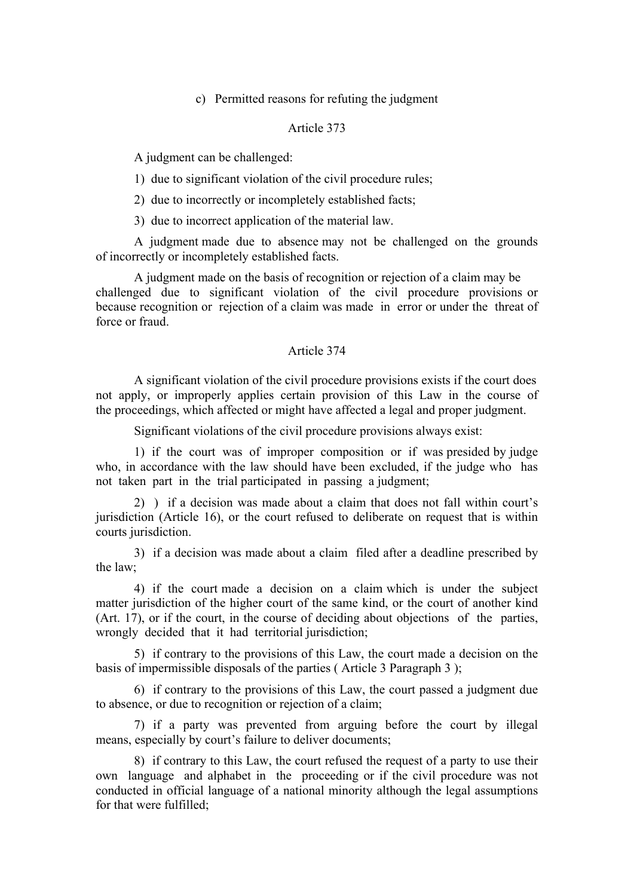c) Permitted reasons for refuting the judgment

### Article 373

A judgment can be challenged:

1) due to significant violation of the civil procedure rules;

2) due to incorrectly or incompletely established facts;

3) due to incorrect application of the material law.

A judgment made due to absence may not be challenged on the grounds of incorrectly or incompletely established facts.

A judgment made on the basis of recognition or rejection of a claim may be challenged due to significant violation of the civil procedure provisions or because recognition or rejection of a claim was made in error or under the threat of force or fraud.

### Article 374

A significant violation of the civil procedure provisions exists if the court does not apply, or improperly applies certain provision of this Law in the course of the proceedings, which affected or might have affected a legal and proper judgment.

Significant violations of the civil procedure provisions always exist:

1) if the court was of improper composition or if was presided by judge who, in accordance with the law should have been excluded, if the judge who has not taken part in the trial participated in passing a judgment;

2) ) if a decision was made about a claim that does not fall within court's jurisdiction (Article 16), or the court refused to deliberate on request that is within courts jurisdiction.

3) if a decision was made about a claim filed after a deadline prescribed by the law;

4) if the court made a decision on a claim which is under the subject matter jurisdiction of the higher court of the same kind, or the court of another kind (Art. 17), or if the court, in the course of deciding about objections of the parties, wrongly decided that it had territorial jurisdiction;

5) if contrary to the provisions of this Law, the court made a decision on the basis of impermissible disposals of the parties ( Article 3 Paragraph 3 );

6) if contrary to the provisions of this Law, the court passed a judgment due to absence, or due to recognition or rejection of a claim;

7) if a party was prevented from arguing before the court by illegal means, especially by court's failure to deliver documents;

8) if contrary to this Law, the court refused the request of a party to use their own language and alphabet in the proceeding or if the civil procedure was not conducted in official language of a national minority although the legal assumptions for that were fulfilled;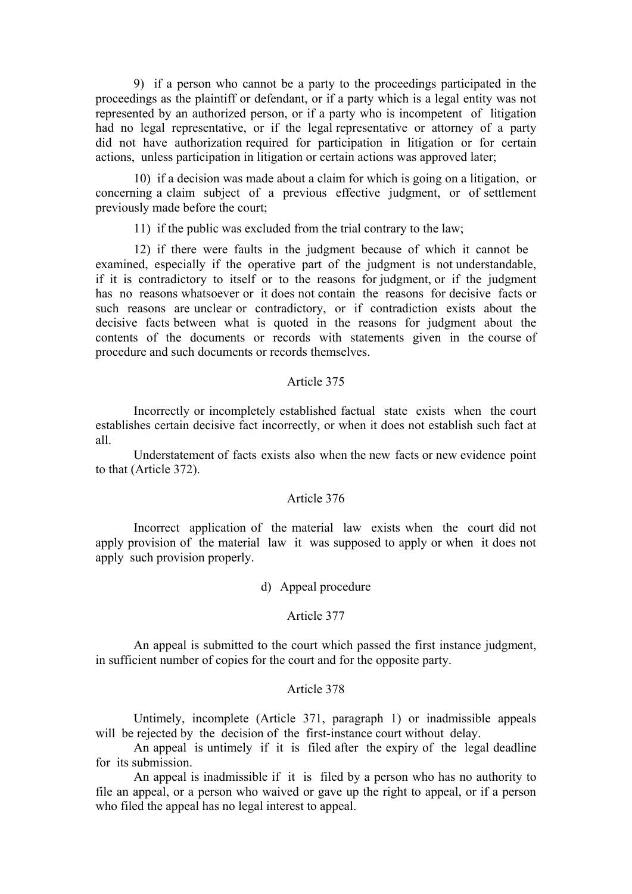9) if a person who cannot be a party to the proceedings participated in the proceedings as the plaintiff or defendant, or if a party which is a legal entity was not represented by an authorized person, or if a party who is incompetent of litigation had no legal representative, or if the legal representative or attorney of a party did not have authorization required for participation in litigation or for certain actions, unless participation in litigation or certain actions was approved later;

10) if a decision was made about a claim for which is going on a litigation, or concerning a claim subject of a previous effective judgment, or of settlement previously made before the court;

11) if the public was excluded from the trial contrary to the law;

12) if there were faults in the judgment because of which it cannot be examined, especially if the operative part of the judgment is not understandable, if it is contradictory to itself or to the reasons for judgment, or if the judgment has no reasons whatsoever or it does not contain the reasons for decisive facts or such reasons are unclear or contradictory, or if contradiction exists about the decisive facts between what is quoted in the reasons for judgment about the contents of the documents or records with statements given in the course of procedure and such documents or records themselves.

Article 375

Incorrectly or incompletely established factual state exists when the court establishes certain decisive fact incorrectly, or when it does not establish such fact at all.

Understatement of facts exists also when the new facts or new evidence point to that (Article 372).

Article 376

Incorrect application of the material law exists when the court did not apply provision of the material law it was supposed to apply or when it does not apply such provision properly.

d) Appeal procedure

Article 377

An appeal is submitted to the court which passed the first instance judgment, in sufficient number of copies for the court and for the opposite party.

Article 378

Untimely, incomplete (Article 371, paragraph 1) or inadmissible appeals will be rejected by the decision of the first-instance court without delay.

An appeal is untimely if it is filed after the expiry of the legal deadline for its submission.

An appeal is inadmissible if it is filed by a person who has no authority to file an appeal, or a person who waived or gave up the right to appeal, or if a person who filed the appeal has no legal interest to appeal.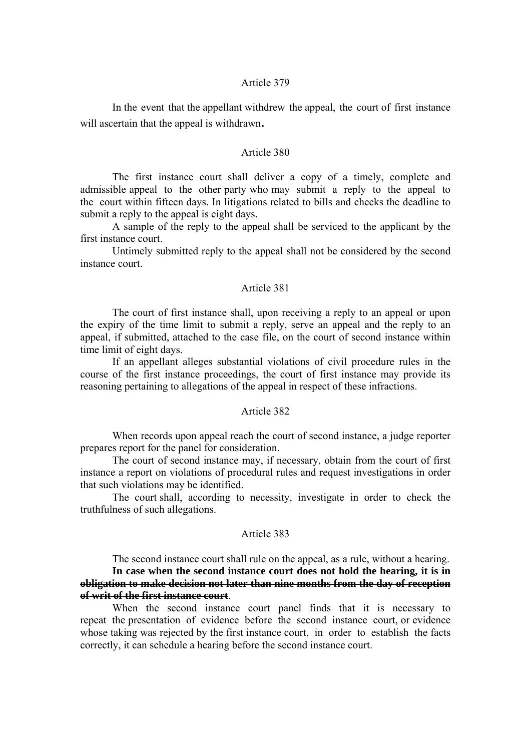Article 379

In the event that the appellant withdrew the appeal, the court of first instance will ascertain that the appeal is withdrawn.

Article 380

The first instance court shall deliver a copy of a timely, complete and admissible appeal to the other party who may submit a reply to the appeal to the court within fifteen days. In litigations related to bills and checks the deadline to submit a reply to the appeal is eight days.

A sample of the reply to the appeal shall be serviced to the applicant by the first instance court.

Untimely submitted reply to the appeal shall not be considered by the second instance court.

Article 381

The court of first instance shall, upon receiving a reply to an appeal or upon the expiry of the time limit to submit a reply, serve an appeal and the reply to an appeal, if submitted, attached to the case file, on the court of second instance within time limit of eight days.

If an appellant alleges substantial violations of civil procedure rules in the course of the first instance proceedings, the court of first instance may provide its reasoning pertaining to allegations of the appeal in respect of these infractions.

Article 382

When records upon appeal reach the court of second instance, a judge reporter prepares report for the panel for consideration.

The court of second instance may, if necessary, obtain from the court of first instance a report on violations of procedural rules and request investigations in order that such violations may be identified.

The court shall, according to necessity, investigate in order to check the truthfulness of such allegations.

Article 383

The second instance court shall rule on the appeal, as a rule, without a hearing.

~~**In case when the second instance court does not hold the hearing, it is in obligation to make decision not later than nine months from the day of reception of writ of the first instance court**~~.

When the second instance court panel finds that it is necessary to repeat the presentation of evidence before the second instance court, or evidence whose taking was rejected by the first instance court, in order to establish the facts correctly, it can schedule a hearing before the second instance court.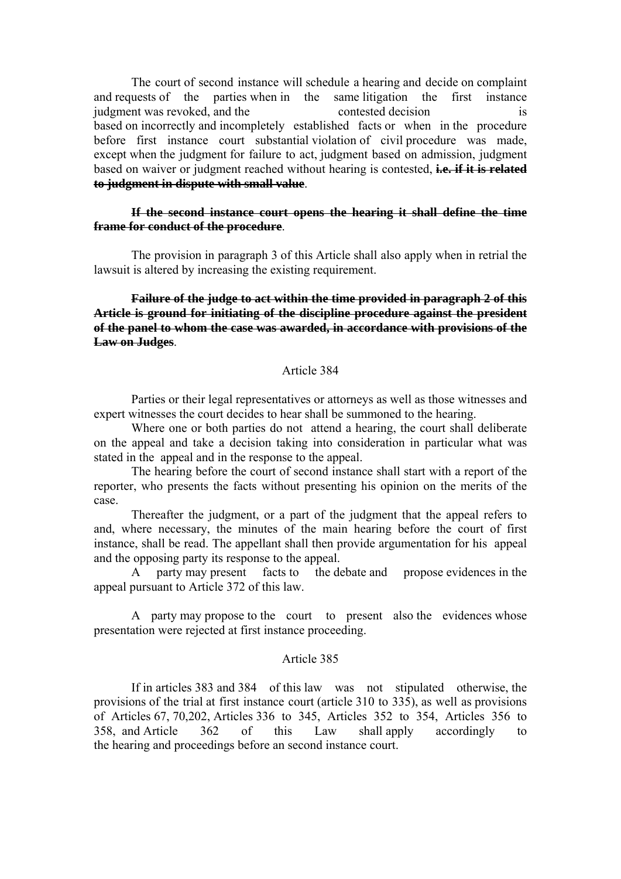The court of second instance will schedule a hearing and decide on complaint and requests of the parties when in the same litigation the first instance judgment was revoked, and the contested decision is based on incorrectly and incompletely established facts or when in the procedure before first instance court substantial violation of civil procedure was made, except when the judgment for failure to act, judgment based on admission, judgment based on waiver or judgment reached without hearing is contested, ~~**i.e. if it is related to judgment in dispute with small value**~~.

~~**If the second instance court opens the hearing it shall define the time frame for conduct of the procedure**~~.

The provision in paragraph 3 of this Article shall also apply when in retrial the lawsuit is altered by increasing the existing requirement.

~~**Failure of the judge to act within the time provided in paragraph 2 of this Article is ground for initiating of the discipline procedure against the president of the panel to whom the case was awarded, in accordance with provisions of the Law on Judges**~~.

## Article 384

Parties or their legal representatives or attorneys as well as those witnesses and expert witnesses the court decides to hear shall be summoned to the hearing.

Where one or both parties do not attend a hearing, the court shall deliberate on the appeal and take a decision taking into consideration in particular what was stated in the appeal and in the response to the appeal.

The hearing before the court of second instance shall start with a report of the reporter, who presents the facts without presenting his opinion on the merits of the case.

Thereafter the judgment, or a part of the judgment that the appeal refers to and, where necessary, the minutes of the main hearing before the court of first instance, shall be read. The appellant shall then provide argumentation for his appeal and the opposing party its response to the appeal.

A party may present facts to the debate and propose evidences in the appeal pursuant to Article 372 of this law.

A party may propose to the court to present also the evidences whose presentation were rejected at first instance proceeding.

## Article 385

If in articles 383 and 384 of this law was not stipulated otherwise, the provisions of the trial at first instance court (article 310 to 335), as well as provisions of Articles 67, 70,202, Articles 336 to 345, Articles 352 to 354, Articles 356 to 358, and Article 362 of this Law shall apply accordingly to the hearing and proceedings before an second instance court.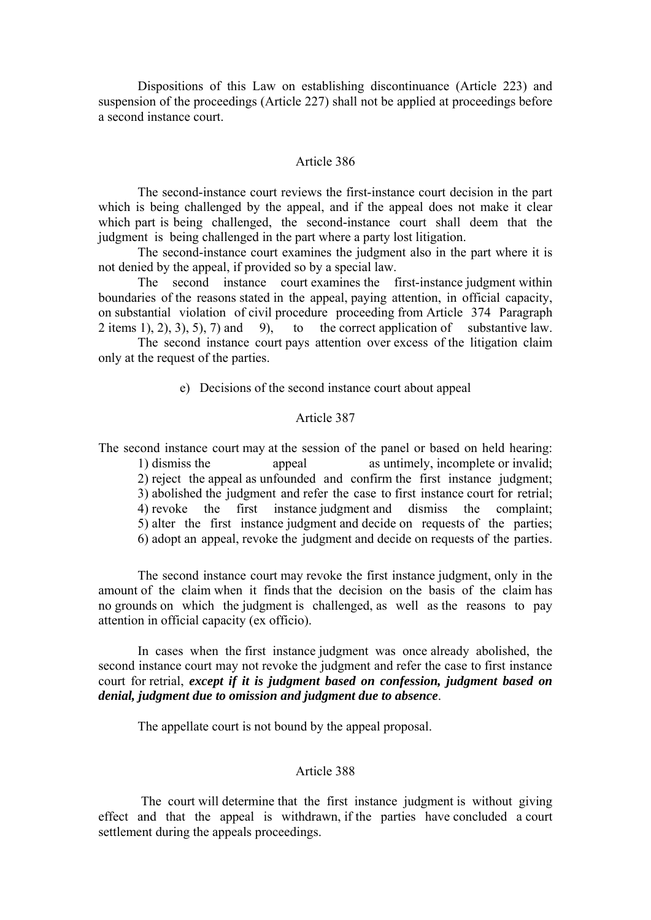Dispositions of this Law on establishing discontinuance (Article 223) and suspension of the proceedings (Article 227) shall not be applied at proceedings before a second instance court.

### Article 386

The second-instance court reviews the first-instance court decision in the part which is being challenged by the appeal, and if the appeal does not make it clear which part is being challenged, the second-instance court shall deem that the judgment is being challenged in the part where a party lost litigation.

The second-instance court examines the judgment also in the part where it is not denied by the appeal, if provided so by a special law.

The second instance court examines the first-instance judgment within boundaries of the reasons stated in the appeal, paying attention, in official capacity, on substantial violation of civil procedure proceeding from Article 374 Paragraph 2 items 1), 2), 3), 5), 7) and 9), to the correct application of substantive law.

The second instance court pays attention over excess of the litigation claim only at the request of the parties.

e) Decisions of the second instance court about appeal

### Article 387

The second instance court may at the session of the panel or based on held hearing:

1) dismiss the appeal as untimely, incomplete or invalid;
2) reject the appeal as unfounded and confirm the first instance judgment;
3) abolished the judgment and refer the case to first instance court for retrial;
4) revoke the first instance judgment and dismiss the complaint;
5) alter the first instance judgment and decide on requests of the parties;
6) adopt an appeal, revoke the judgment and decide on requests of the parties.

The second instance court may revoke the first instance judgment, only in the amount of the claim when it finds that the decision on the basis of the claim has no grounds on which the judgment is challenged, as well as the reasons to pay attention in official capacity (ex officio).

In cases when the first instance judgment was once already abolished, the second instance court may not revoke the judgment and refer the case to first instance court for retrial, ***except if it is judgment based on confession, judgment based on denial, judgment due to omission and judgment due to absence***.

The appellate court is not bound by the appeal proposal.

### Article 388

The court will determine that the first instance judgment is without giving effect and that the appeal is withdrawn, if the parties have concluded a court settlement during the appeals proceedings.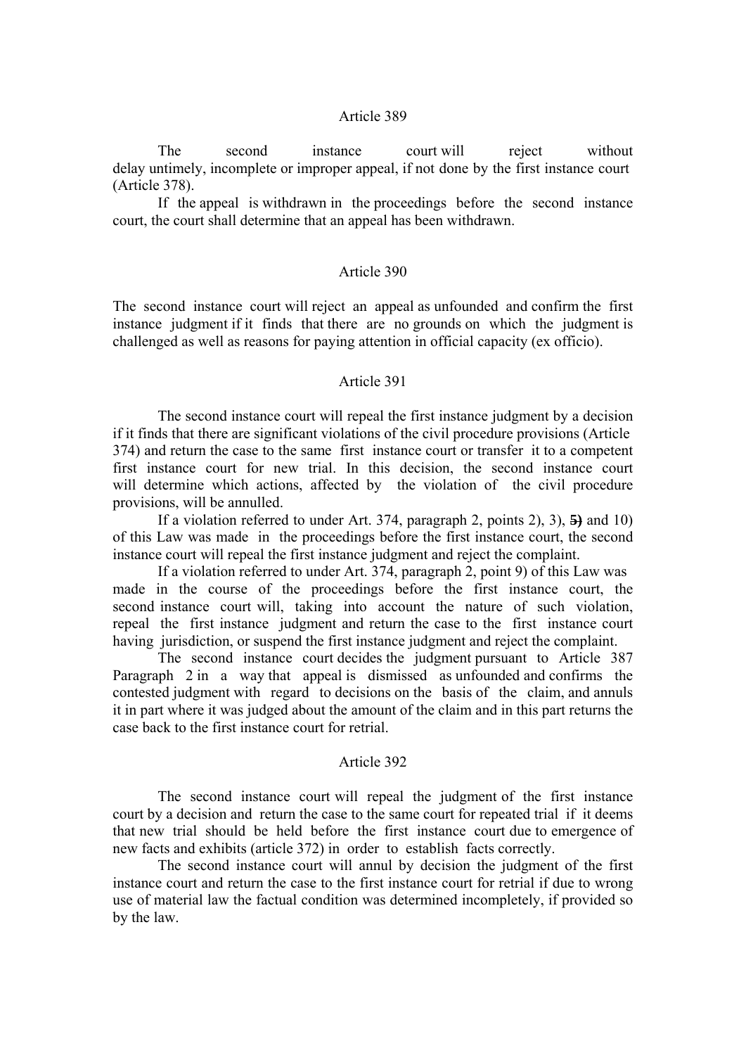## Article 389

The second instance court will reject without delay untimely, incomplete or improper appeal, if not done by the first instance court (Article 378).

If the appeal is withdrawn in the proceedings before the second instance court, the court shall determine that an appeal has been withdrawn.

## Article 390

The second instance court will reject an appeal as unfounded and confirm the first instance judgment if it finds that there are no grounds on which the judgment is challenged as well as reasons for paying attention in official capacity (ex officio).

## Article 391

The second instance court will repeal the first instance judgment by a decision if it finds that there are significant violations of the civil procedure provisions (Article 374) and return the case to the same first instance court or transfer it to a competent first instance court for new trial. In this decision, the second instance court will determine which actions, affected by the violation of the civil procedure provisions, will be annulled.

If a violation referred to under Art. 374, paragraph 2, points 2), 3), ~~5)~~ and 10) of this Law was made in the proceedings before the first instance court, the second instance court will repeal the first instance judgment and reject the complaint.

If a violation referred to under Art. 374, paragraph 2, point 9) of this Law was made in the course of the proceedings before the first instance court, the second instance court will, taking into account the nature of such violation, repeal the first instance judgment and return the case to the first instance court having jurisdiction, or suspend the first instance judgment and reject the complaint.

The second instance court decides the judgment pursuant to Article 387 Paragraph 2 in a way that appeal is dismissed as unfounded and confirms the contested judgment with regard to decisions on the basis of the claim, and annuls it in part where it was judged about the amount of the claim and in this part returns the case back to the first instance court for retrial.

## Article 392

The second instance court will repeal the judgment of the first instance court by a decision and return the case to the same court for repeated trial if it deems that new trial should be held before the first instance court due to emergence of new facts and exhibits (article 372) in order to establish facts correctly.

The second instance court will annul by decision the judgment of the first instance court and return the case to the first instance court for retrial if due to wrong use of material law the factual condition was determined incompletely, if provided so by the law.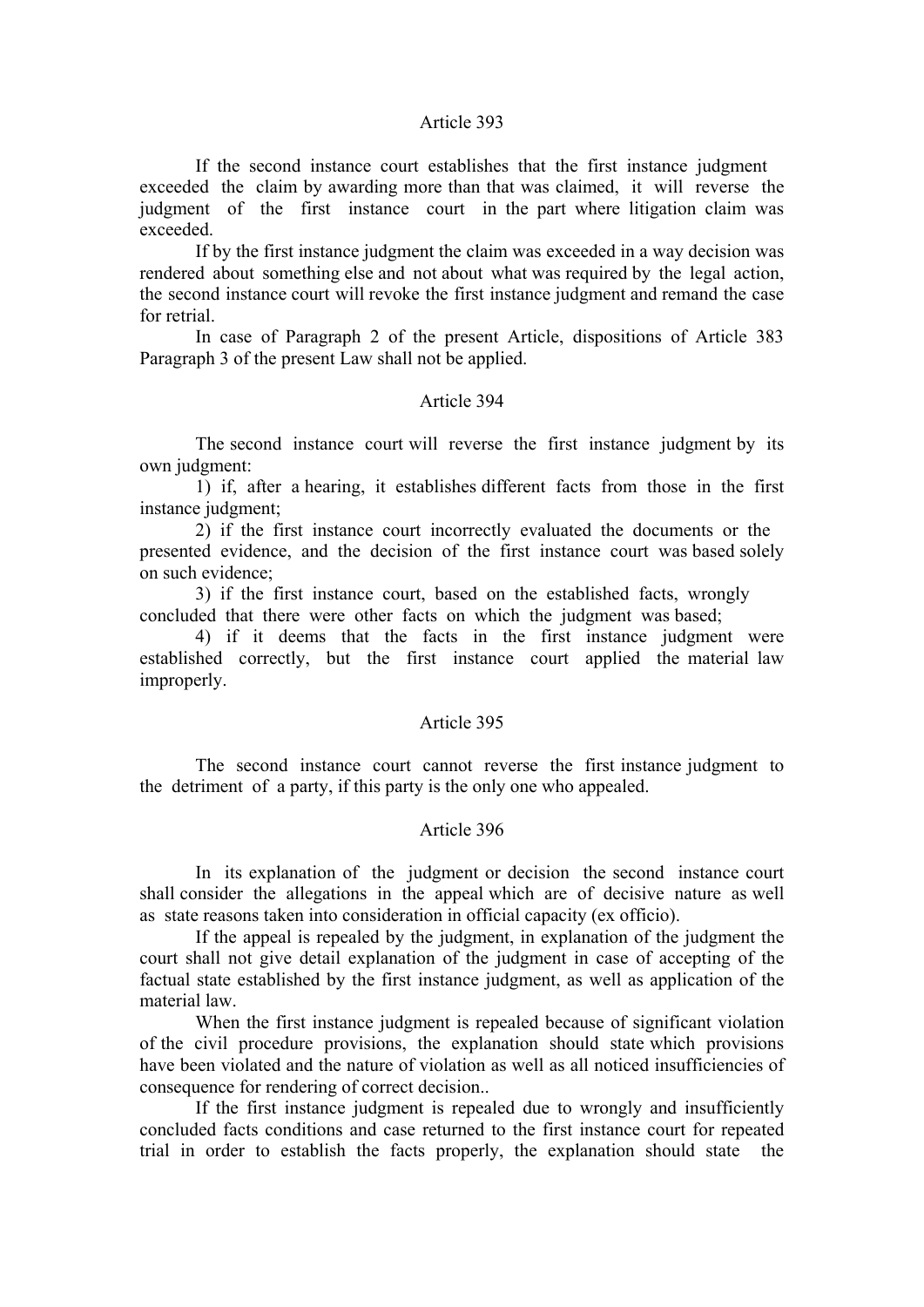Article 393

If the second instance court establishes that the first instance judgment exceeded the claim by awarding more than that was claimed, it will reverse the judgment of the first instance court in the part where litigation claim was exceeded.

If by the first instance judgment the claim was exceeded in a way decision was rendered about something else and not about what was required by the legal action, the second instance court will revoke the first instance judgment and remand the case for retrial.

In case of Paragraph 2 of the present Article, dispositions of Article 383 Paragraph 3 of the present Law shall not be applied.

Article 394

The second instance court will reverse the first instance judgment by its own judgment:

1) if, after a hearing, it establishes different facts from those in the first instance judgment;

2) if the first instance court incorrectly evaluated the documents or the presented evidence, and the decision of the first instance court was based solely on such evidence;

3) if the first instance court, based on the established facts, wrongly concluded that there were other facts on which the judgment was based;

4) if it deems that the facts in the first instance judgment were established correctly, but the first instance court applied the material law improperly.

Article 395

The second instance court cannot reverse the first instance judgment to the detriment of a party, if this party is the only one who appealed.

Article 396

In its explanation of the judgment or decision the second instance court shall consider the allegations in the appeal which are of decisive nature as well as state reasons taken into consideration in official capacity (ex officio).

If the appeal is repealed by the judgment, in explanation of the judgment the court shall not give detail explanation of the judgment in case of accepting of the factual state established by the first instance judgment, as well as application of the material law.

When the first instance judgment is repealed because of significant violation of the civil procedure provisions, the explanation should state which provisions have been violated and the nature of violation as well as all noticed insufficiencies of consequence for rendering of correct decision..

If the first instance judgment is repealed due to wrongly and insufficiently concluded facts conditions and case returned to the first instance court for repeated trial in order to establish the facts properly, the explanation should state the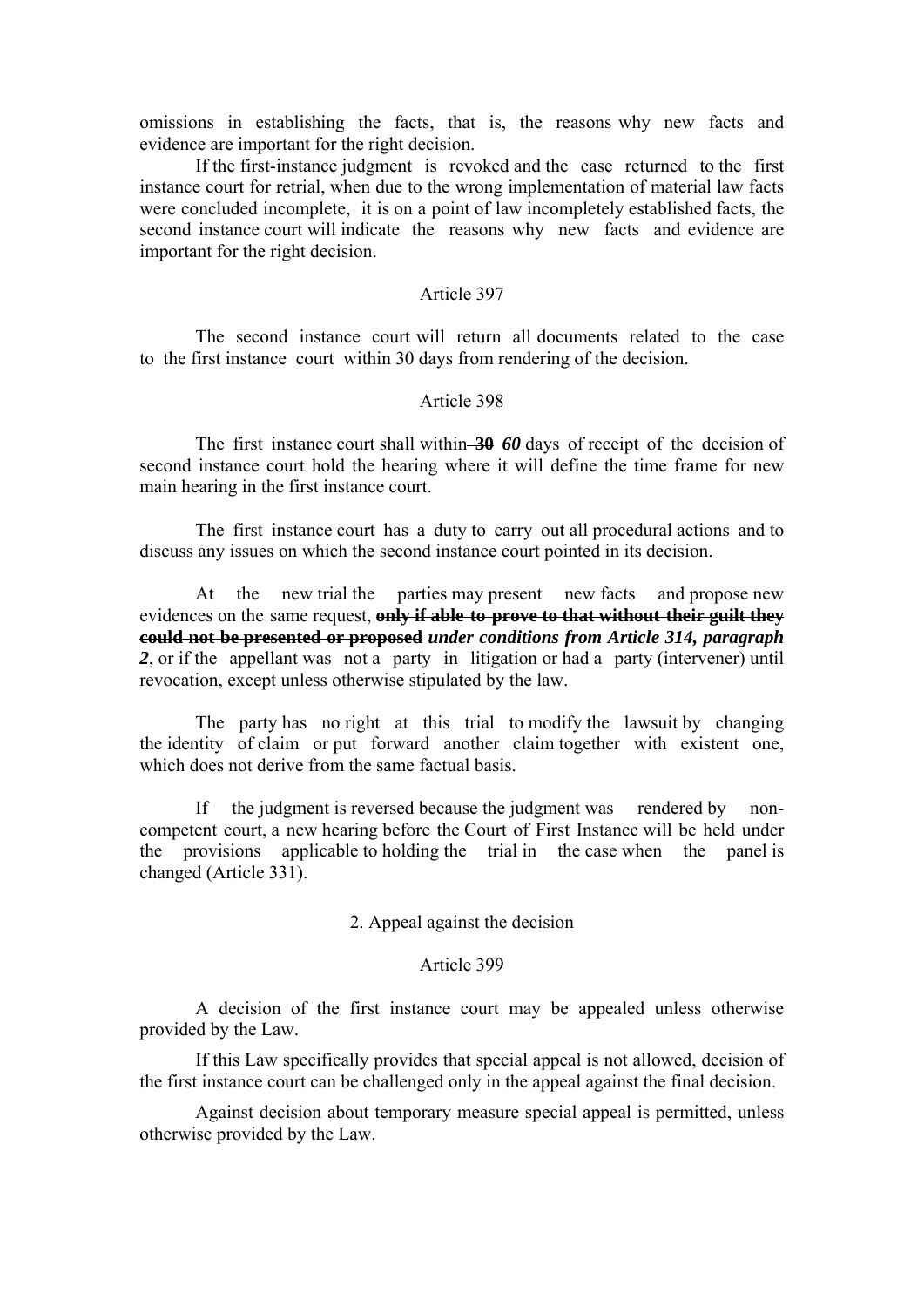omissions in establishing the facts, that is, the reasons why new facts and evidence are important for the right decision.

If the first-instance judgment is revoked and the case returned to the first instance court for retrial, when due to the wrong implementation of material law facts were concluded incomplete, it is on a point of law incompletely established facts, the second instance court will indicate the reasons why new facts and evidence are important for the right decision.

Article 397

The second instance court will return all documents related to the case to the first instance court within 30 days from rendering of the decision.

Article 398

The first instance court shall within ~~**30**~~ ***60*** days of receipt of the decision of second instance court hold the hearing where it will define the time frame for new main hearing in the first instance court.

The first instance court has a duty to carry out all procedural actions and to discuss any issues on which the second instance court pointed in its decision.

At the new trial the parties may present new facts and propose new evidences on the same request, ~~**only if able to prove to that without their guilt they could not be presented or proposed**~~ ***under conditions from Article 314, paragraph 2***, or if the appellant was not a party in litigation or had a party (intervener) until revocation, except unless otherwise stipulated by the law.

The party has no right at this trial to modify the lawsuit by changing the identity of claim or put forward another claim together with existent one, which does not derive from the same factual basis.

If the judgment is reversed because the judgment was rendered by non-competent court, a new hearing before the Court of First Instance will be held under the provisions applicable to holding the trial in the case when the panel is changed (Article 331).

2. Appeal against the decision

Article 399

A decision of the first instance court may be appealed unless otherwise provided by the Law.

If this Law specifically provides that special appeal is not allowed, decision of the first instance court can be challenged only in the appeal against the final decision.

Against decision about temporary measure special appeal is permitted, unless otherwise provided by the Law.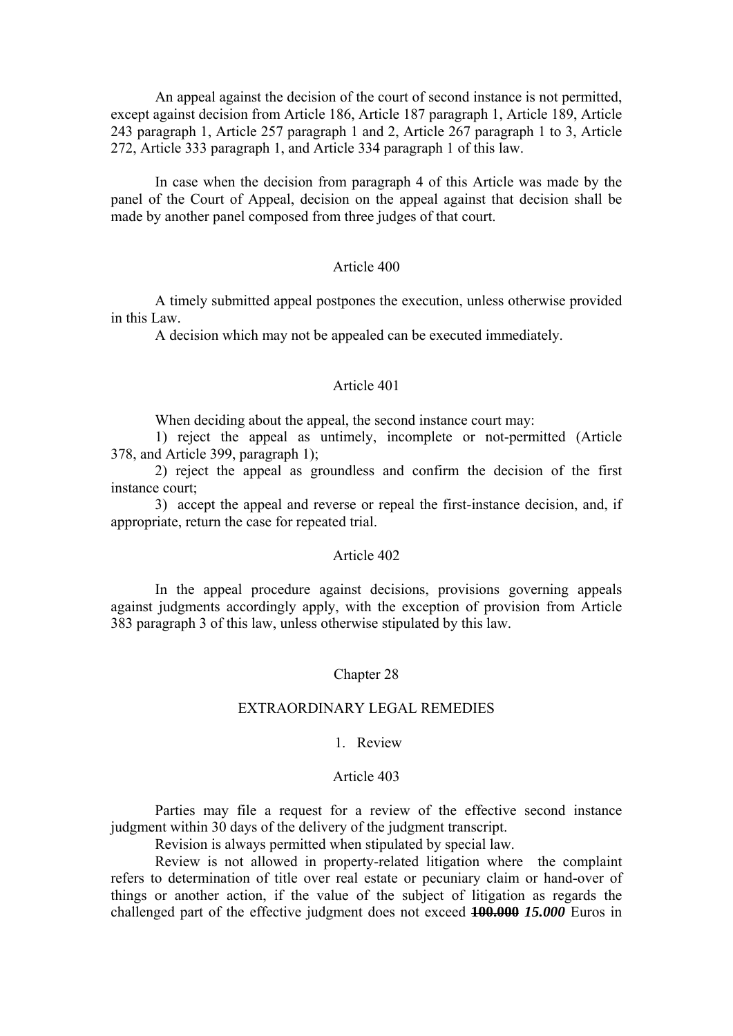An appeal against the decision of the court of second instance is not permitted, except against decision from Article 186, Article 187 paragraph 1, Article 189, Article 243 paragraph 1, Article 257 paragraph 1 and 2, Article 267 paragraph 1 to 3, Article 272, Article 333 paragraph 1, and Article 334 paragraph 1 of this law.

In case when the decision from paragraph 4 of this Article was made by the panel of the Court of Appeal, decision on the appeal against that decision shall be made by another panel composed from three judges of that court.

### Article 400

A timely submitted appeal postpones the execution, unless otherwise provided in this Law.

A decision which may not be appealed can be executed immediately.

### Article 401

When deciding about the appeal, the second instance court may:

1) reject the appeal as untimely, incomplete or not-permitted (Article 378, and Article 399, paragraph 1);

2) reject the appeal as groundless and confirm the decision of the first instance court;

3) accept the appeal and reverse or repeal the first-instance decision, and, if appropriate, return the case for repeated trial.

### Article 402

In the appeal procedure against decisions, provisions governing appeals against judgments accordingly apply, with the exception of provision from Article 383 paragraph 3 of this law, unless otherwise stipulated by this law.

## Chapter 28

## EXTRAORDINARY LEGAL REMEDIES

### 1. Review

### Article 403

Parties may file a request for a review of the effective second instance judgment within 30 days of the delivery of the judgment transcript.

Revision is always permitted when stipulated by special law.

Review is not allowed in property-related litigation where the complaint refers to determination of title over real estate or pecuniary claim or hand-over of things or another action, if the value of the subject of litigation as regards the challenged part of the effective judgment does not exceed ~~**100.000**~~ ***15.000*** Euros in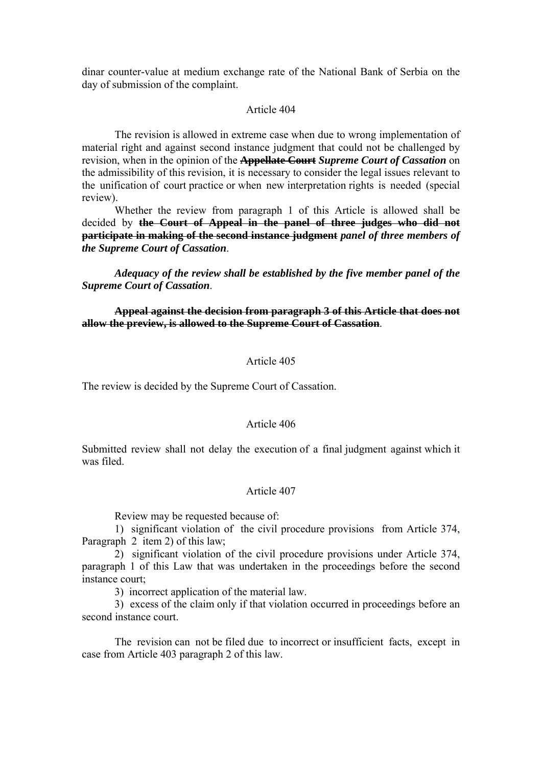dinar counter-value at medium exchange rate of the National Bank of Serbia on the day of submission of the complaint.

Article 404

The revision is allowed in extreme case when due to wrong implementation of material right and against second instance judgment that could not be challenged by revision, when in the opinion of the ~~**Appellate Court**~~ ***Supreme Court of Cassation*** on the admissibility of this revision, it is necessary to consider the legal issues relevant to the unification of court practice or when new interpretation rights is needed (special review).

Whether the review from paragraph 1 of this Article is allowed shall be decided by ~~**the Court of Appeal in the panel of three judges who did not participate in making of the second instance judgment**~~ ***panel of three members of the Supreme Court of Cassation***.

***Adequacy of the review shall be established by the five member panel of the Supreme Court of Cassation***.

~~**Appeal against the decision from paragraph 3 of this Article that does not allow the preview, is allowed to the Supreme Court of Cassation**~~.

Article 405

The review is decided by the Supreme Court of Cassation.

Article 406

Submitted review shall not delay the execution of a final judgment against which it was filed.

Article 407

Review may be requested because of:

1) significant violation of the civil procedure provisions from Article 374, Paragraph 2 item 2) of this law;

2) significant violation of the civil procedure provisions under Article 374, paragraph 1 of this Law that was undertaken in the proceedings before the second instance court;

3) incorrect application of the material law.

3) excess of the claim only if that violation occurred in proceedings before an second instance court.

The revision can not be filed due to incorrect or insufficient facts, except in case from Article 403 paragraph 2 of this law.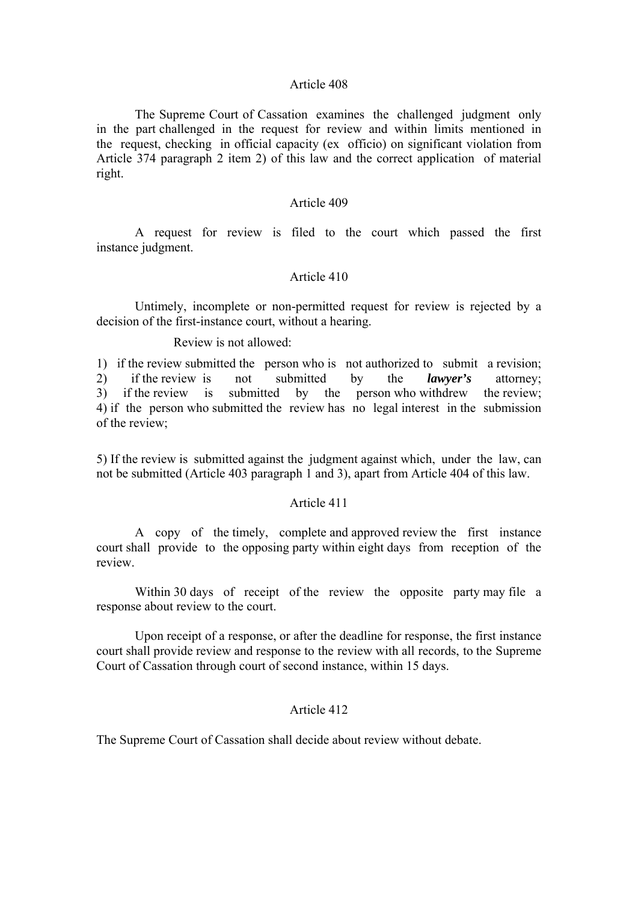## Article 408

The Supreme Court of Cassation examines the challenged judgment only in the part challenged in the request for review and within limits mentioned in the request, checking in official capacity (ex officio) on significant violation from Article 374 paragraph 2 item 2) of this law and the correct application of material right.

## Article 409

A request for review is filed to the court which passed the first instance judgment.

## Article 410

Untimely, incomplete or non-permitted request for review is rejected by a decision of the first-instance court, without a hearing.

Review is not allowed:

1) if the review submitted the person who is not authorized to submit a revision;
2) if the review is not submitted by the ***lawyer's*** attorney;
3) if the review is submitted by the person who withdrew the review;
4) if the person who submitted the review has no legal interest in the submission of the review;

5) If the review is submitted against the judgment against which, under the law, can not be submitted (Article 403 paragraph 1 and 3), apart from Article 404 of this law.

## Article 411

A copy of the timely, complete and approved review the first instance court shall provide to the opposing party within eight days from reception of the review.

Within 30 days of receipt of the review the opposite party may file a response about review to the court.

Upon receipt of a response, or after the deadline for response, the first instance court shall provide review and response to the review with all records, to the Supreme Court of Cassation through court of second instance, within 15 days.

## Article 412

The Supreme Court of Cassation shall decide about review without debate.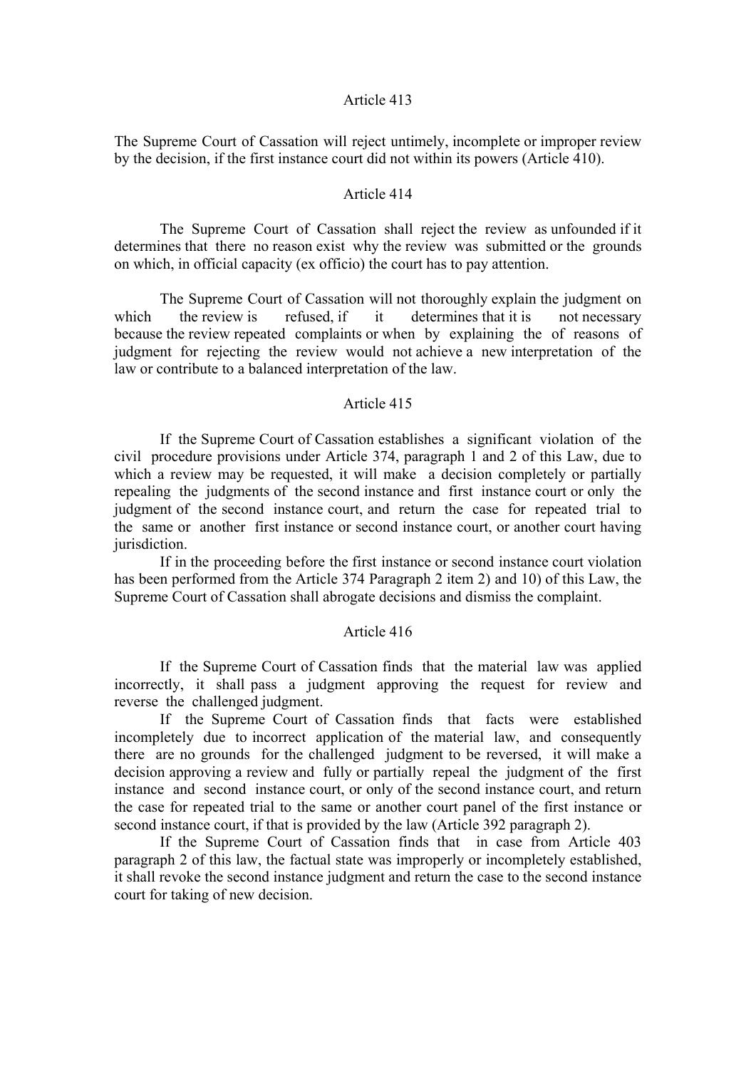Article 413

The Supreme Court of Cassation will reject untimely, incomplete or improper review by the decision, if the first instance court did not within its powers (Article 410).

Article 414

The Supreme Court of Cassation shall reject the review as unfounded if it determines that there no reason exist why the review was submitted or the grounds on which, in official capacity (ex officio) the court has to pay attention.

The Supreme Court of Cassation will not thoroughly explain the judgment on which the review is refused, if it determines that it is not necessary because the review repeated complaints or when by explaining the of reasons of judgment for rejecting the review would not achieve a new interpretation of the law or contribute to a balanced interpretation of the law.

Article 415

If the Supreme Court of Cassation establishes a significant violation of the civil procedure provisions under Article 374, paragraph 1 and 2 of this Law, due to which a review may be requested, it will make a decision completely or partially repealing the judgments of the second instance and first instance court or only the judgment of the second instance court, and return the case for repeated trial to the same or another first instance or second instance court, or another court having jurisdiction.

If in the proceeding before the first instance or second instance court violation has been performed from the Article 374 Paragraph 2 item 2) and 10) of this Law, the Supreme Court of Cassation shall abrogate decisions and dismiss the complaint.

Article 416

If the Supreme Court of Cassation finds that the material law was applied incorrectly, it shall pass a judgment approving the request for review and reverse the challenged judgment.

If the Supreme Court of Cassation finds that facts were established incompletely due to incorrect application of the material law, and consequently there are no grounds for the challenged judgment to be reversed, it will make a decision approving a review and fully or partially repeal the judgment of the first instance and second instance court, or only of the second instance court, and return the case for repeated trial to the same or another court panel of the first instance or second instance court, if that is provided by the law (Article 392 paragraph 2).

If the Supreme Court of Cassation finds that in case from Article 403 paragraph 2 of this law, the factual state was improperly or incompletely established, it shall revoke the second instance judgment and return the case to the second instance court for taking of new decision.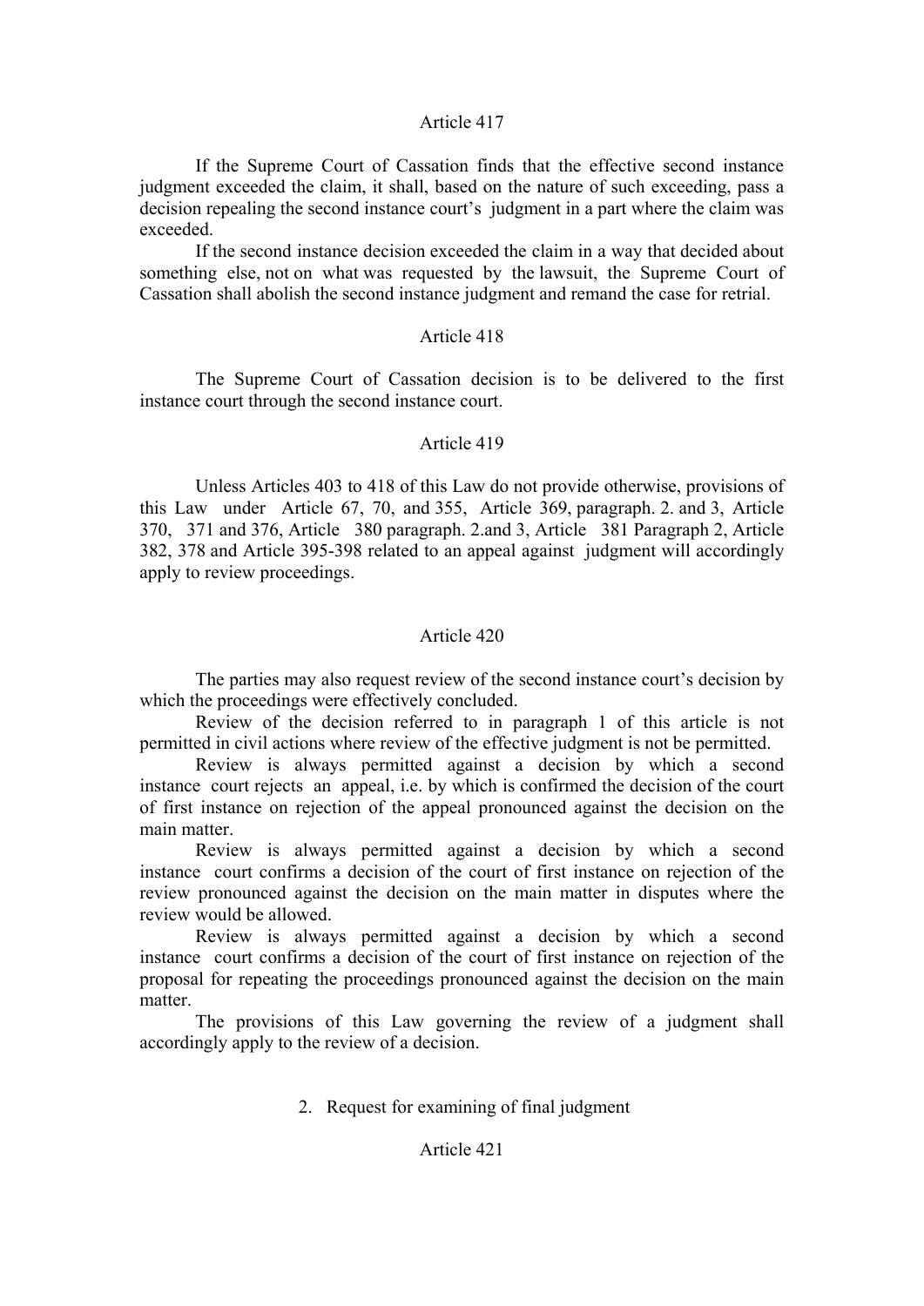### Article 417

If the Supreme Court of Cassation finds that the effective second instance judgment exceeded the claim, it shall, based on the nature of such exceeding, pass a decision repealing the second instance court's judgment in a part where the claim was exceeded.

If the second instance decision exceeded the claim in a way that decided about something else, not on what was requested by the lawsuit, the Supreme Court of Cassation shall abolish the second instance judgment and remand the case for retrial.

### Article 418

The Supreme Court of Cassation decision is to be delivered to the first instance court through the second instance court.

### Article 419

Unless Articles 403 to 418 of this Law do not provide otherwise, provisions of this Law under Article 67, 70, and 355, Article 369, paragraph. 2. and 3, Article 370, 371 and 376, Article 380 paragraph. 2.and 3, Article 381 Paragraph 2, Article 382, 378 and Article 395-398 related to an appeal against judgment will accordingly apply to review proceedings.

### Article 420

The parties may also request review of the second instance court's decision by which the proceedings were effectively concluded.

Review of the decision referred to in paragraph 1 of this article is not permitted in civil actions where review of the effective judgment is not be permitted.

Review is always permitted against a decision by which a second instance court rejects an appeal, i.e. by which is confirmed the decision of the court of first instance on rejection of the appeal pronounced against the decision on the main matter.

Review is always permitted against a decision by which a second instance court confirms a decision of the court of first instance on rejection of the review pronounced against the decision on the main matter in disputes where the review would be allowed.

Review is always permitted against a decision by which a second instance court confirms a decision of the court of first instance on rejection of the proposal for repeating the proceedings pronounced against the decision on the main matter.

The provisions of this Law governing the review of a judgment shall accordingly apply to the review of a decision.

## 2. Request for examining of final judgment

### Article 421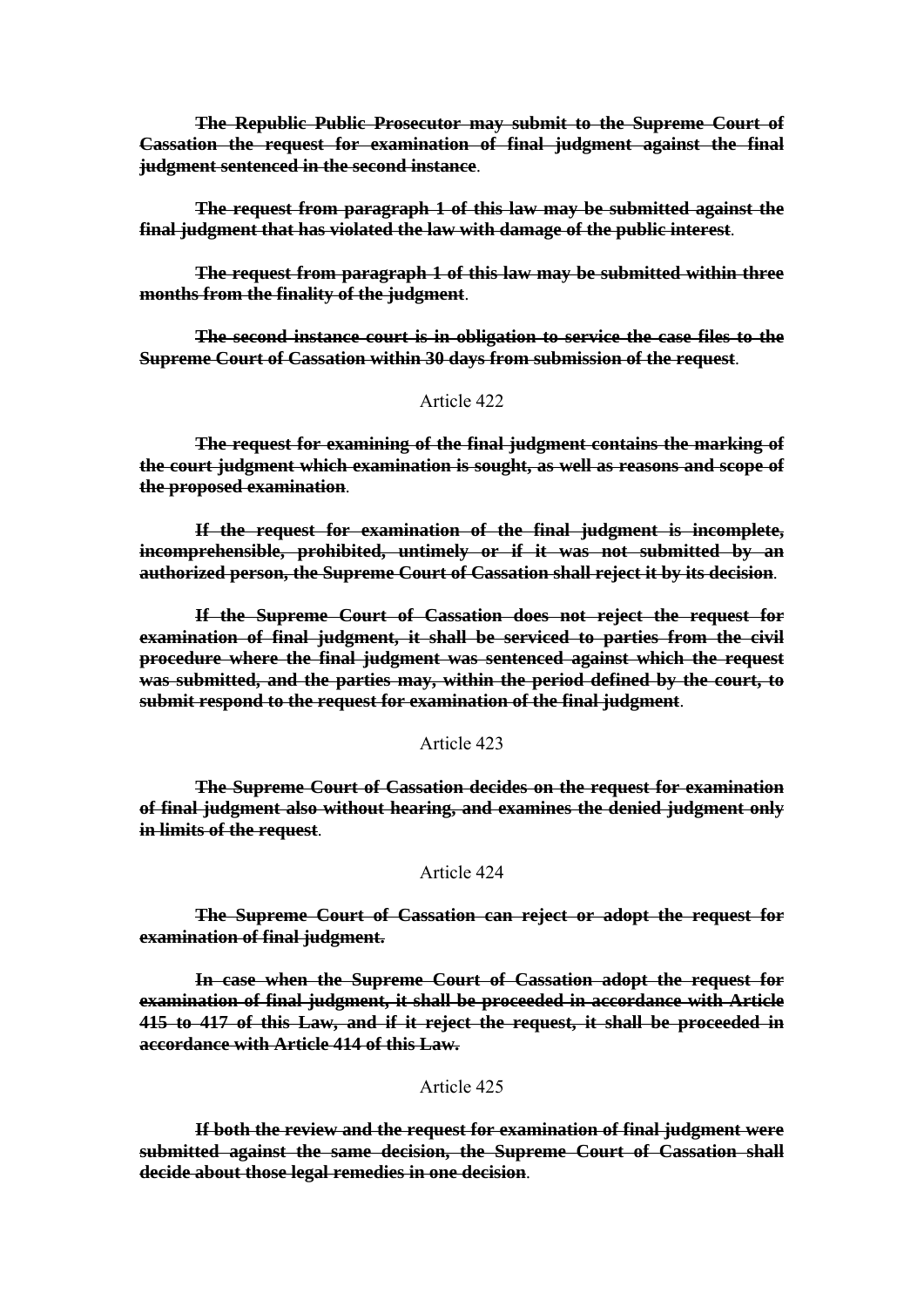~~**The Republic Public Prosecutor may submit to the Supreme Court of Cassation the request for examination of final judgment against the final judgment sentenced in the second instance**~~.

~~**The request from paragraph 1 of this law may be submitted against the final judgment that has violated the law with damage of the public interest**~~.

~~**The request from paragraph 1 of this law may be submitted within three months from the finality of the judgment**~~.

~~**The second instance court is in obligation to service the case files to the Supreme Court of Cassation within 30 days from submission of the request**~~.

Article 422

~~**The request for examining of the final judgment contains the marking of the court judgment which examination is sought, as well as reasons and scope of the proposed examination**~~.

~~**If the request for examination of the final judgment is incomplete, incomprehensible, prohibited, untimely or if it was not submitted by an authorized person, the Supreme Court of Cassation shall reject it by its decision**~~.

~~**If the Supreme Court of Cassation does not reject the request for examination of final judgment, it shall be serviced to parties from the civil procedure where the final judgment was sentenced against which the request was submitted, and the parties may, within the period defined by the court, to submit respond to the request for examination of the final judgment**~~.

Article 423

~~**The Supreme Court of Cassation decides on the request for examination of final judgment also without hearing, and examines the denied judgment only in limits of the request**~~.

Article 424

~~**The Supreme Court of Cassation can reject or adopt the request for examination of final judgment.**~~

~~**In case when the Supreme Court of Cassation adopt the request for examination of final judgment, it shall be proceeded in accordance with Article 415 to 417 of this Law, and if it reject the request, it shall be proceeded in accordance with Article 414 of this Law.**~~

Article 425

~~**If both the review and the request for examination of final judgment were submitted against the same decision, the Supreme Court of Cassation shall decide about those legal remedies in one decision**~~.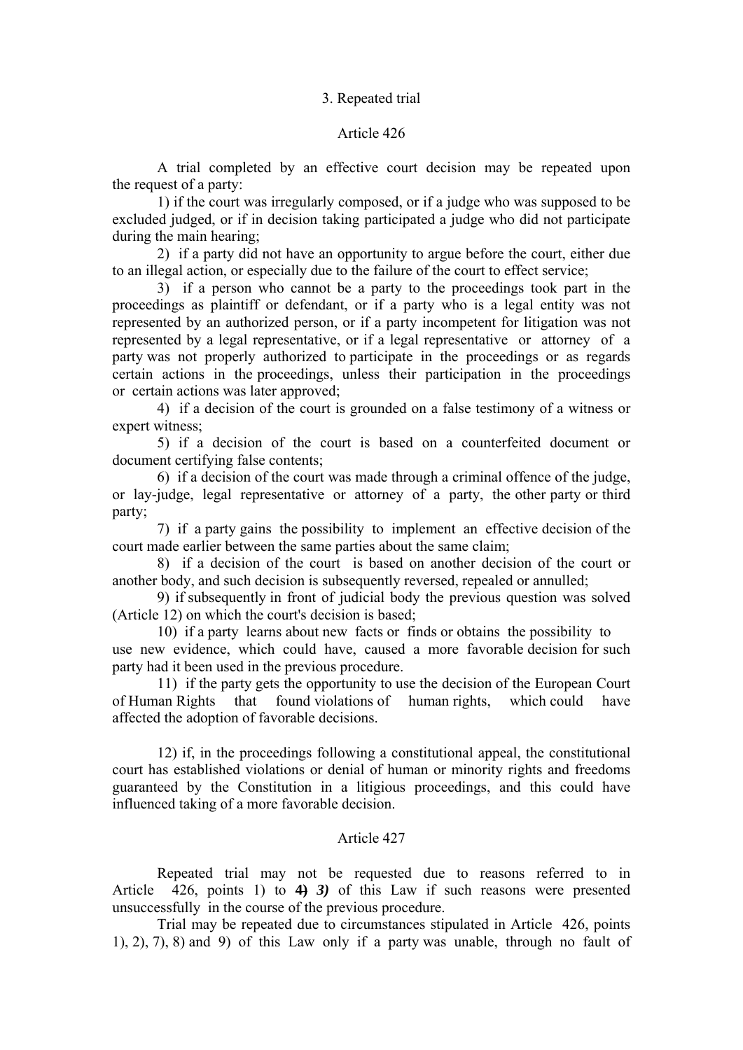### 3. Repeated trial

#### Article 426

A trial completed by an effective court decision may be repeated upon the request of a party:

1) if the court was irregularly composed, or if a judge who was supposed to be excluded judged, or if in decision taking participated a judge who did not participate during the main hearing;

2) if a party did not have an opportunity to argue before the court, either due to an illegal action, or especially due to the failure of the court to effect service;

3) if a person who cannot be a party to the proceedings took part in the proceedings as plaintiff or defendant, or if a party who is a legal entity was not represented by an authorized person, or if a party incompetent for litigation was not represented by a legal representative, or if a legal representative or attorney of a party was not properly authorized to participate in the proceedings or as regards certain actions in the proceedings, unless their participation in the proceedings or certain actions was later approved;

4) if a decision of the court is grounded on a false testimony of a witness or expert witness;

5) if a decision of the court is based on a counterfeited document or document certifying false contents;

6) if a decision of the court was made through a criminal offence of the judge, or lay-judge, legal representative or attorney of a party, the other party or third party;

7) if a party gains the possibility to implement an effective decision of the court made earlier between the same parties about the same claim;

8) if a decision of the court is based on another decision of the court or another body, and such decision is subsequently reversed, repealed or annulled;

9) if subsequently in front of judicial body the previous question was solved (Article 12) on which the court's decision is based;

10) if a party learns about new facts or finds or obtains the possibility to use new evidence, which could have, caused a more favorable decision for such party had it been used in the previous procedure.

11) if the party gets the opportunity to use the decision of the European Court of Human Rights that found violations of human rights, which could have affected the adoption of favorable decisions.

12) if, in the proceedings following a constitutional appeal, the constitutional court has established violations or denial of human or minority rights and freedoms guaranteed by the Constitution in a litigious proceedings, and this could have influenced taking of a more favorable decision.

#### Article 427

Repeated trial may not be requested due to reasons referred to in Article 426, points 1) to **4)** ***3)*** of this Law if such reasons were presented unsuccessfully in the course of the previous procedure.

Trial may be repeated due to circumstances stipulated in Article 426, points 1), 2), 7), 8) and 9) of this Law only if a party was unable, through no fault of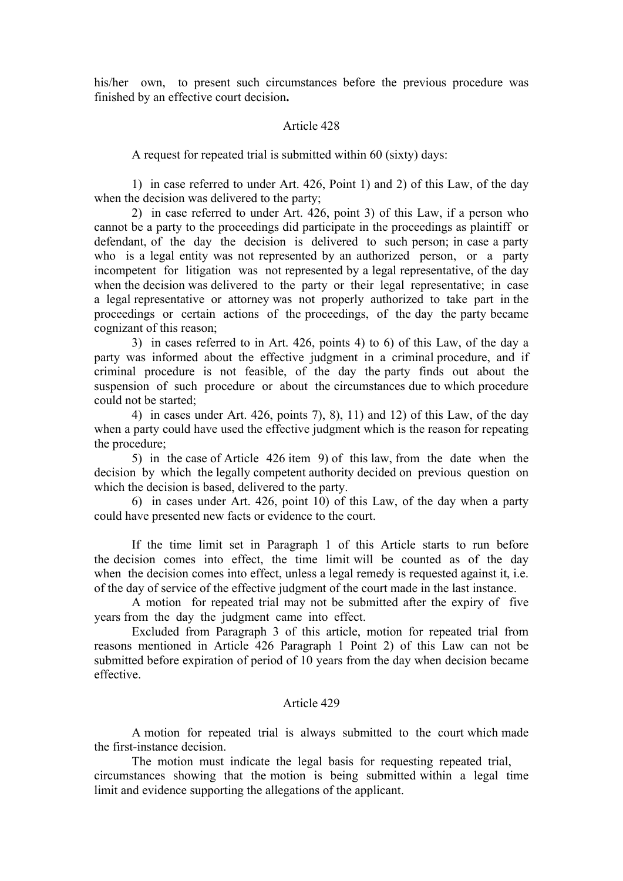his/her own, to present such circumstances before the previous procedure was finished by an effective court decision**.**

Article 428

A request for repeated trial is submitted within 60 (sixty) days:

1) in case referred to under Art. 426, Point 1) and 2) of this Law, of the day when the decision was delivered to the party;

2) in case referred to under Art. 426, point 3) of this Law, if a person who cannot be a party to the proceedings did participate in the proceedings as plaintiff or defendant, of the day the decision is delivered to such person; in case a party who is a legal entity was not represented by an authorized person, or a party incompetent for litigation was not represented by a legal representative, of the day when the decision was delivered to the party or their legal representative; in case a legal representative or attorney was not properly authorized to take part in the proceedings or certain actions of the proceedings, of the day the party became cognizant of this reason;

3) in cases referred to in Art. 426, points 4) to 6) of this Law, of the day a party was informed about the effective judgment in a criminal procedure, and if criminal procedure is not feasible, of the day the party finds out about the suspension of such procedure or about the circumstances due to which procedure could not be started;

4) in cases under Art. 426, points 7), 8), 11) and 12) of this Law, of the day when a party could have used the effective judgment which is the reason for repeating the procedure;

5) in the case of Article 426 item 9) of this law, from the date when the decision by which the legally competent authority decided on previous question on which the decision is based, delivered to the party.

6) in cases under Art. 426, point 10) of this Law, of the day when a party could have presented new facts or evidence to the court.

If the time limit set in Paragraph 1 of this Article starts to run before the decision comes into effect, the time limit will be counted as of the day when the decision comes into effect, unless a legal remedy is requested against it, i.e. of the day of service of the effective judgment of the court made in the last instance.

A motion for repeated trial may not be submitted after the expiry of five years from the day the judgment came into effect.

Excluded from Paragraph 3 of this article, motion for repeated trial from reasons mentioned in Article 426 Paragraph 1 Point 2) of this Law can not be submitted before expiration of period of 10 years from the day when decision became effective.

Article 429

A motion for repeated trial is always submitted to the court which made the first-instance decision.

The motion must indicate the legal basis for requesting repeated trial, circumstances showing that the motion is being submitted within a legal time limit and evidence supporting the allegations of the applicant.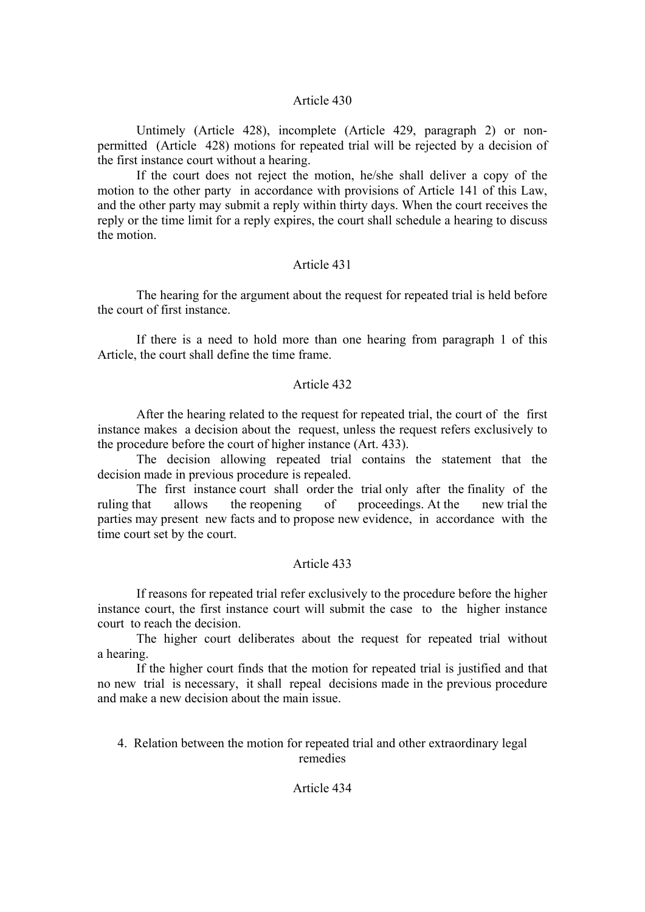### Article 430

Untimely (Article 428), incomplete (Article 429, paragraph 2) or non-permitted (Article 428) motions for repeated trial will be rejected by a decision of the first instance court without a hearing.

If the court does not reject the motion, he/she shall deliver a copy of the motion to the other party in accordance with provisions of Article 141 of this Law, and the other party may submit a reply within thirty days. When the court receives the reply or the time limit for a reply expires, the court shall schedule a hearing to discuss the motion.

### Article 431

The hearing for the argument about the request for repeated trial is held before the court of first instance.

If there is a need to hold more than one hearing from paragraph 1 of this Article, the court shall define the time frame.

### Article 432

After the hearing related to the request for repeated trial, the court of the first instance makes a decision about the request, unless the request refers exclusively to the procedure before the court of higher instance (Art. 433).

The decision allowing repeated trial contains the statement that the decision made in previous procedure is repealed.

The first instance court shall order the trial only after the finality of the ruling that allows the reopening of proceedings. At the new trial the parties may present new facts and to propose new evidence, in accordance with the time court set by the court.

### Article 433

If reasons for repeated trial refer exclusively to the procedure before the higher instance court, the first instance court will submit the case to the higher instance court to reach the decision.

The higher court deliberates about the request for repeated trial without a hearing.

If the higher court finds that the motion for repeated trial is justified and that no new trial is necessary, it shall repeal decisions made in the previous procedure and make a new decision about the main issue.

## 4. Relation between the motion for repeated trial and other extraordinary legal remedies

### Article 434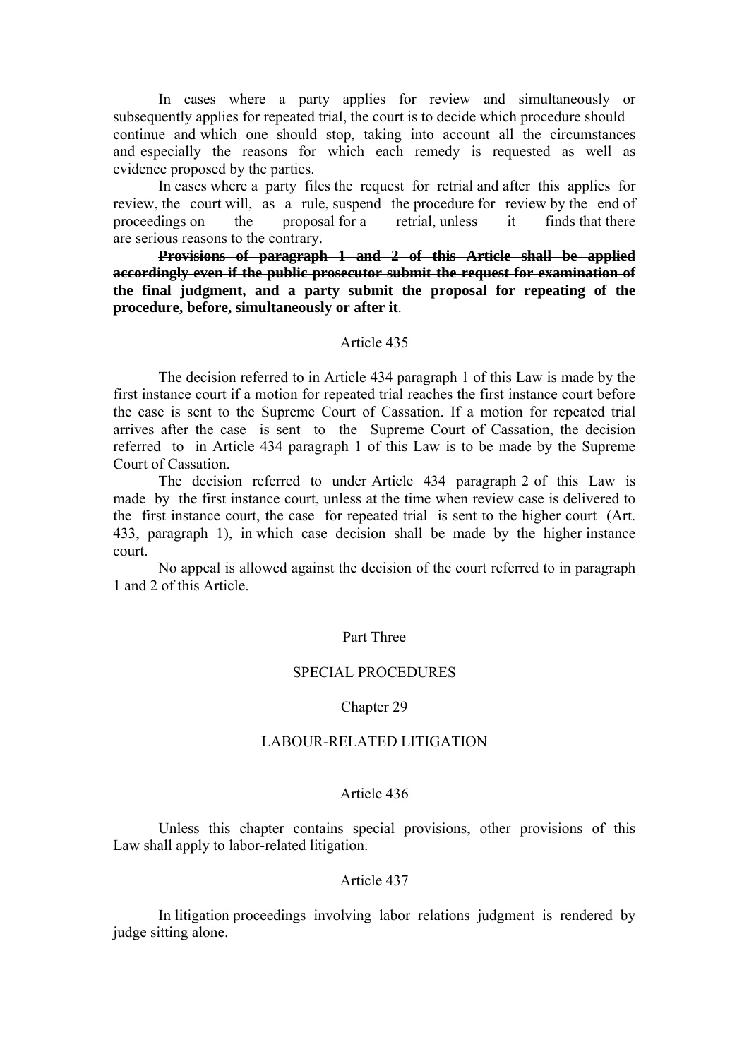In cases where a party applies for review and simultaneously or subsequently applies for repeated trial, the court is to decide which procedure should continue and which one should stop, taking into account all the circumstances and especially the reasons for which each remedy is requested as well as evidence proposed by the parties.

In cases where a party files the request for retrial and after this applies for review, the court will, as a rule, suspend the procedure for review by the end of proceedings on the proposal for a retrial, unless it finds that there are serious reasons to the contrary.

~~**Provisions of paragraph 1 and 2 of this Article shall be applied accordingly even if the public prosecutor submit the request for examination of the final judgment, and a party submit the proposal for repeating of the procedure, before, simultaneously or after it**~~.

Article 435

The decision referred to in Article 434 paragraph 1 of this Law is made by the first instance court if a motion for repeated trial reaches the first instance court before the case is sent to the Supreme Court of Cassation. If a motion for repeated trial arrives after the case is sent to the Supreme Court of Cassation, the decision referred to in Article 434 paragraph 1 of this Law is to be made by the Supreme Court of Cassation.

The decision referred to under Article 434 paragraph 2 of this Law is made by the first instance court, unless at the time when review case is delivered to the first instance court, the case for repeated trial is sent to the higher court (Art. 433, paragraph 1), in which case decision shall be made by the higher instance court.

No appeal is allowed against the decision of the court referred to in paragraph 1 and 2 of this Article.

Part Three

SPECIAL PROCEDURES

Chapter 29

LABOUR-RELATED LITIGATION

Article 436

Unless this chapter contains special provisions, other provisions of this Law shall apply to labor-related litigation.

Article 437

In litigation proceedings involving labor relations judgment is rendered by judge sitting alone.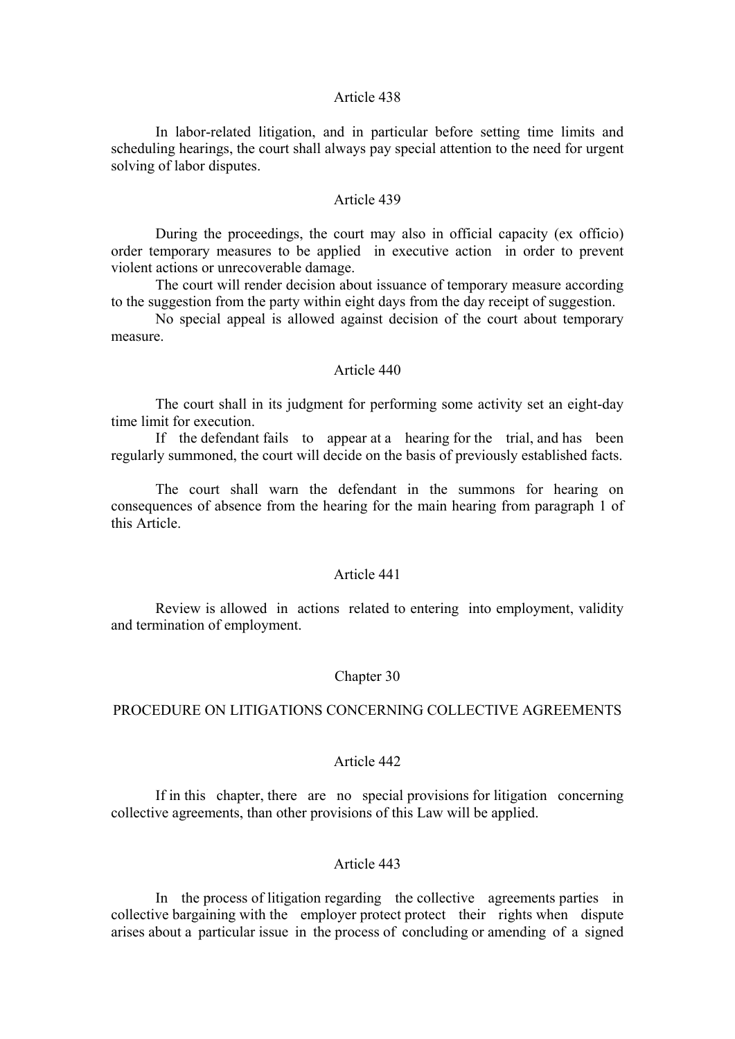### Article 438

In labor-related litigation, and in particular before setting time limits and scheduling hearings, the court shall always pay special attention to the need for urgent solving of labor disputes.

### Article 439

During the proceedings, the court may also in official capacity (ex officio) order temporary measures to be applied in executive action in order to prevent violent actions or unrecoverable damage.

The court will render decision about issuance of temporary measure according to the suggestion from the party within eight days from the day receipt of suggestion.

No special appeal is allowed against decision of the court about temporary measure.

### Article 440

The court shall in its judgment for performing some activity set an eight-day time limit for execution.

If the defendant fails to appear at a hearing for the trial, and has been regularly summoned, the court will decide on the basis of previously established facts.

The court shall warn the defendant in the summons for hearing on consequences of absence from the hearing for the main hearing from paragraph 1 of this Article.

### Article 441

Review is allowed in actions related to entering into employment, validity and termination of employment.

## Chapter 30

## PROCEDURE ON LITIGATIONS CONCERNING COLLECTIVE AGREEMENTS

### Article 442

If in this chapter, there are no special provisions for litigation concerning collective agreements, than other provisions of this Law will be applied.

### Article 443

In the process of litigation regarding the collective agreements parties in collective bargaining with the employer protect protect their rights when dispute arises about a particular issue in the process of concluding or amending of a signed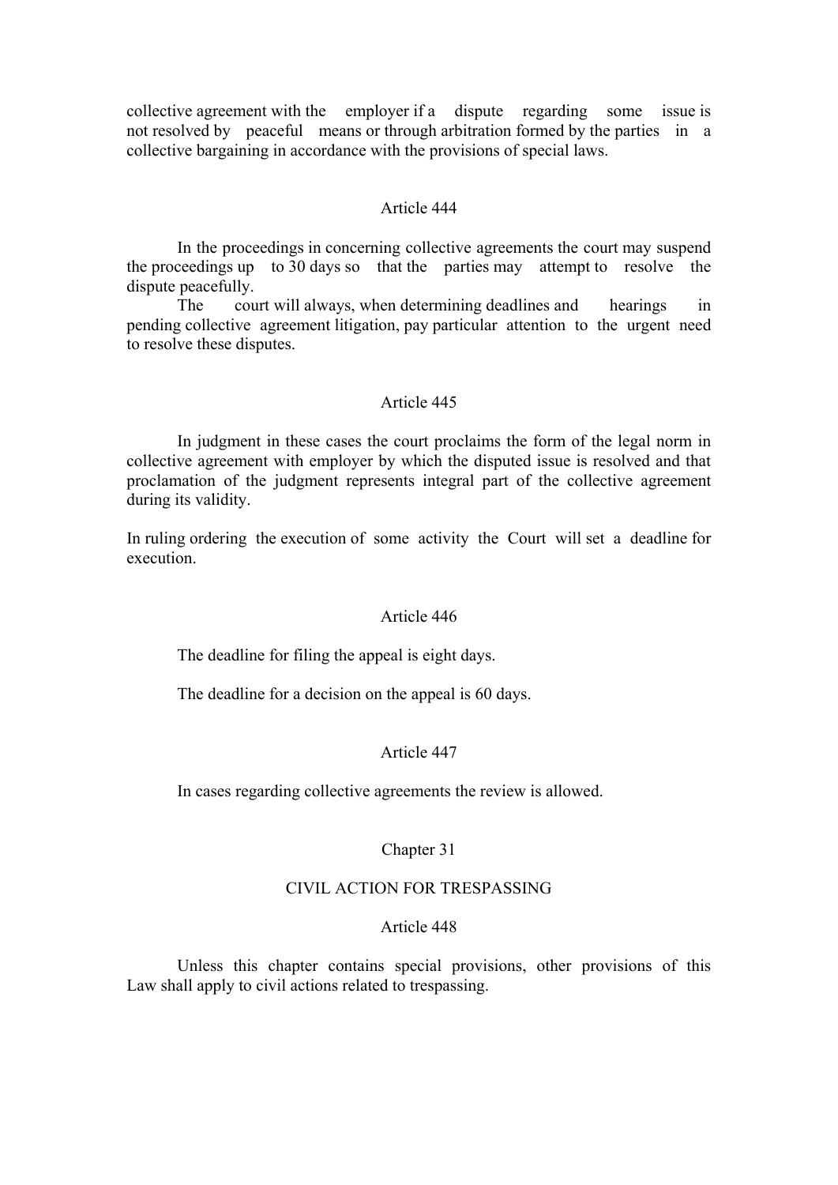collective agreement with the employer if a dispute regarding some issue is not resolved by peaceful means or through arbitration formed by the parties in a collective bargaining in accordance with the provisions of special laws.

### Article 444

In the proceedings in concerning collective agreements the court may suspend the proceedings up to 30 days so that the parties may attempt to resolve the dispute peacefully.

The court will always, when determining deadlines and hearings in pending collective agreement litigation, pay particular attention to the urgent need to resolve these disputes.

### Article 445

In judgment in these cases the court proclaims the form of the legal norm in collective agreement with employer by which the disputed issue is resolved and that proclamation of the judgment represents integral part of the collective agreement during its validity.

In ruling ordering the execution of some activity the Court will set a deadline for execution.

### Article 446

The deadline for filing the appeal is eight days.

The deadline for a decision on the appeal is 60 days.

### Article 447

In cases regarding collective agreements the review is allowed.

## Chapter 31

## CIVIL ACTION FOR TRESPASSING

### Article 448

Unless this chapter contains special provisions, other provisions of this Law shall apply to civil actions related to trespassing.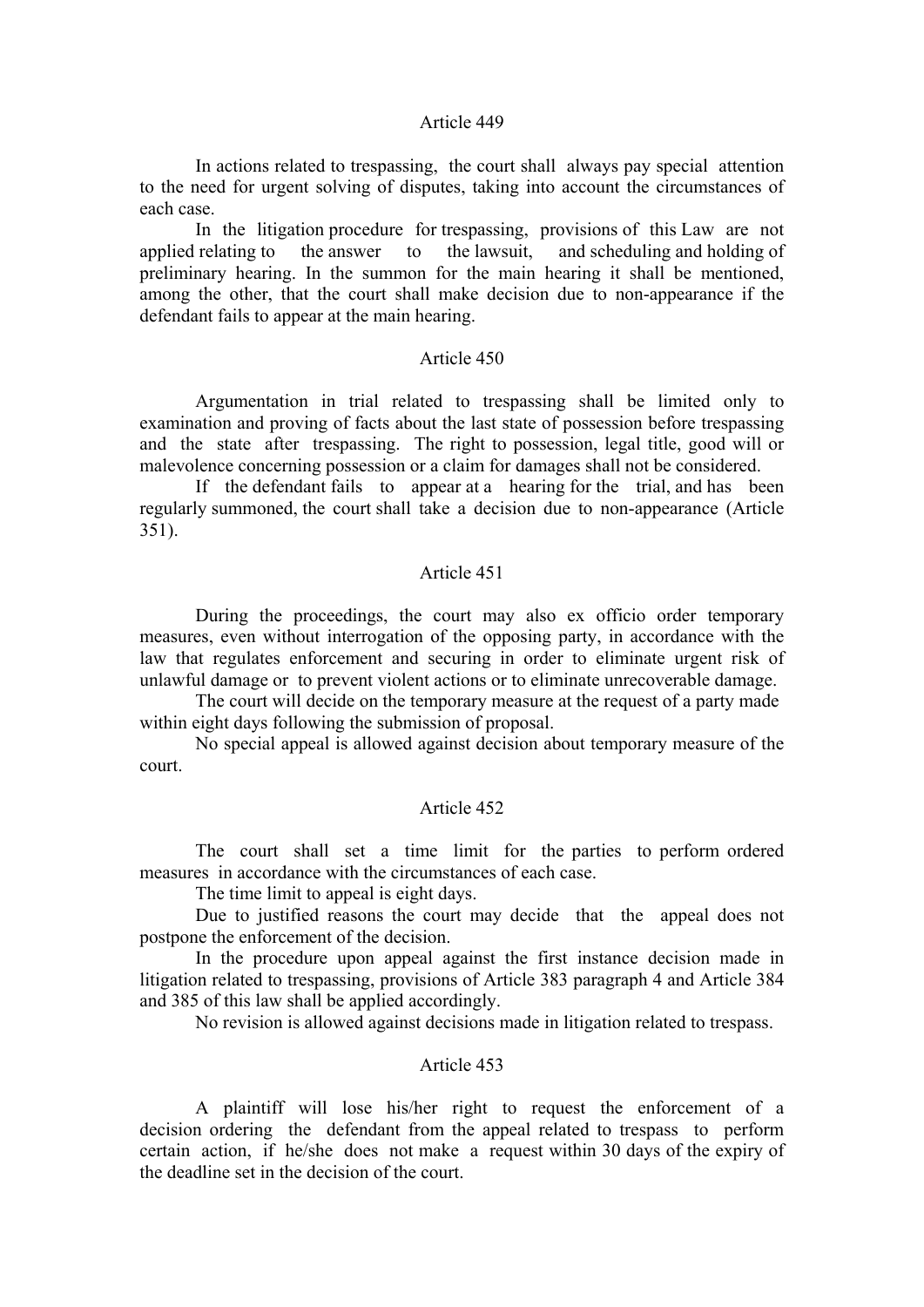### Article 449

In actions related to trespassing, the court shall always pay special attention to the need for urgent solving of disputes, taking into account the circumstances of each case.

In the litigation procedure for trespassing, provisions of this Law are not applied relating to the answer to the lawsuit, and scheduling and holding of preliminary hearing. In the summon for the main hearing it shall be mentioned, among the other, that the court shall make decision due to non-appearance if the defendant fails to appear at the main hearing.

### Article 450

Argumentation in trial related to trespassing shall be limited only to examination and proving of facts about the last state of possession before trespassing and the state after trespassing. The right to possession, legal title, good will or malevolence concerning possession or a claim for damages shall not be considered.

If the defendant fails to appear at a hearing for the trial, and has been regularly summoned, the court shall take a decision due to non-appearance (Article 351).

### Article 451

During the proceedings, the court may also ex officio order temporary measures, even without interrogation of the opposing party, in accordance with the law that regulates enforcement and securing in order to eliminate urgent risk of unlawful damage or to prevent violent actions or to eliminate unrecoverable damage.

The court will decide on the temporary measure at the request of a party made within eight days following the submission of proposal.

No special appeal is allowed against decision about temporary measure of the court.

### Article 452

The court shall set a time limit for the parties to perform ordered measures in accordance with the circumstances of each case.

The time limit to appeal is eight days.

Due to justified reasons the court may decide that the appeal does not postpone the enforcement of the decision.

In the procedure upon appeal against the first instance decision made in litigation related to trespassing, provisions of Article 383 paragraph 4 and Article 384 and 385 of this law shall be applied accordingly.

No revision is allowed against decisions made in litigation related to trespass.

### Article 453

A plaintiff will lose his/her right to request the enforcement of a decision ordering the defendant from the appeal related to trespass to perform certain action, if he/she does not make a request within 30 days of the expiry of the deadline set in the decision of the court.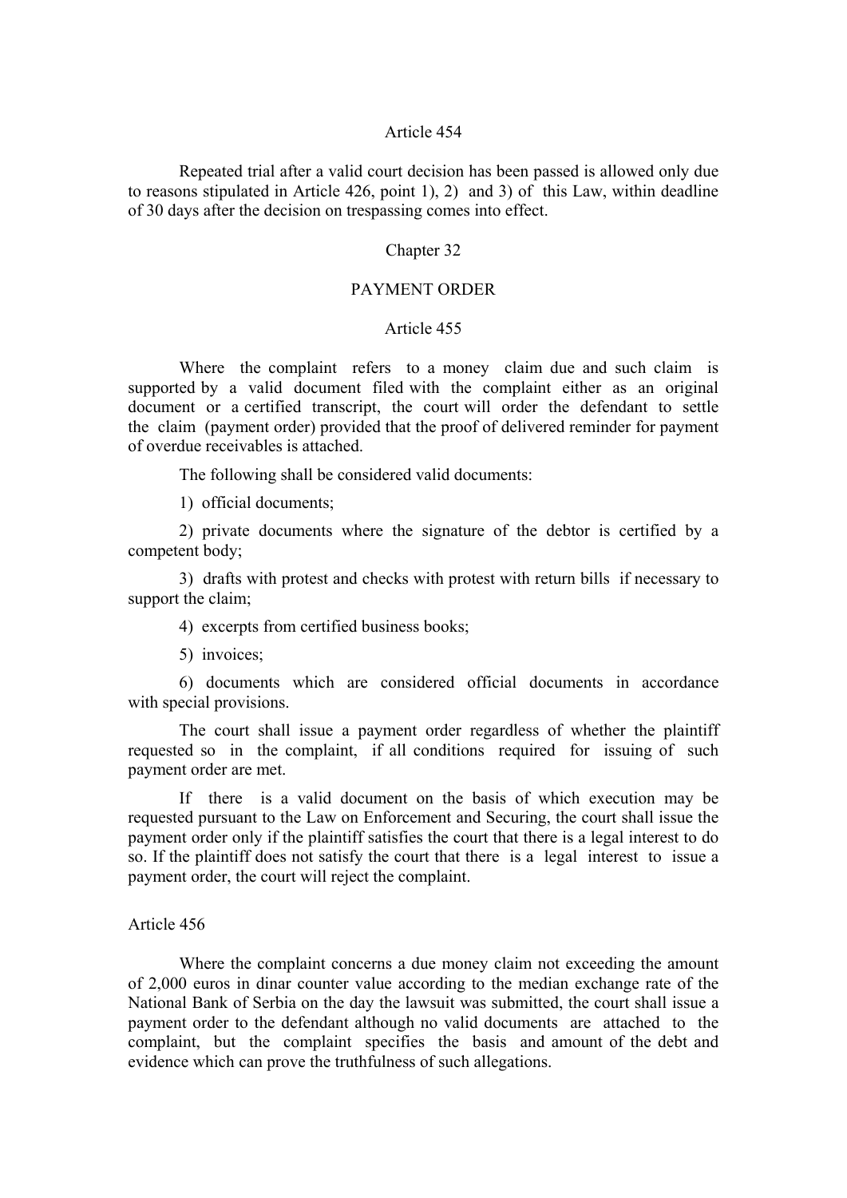### Article 454

Repeated trial after a valid court decision has been passed is allowed only due to reasons stipulated in Article 426, point 1), 2) and 3) of this Law, within deadline of 30 days after the decision on trespassing comes into effect.

## Chapter 32

## PAYMENT ORDER

### Article 455

Where the complaint refers to a money claim due and such claim is supported by a valid document filed with the complaint either as an original document or a certified transcript, the court will order the defendant to settle the claim (payment order) provided that the proof of delivered reminder for payment of overdue receivables is attached.

The following shall be considered valid documents:

1) official documents;

2) private documents where the signature of the debtor is certified by a competent body;

3) drafts with protest and checks with protest with return bills if necessary to support the claim;

4) excerpts from certified business books;

5) invoices;

6) documents which are considered official documents in accordance with special provisions.

The court shall issue a payment order regardless of whether the plaintiff requested so in the complaint, if all conditions required for issuing of such payment order are met.

If there is a valid document on the basis of which execution may be requested pursuant to the Law on Enforcement and Securing, the court shall issue the payment order only if the plaintiff satisfies the court that there is a legal interest to do so. If the plaintiff does not satisfy the court that there is a legal interest to issue a payment order, the court will reject the complaint.

### Article 456

Where the complaint concerns a due money claim not exceeding the amount of 2,000 euros in dinar counter value according to the median exchange rate of the National Bank of Serbia on the day the lawsuit was submitted, the court shall issue a payment order to the defendant although no valid documents are attached to the complaint, but the complaint specifies the basis and amount of the debt and evidence which can prove the truthfulness of such allegations.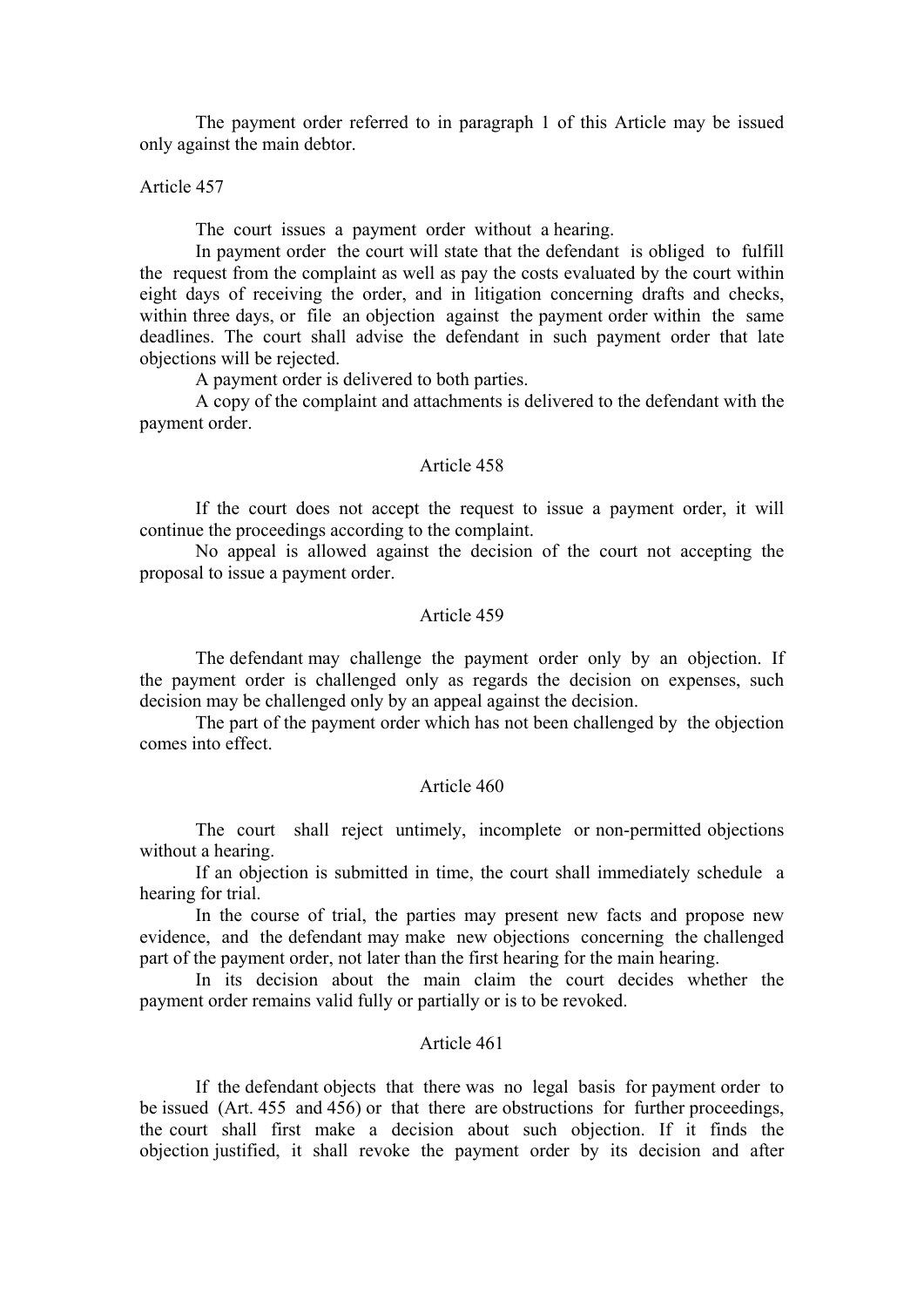The payment order referred to in paragraph 1 of this Article may be issued only against the main debtor.

Article 457

The court issues a payment order without a hearing.

In payment order the court will state that the defendant is obliged to fulfill the request from the complaint as well as pay the costs evaluated by the court within eight days of receiving the order, and in litigation concerning drafts and checks, within three days, or file an objection against the payment order within the same deadlines. The court shall advise the defendant in such payment order that late objections will be rejected.

A payment order is delivered to both parties.

A copy of the complaint and attachments is delivered to the defendant with the payment order.

Article 458

If the court does not accept the request to issue a payment order, it will continue the proceedings according to the complaint.

No appeal is allowed against the decision of the court not accepting the proposal to issue a payment order.

Article 459

The defendant may challenge the payment order only by an objection. If the payment order is challenged only as regards the decision on expenses, such decision may be challenged only by an appeal against the decision.

The part of the payment order which has not been challenged by the objection comes into effect.

Article 460

The court shall reject untimely, incomplete or non-permitted objections without a hearing.

If an objection is submitted in time, the court shall immediately schedule a hearing for trial.

In the course of trial, the parties may present new facts and propose new evidence, and the defendant may make new objections concerning the challenged part of the payment order, not later than the first hearing for the main hearing.

In its decision about the main claim the court decides whether the payment order remains valid fully or partially or is to be revoked.

Article 461

If the defendant objects that there was no legal basis for payment order to be issued (Art. 455 and 456) or that there are obstructions for further proceedings, the court shall first make a decision about such objection. If it finds the objection justified, it shall revoke the payment order by its decision and after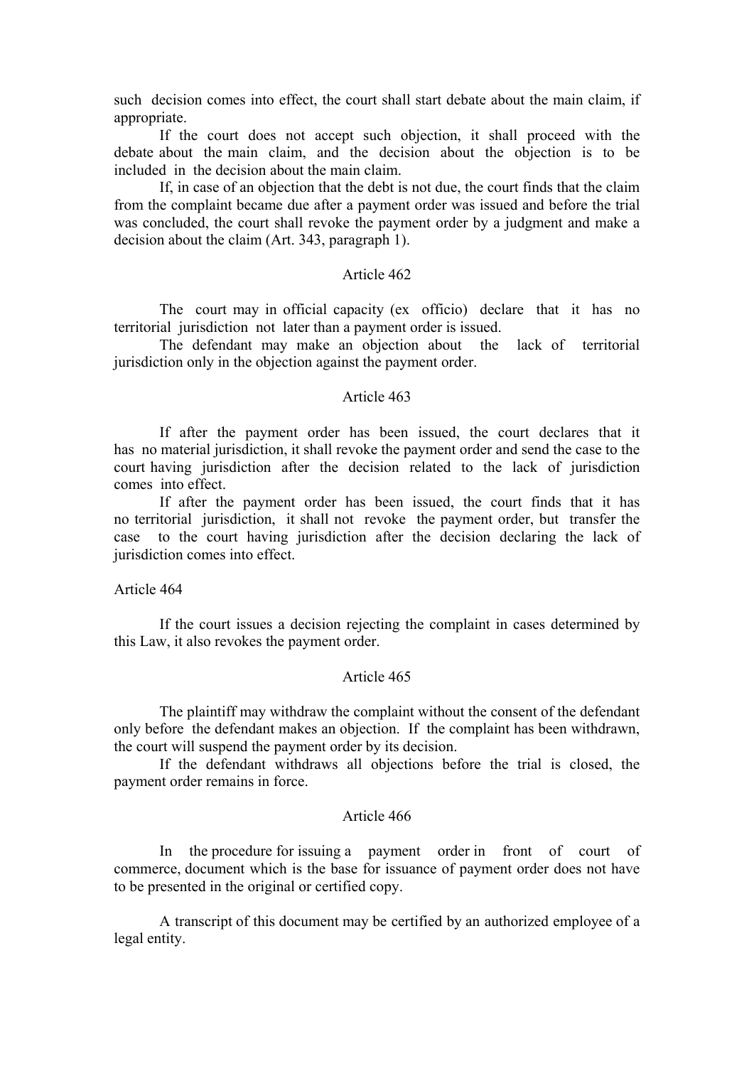such decision comes into effect, the court shall start debate about the main claim, if appropriate.

If the court does not accept such objection, it shall proceed with the debate about the main claim, and the decision about the objection is to be included in the decision about the main claim.

If, in case of an objection that the debt is not due, the court finds that the claim from the complaint became due after a payment order was issued and before the trial was concluded, the court shall revoke the payment order by a judgment and make a decision about the claim (Art. 343, paragraph 1).

Article 462

The court may in official capacity (ex officio) declare that it has no territorial jurisdiction not later than a payment order is issued.

The defendant may make an objection about the lack of territorial jurisdiction only in the objection against the payment order.

Article 463

If after the payment order has been issued, the court declares that it has no material jurisdiction, it shall revoke the payment order and send the case to the court having jurisdiction after the decision related to the lack of jurisdiction comes into effect.

If after the payment order has been issued, the court finds that it has no territorial jurisdiction, it shall not revoke the payment order, but transfer the case to the court having jurisdiction after the decision declaring the lack of jurisdiction comes into effect.

Article 464

If the court issues a decision rejecting the complaint in cases determined by this Law, it also revokes the payment order.

Article 465

The plaintiff may withdraw the complaint without the consent of the defendant only before the defendant makes an objection. If the complaint has been withdrawn, the court will suspend the payment order by its decision.

If the defendant withdraws all objections before the trial is closed, the payment order remains in force.

Article 466

In the procedure for issuing a payment order in front of court of commerce, document which is the base for issuance of payment order does not have to be presented in the original or certified copy.

A transcript of this document may be certified by an authorized employee of a legal entity.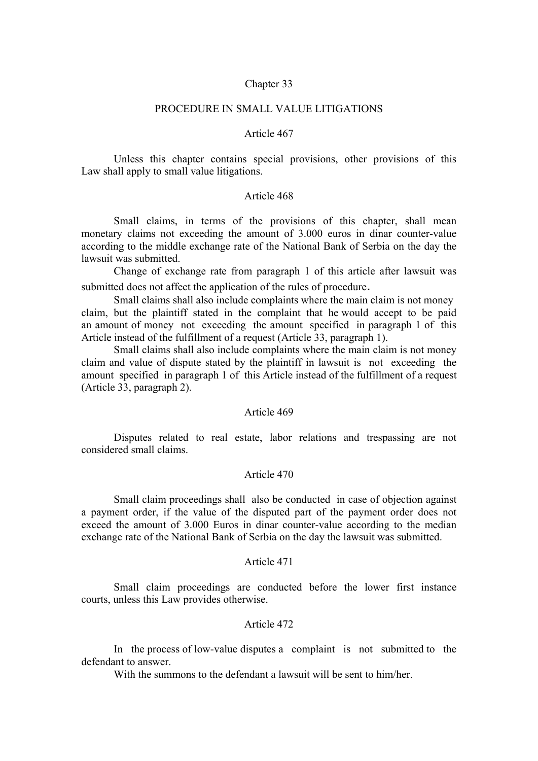## Chapter 33

## PROCEDURE IN SMALL VALUE LITIGATIONS

### Article 467

Unless this chapter contains special provisions, other provisions of this Law shall apply to small value litigations.

### Article 468

Small claims, in terms of the provisions of this chapter, shall mean monetary claims not exceeding the amount of 3.000 euros in dinar counter-value according to the middle exchange rate of the National Bank of Serbia on the day the lawsuit was submitted.

Change of exchange rate from paragraph 1 of this article after lawsuit was submitted does not affect the application of the rules of procedure.

Small claims shall also include complaints where the main claim is not money claim, but the plaintiff stated in the complaint that he would accept to be paid an amount of money not exceeding the amount specified in paragraph 1 of this Article instead of the fulfillment of a request (Article 33, paragraph 1).

Small claims shall also include complaints where the main claim is not money claim and value of dispute stated by the plaintiff in lawsuit is not exceeding the amount specified in paragraph 1 of this Article instead of the fulfillment of a request (Article 33, paragraph 2).

### Article 469

Disputes related to real estate, labor relations and trespassing are not considered small claims.

### Article 470

Small claim proceedings shall also be conducted in case of objection against a payment order, if the value of the disputed part of the payment order does not exceed the amount of 3.000 Euros in dinar counter-value according to the median exchange rate of the National Bank of Serbia on the day the lawsuit was submitted.

### Article 471

Small claim proceedings are conducted before the lower first instance courts, unless this Law provides otherwise.

### Article 472

In the process of low-value disputes a complaint is not submitted to the defendant to answer.

With the summons to the defendant a lawsuit will be sent to him/her.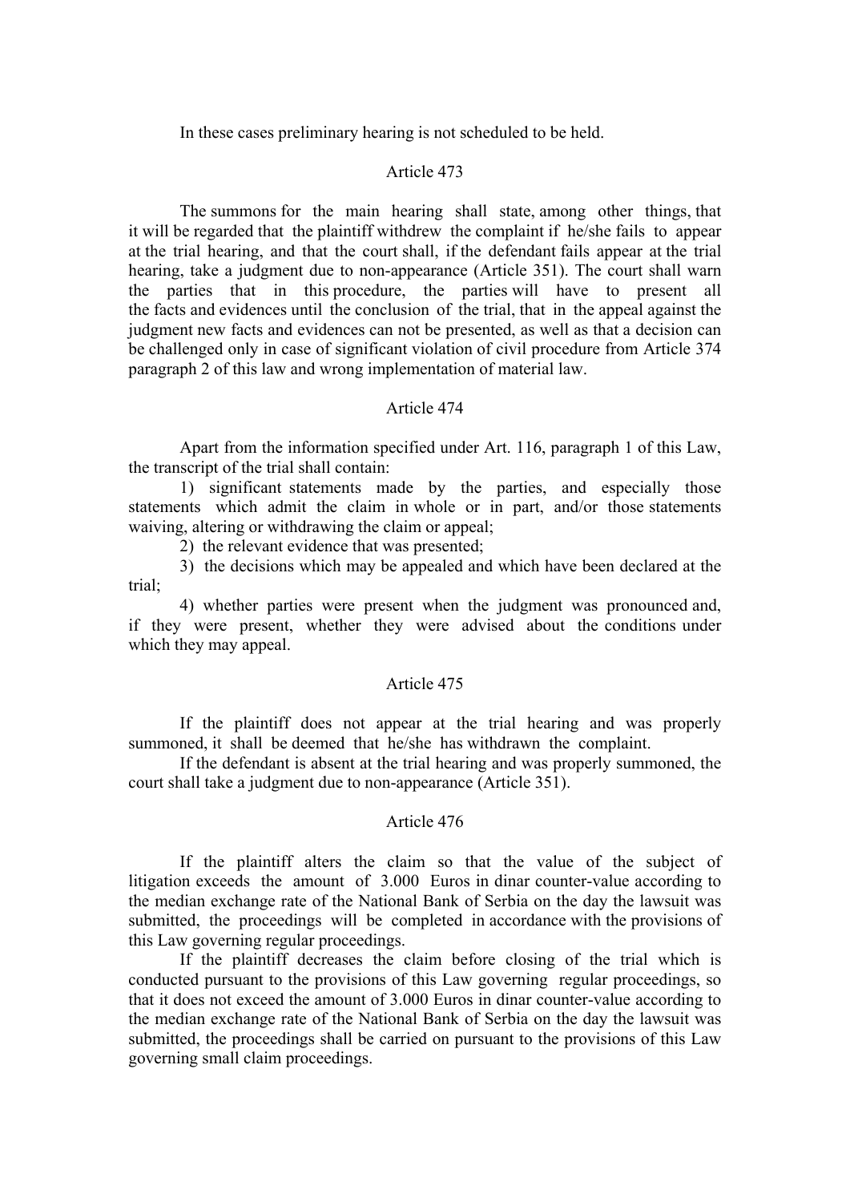In these cases preliminary hearing is not scheduled to be held.

Article 473

The summons for the main hearing shall state, among other things, that it will be regarded that the plaintiff withdrew the complaint if he/she fails to appear at the trial hearing, and that the court shall, if the defendant fails appear at the trial hearing, take a judgment due to non-appearance (Article 351). The court shall warn the parties that in this procedure, the parties will have to present all the facts and evidences until the conclusion of the trial, that in the appeal against the judgment new facts and evidences can not be presented, as well as that a decision can be challenged only in case of significant violation of civil procedure from Article 374 paragraph 2 of this law and wrong implementation of material law.

Article 474

Apart from the information specified under Art. 116, paragraph 1 of this Law, the transcript of the trial shall contain:

1) significant statements made by the parties, and especially those statements which admit the claim in whole or in part, and/or those statements waiving, altering or withdrawing the claim or appeal;

2) the relevant evidence that was presented;

3) the decisions which may be appealed and which have been declared at the trial;

4) whether parties were present when the judgment was pronounced and, if they were present, whether they were advised about the conditions under which they may appeal.

Article 475

If the plaintiff does not appear at the trial hearing and was properly summoned, it shall be deemed that he/she has withdrawn the complaint.

If the defendant is absent at the trial hearing and was properly summoned, the court shall take a judgment due to non-appearance (Article 351).

Article 476

If the plaintiff alters the claim so that the value of the subject of litigation exceeds the amount of 3.000 Euros in dinar counter-value according to the median exchange rate of the National Bank of Serbia on the day the lawsuit was submitted, the proceedings will be completed in accordance with the provisions of this Law governing regular proceedings.

If the plaintiff decreases the claim before closing of the trial which is conducted pursuant to the provisions of this Law governing regular proceedings, so that it does not exceed the amount of 3.000 Euros in dinar counter-value according to the median exchange rate of the National Bank of Serbia on the day the lawsuit was submitted, the proceedings shall be carried on pursuant to the provisions of this Law governing small claim proceedings.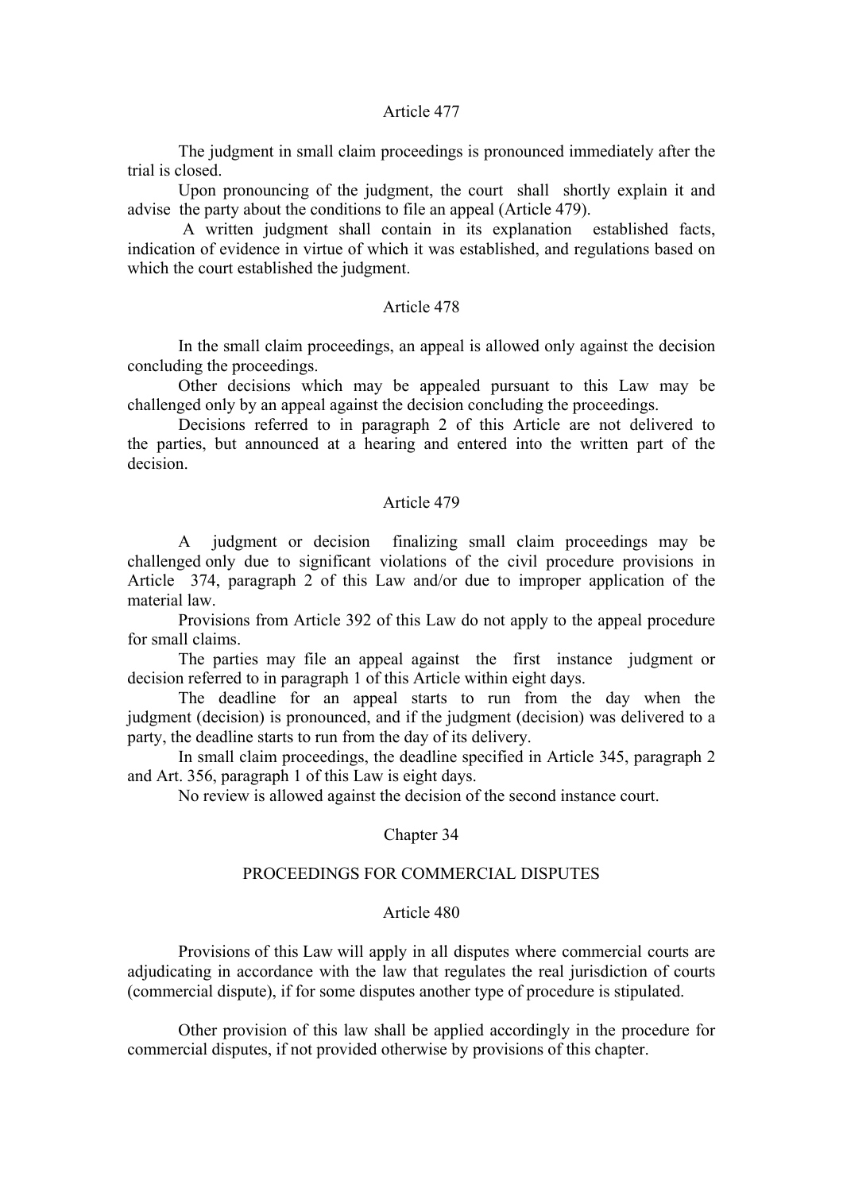Article 477

The judgment in small claim proceedings is pronounced immediately after the trial is closed.

Upon pronouncing of the judgment, the court shall shortly explain it and advise the party about the conditions to file an appeal (Article 479).

A written judgment shall contain in its explanation established facts, indication of evidence in virtue of which it was established, and regulations based on which the court established the judgment.

Article 478

In the small claim proceedings, an appeal is allowed only against the decision concluding the proceedings.

Other decisions which may be appealed pursuant to this Law may be challenged only by an appeal against the decision concluding the proceedings.

Decisions referred to in paragraph 2 of this Article are not delivered to the parties, but announced at a hearing and entered into the written part of the decision.

Article 479

A judgment or decision finalizing small claim proceedings may be challenged only due to significant violations of the civil procedure provisions in Article 374, paragraph 2 of this Law and/or due to improper application of the material law.

Provisions from Article 392 of this Law do not apply to the appeal procedure for small claims.

The parties may file an appeal against the first instance judgment or decision referred to in paragraph 1 of this Article within eight days.

The deadline for an appeal starts to run from the day when the judgment (decision) is pronounced, and if the judgment (decision) was delivered to a party, the deadline starts to run from the day of its delivery.

In small claim proceedings, the deadline specified in Article 345, paragraph 2 and Art. 356, paragraph 1 of this Law is eight days.

No review is allowed against the decision of the second instance court.

Chapter 34

PROCEEDINGS FOR COMMERCIAL DISPUTES

Article 480

Provisions of this Law will apply in all disputes where commercial courts are adjudicating in accordance with the law that regulates the real jurisdiction of courts (commercial dispute), if for some disputes another type of procedure is stipulated.

Other provision of this law shall be applied accordingly in the procedure for commercial disputes, if not provided otherwise by provisions of this chapter.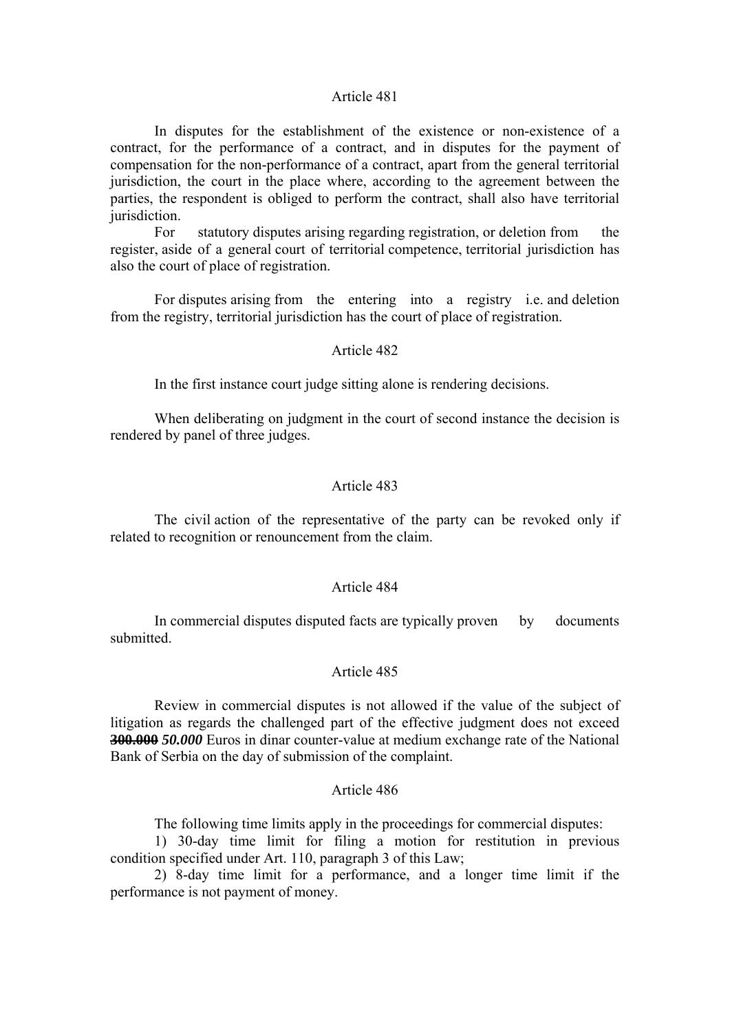Article 481

In disputes for the establishment of the existence or non-existence of a contract, for the performance of a contract, and in disputes for the payment of compensation for the non-performance of a contract, apart from the general territorial jurisdiction, the court in the place where, according to the agreement between the parties, the respondent is obliged to perform the contract, shall also have territorial jurisdiction.

For statutory disputes arising regarding registration, or deletion from the register, aside of a general court of territorial competence, territorial jurisdiction has also the court of place of registration.

For disputes arising from the entering into a registry i.e. and deletion from the registry, territorial jurisdiction has the court of place of registration.

Article 482

In the first instance court judge sitting alone is rendering decisions.

When deliberating on judgment in the court of second instance the decision is rendered by panel of three judges.

Article 483

The civil action of the representative of the party can be revoked only if related to recognition or renouncement from the claim.

Article 484

In commercial disputes disputed facts are typically proven by documents submitted.

Article 485

Review in commercial disputes is not allowed if the value of the subject of litigation as regards the challenged part of the effective judgment does not exceed ~~**300.000**~~ ***50.000*** Euros in dinar counter-value at medium exchange rate of the National Bank of Serbia on the day of submission of the complaint.

Article 486

The following time limits apply in the proceedings for commercial disputes:

1) 30-day time limit for filing a motion for restitution in previous condition specified under Art. 110, paragraph 3 of this Law;

2) 8-day time limit for a performance, and a longer time limit if the performance is not payment of money.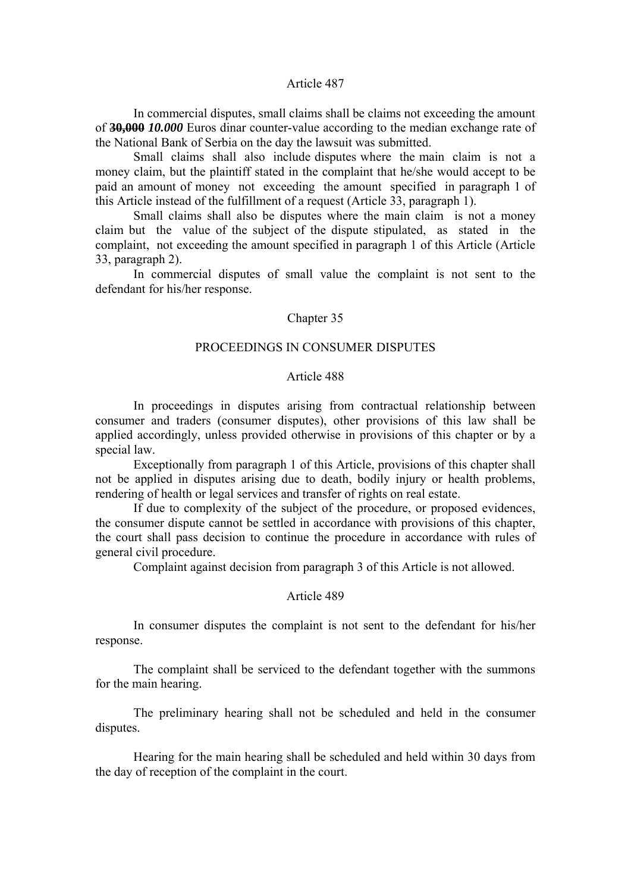Article 487

In commercial disputes, small claims shall be claims not exceeding the amount of ~~**30,000**~~ ***10.000*** Euros dinar counter-value according to the median exchange rate of the National Bank of Serbia on the day the lawsuit was submitted.

Small claims shall also include disputes where the main claim is not a money claim, but the plaintiff stated in the complaint that he/she would accept to be paid an amount of money not exceeding the amount specified in paragraph 1 of this Article instead of the fulfillment of a request (Article 33, paragraph 1).

Small claims shall also be disputes where the main claim is not a money claim but the value of the subject of the dispute stipulated, as stated in the complaint, not exceeding the amount specified in paragraph 1 of this Article (Article 33, paragraph 2).

In commercial disputes of small value the complaint is not sent to the defendant for his/her response.

Chapter 35

PROCEEDINGS IN CONSUMER DISPUTES

Article 488

In proceedings in disputes arising from contractual relationship between consumer and traders (consumer disputes), other provisions of this law shall be applied accordingly, unless provided otherwise in provisions of this chapter or by a special law.

Exceptionally from paragraph 1 of this Article, provisions of this chapter shall not be applied in disputes arising due to death, bodily injury or health problems, rendering of health or legal services and transfer of rights on real estate.

If due to complexity of the subject of the procedure, or proposed evidences, the consumer dispute cannot be settled in accordance with provisions of this chapter, the court shall pass decision to continue the procedure in accordance with rules of general civil procedure.

Complaint against decision from paragraph 3 of this Article is not allowed.

Article 489

In consumer disputes the complaint is not sent to the defendant for his/her response.

The complaint shall be serviced to the defendant together with the summons for the main hearing.

The preliminary hearing shall not be scheduled and held in the consumer disputes.

Hearing for the main hearing shall be scheduled and held within 30 days from the day of reception of the complaint in the court.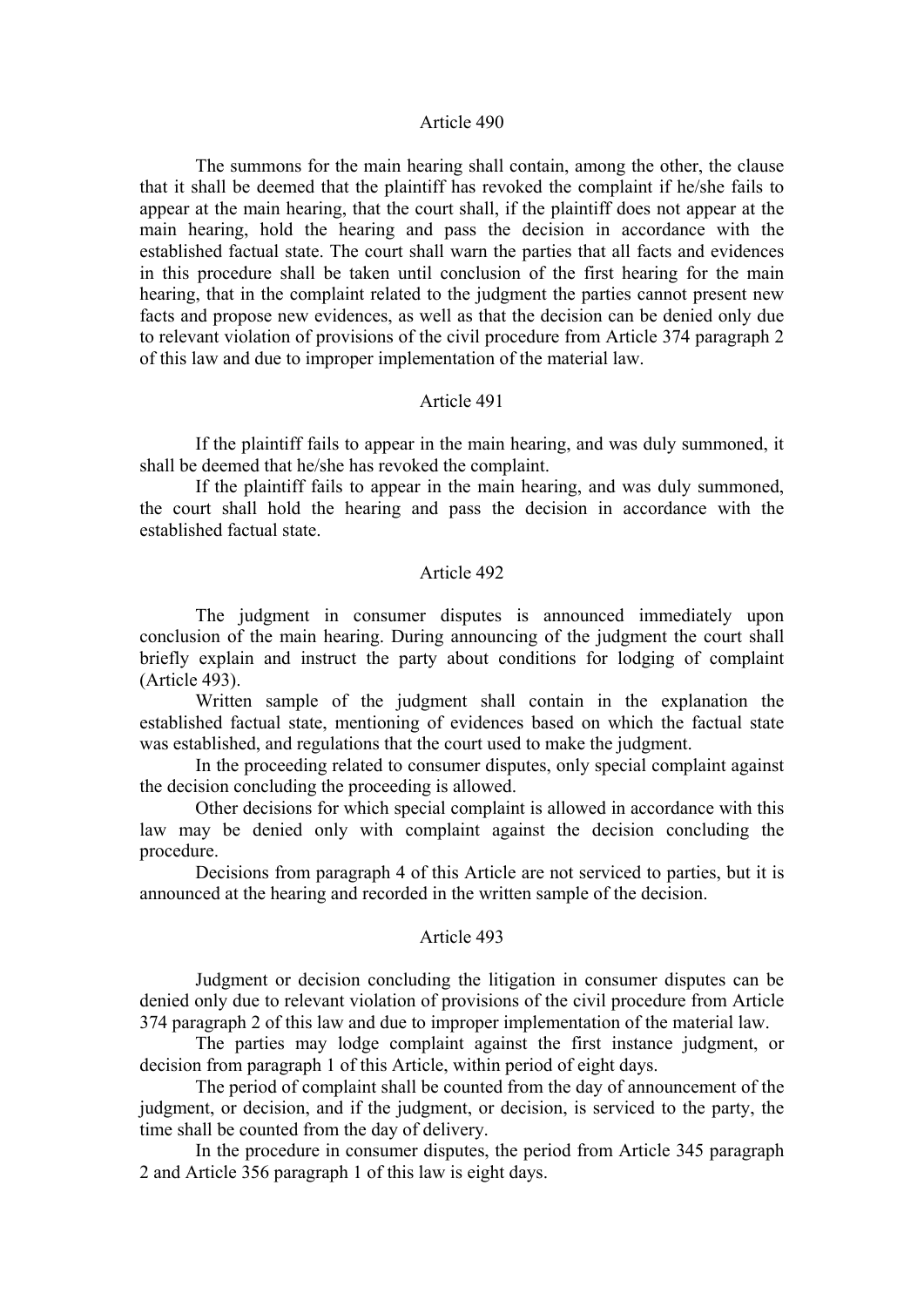## Article 490

The summons for the main hearing shall contain, among the other, the clause that it shall be deemed that the plaintiff has revoked the complaint if he/she fails to appear at the main hearing, that the court shall, if the plaintiff does not appear at the main hearing, hold the hearing and pass the decision in accordance with the established factual state. The court shall warn the parties that all facts and evidences in this procedure shall be taken until conclusion of the first hearing for the main hearing, that in the complaint related to the judgment the parties cannot present new facts and propose new evidences, as well as that the decision can be denied only due to relevant violation of provisions of the civil procedure from Article 374 paragraph 2 of this law and due to improper implementation of the material law.

## Article 491

If the plaintiff fails to appear in the main hearing, and was duly summoned, it shall be deemed that he/she has revoked the complaint.

If the plaintiff fails to appear in the main hearing, and was duly summoned, the court shall hold the hearing and pass the decision in accordance with the established factual state.

## Article 492

The judgment in consumer disputes is announced immediately upon conclusion of the main hearing. During announcing of the judgment the court shall briefly explain and instruct the party about conditions for lodging of complaint (Article 493).

Written sample of the judgment shall contain in the explanation the established factual state, mentioning of evidences based on which the factual state was established, and regulations that the court used to make the judgment.

In the proceeding related to consumer disputes, only special complaint against the decision concluding the proceeding is allowed.

Other decisions for which special complaint is allowed in accordance with this law may be denied only with complaint against the decision concluding the procedure.

Decisions from paragraph 4 of this Article are not serviced to parties, but it is announced at the hearing and recorded in the written sample of the decision.

## Article 493

Judgment or decision concluding the litigation in consumer disputes can be denied only due to relevant violation of provisions of the civil procedure from Article 374 paragraph 2 of this law and due to improper implementation of the material law.

The parties may lodge complaint against the first instance judgment, or decision from paragraph 1 of this Article, within period of eight days.

The period of complaint shall be counted from the day of announcement of the judgment, or decision, and if the judgment, or decision, is serviced to the party, the time shall be counted from the day of delivery.

In the procedure in consumer disputes, the period from Article 345 paragraph 2 and Article 356 paragraph 1 of this law is eight days.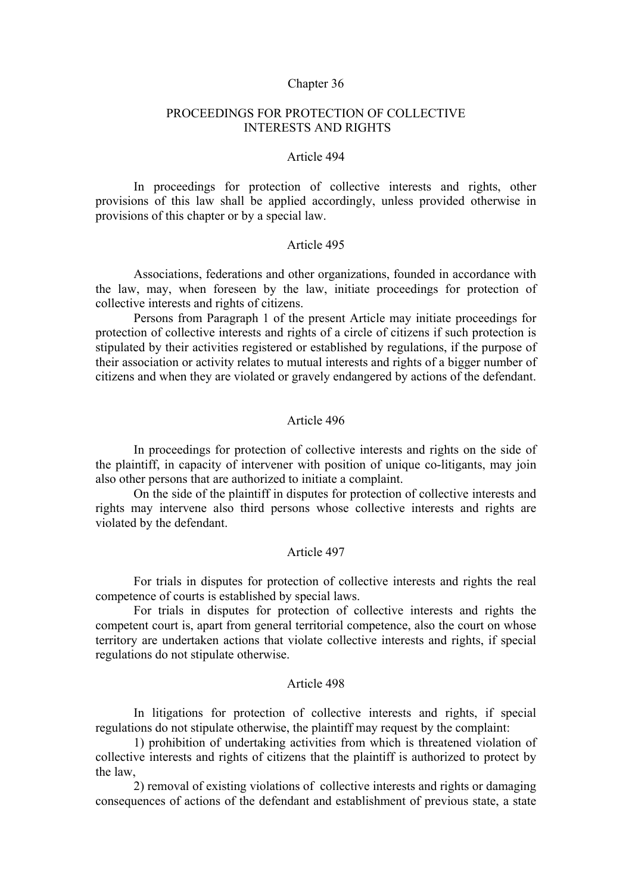## Chapter 36

## PROCEEDINGS FOR PROTECTION OF COLLECTIVE INTERESTS AND RIGHTS

### Article 494

In proceedings for protection of collective interests and rights, other provisions of this law shall be applied accordingly, unless provided otherwise in provisions of this chapter or by a special law.

### Article 495

Associations, federations and other organizations, founded in accordance with the law, may, when foreseen by the law, initiate proceedings for protection of collective interests and rights of citizens.

Persons from Paragraph 1 of the present Article may initiate proceedings for protection of collective interests and rights of a circle of citizens if such protection is stipulated by their activities registered or established by regulations, if the purpose of their association or activity relates to mutual interests and rights of a bigger number of citizens and when they are violated or gravely endangered by actions of the defendant.

### Article 496

In proceedings for protection of collective interests and rights on the side of the plaintiff, in capacity of intervener with position of unique co-litigants, may join also other persons that are authorized to initiate a complaint.

On the side of the plaintiff in disputes for protection of collective interests and rights may intervene also third persons whose collective interests and rights are violated by the defendant.

### Article 497

For trials in disputes for protection of collective interests and rights the real competence of courts is established by special laws.

For trials in disputes for protection of collective interests and rights the competent court is, apart from general territorial competence, also the court on whose territory are undertaken actions that violate collective interests and rights, if special regulations do not stipulate otherwise.

### Article 498

In litigations for protection of collective interests and rights, if special regulations do not stipulate otherwise, the plaintiff may request by the complaint:

1) prohibition of undertaking activities from which is threatened violation of collective interests and rights of citizens that the plaintiff is authorized to protect by the law,

2) removal of existing violations of collective interests and rights or damaging consequences of actions of the defendant and establishment of previous state, a state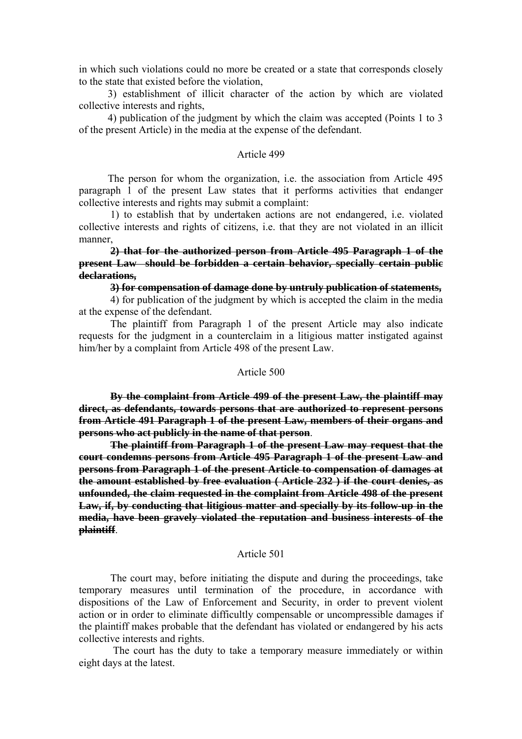in which such violations could no more be created or a state that corresponds closely to the state that existed before the violation,

3) establishment of illicit character of the action by which are violated collective interests and rights,

4) publication of the judgment by which the claim was accepted (Points 1 to 3 of the present Article) in the media at the expense of the defendant.

Article 499

The person for whom the organization, i.e. the association from Article 495 paragraph 1 of the present Law states that it performs activities that endanger collective interests and rights may submit a complaint:

1) to establish that by undertaken actions are not endangered, i.e. violated collective interests and rights of citizens, i.e. that they are not violated in an illicit manner,

~~**2) that for the authorized person from Article 495 Paragraph 1 of the present Law should be forbidden a certain behavior, specially certain public declarations,**~~

~~**3) for compensation of damage done by untruly publication of statements,**~~

4) for publication of the judgment by which is accepted the claim in the media at the expense of the defendant.

The plaintiff from Paragraph 1 of the present Article may also indicate requests for the judgment in a counterclaim in a litigious matter instigated against him/her by a complaint from Article 498 of the present Law.

Article 500

~~**By the complaint from Article 499 of the present Law, the plaintiff may direct, as defendants, towards persons that are authorized to represent persons from Article 491 Paragraph 1 of the present Law, members of their organs and persons who act publicly in the name of that person**~~.

~~**The plaintiff from Paragraph 1 of the present Law may request that the court condemns persons from Article 495 Paragraph 1 of the present Law and persons from Paragraph 1 of the present Article to compensation of damages at the amount established by free evaluation ( Article 232 ) if the court denies, as unfounded, the claim requested in the complaint from Article 498 of the present Law, if, by conducting that litigious matter and specially by its follow-up in the media, have been gravely violated the reputation and business interests of the plaintiff**~~.

Article 501

The court may, before initiating the dispute and during the proceedings, take temporary measures until termination of the procedure, in accordance with dispositions of the Law of Enforcement and Security, in order to prevent violent action or in order to eliminate difficultly compensable or uncompressible damages if the plaintiff makes probable that the defendant has violated or endangered by his acts collective interests and rights.

The court has the duty to take a temporary measure immediately or within eight days at the latest.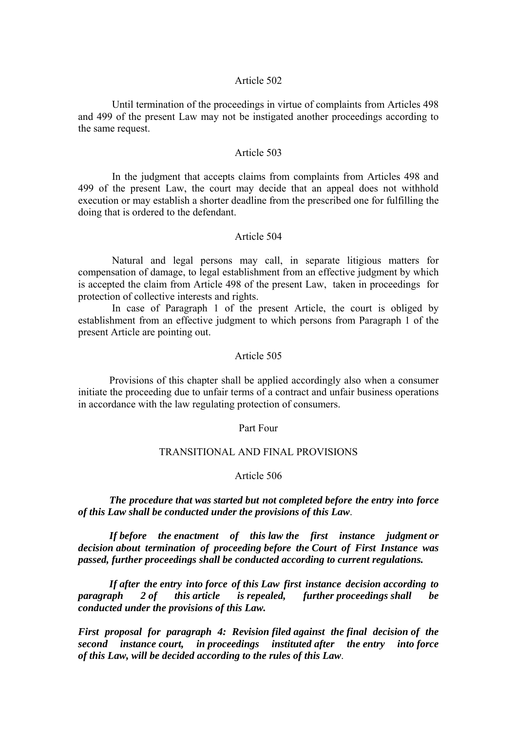### Article 502

Until termination of the proceedings in virtue of complaints from Articles 498 and 499 of the present Law may not be instigated another proceedings according to the same request.

### Article 503

In the judgment that accepts claims from complaints from Articles 498 and 499 of the present Law, the court may decide that an appeal does not withhold execution or may establish a shorter deadline from the prescribed one for fulfilling the doing that is ordered to the defendant.

### Article 504

Natural and legal persons may call, in separate litigious matters for compensation of damage, to legal establishment from an effective judgment by which is accepted the claim from Article 498 of the present Law, taken in proceedings for protection of collective interests and rights.

In case of Paragraph 1 of the present Article, the court is obliged by establishment from an effective judgment to which persons from Paragraph 1 of the present Article are pointing out.

### Article 505

Provisions of this chapter shall be applied accordingly also when a consumer initiate the proceeding due to unfair terms of a contract and unfair business operations in accordance with the law regulating protection of consumers.

## Part Four

## TRANSITIONAL AND FINAL PROVISIONS

### Article 506

***The procedure that was started but not completed before the entry into force of this Law shall be conducted under the provisions of this Law***.

***If before the enactment of this law the first instance judgment or decision about termination of proceeding before the Court of First Instance was passed, further proceedings shall be conducted according to current regulations.***

***If after the entry into force of this Law first instance decision according to paragraph 2 of this article is repealed, further proceedings shall be conducted under the provisions of this Law.***

***First proposal for paragraph 4: Revision filed against the final decision of the second instance court, in proceedings instituted after the entry into force of this Law, will be decided according to the rules of this Law***.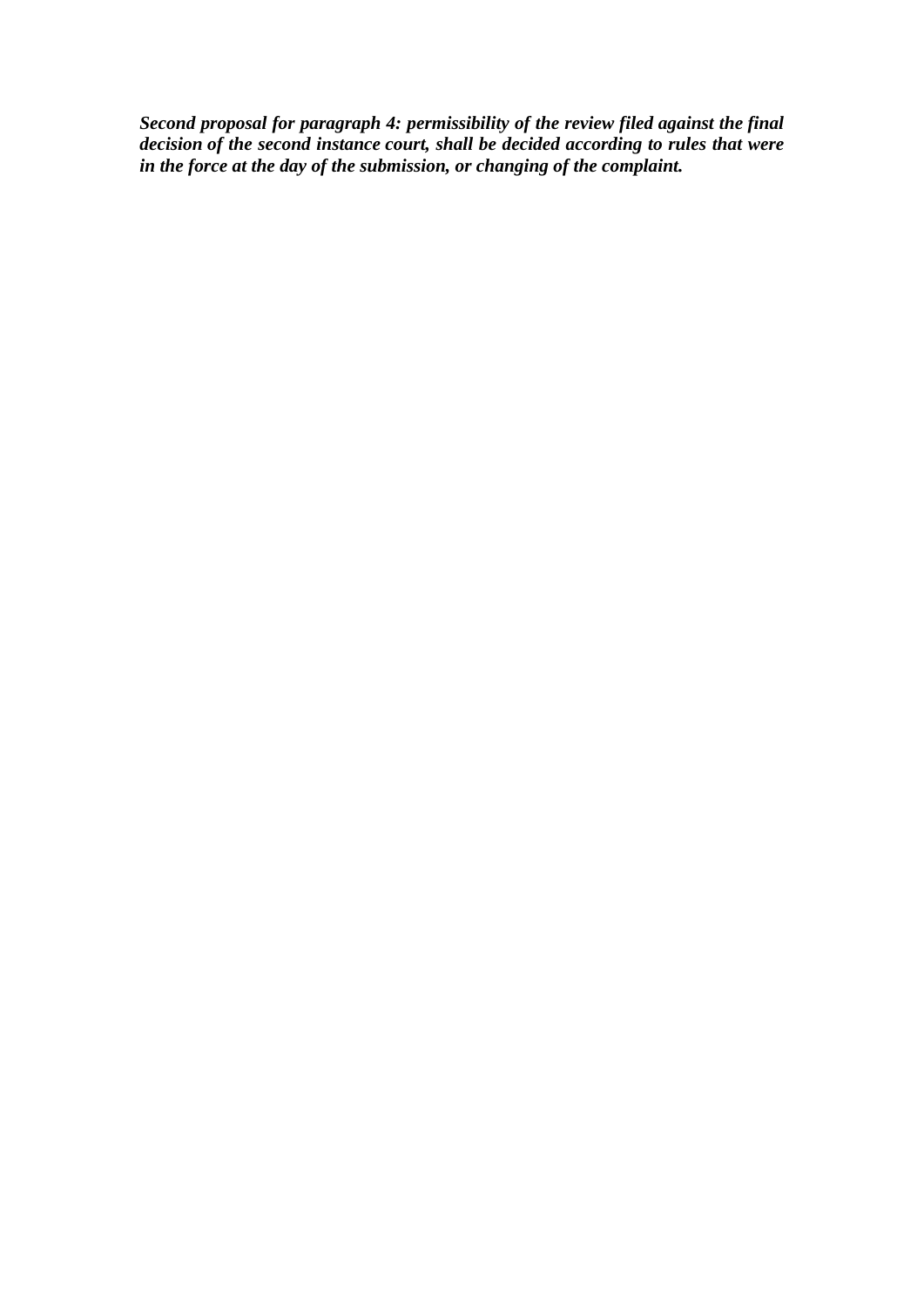***Second proposal for paragraph 4: permissibility of the review filed against the final decision of the second instance court, shall be decided according to rules that were in the force at the day of the submission, or changing of the complaint.***